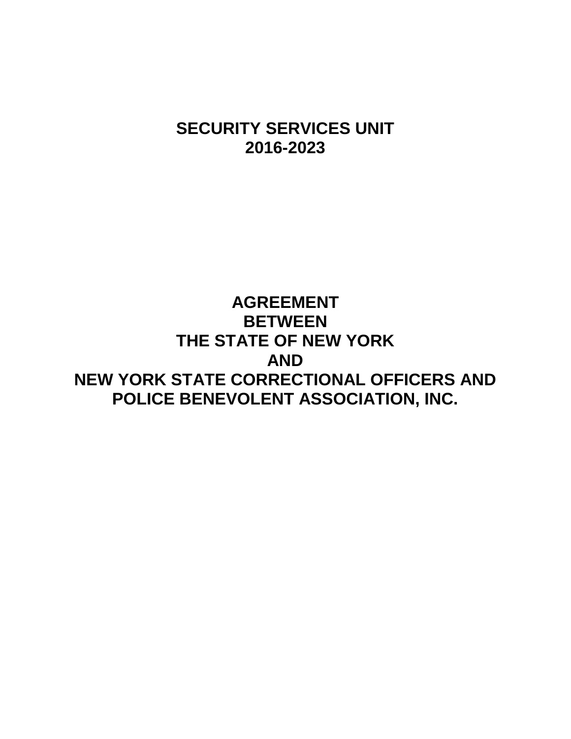# SECURITY SERVICES UNIT
# 2016-2023

# AGREEMENT
# BETWEEN
# THE STATE OF NEW YORK
# AND
# NEW YORK STATE CORRECTIONAL OFFICERS AND POLICE BENEVOLENT ASSOCIATION, INC.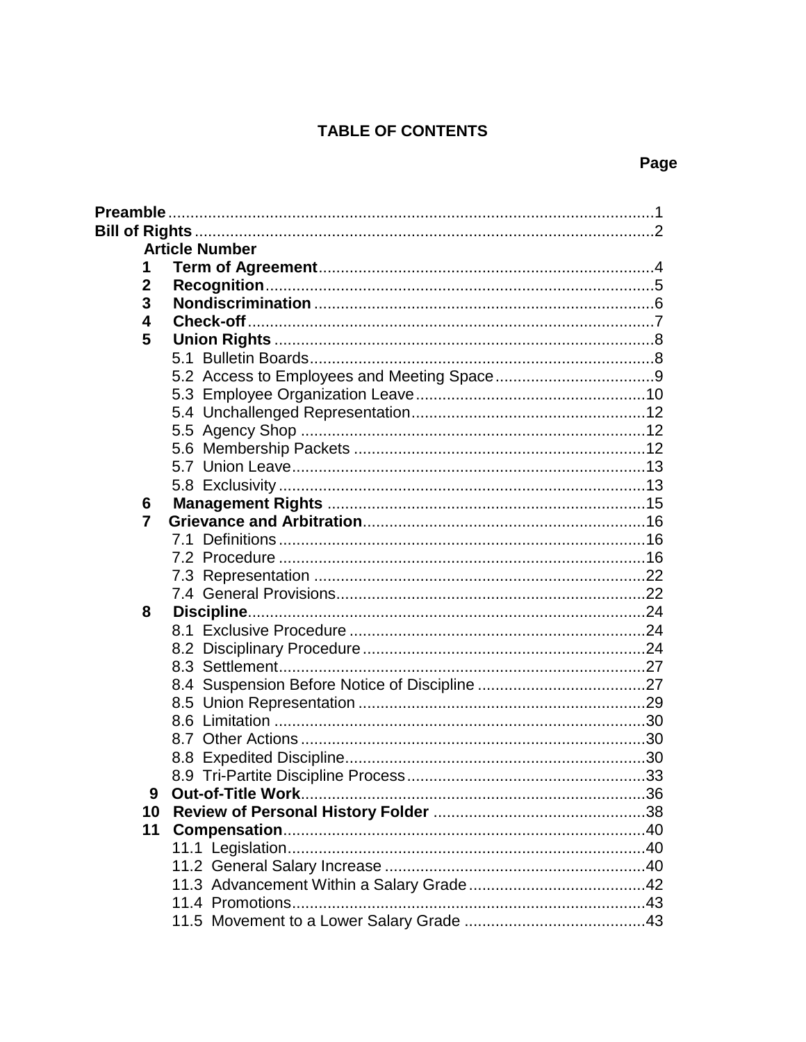# TABLE OF CONTENTS

| | Page |
|---|---|
| **Preamble** | 1 |
| **Bill of Rights** | 2 |
| **Article Number** | |
| **1 Term of Agreement** | 4 |
| **2 Recognition** | 5 |
| **3 Nondiscrimination** | 6 |
| **4 Check-off** | 7 |
| **5 Union Rights** | 8 |
| 5.1 Bulletin Boards | 8 |
| 5.2 Access to Employees and Meeting Space | 9 |
| 5.3 Employee Organization Leave | 10 |
| 5.4 Unchallenged Representation | 12 |
| 5.5 Agency Shop | 12 |
| 5.6 Membership Packets | 12 |
| 5.7 Union Leave | 13 |
| 5.8 Exclusivity | 13 |
| **6 Management Rights** | 15 |
| **7 Grievance and Arbitration** | 16 |
| 7.1 Definitions | 16 |
| 7.2 Procedure | 16 |
| 7.3 Representation | 22 |
| 7.4 General Provisions | 22 |
| **8 Discipline** | 24 |
| 8.1 Exclusive Procedure | 24 |
| 8.2 Disciplinary Procedure | 24 |
| 8.3 Settlement | 27 |
| 8.4 Suspension Before Notice of Discipline | 27 |
| 8.5 Union Representation | 29 |
| 8.6 Limitation | 30 |
| 8.7 Other Actions | 30 |
| 8.8 Expedited Discipline | 30 |
| 8.9 Tri-Partite Discipline Process | 33 |
| **9 Out-of-Title Work** | 36 |
| **10 Review of Personal History Folder** | 38 |
| **11 Compensation** | 40 |
| 11.1 Legislation | 40 |
| 11.2 General Salary Increase | 40 |
| 11.3 Advancement Within a Salary Grade | 42 |
| 11.4 Promotions | 43 |
| 11.5 Movement to a Lower Salary Grade | 43 |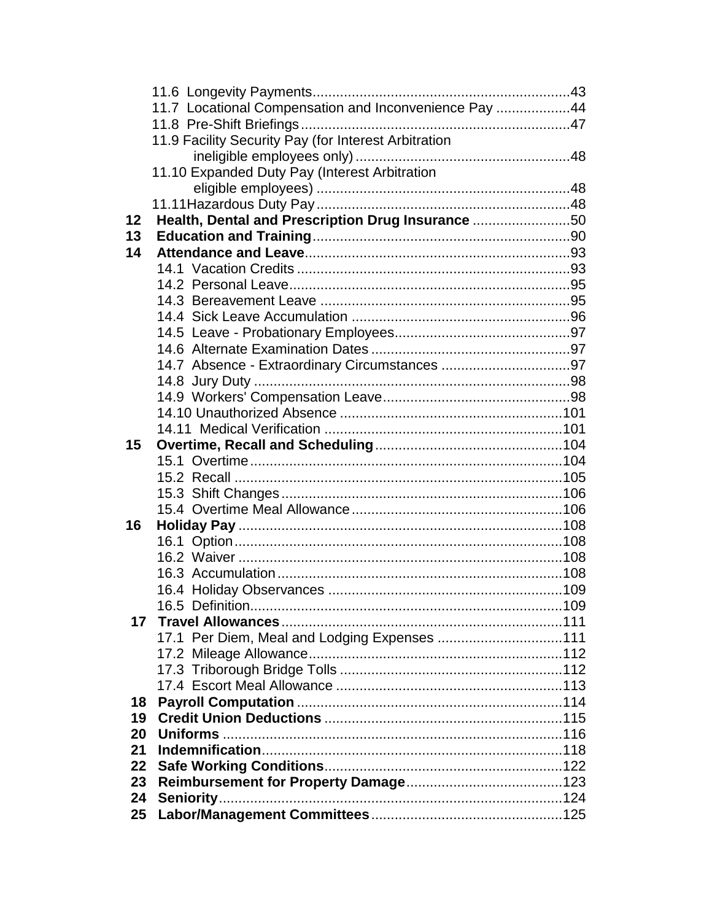| | | |
|---|---|---|
| | 11.6 Longevity Payments | 43 |
| | 11.7 Locational Compensation and Inconvenience Pay | 44 |
| | 11.8 Pre-Shift Briefings | 47 |
| | 11.9 Facility Security Pay (for Interest Arbitration ineligible employees only) | 48 |
| | 11.10 Expanded Duty Pay (Interest Arbitration eligible employees) | 48 |
| | 11.11 Hazardous Duty Pay | 48 |
| **12** | **Health, Dental and Prescription Drug Insurance** | 50 |
| **13** | **Education and Training** | 90 |
| **14** | **Attendance and Leave** | 93 |
| | 14.1 Vacation Credits | 93 |
| | 14.2 Personal Leave | 95 |
| | 14.3 Bereavement Leave | 95 |
| | 14.4 Sick Leave Accumulation | 96 |
| | 14.5 Leave - Probationary Employees | 97 |
| | 14.6 Alternate Examination Dates | 97 |
| | 14.7 Absence - Extraordinary Circumstances | 97 |
| | 14.8 Jury Duty | 98 |
| | 14.9 Workers' Compensation Leave | 98 |
| | 14.10 Unauthorized Absence | 101 |
| | 14.11 Medical Verification | 101 |
| **15** | **Overtime, Recall and Scheduling** | 104 |
| | 15.1 Overtime | 104 |
| | 15.2 Recall | 105 |
| | 15.3 Shift Changes | 106 |
| | 15.4 Overtime Meal Allowance | 106 |
| **16** | **Holiday Pay** | 108 |
| | 16.1 Option | 108 |
| | 16.2 Waiver | 108 |
| | 16.3 Accumulation | 108 |
| | 16.4 Holiday Observances | 109 |
| | 16.5 Definition | 109 |
| **17** | **Travel Allowances** | 111 |
| | 17.1 Per Diem, Meal and Lodging Expenses | 111 |
| | 17.2 Mileage Allowance | 112 |
| | 17.3 Triborough Bridge Tolls | 112 |
| | 17.4 Escort Meal Allowance | 113 |
| **18** | **Payroll Computation** | 114 |
| **19** | **Credit Union Deductions** | 115 |
| **20** | **Uniforms** | 116 |
| **21** | **Indemnification** | 118 |
| **22** | **Safe Working Conditions** | 122 |
| **23** | **Reimbursement for Property Damage** | 123 |
| **24** | **Seniority** | 124 |
| **25** | **Labor/Management Committees** | 125 |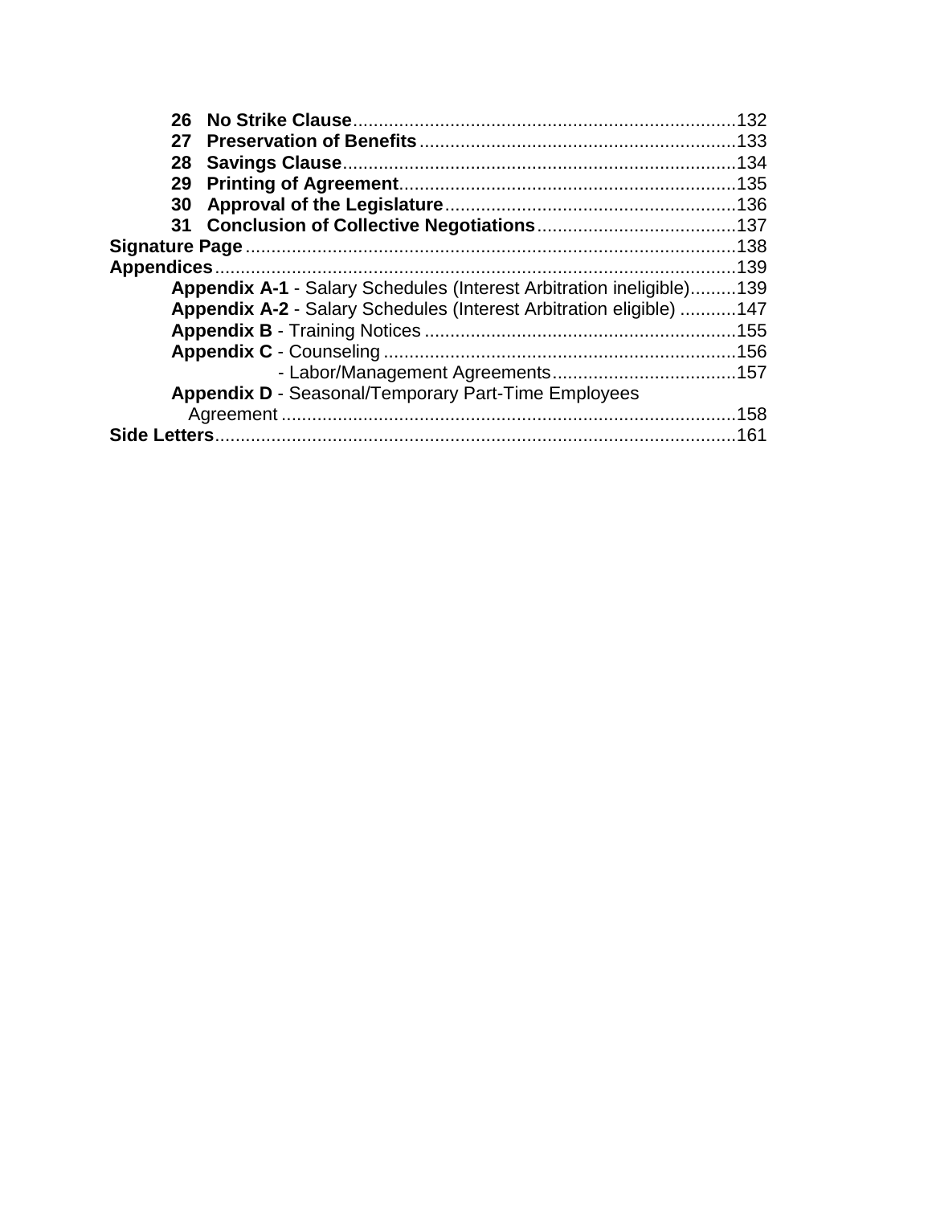**26 No Strike Clause** .......................................................................... 132
**27 Preservation of Benefits** ............................................................ 133
**28 Savings Clause** ........................................................................... 134
**29 Printing of Agreement** ................................................................. 135
**30 Approval of the Legislature** ........................................................ 136
**31 Conclusion of Collective Negotiations** ...................................... 137

**Signature Page** ............................................................................... 138

**Appendices** ..................................................................................... 139

**Appendix A-1** - Salary Schedules (Interest Arbitration ineligible) ......... 139
**Appendix A-2** - Salary Schedules (Interest Arbitration eligible) ........... 147
**Appendix B** - Training Notices ............................................................ 155
**Appendix C** - Counseling .................................................................... 156
- Labor/Management Agreements ................................... 157
**Appendix D** - Seasonal/Temporary Part-Time Employees Agreement ........................................................................................ 158

**Side Letters** ..................................................................................... 161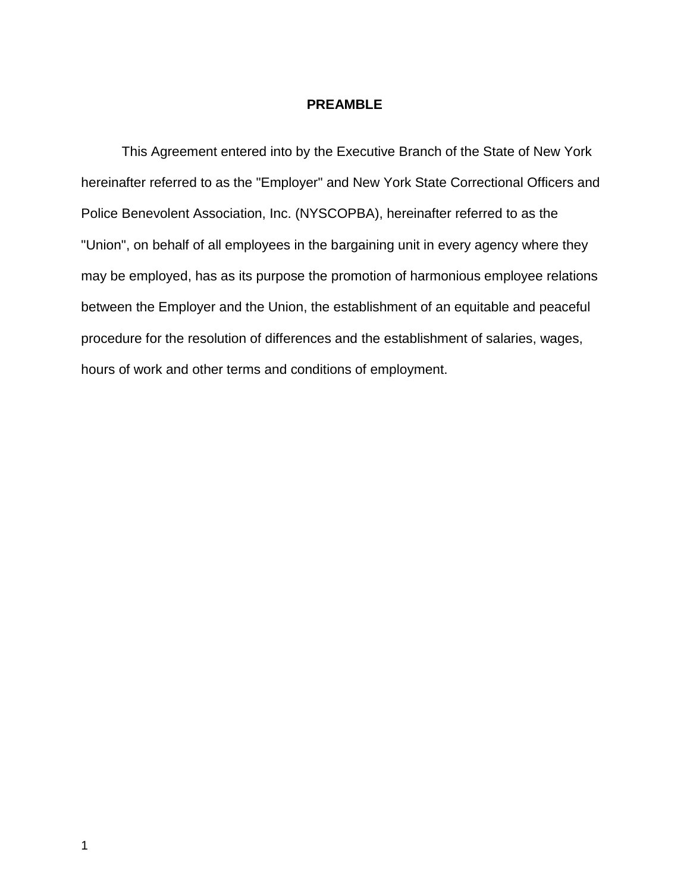# PREAMBLE

This Agreement entered into by the Executive Branch of the State of New York hereinafter referred to as the "Employer" and New York State Correctional Officers and Police Benevolent Association, Inc. (NYSCOPBA), hereinafter referred to as the "Union", on behalf of all employees in the bargaining unit in every agency where they may be employed, has as its purpose the promotion of harmonious employee relations between the Employer and the Union, the establishment of an equitable and peaceful procedure for the resolution of differences and the establishment of salaries, wages, hours of work and other terms and conditions of employment.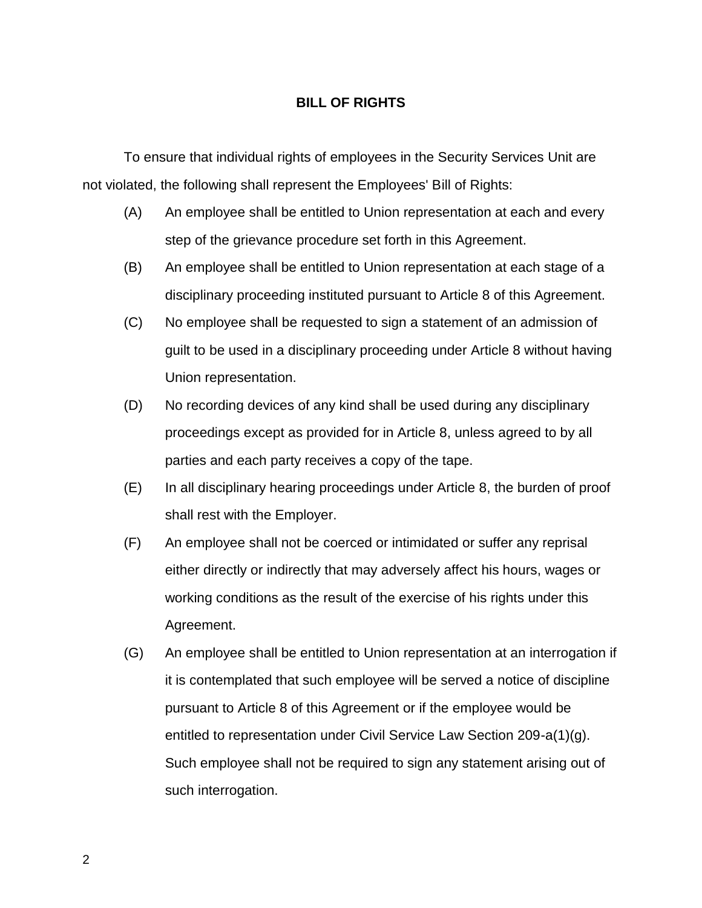## BILL OF RIGHTS

To ensure that individual rights of employees in the Security Services Unit are not violated, the following shall represent the Employees' Bill of Rights:

(A) An employee shall be entitled to Union representation at each and every step of the grievance procedure set forth in this Agreement.

(B) An employee shall be entitled to Union representation at each stage of a disciplinary proceeding instituted pursuant to Article 8 of this Agreement.

(C) No employee shall be requested to sign a statement of an admission of guilt to be used in a disciplinary proceeding under Article 8 without having Union representation.

(D) No recording devices of any kind shall be used during any disciplinary proceedings except as provided for in Article 8, unless agreed to by all parties and each party receives a copy of the tape.

(E) In all disciplinary hearing proceedings under Article 8, the burden of proof shall rest with the Employer.

(F) An employee shall not be coerced or intimidated or suffer any reprisal either directly or indirectly that may adversely affect his hours, wages or working conditions as the result of the exercise of his rights under this Agreement.

(G) An employee shall be entitled to Union representation at an interrogation if it is contemplated that such employee will be served a notice of discipline pursuant to Article 8 of this Agreement or if the employee would be entitled to representation under Civil Service Law Section 209-a(1)(g). Such employee shall not be required to sign any statement arising out of such interrogation.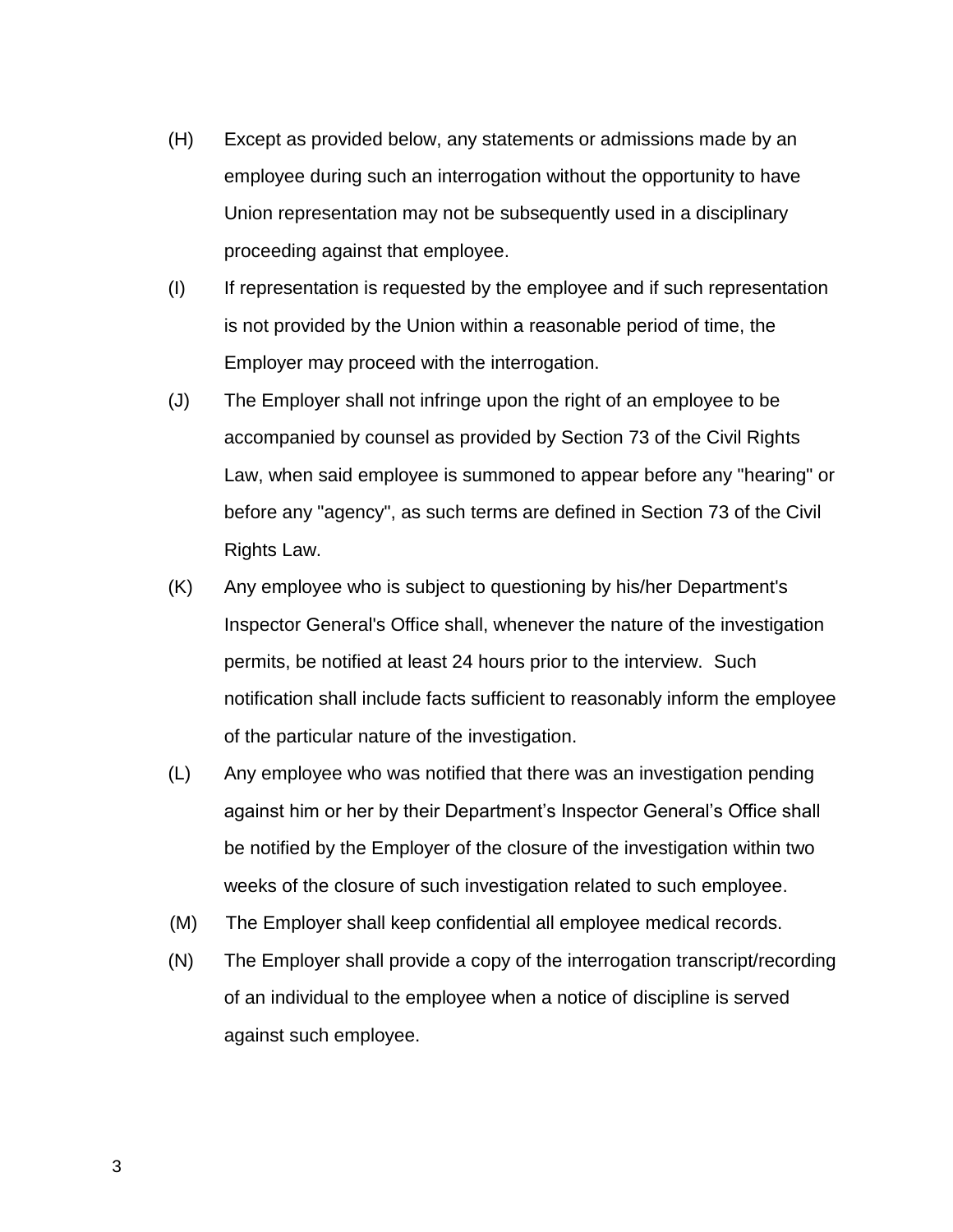(H) Except as provided below, any statements or admissions made by an employee during such an interrogation without the opportunity to have Union representation may not be subsequently used in a disciplinary proceeding against that employee.

(I) If representation is requested by the employee and if such representation is not provided by the Union within a reasonable period of time, the Employer may proceed with the interrogation.

(J) The Employer shall not infringe upon the right of an employee to be accompanied by counsel as provided by Section 73 of the Civil Rights Law, when said employee is summoned to appear before any "hearing" or before any "agency", as such terms are defined in Section 73 of the Civil Rights Law.

(K) Any employee who is subject to questioning by his/her Department's Inspector General's Office shall, whenever the nature of the investigation permits, be notified at least 24 hours prior to the interview. Such notification shall include facts sufficient to reasonably inform the employee of the particular nature of the investigation.

(L) Any employee who was notified that there was an investigation pending against him or her by their Department's Inspector General's Office shall be notified by the Employer of the closure of the investigation within two weeks of the closure of such investigation related to such employee.

(M) The Employer shall keep confidential all employee medical records.

(N) The Employer shall provide a copy of the interrogation transcript/recording of an individual to the employee when a notice of discipline is served against such employee.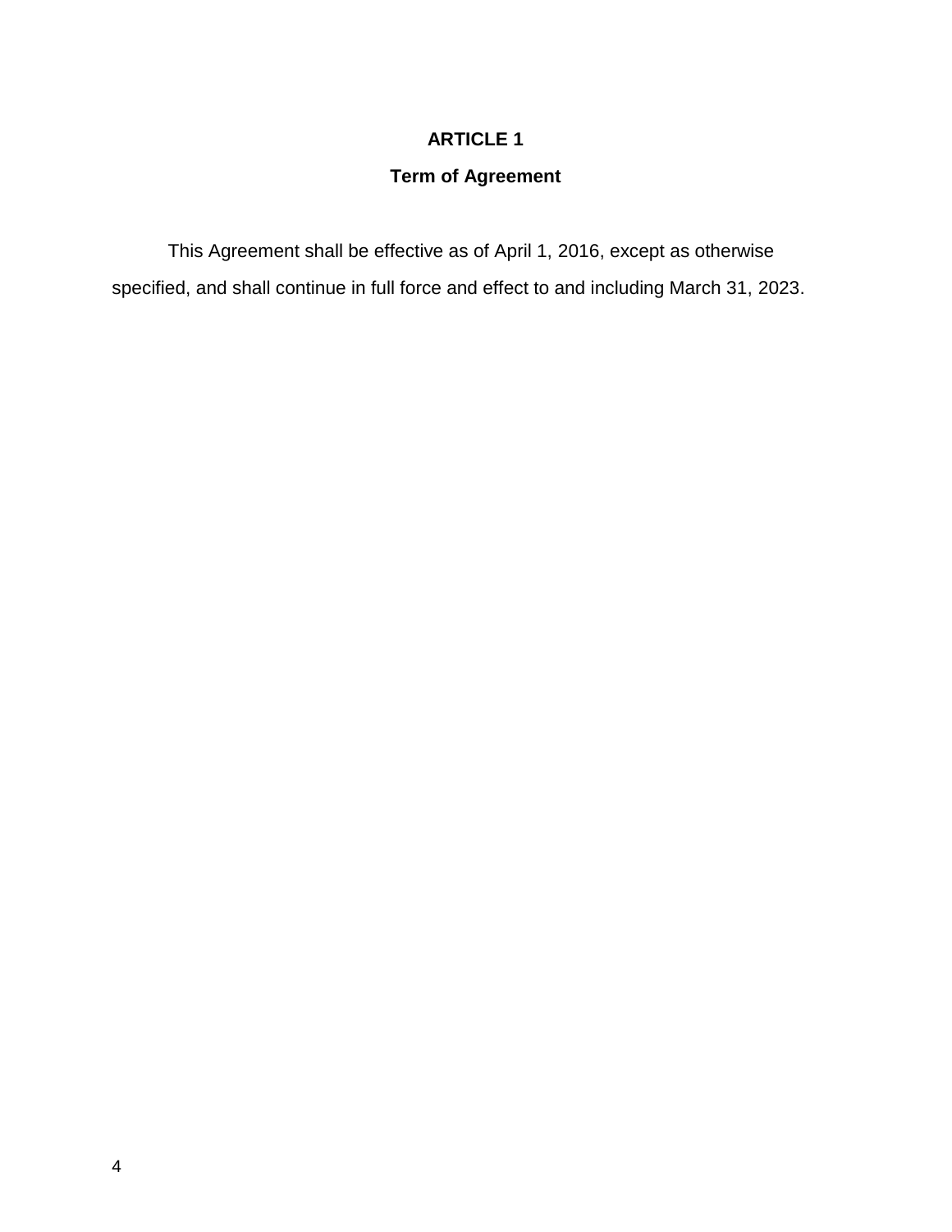# ARTICLE 1

## Term of Agreement

This Agreement shall be effective as of April 1, 2016, except as otherwise specified, and shall continue in full force and effect to and including March 31, 2023.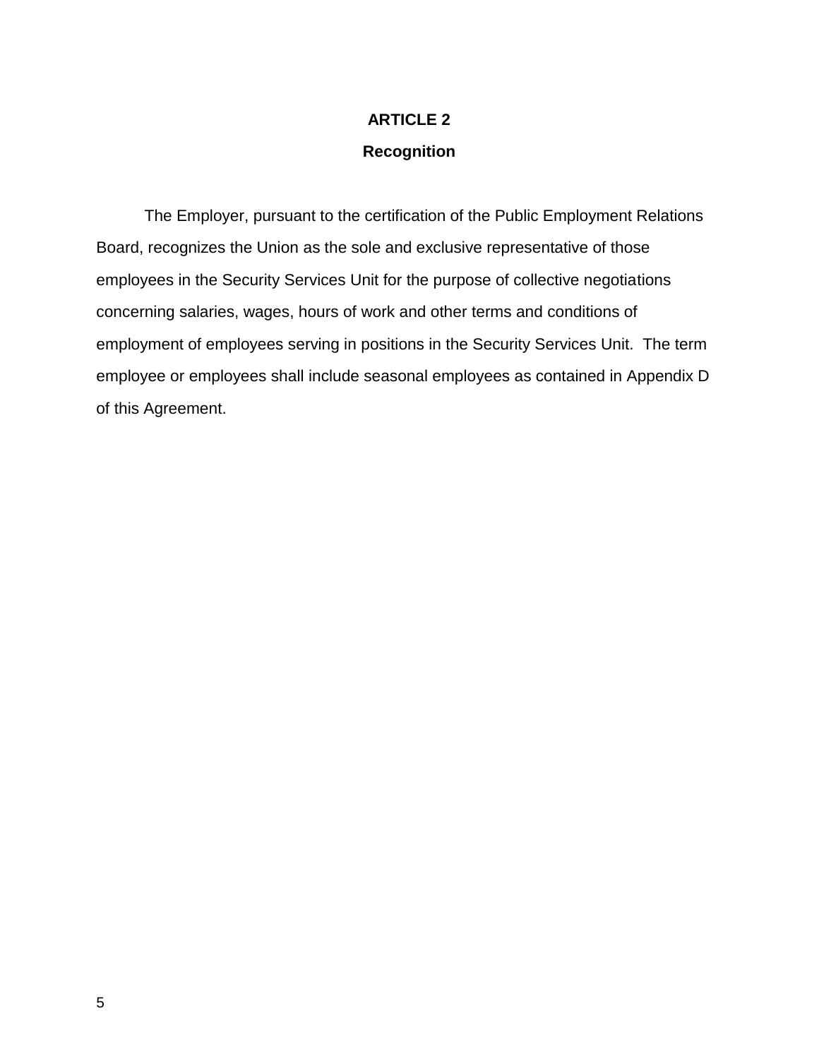# ARTICLE 2

## Recognition

The Employer, pursuant to the certification of the Public Employment Relations Board, recognizes the Union as the sole and exclusive representative of those employees in the Security Services Unit for the purpose of collective negotiations concerning salaries, wages, hours of work and other terms and conditions of employment of employees serving in positions in the Security Services Unit. The term employee or employees shall include seasonal employees as contained in Appendix D of this Agreement.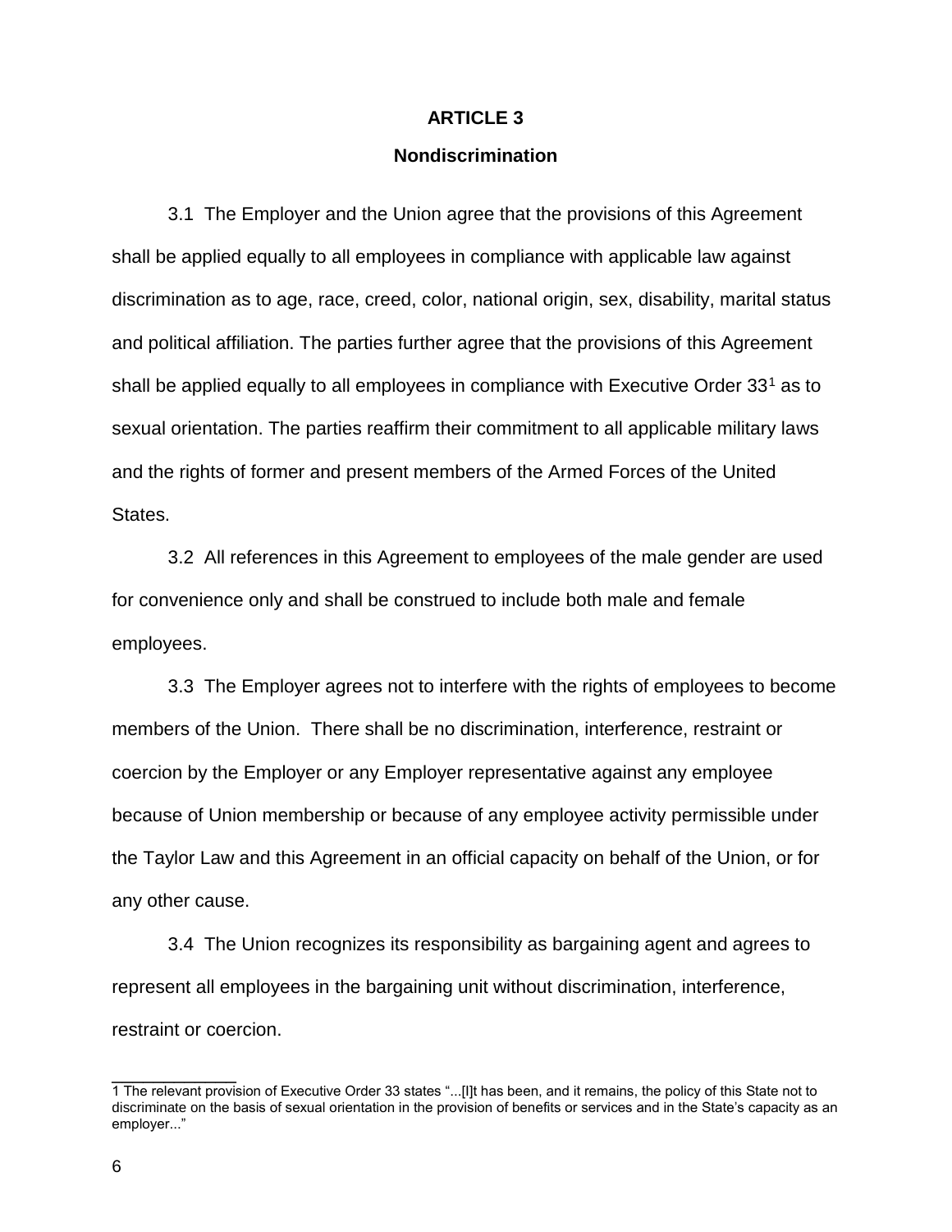# ARTICLE 3

## Nondiscrimination

3.1 The Employer and the Union agree that the provisions of this Agreement shall be applied equally to all employees in compliance with applicable law against discrimination as to age, race, creed, color, national origin, sex, disability, marital status and political affiliation. The parties further agree that the provisions of this Agreement shall be applied equally to all employees in compliance with Executive Order 33[1] as to sexual orientation. The parties reaffirm their commitment to all applicable military laws and the rights of former and present members of the Armed Forces of the United States.

3.2 All references in this Agreement to employees of the male gender are used for convenience only and shall be construed to include both male and female employees.

3.3 The Employer agrees not to interfere with the rights of employees to become members of the Union. There shall be no discrimination, interference, restraint or coercion by the Employer or any Employer representative against any employee because of Union membership or because of any employee activity permissible under the Taylor Law and this Agreement in an official capacity on behalf of the Union, or for any other cause.

3.4 The Union recognizes its responsibility as bargaining agent and agrees to represent all employees in the bargaining unit without discrimination, interference, restraint or coercion.

---

1 The relevant provision of Executive Order 33 states "...[I]t has been, and it remains, the policy of this State not to discriminate on the basis of sexual orientation in the provision of benefits or services and in the State's capacity as an employer..."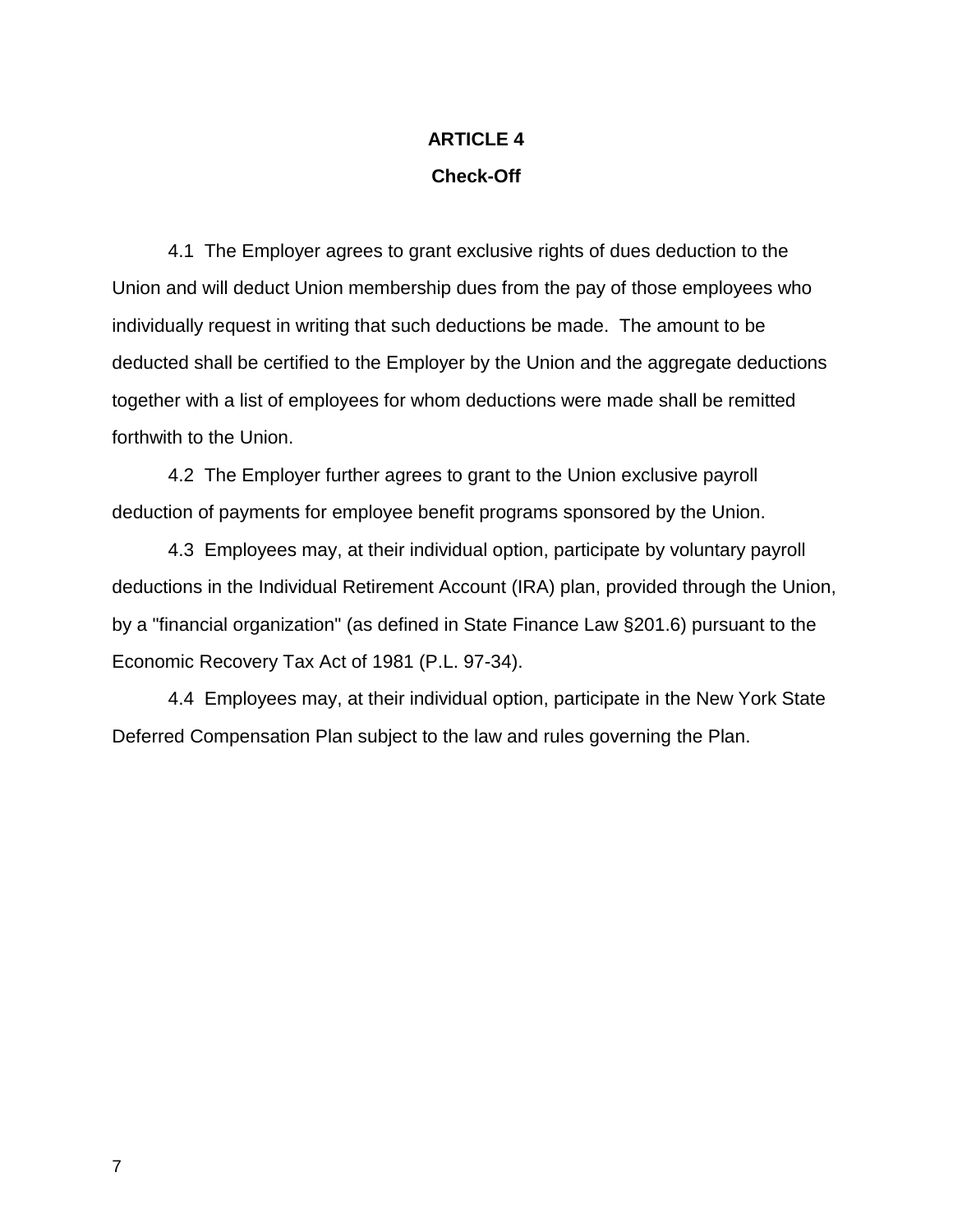## ARTICLE 4

### Check-Off

4.1 The Employer agrees to grant exclusive rights of dues deduction to the Union and will deduct Union membership dues from the pay of those employees who individually request in writing that such deductions be made. The amount to be deducted shall be certified to the Employer by the Union and the aggregate deductions together with a list of employees for whom deductions were made shall be remitted forthwith to the Union.

4.2 The Employer further agrees to grant to the Union exclusive payroll deduction of payments for employee benefit programs sponsored by the Union.

4.3 Employees may, at their individual option, participate by voluntary payroll deductions in the Individual Retirement Account (IRA) plan, provided through the Union, by a "financial organization" (as defined in State Finance Law §201.6) pursuant to the Economic Recovery Tax Act of 1981 (P.L. 97-34).

4.4 Employees may, at their individual option, participate in the New York State Deferred Compensation Plan subject to the law and rules governing the Plan.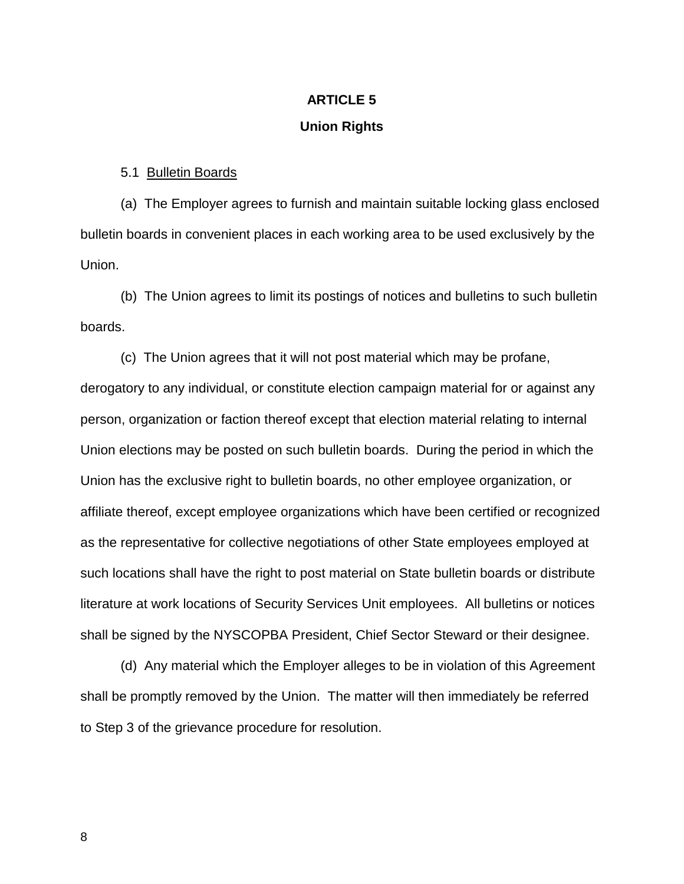# ARTICLE 5

## Union Rights

5.1 Bulletin Boards

(a) The Employer agrees to furnish and maintain suitable locking glass enclosed bulletin boards in convenient places in each working area to be used exclusively by the Union.

(b) The Union agrees to limit its postings of notices and bulletins to such bulletin boards.

(c) The Union agrees that it will not post material which may be profane, derogatory to any individual, or constitute election campaign material for or against any person, organization or faction thereof except that election material relating to internal Union elections may be posted on such bulletin boards. During the period in which the Union has the exclusive right to bulletin boards, no other employee organization, or affiliate thereof, except employee organizations which have been certified or recognized as the representative for collective negotiations of other State employees employed at such locations shall have the right to post material on State bulletin boards or distribute literature at work locations of Security Services Unit employees. All bulletins or notices shall be signed by the NYSCOPBA President, Chief Sector Steward or their designee.

(d) Any material which the Employer alleges to be in violation of this Agreement shall be promptly removed by the Union. The matter will then immediately be referred to Step 3 of the grievance procedure for resolution.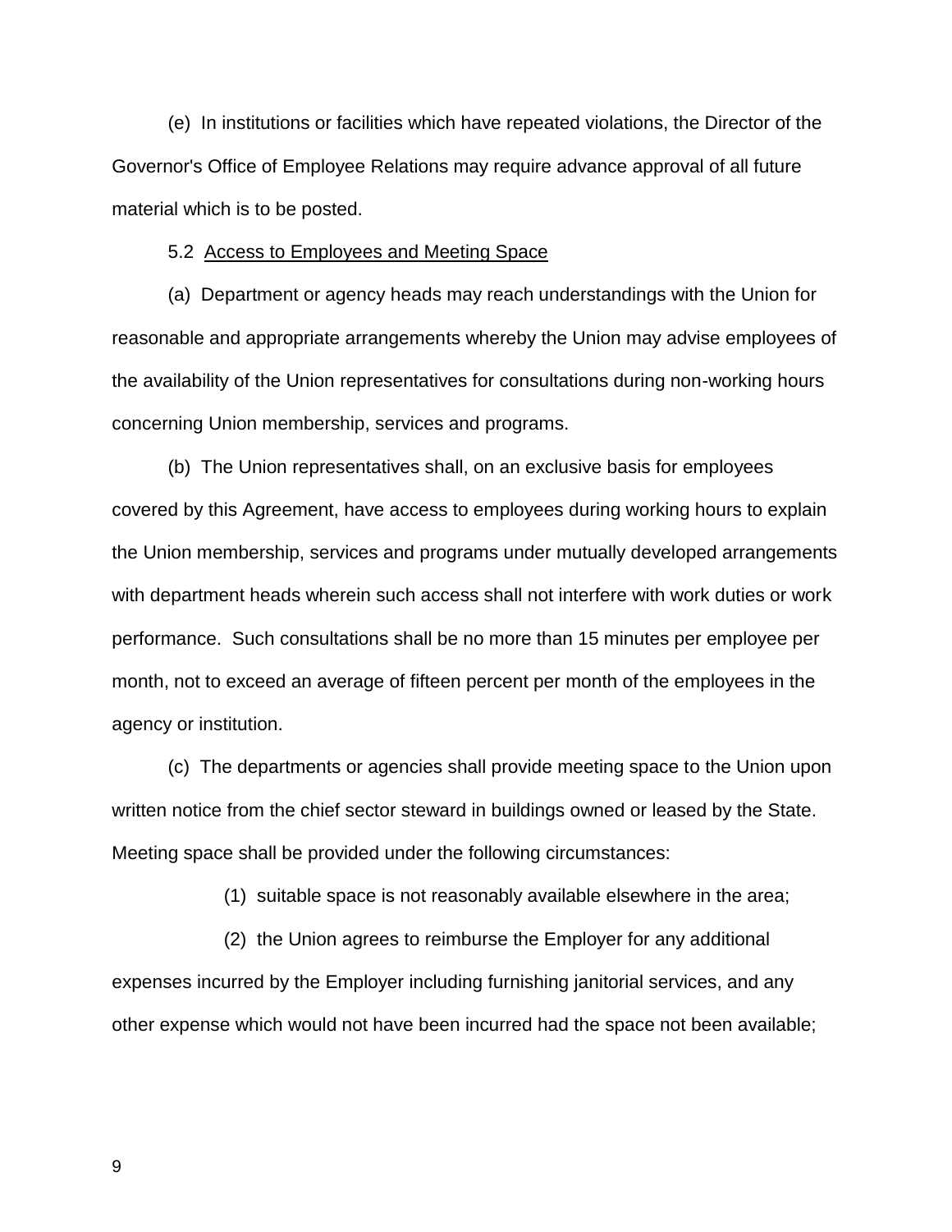(e) In institutions or facilities which have repeated violations, the Director of the Governor's Office of Employee Relations may require advance approval of all future material which is to be posted.

5.2 <u>Access to Employees and Meeting Space</u>

(a) Department or agency heads may reach understandings with the Union for reasonable and appropriate arrangements whereby the Union may advise employees of the availability of the Union representatives for consultations during non-working hours concerning Union membership, services and programs.

(b) The Union representatives shall, on an exclusive basis for employees covered by this Agreement, have access to employees during working hours to explain the Union membership, services and programs under mutually developed arrangements with department heads wherein such access shall not interfere with work duties or work performance. Such consultations shall be no more than 15 minutes per employee per month, not to exceed an average of fifteen percent per month of the employees in the agency or institution.

(c) The departments or agencies shall provide meeting space to the Union upon written notice from the chief sector steward in buildings owned or leased by the State. Meeting space shall be provided under the following circumstances:

(1) suitable space is not reasonably available elsewhere in the area;

(2) the Union agrees to reimburse the Employer for any additional expenses incurred by the Employer including furnishing janitorial services, and any other expense which would not have been incurred had the space not been available;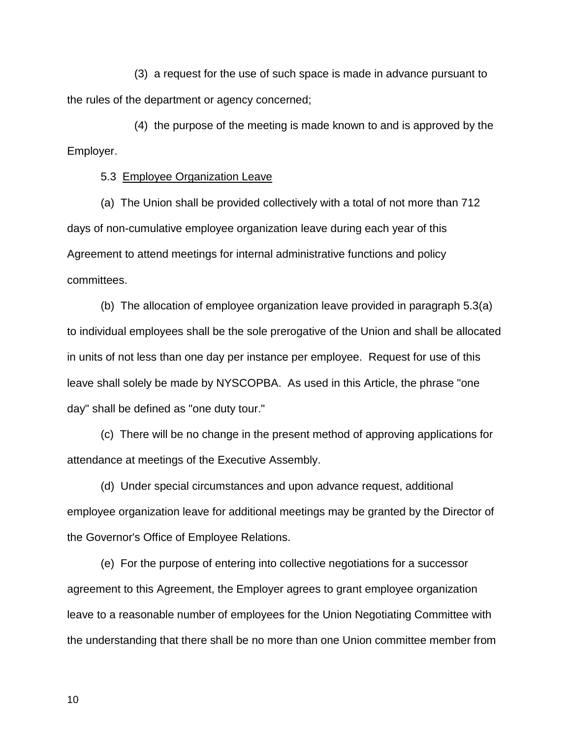(3) a request for the use of such space is made in advance pursuant to the rules of the department or agency concerned;

(4) the purpose of the meeting is made known to and is approved by the Employer.

5.3 Employee Organization Leave

(a) The Union shall be provided collectively with a total of not more than 712 days of non-cumulative employee organization leave during each year of this Agreement to attend meetings for internal administrative functions and policy committees.

(b) The allocation of employee organization leave provided in paragraph 5.3(a) to individual employees shall be the sole prerogative of the Union and shall be allocated in units of not less than one day per instance per employee. Request for use of this leave shall solely be made by NYSCOPBA. As used in this Article, the phrase "one day" shall be defined as "one duty tour."

(c) There will be no change in the present method of approving applications for attendance at meetings of the Executive Assembly.

(d) Under special circumstances and upon advance request, additional employee organization leave for additional meetings may be granted by the Director of the Governor's Office of Employee Relations.

(e) For the purpose of entering into collective negotiations for a successor agreement to this Agreement, the Employer agrees to grant employee organization leave to a reasonable number of employees for the Union Negotiating Committee with the understanding that there shall be no more than one Union committee member from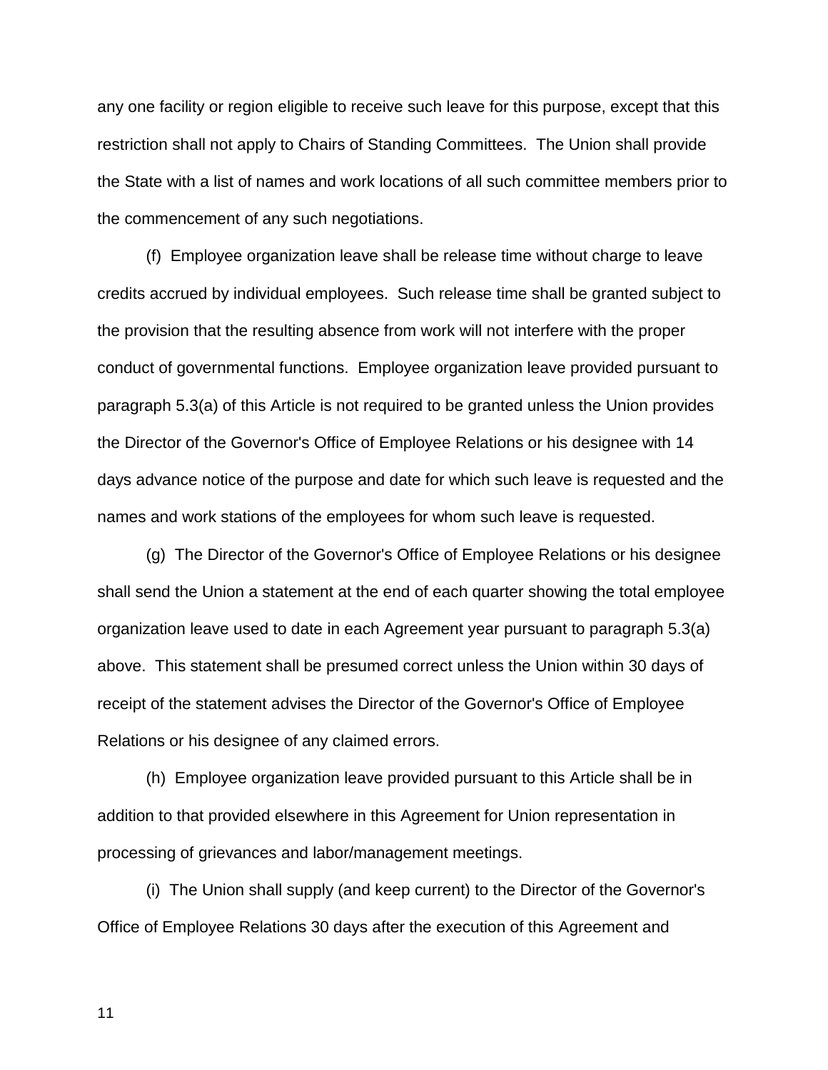any one facility or region eligible to receive such leave for this purpose, except that this restriction shall not apply to Chairs of Standing Committees. The Union shall provide the State with a list of names and work locations of all such committee members prior to the commencement of any such negotiations.

(f) Employee organization leave shall be release time without charge to leave credits accrued by individual employees. Such release time shall be granted subject to the provision that the resulting absence from work will not interfere with the proper conduct of governmental functions. Employee organization leave provided pursuant to paragraph 5.3(a) of this Article is not required to be granted unless the Union provides the Director of the Governor's Office of Employee Relations or his designee with 14 days advance notice of the purpose and date for which such leave is requested and the names and work stations of the employees for whom such leave is requested.

(g) The Director of the Governor's Office of Employee Relations or his designee shall send the Union a statement at the end of each quarter showing the total employee organization leave used to date in each Agreement year pursuant to paragraph 5.3(a) above. This statement shall be presumed correct unless the Union within 30 days of receipt of the statement advises the Director of the Governor's Office of Employee Relations or his designee of any claimed errors.

(h) Employee organization leave provided pursuant to this Article shall be in addition to that provided elsewhere in this Agreement for Union representation in processing of grievances and labor/management meetings.

(i) The Union shall supply (and keep current) to the Director of the Governor's Office of Employee Relations 30 days after the execution of this Agreement and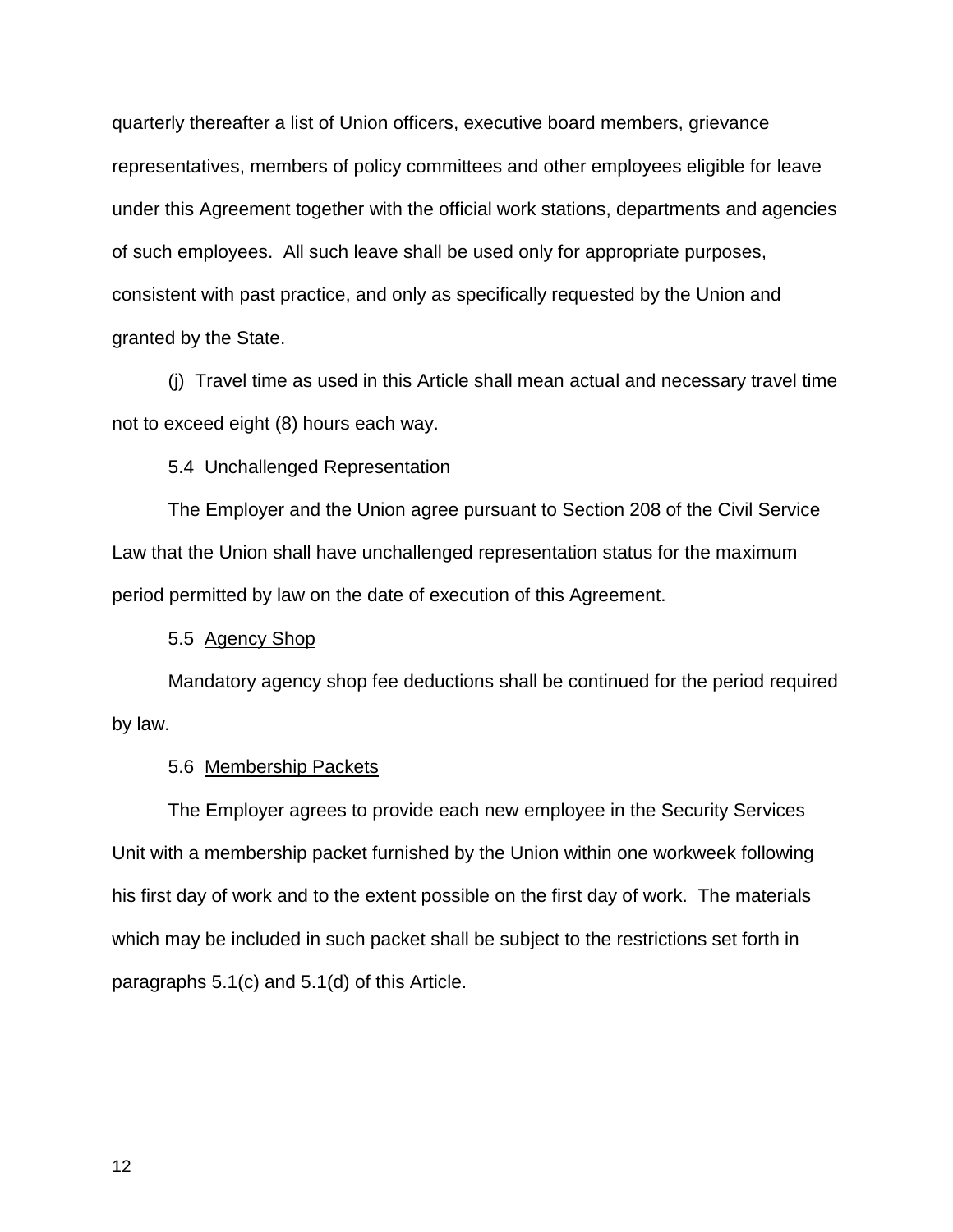quarterly thereafter a list of Union officers, executive board members, grievance representatives, members of policy committees and other employees eligible for leave under this Agreement together with the official work stations, departments and agencies of such employees. All such leave shall be used only for appropriate purposes, consistent with past practice, and only as specifically requested by the Union and granted by the State.

(j) Travel time as used in this Article shall mean actual and necessary travel time not to exceed eight (8) hours each way.

5.4 Unchallenged Representation

The Employer and the Union agree pursuant to Section 208 of the Civil Service Law that the Union shall have unchallenged representation status for the maximum period permitted by law on the date of execution of this Agreement.

5.5 Agency Shop

Mandatory agency shop fee deductions shall be continued for the period required by law.

5.6 Membership Packets

The Employer agrees to provide each new employee in the Security Services Unit with a membership packet furnished by the Union within one workweek following his first day of work and to the extent possible on the first day of work. The materials which may be included in such packet shall be subject to the restrictions set forth in paragraphs 5.1(c) and 5.1(d) of this Article.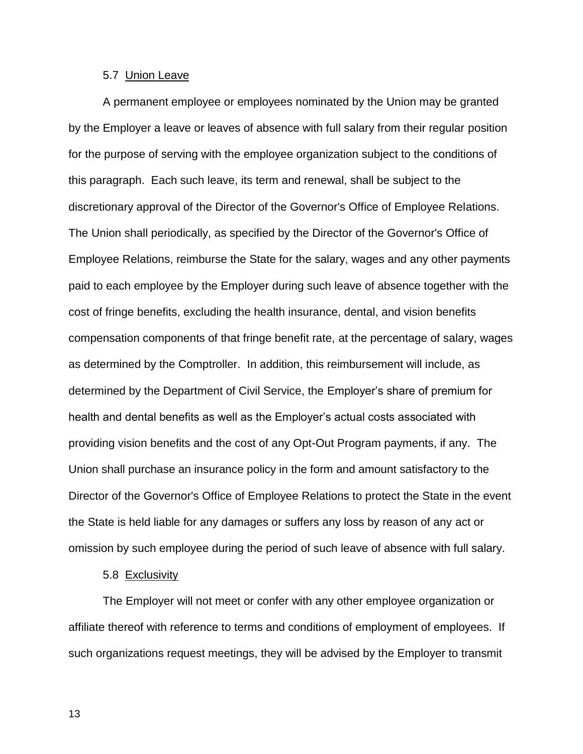5.7 Union Leave

A permanent employee or employees nominated by the Union may be granted by the Employer a leave or leaves of absence with full salary from their regular position for the purpose of serving with the employee organization subject to the conditions of this paragraph. Each such leave, its term and renewal, shall be subject to the discretionary approval of the Director of the Governor's Office of Employee Relations. The Union shall periodically, as specified by the Director of the Governor's Office of Employee Relations, reimburse the State for the salary, wages and any other payments paid to each employee by the Employer during such leave of absence together with the cost of fringe benefits, excluding the health insurance, dental, and vision benefits compensation components of that fringe benefit rate, at the percentage of salary, wages as determined by the Comptroller. In addition, this reimbursement will include, as determined by the Department of Civil Service, the Employer's share of premium for health and dental benefits as well as the Employer's actual costs associated with providing vision benefits and the cost of any Opt-Out Program payments, if any. The Union shall purchase an insurance policy in the form and amount satisfactory to the Director of the Governor's Office of Employee Relations to protect the State in the event the State is held liable for any damages or suffers any loss by reason of any act or omission by such employee during the period of such leave of absence with full salary.

5.8 Exclusivity

The Employer will not meet or confer with any other employee organization or affiliate thereof with reference to terms and conditions of employment of employees. If such organizations request meetings, they will be advised by the Employer to transmit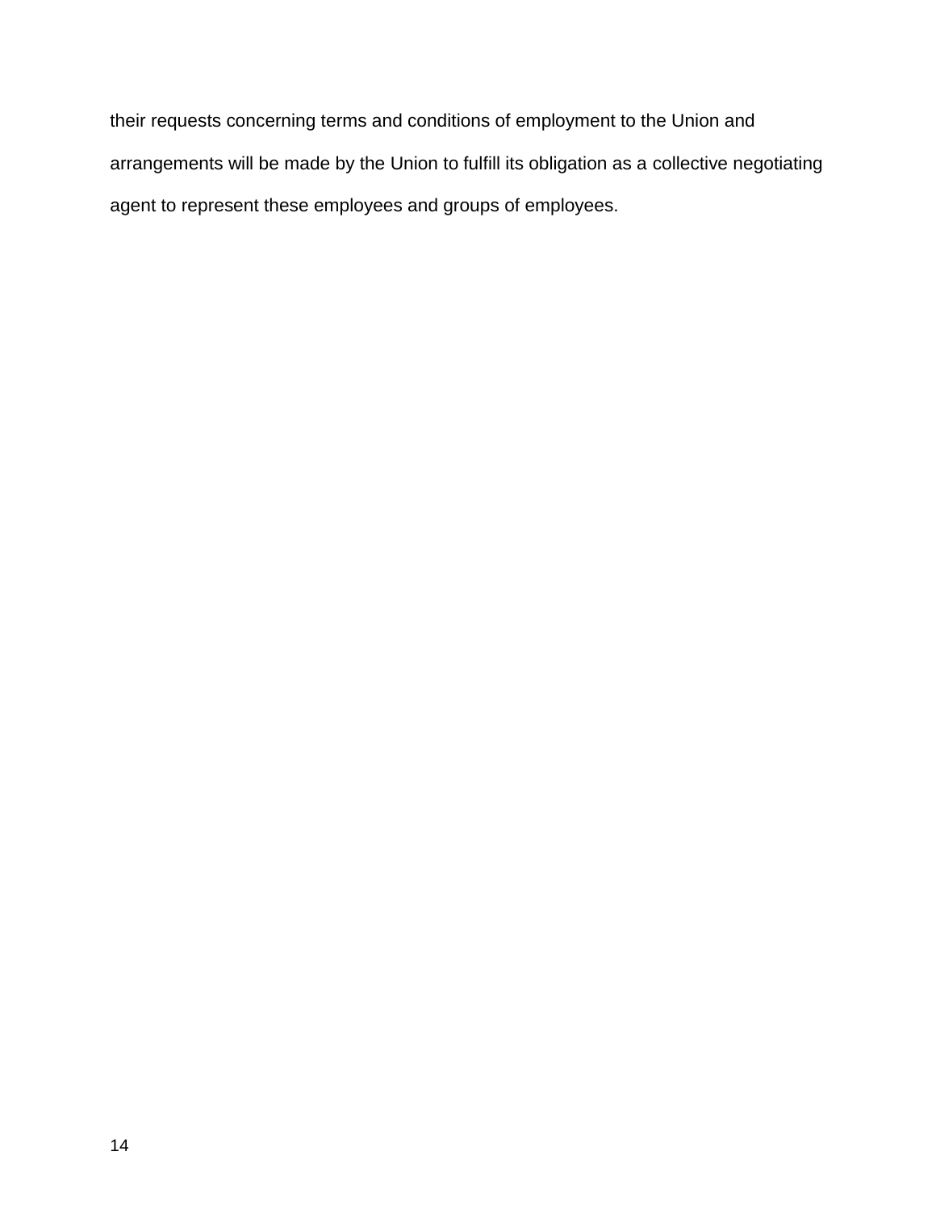their requests concerning terms and conditions of employment to the Union and arrangements will be made by the Union to fulfill its obligation as a collective negotiating agent to represent these employees and groups of employees.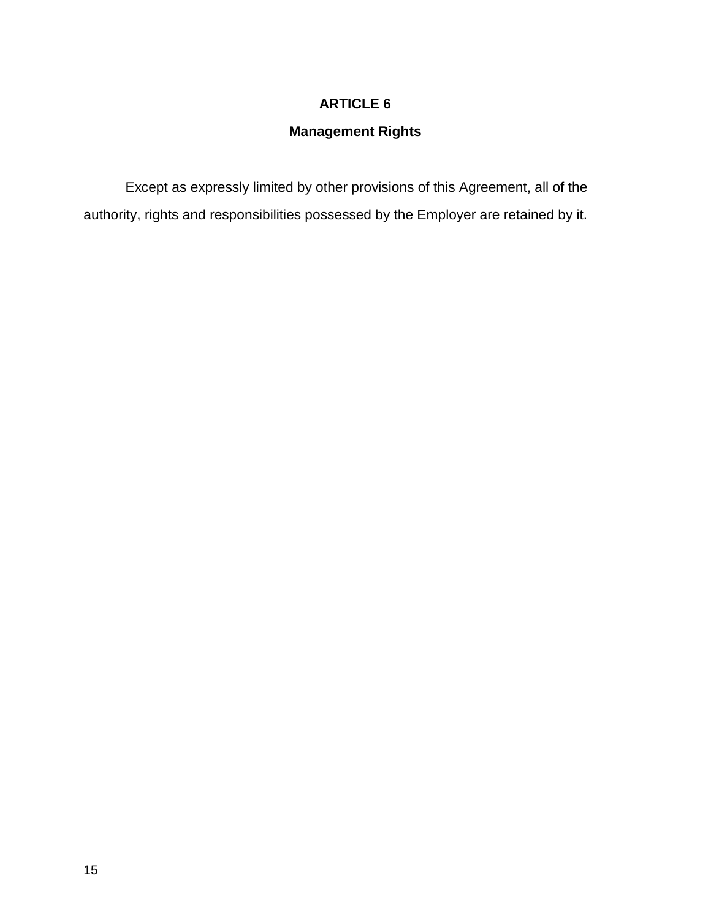# ARTICLE 6

## Management Rights

Except as expressly limited by other provisions of this Agreement, all of the authority, rights and responsibilities possessed by the Employer are retained by it.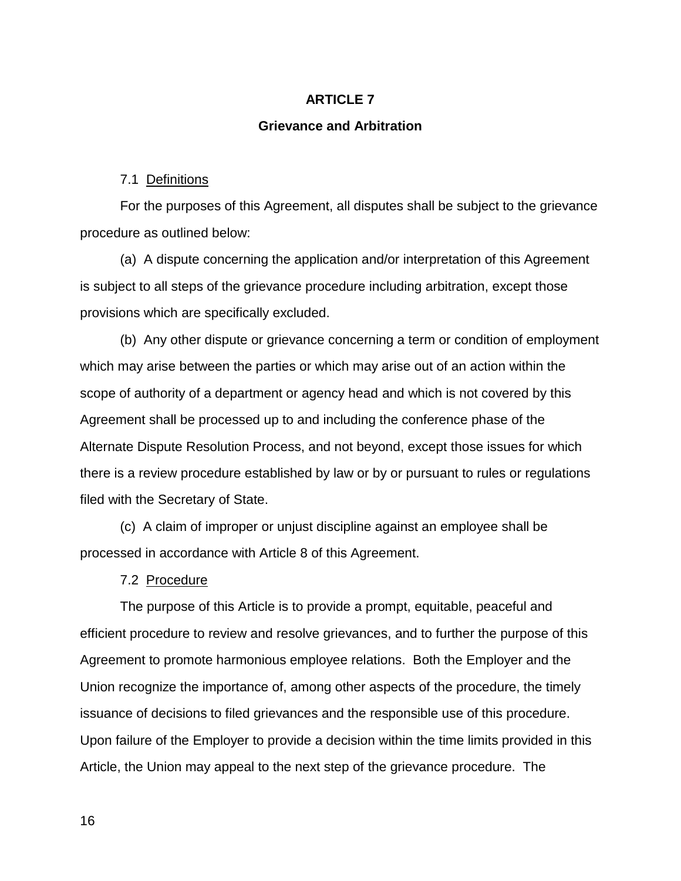# ARTICLE 7

## Grievance and Arbitration

7.1 Definitions

For the purposes of this Agreement, all disputes shall be subject to the grievance procedure as outlined below:

(a) A dispute concerning the application and/or interpretation of this Agreement is subject to all steps of the grievance procedure including arbitration, except those provisions which are specifically excluded.

(b) Any other dispute or grievance concerning a term or condition of employment which may arise between the parties or which may arise out of an action within the scope of authority of a department or agency head and which is not covered by this Agreement shall be processed up to and including the conference phase of the Alternate Dispute Resolution Process, and not beyond, except those issues for which there is a review procedure established by law or by or pursuant to rules or regulations filed with the Secretary of State.

(c) A claim of improper or unjust discipline against an employee shall be processed in accordance with Article 8 of this Agreement.

7.2 Procedure

The purpose of this Article is to provide a prompt, equitable, peaceful and efficient procedure to review and resolve grievances, and to further the purpose of this Agreement to promote harmonious employee relations. Both the Employer and the Union recognize the importance of, among other aspects of the procedure, the timely issuance of decisions to filed grievances and the responsible use of this procedure. Upon failure of the Employer to provide a decision within the time limits provided in this Article, the Union may appeal to the next step of the grievance procedure. The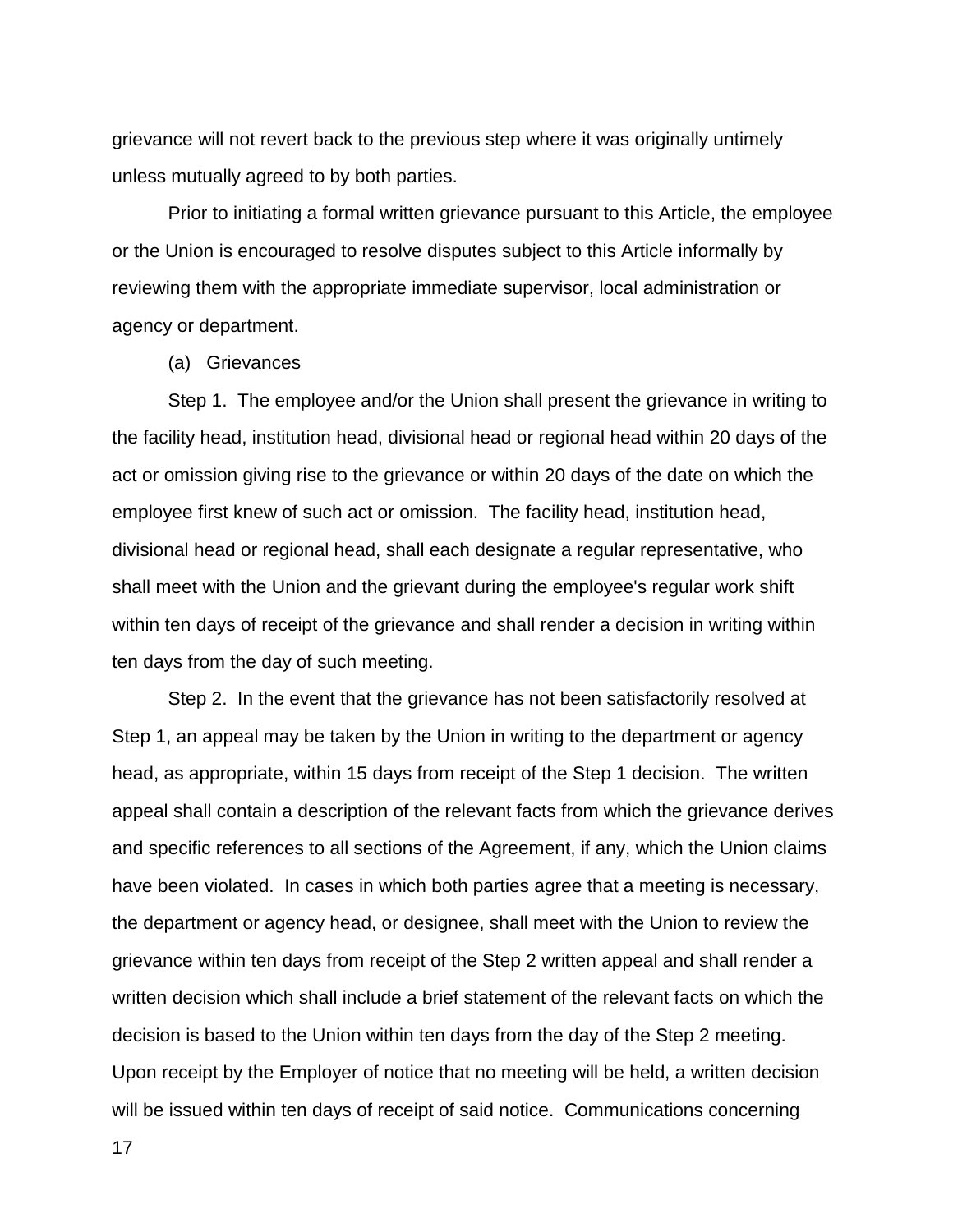grievance will not revert back to the previous step where it was originally untimely unless mutually agreed to by both parties.

Prior to initiating a formal written grievance pursuant to this Article, the employee or the Union is encouraged to resolve disputes subject to this Article informally by reviewing them with the appropriate immediate supervisor, local administration or agency or department.

(a) Grievances

Step 1. The employee and/or the Union shall present the grievance in writing to the facility head, institution head, divisional head or regional head within 20 days of the act or omission giving rise to the grievance or within 20 days of the date on which the employee first knew of such act or omission. The facility head, institution head, divisional head or regional head, shall each designate a regular representative, who shall meet with the Union and the grievant during the employee's regular work shift within ten days of receipt of the grievance and shall render a decision in writing within ten days from the day of such meeting.

Step 2. In the event that the grievance has not been satisfactorily resolved at Step 1, an appeal may be taken by the Union in writing to the department or agency head, as appropriate, within 15 days from receipt of the Step 1 decision. The written appeal shall contain a description of the relevant facts from which the grievance derives and specific references to all sections of the Agreement, if any, which the Union claims have been violated. In cases in which both parties agree that a meeting is necessary, the department or agency head, or designee, shall meet with the Union to review the grievance within ten days from receipt of the Step 2 written appeal and shall render a written decision which shall include a brief statement of the relevant facts on which the decision is based to the Union within ten days from the day of the Step 2 meeting. Upon receipt by the Employer of notice that no meeting will be held, a written decision will be issued within ten days of receipt of said notice. Communications concerning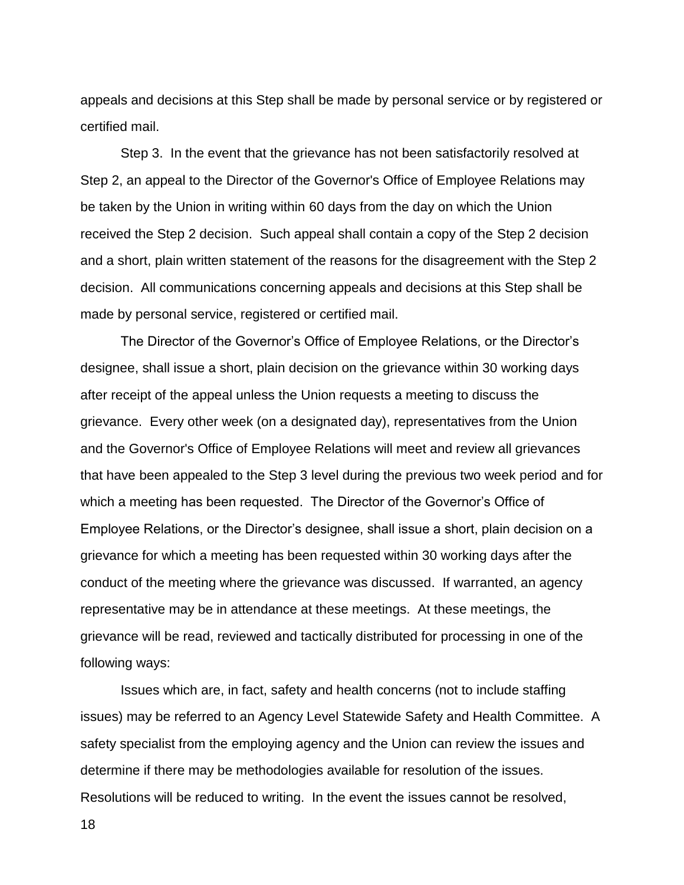appeals and decisions at this Step shall be made by personal service or by registered or certified mail.

Step 3. In the event that the grievance has not been satisfactorily resolved at Step 2, an appeal to the Director of the Governor's Office of Employee Relations may be taken by the Union in writing within 60 days from the day on which the Union received the Step 2 decision. Such appeal shall contain a copy of the Step 2 decision and a short, plain written statement of the reasons for the disagreement with the Step 2 decision. All communications concerning appeals and decisions at this Step shall be made by personal service, registered or certified mail.

The Director of the Governor's Office of Employee Relations, or the Director's designee, shall issue a short, plain decision on the grievance within 30 working days after receipt of the appeal unless the Union requests a meeting to discuss the grievance. Every other week (on a designated day), representatives from the Union and the Governor's Office of Employee Relations will meet and review all grievances that have been appealed to the Step 3 level during the previous two week period and for which a meeting has been requested. The Director of the Governor's Office of Employee Relations, or the Director's designee, shall issue a short, plain decision on a grievance for which a meeting has been requested within 30 working days after the conduct of the meeting where the grievance was discussed. If warranted, an agency representative may be in attendance at these meetings. At these meetings, the grievance will be read, reviewed and tactically distributed for processing in one of the following ways:

Issues which are, in fact, safety and health concerns (not to include staffing issues) may be referred to an Agency Level Statewide Safety and Health Committee. A safety specialist from the employing agency and the Union can review the issues and determine if there may be methodologies available for resolution of the issues. Resolutions will be reduced to writing. In the event the issues cannot be resolved,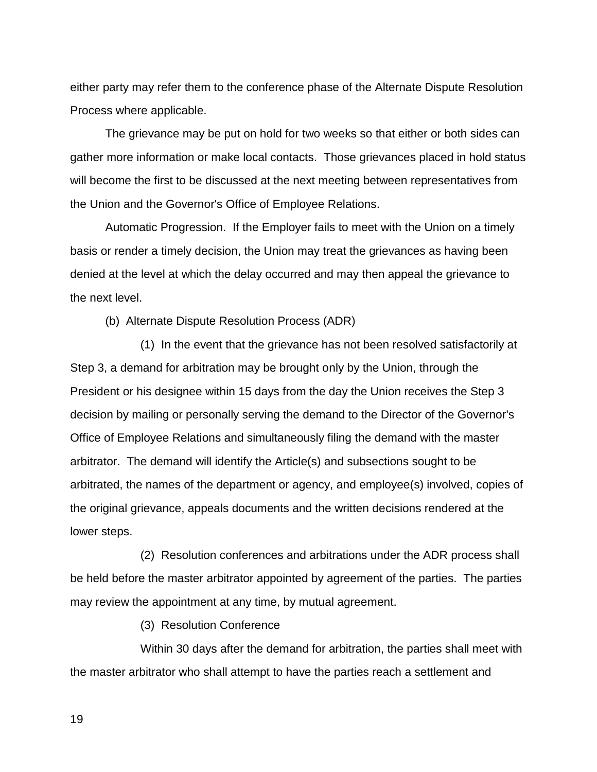either party may refer them to the conference phase of the Alternate Dispute Resolution Process where applicable.

The grievance may be put on hold for two weeks so that either or both sides can gather more information or make local contacts. Those grievances placed in hold status will become the first to be discussed at the next meeting between representatives from the Union and the Governor's Office of Employee Relations.

Automatic Progression. If the Employer fails to meet with the Union on a timely basis or render a timely decision, the Union may treat the grievances as having been denied at the level at which the delay occurred and may then appeal the grievance to the next level.

(b) Alternate Dispute Resolution Process (ADR)

(1) In the event that the grievance has not been resolved satisfactorily at Step 3, a demand for arbitration may be brought only by the Union, through the President or his designee within 15 days from the day the Union receives the Step 3 decision by mailing or personally serving the demand to the Director of the Governor's Office of Employee Relations and simultaneously filing the demand with the master arbitrator. The demand will identify the Article(s) and subsections sought to be arbitrated, the names of the department or agency, and employee(s) involved, copies of the original grievance, appeals documents and the written decisions rendered at the lower steps.

(2) Resolution conferences and arbitrations under the ADR process shall be held before the master arbitrator appointed by agreement of the parties. The parties may review the appointment at any time, by mutual agreement.

(3) Resolution Conference

Within 30 days after the demand for arbitration, the parties shall meet with the master arbitrator who shall attempt to have the parties reach a settlement and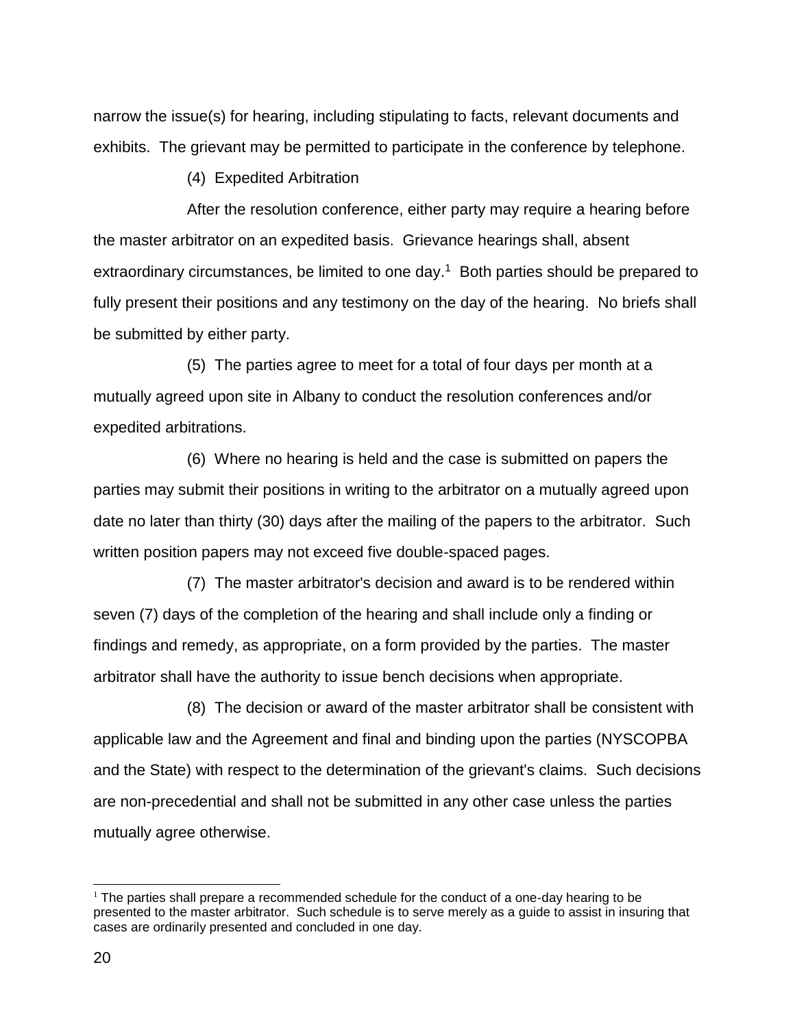narrow the issue(s) for hearing, including stipulating to facts, relevant documents and exhibits. The grievant may be permitted to participate in the conference by telephone.

(4) Expedited Arbitration

After the resolution conference, either party may require a hearing before the master arbitrator on an expedited basis. Grievance hearings shall, absent extraordinary circumstances, be limited to one day.[1] Both parties should be prepared to fully present their positions and any testimony on the day of the hearing. No briefs shall be submitted by either party.

(5) The parties agree to meet for a total of four days per month at a mutually agreed upon site in Albany to conduct the resolution conferences and/or expedited arbitrations.

(6) Where no hearing is held and the case is submitted on papers the parties may submit their positions in writing to the arbitrator on a mutually agreed upon date no later than thirty (30) days after the mailing of the papers to the arbitrator. Such written position papers may not exceed five double-spaced pages.

(7) The master arbitrator's decision and award is to be rendered within seven (7) days of the completion of the hearing and shall include only a finding or findings and remedy, as appropriate, on a form provided by the parties. The master arbitrator shall have the authority to issue bench decisions when appropriate.

(8) The decision or award of the master arbitrator shall be consistent with applicable law and the Agreement and final and binding upon the parties (NYSCOPBA and the State) with respect to the determination of the grievant's claims. Such decisions are non-precedential and shall not be submitted in any other case unless the parties mutually agree otherwise.

---

[1] The parties shall prepare a recommended schedule for the conduct of a one-day hearing to be presented to the master arbitrator. Such schedule is to serve merely as a guide to assist in insuring that cases are ordinarily presented and concluded in one day.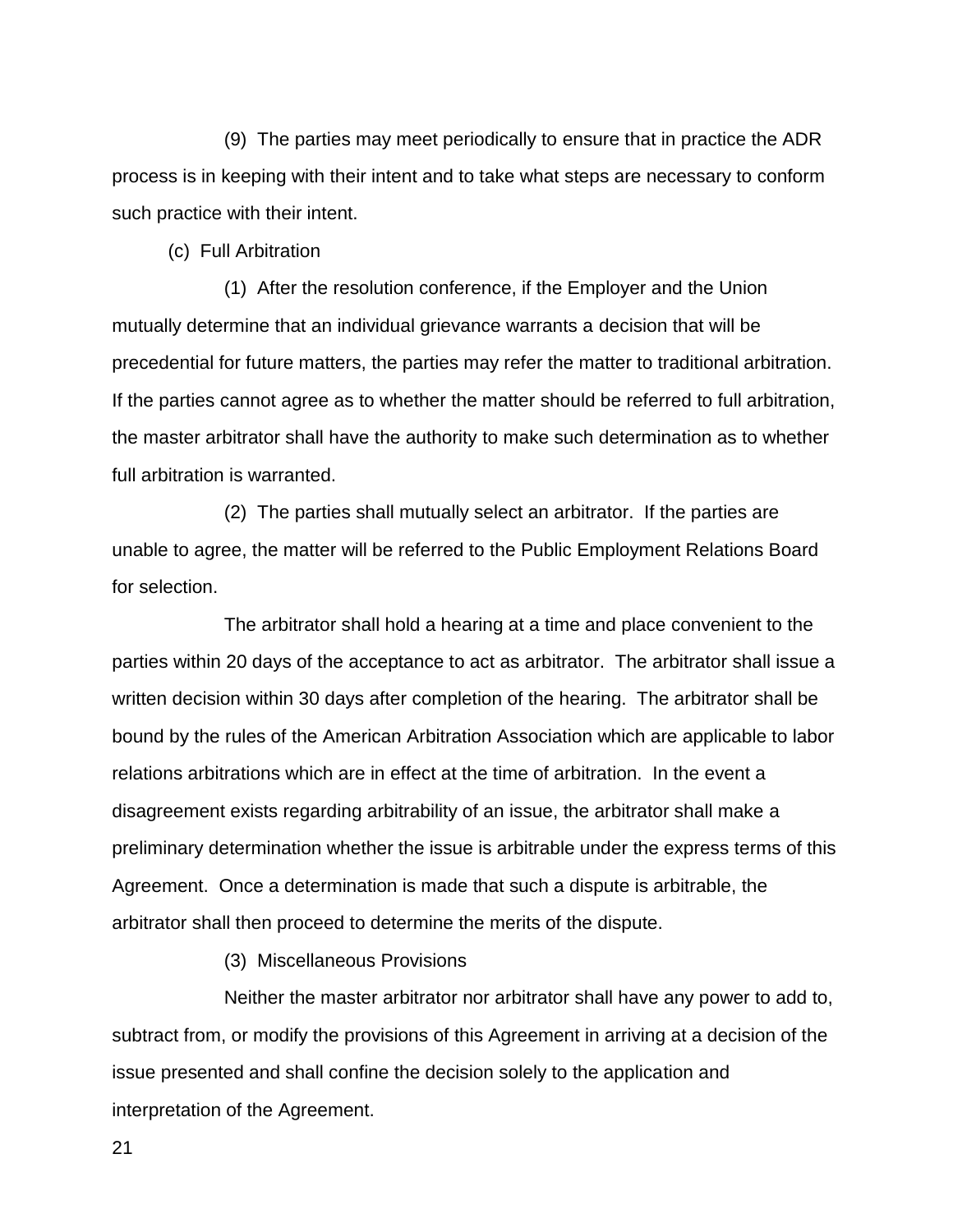(9) The parties may meet periodically to ensure that in practice the ADR process is in keeping with their intent and to take what steps are necessary to conform such practice with their intent.

(c) Full Arbitration

(1) After the resolution conference, if the Employer and the Union mutually determine that an individual grievance warrants a decision that will be precedential for future matters, the parties may refer the matter to traditional arbitration. If the parties cannot agree as to whether the matter should be referred to full arbitration, the master arbitrator shall have the authority to make such determination as to whether full arbitration is warranted.

(2) The parties shall mutually select an arbitrator. If the parties are unable to agree, the matter will be referred to the Public Employment Relations Board for selection.

The arbitrator shall hold a hearing at a time and place convenient to the parties within 20 days of the acceptance to act as arbitrator. The arbitrator shall issue a written decision within 30 days after completion of the hearing. The arbitrator shall be bound by the rules of the American Arbitration Association which are applicable to labor relations arbitrations which are in effect at the time of arbitration. In the event a disagreement exists regarding arbitrability of an issue, the arbitrator shall make a preliminary determination whether the issue is arbitrable under the express terms of this Agreement. Once a determination is made that such a dispute is arbitrable, the arbitrator shall then proceed to determine the merits of the dispute.

(3) Miscellaneous Provisions

Neither the master arbitrator nor arbitrator shall have any power to add to, subtract from, or modify the provisions of this Agreement in arriving at a decision of the issue presented and shall confine the decision solely to the application and interpretation of the Agreement.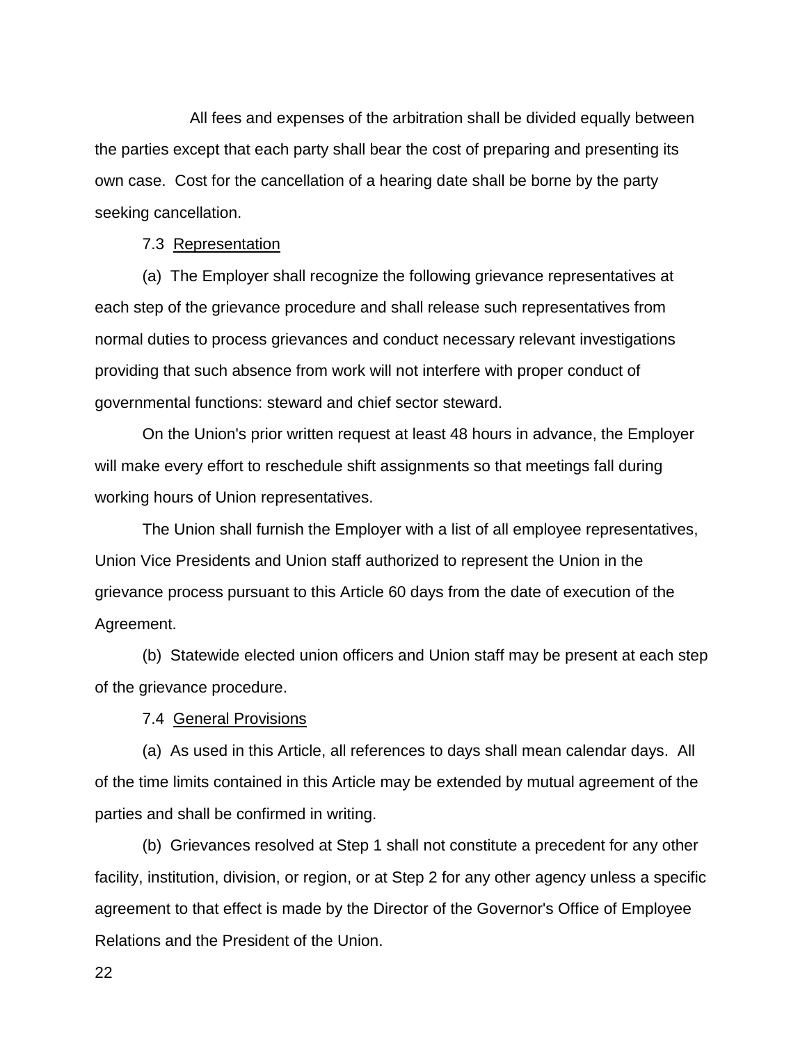All fees and expenses of the arbitration shall be divided equally between the parties except that each party shall bear the cost of preparing and presenting its own case. Cost for the cancellation of a hearing date shall be borne by the party seeking cancellation.

7.3 Representation

(a) The Employer shall recognize the following grievance representatives at each step of the grievance procedure and shall release such representatives from normal duties to process grievances and conduct necessary relevant investigations providing that such absence from work will not interfere with proper conduct of governmental functions: steward and chief sector steward.

On the Union's prior written request at least 48 hours in advance, the Employer will make every effort to reschedule shift assignments so that meetings fall during working hours of Union representatives.

The Union shall furnish the Employer with a list of all employee representatives, Union Vice Presidents and Union staff authorized to represent the Union in the grievance process pursuant to this Article 60 days from the date of execution of the Agreement.

(b) Statewide elected union officers and Union staff may be present at each step of the grievance procedure.

7.4 General Provisions

(a) As used in this Article, all references to days shall mean calendar days. All of the time limits contained in this Article may be extended by mutual agreement of the parties and shall be confirmed in writing.

(b) Grievances resolved at Step 1 shall not constitute a precedent for any other facility, institution, division, or region, or at Step 2 for any other agency unless a specific agreement to that effect is made by the Director of the Governor's Office of Employee Relations and the President of the Union.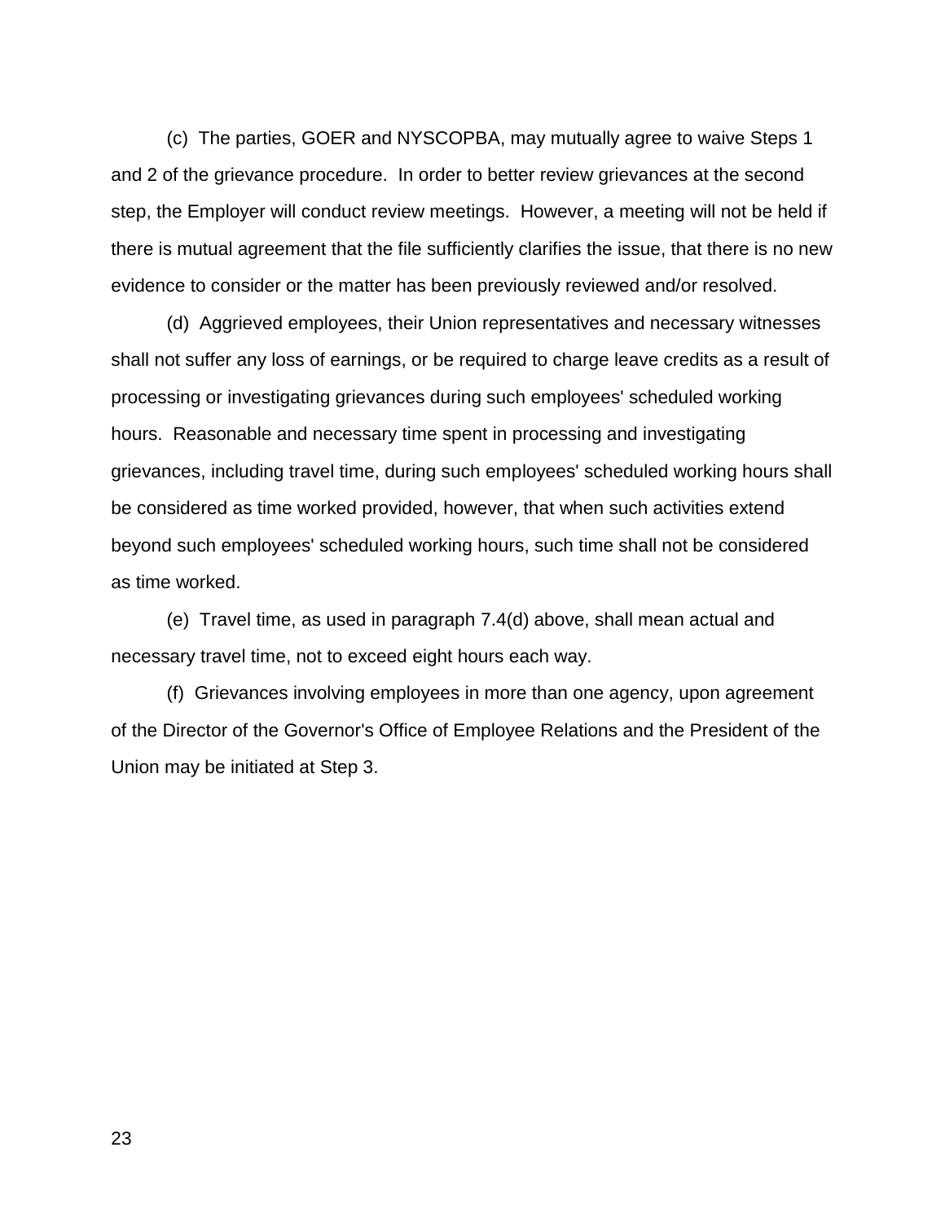(c) The parties, GOER and NYSCOPBA, may mutually agree to waive Steps 1 and 2 of the grievance procedure. In order to better review grievances at the second step, the Employer will conduct review meetings. However, a meeting will not be held if there is mutual agreement that the file sufficiently clarifies the issue, that there is no new evidence to consider or the matter has been previously reviewed and/or resolved.

(d) Aggrieved employees, their Union representatives and necessary witnesses shall not suffer any loss of earnings, or be required to charge leave credits as a result of processing or investigating grievances during such employees' scheduled working hours. Reasonable and necessary time spent in processing and investigating grievances, including travel time, during such employees' scheduled working hours shall be considered as time worked provided, however, that when such activities extend beyond such employees' scheduled working hours, such time shall not be considered as time worked.

(e) Travel time, as used in paragraph 7.4(d) above, shall mean actual and necessary travel time, not to exceed eight hours each way.

(f) Grievances involving employees in more than one agency, upon agreement of the Director of the Governor's Office of Employee Relations and the President of the Union may be initiated at Step 3.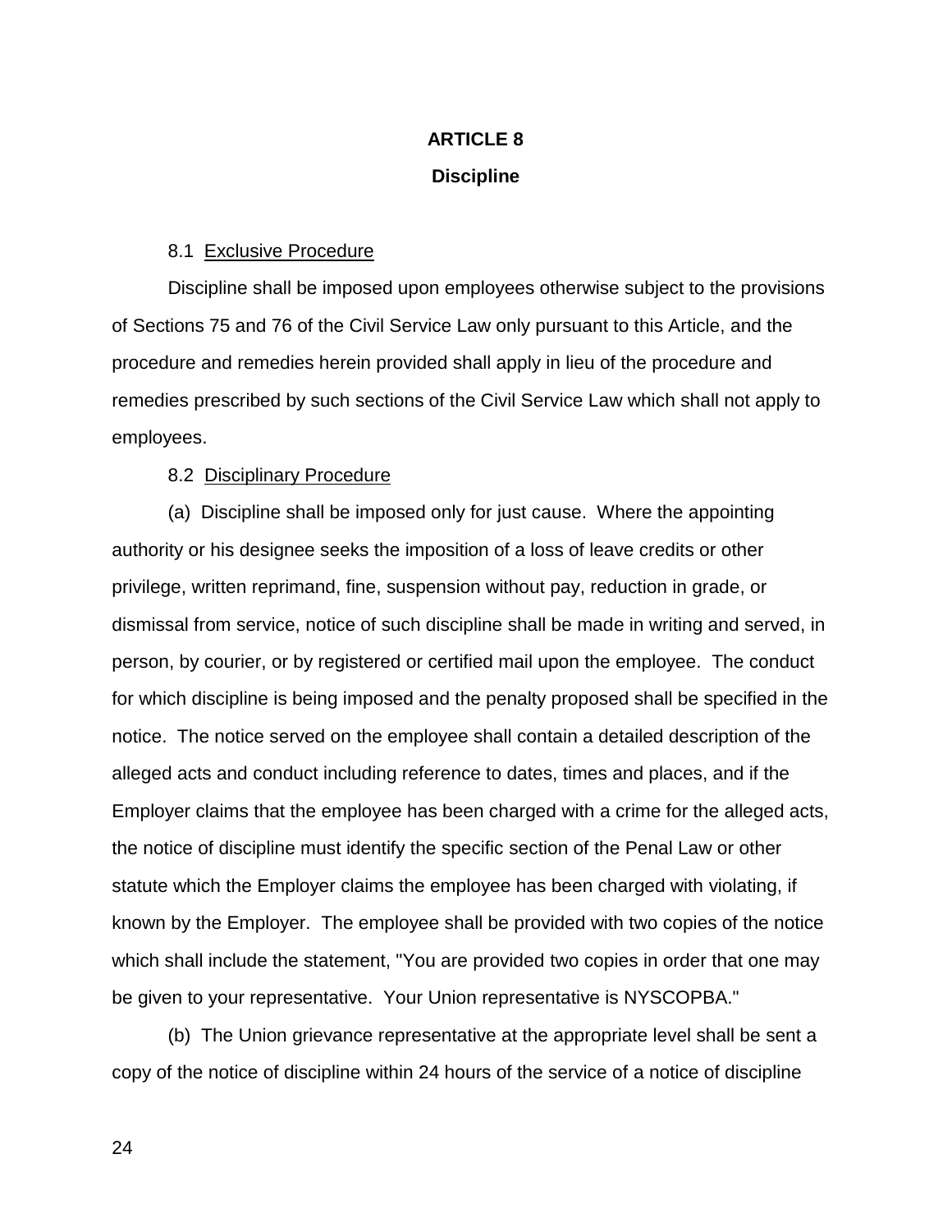# ARTICLE 8

## Discipline

8.1 Exclusive Procedure

Discipline shall be imposed upon employees otherwise subject to the provisions of Sections 75 and 76 of the Civil Service Law only pursuant to this Article, and the procedure and remedies herein provided shall apply in lieu of the procedure and remedies prescribed by such sections of the Civil Service Law which shall not apply to employees.

8.2 Disciplinary Procedure

(a) Discipline shall be imposed only for just cause. Where the appointing authority or his designee seeks the imposition of a loss of leave credits or other privilege, written reprimand, fine, suspension without pay, reduction in grade, or dismissal from service, notice of such discipline shall be made in writing and served, in person, by courier, or by registered or certified mail upon the employee. The conduct for which discipline is being imposed and the penalty proposed shall be specified in the notice. The notice served on the employee shall contain a detailed description of the alleged acts and conduct including reference to dates, times and places, and if the Employer claims that the employee has been charged with a crime for the alleged acts, the notice of discipline must identify the specific section of the Penal Law or other statute which the Employer claims the employee has been charged with violating, if known by the Employer. The employee shall be provided with two copies of the notice which shall include the statement, "You are provided two copies in order that one may be given to your representative. Your Union representative is NYSCOPBA."

(b) The Union grievance representative at the appropriate level shall be sent a copy of the notice of discipline within 24 hours of the service of a notice of discipline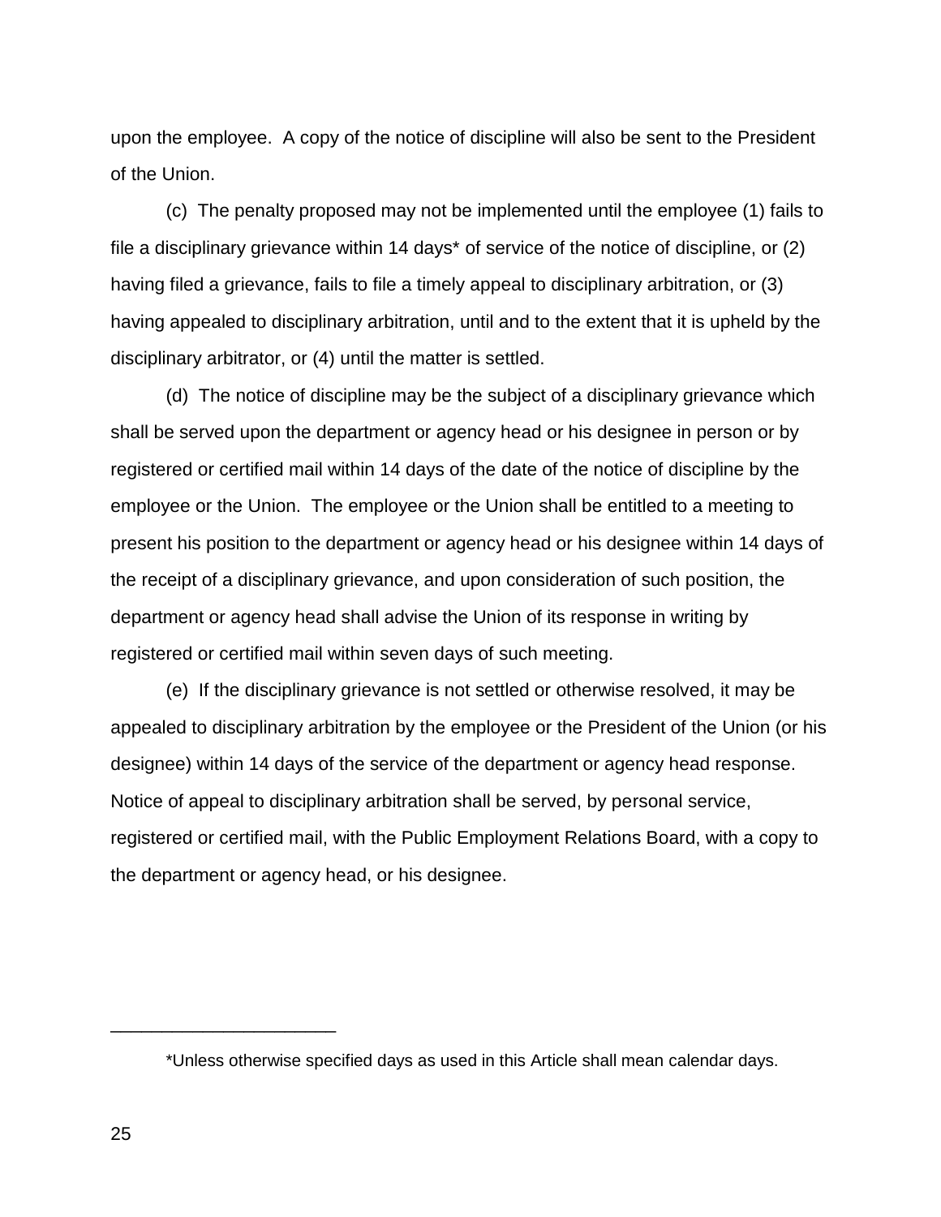upon the employee. A copy of the notice of discipline will also be sent to the President of the Union.

(c) The penalty proposed may not be implemented until the employee (1) fails to file a disciplinary grievance within 14 days* of service of the notice of discipline, or (2) having filed a grievance, fails to file a timely appeal to disciplinary arbitration, or (3) having appealed to disciplinary arbitration, until and to the extent that it is upheld by the disciplinary arbitrator, or (4) until the matter is settled.

(d) The notice of discipline may be the subject of a disciplinary grievance which shall be served upon the department or agency head or his designee in person or by registered or certified mail within 14 days of the date of the notice of discipline by the employee or the Union. The employee or the Union shall be entitled to a meeting to present his position to the department or agency head or his designee within 14 days of the receipt of a disciplinary grievance, and upon consideration of such position, the department or agency head shall advise the Union of its response in writing by registered or certified mail within seven days of such meeting.

(e) If the disciplinary grievance is not settled or otherwise resolved, it may be appealed to disciplinary arbitration by the employee or the President of the Union (or his designee) within 14 days of the service of the department or agency head response. Notice of appeal to disciplinary arbitration shall be served, by personal service, registered or certified mail, with the Public Employment Relations Board, with a copy to the department or agency head, or his designee.

---

*Unless otherwise specified days as used in this Article shall mean calendar days.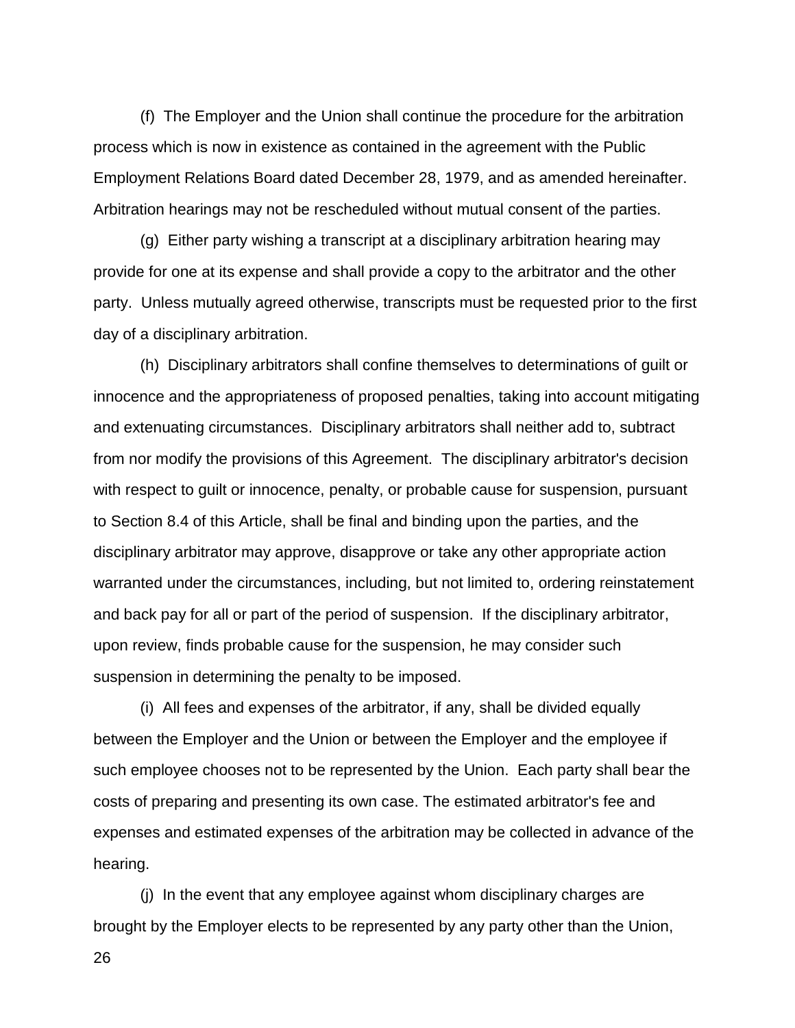(f) The Employer and the Union shall continue the procedure for the arbitration process which is now in existence as contained in the agreement with the Public Employment Relations Board dated December 28, 1979, and as amended hereinafter. Arbitration hearings may not be rescheduled without mutual consent of the parties.

(g) Either party wishing a transcript at a disciplinary arbitration hearing may provide for one at its expense and shall provide a copy to the arbitrator and the other party. Unless mutually agreed otherwise, transcripts must be requested prior to the first day of a disciplinary arbitration.

(h) Disciplinary arbitrators shall confine themselves to determinations of guilt or innocence and the appropriateness of proposed penalties, taking into account mitigating and extenuating circumstances. Disciplinary arbitrators shall neither add to, subtract from nor modify the provisions of this Agreement. The disciplinary arbitrator's decision with respect to guilt or innocence, penalty, or probable cause for suspension, pursuant to Section 8.4 of this Article, shall be final and binding upon the parties, and the disciplinary arbitrator may approve, disapprove or take any other appropriate action warranted under the circumstances, including, but not limited to, ordering reinstatement and back pay for all or part of the period of suspension. If the disciplinary arbitrator, upon review, finds probable cause for the suspension, he may consider such suspension in determining the penalty to be imposed.

(i) All fees and expenses of the arbitrator, if any, shall be divided equally between the Employer and the Union or between the Employer and the employee if such employee chooses not to be represented by the Union. Each party shall bear the costs of preparing and presenting its own case. The estimated arbitrator's fee and expenses and estimated expenses of the arbitration may be collected in advance of the hearing.

(j) In the event that any employee against whom disciplinary charges are brought by the Employer elects to be represented by any party other than the Union,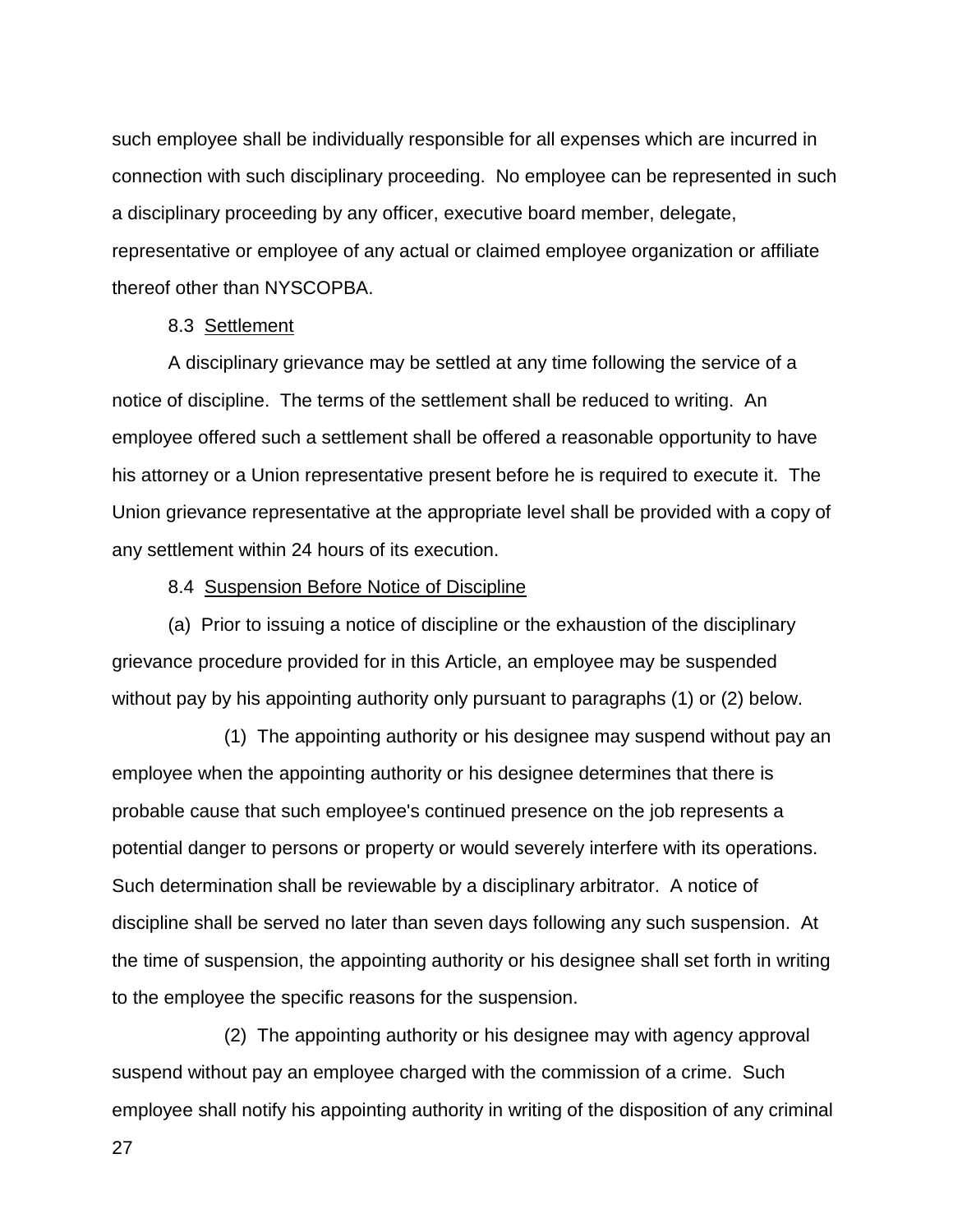such employee shall be individually responsible for all expenses which are incurred in connection with such disciplinary proceeding. No employee can be represented in such a disciplinary proceeding by any officer, executive board member, delegate, representative or employee of any actual or claimed employee organization or affiliate thereof other than NYSCOPBA.

8.3 Settlement

A disciplinary grievance may be settled at any time following the service of a notice of discipline. The terms of the settlement shall be reduced to writing. An employee offered such a settlement shall be offered a reasonable opportunity to have his attorney or a Union representative present before he is required to execute it. The Union grievance representative at the appropriate level shall be provided with a copy of any settlement within 24 hours of its execution.

8.4 Suspension Before Notice of Discipline

(a) Prior to issuing a notice of discipline or the exhaustion of the disciplinary grievance procedure provided for in this Article, an employee may be suspended without pay by his appointing authority only pursuant to paragraphs (1) or (2) below.

(1) The appointing authority or his designee may suspend without pay an employee when the appointing authority or his designee determines that there is probable cause that such employee's continued presence on the job represents a potential danger to persons or property or would severely interfere with its operations. Such determination shall be reviewable by a disciplinary arbitrator. A notice of discipline shall be served no later than seven days following any such suspension. At the time of suspension, the appointing authority or his designee shall set forth in writing to the employee the specific reasons for the suspension.

(2) The appointing authority or his designee may with agency approval suspend without pay an employee charged with the commission of a crime. Such employee shall notify his appointing authority in writing of the disposition of any criminal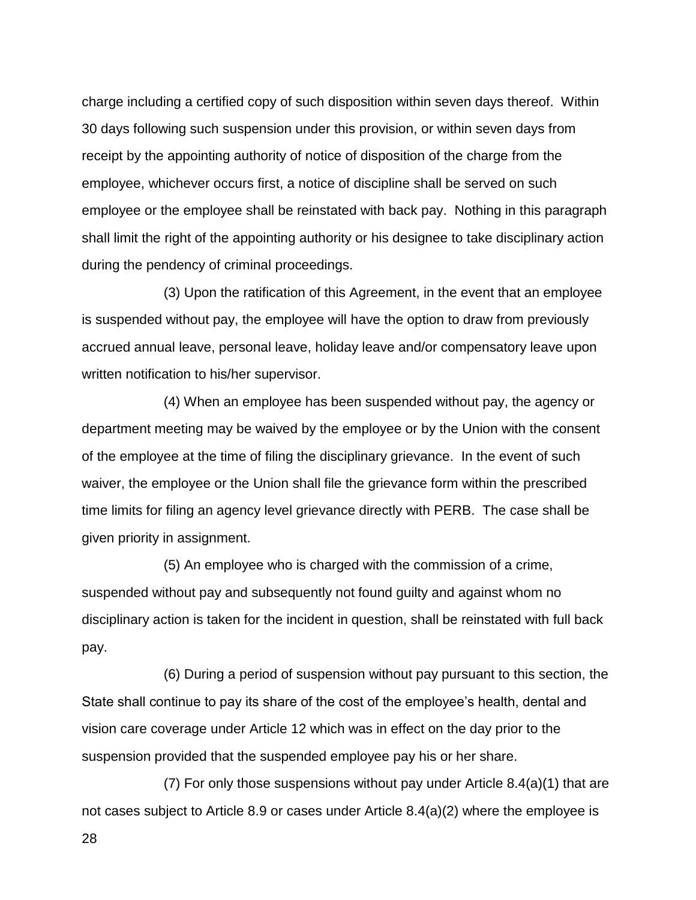charge including a certified copy of such disposition within seven days thereof. Within 30 days following such suspension under this provision, or within seven days from receipt by the appointing authority of notice of disposition of the charge from the employee, whichever occurs first, a notice of discipline shall be served on such employee or the employee shall be reinstated with back pay. Nothing in this paragraph shall limit the right of the appointing authority or his designee to take disciplinary action during the pendency of criminal proceedings.

(3) Upon the ratification of this Agreement, in the event that an employee is suspended without pay, the employee will have the option to draw from previously accrued annual leave, personal leave, holiday leave and/or compensatory leave upon written notification to his/her supervisor.

(4) When an employee has been suspended without pay, the agency or department meeting may be waived by the employee or by the Union with the consent of the employee at the time of filing the disciplinary grievance. In the event of such waiver, the employee or the Union shall file the grievance form within the prescribed time limits for filing an agency level grievance directly with PERB. The case shall be given priority in assignment.

(5) An employee who is charged with the commission of a crime, suspended without pay and subsequently not found guilty and against whom no disciplinary action is taken for the incident in question, shall be reinstated with full back pay.

(6) During a period of suspension without pay pursuant to this section, the State shall continue to pay its share of the cost of the employee's health, dental and vision care coverage under Article 12 which was in effect on the day prior to the suspension provided that the suspended employee pay his or her share.

(7) For only those suspensions without pay under Article 8.4(a)(1) that are not cases subject to Article 8.9 or cases under Article 8.4(a)(2) where the employee is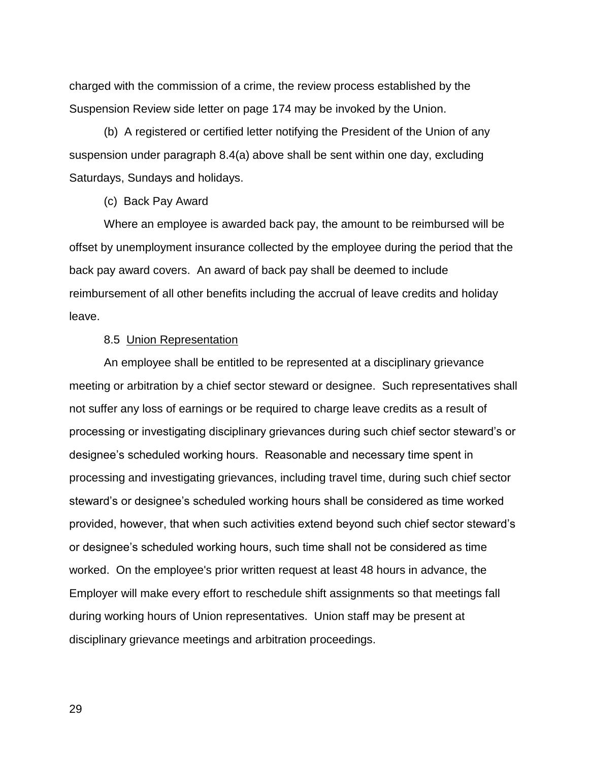charged with the commission of a crime, the review process established by the Suspension Review side letter on page 174 may be invoked by the Union.

(b) A registered or certified letter notifying the President of the Union of any suspension under paragraph 8.4(a) above shall be sent within one day, excluding Saturdays, Sundays and holidays.

(c) Back Pay Award

Where an employee is awarded back pay, the amount to be reimbursed will be offset by unemployment insurance collected by the employee during the period that the back pay award covers. An award of back pay shall be deemed to include reimbursement of all other benefits including the accrual of leave credits and holiday leave.

8.5 Union Representation

An employee shall be entitled to be represented at a disciplinary grievance meeting or arbitration by a chief sector steward or designee. Such representatives shall not suffer any loss of earnings or be required to charge leave credits as a result of processing or investigating disciplinary grievances during such chief sector steward's or designee's scheduled working hours. Reasonable and necessary time spent in processing and investigating grievances, including travel time, during such chief sector steward's or designee's scheduled working hours shall be considered as time worked provided, however, that when such activities extend beyond such chief sector steward's or designee's scheduled working hours, such time shall not be considered as time worked. On the employee's prior written request at least 48 hours in advance, the Employer will make every effort to reschedule shift assignments so that meetings fall during working hours of Union representatives. Union staff may be present at disciplinary grievance meetings and arbitration proceedings.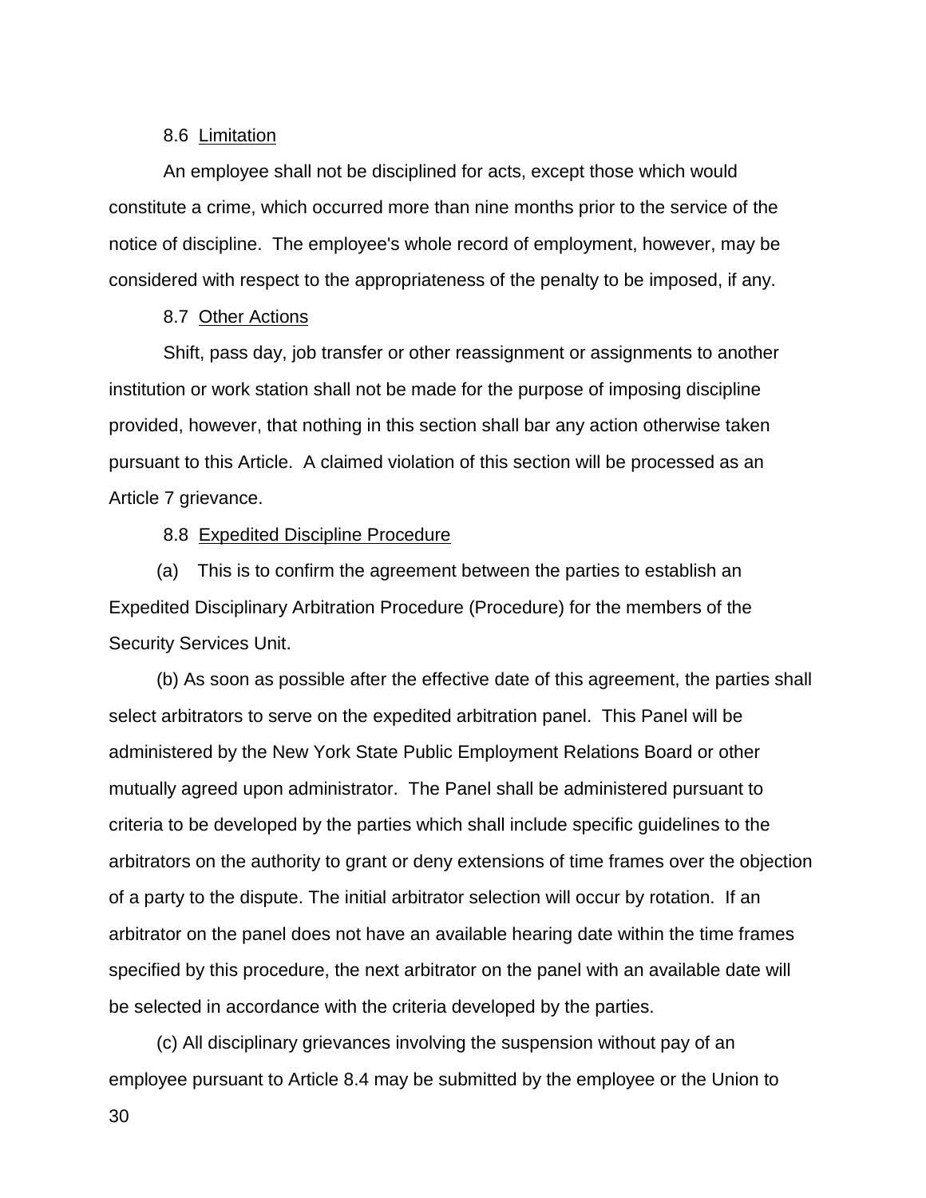8.6 Limitation

An employee shall not be disciplined for acts, except those which would constitute a crime, which occurred more than nine months prior to the service of the notice of discipline. The employee's whole record of employment, however, may be considered with respect to the appropriateness of the penalty to be imposed, if any.

8.7 Other Actions

Shift, pass day, job transfer or other reassignment or assignments to another institution or work station shall not be made for the purpose of imposing discipline provided, however, that nothing in this section shall bar any action otherwise taken pursuant to this Article. A claimed violation of this section will be processed as an Article 7 grievance.

8.8 Expedited Discipline Procedure

(a) This is to confirm the agreement between the parties to establish an Expedited Disciplinary Arbitration Procedure (Procedure) for the members of the Security Services Unit.

(b) As soon as possible after the effective date of this agreement, the parties shall select arbitrators to serve on the expedited arbitration panel. This Panel will be administered by the New York State Public Employment Relations Board or other mutually agreed upon administrator. The Panel shall be administered pursuant to criteria to be developed by the parties which shall include specific guidelines to the arbitrators on the authority to grant or deny extensions of time frames over the objection of a party to the dispute. The initial arbitrator selection will occur by rotation. If an arbitrator on the panel does not have an available hearing date within the time frames specified by this procedure, the next arbitrator on the panel with an available date will be selected in accordance with the criteria developed by the parties.

(c) All disciplinary grievances involving the suspension without pay of an employee pursuant to Article 8.4 may be submitted by the employee or the Union to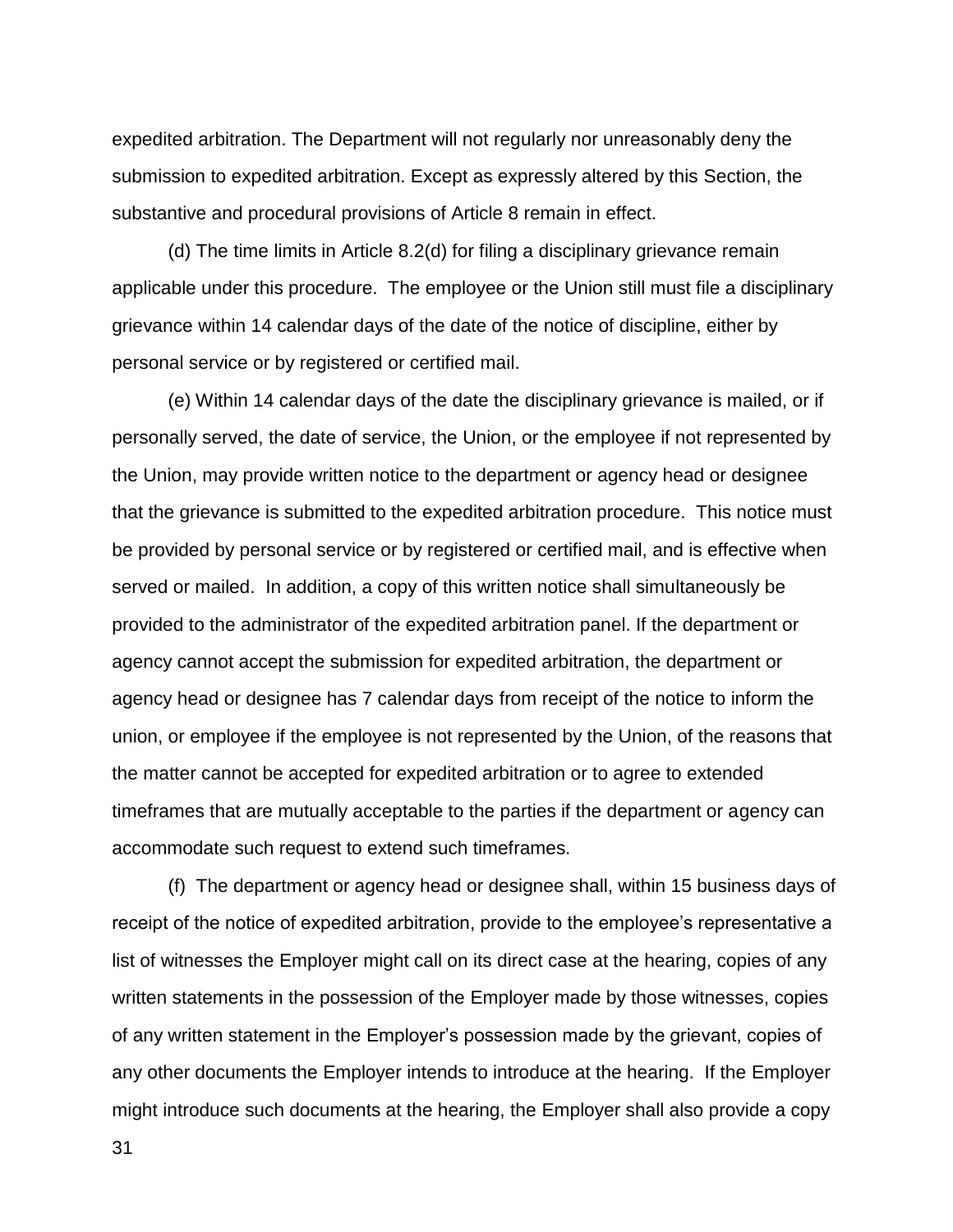expedited arbitration. The Department will not regularly nor unreasonably deny the submission to expedited arbitration. Except as expressly altered by this Section, the substantive and procedural provisions of Article 8 remain in effect.

(d) The time limits in Article 8.2(d) for filing a disciplinary grievance remain applicable under this procedure. The employee or the Union still must file a disciplinary grievance within 14 calendar days of the date of the notice of discipline, either by personal service or by registered or certified mail.

(e) Within 14 calendar days of the date the disciplinary grievance is mailed, or if personally served, the date of service, the Union, or the employee if not represented by the Union, may provide written notice to the department or agency head or designee that the grievance is submitted to the expedited arbitration procedure. This notice must be provided by personal service or by registered or certified mail, and is effective when served or mailed. In addition, a copy of this written notice shall simultaneously be provided to the administrator of the expedited arbitration panel. If the department or agency cannot accept the submission for expedited arbitration, the department or agency head or designee has 7 calendar days from receipt of the notice to inform the union, or employee if the employee is not represented by the Union, of the reasons that the matter cannot be accepted for expedited arbitration or to agree to extended timeframes that are mutually acceptable to the parties if the department or agency can accommodate such request to extend such timeframes.

(f) The department or agency head or designee shall, within 15 business days of receipt of the notice of expedited arbitration, provide to the employee's representative a list of witnesses the Employer might call on its direct case at the hearing, copies of any written statements in the possession of the Employer made by those witnesses, copies of any written statement in the Employer's possession made by the grievant, copies of any other documents the Employer intends to introduce at the hearing. If the Employer might introduce such documents at the hearing, the Employer shall also provide a copy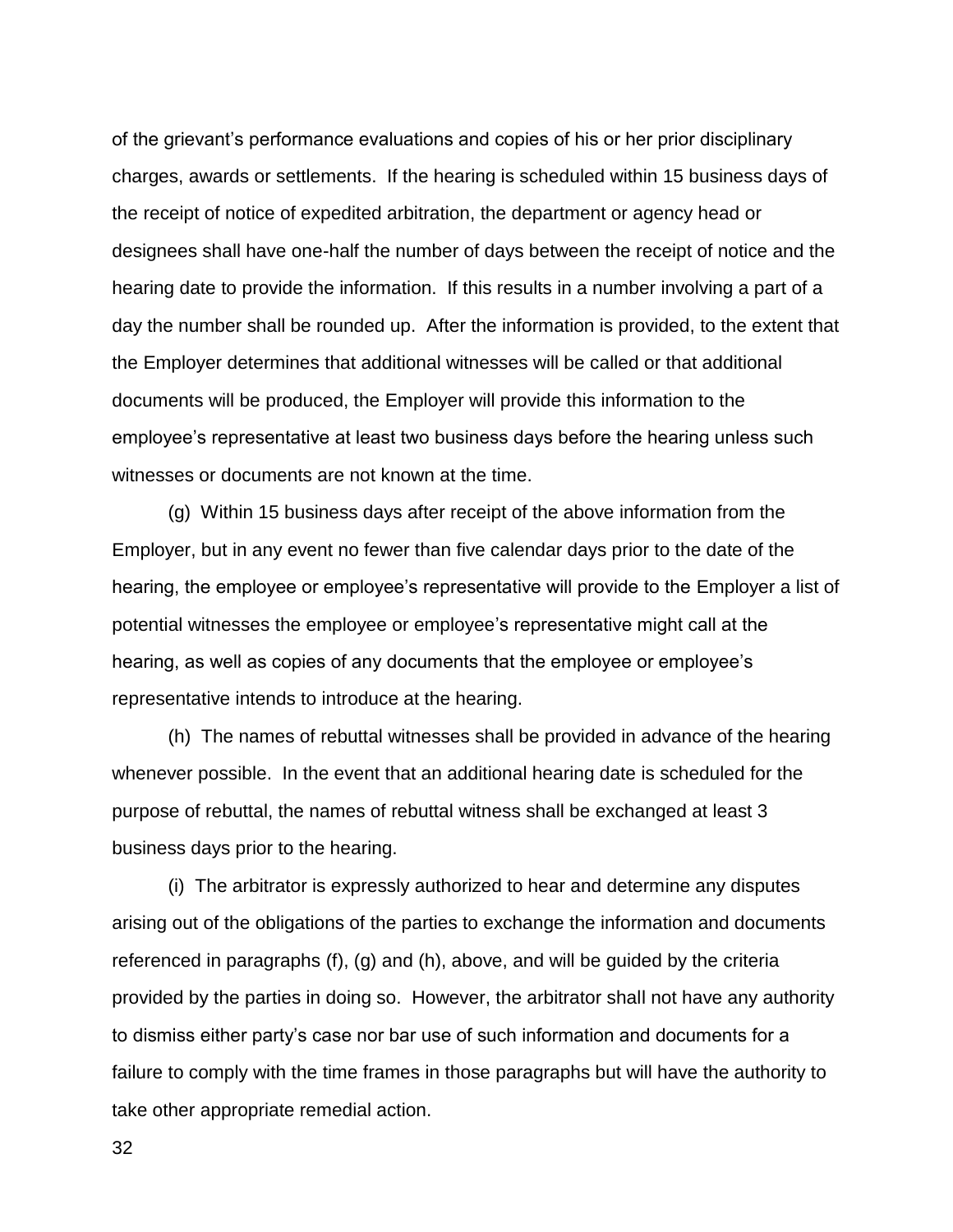of the grievant's performance evaluations and copies of his or her prior disciplinary charges, awards or settlements. If the hearing is scheduled within 15 business days of the receipt of notice of expedited arbitration, the department or agency head or designees shall have one-half the number of days between the receipt of notice and the hearing date to provide the information. If this results in a number involving a part of a day the number shall be rounded up. After the information is provided, to the extent that the Employer determines that additional witnesses will be called or that additional documents will be produced, the Employer will provide this information to the employee's representative at least two business days before the hearing unless such witnesses or documents are not known at the time.

(g) Within 15 business days after receipt of the above information from the Employer, but in any event no fewer than five calendar days prior to the date of the hearing, the employee or employee's representative will provide to the Employer a list of potential witnesses the employee or employee's representative might call at the hearing, as well as copies of any documents that the employee or employee's representative intends to introduce at the hearing.

(h) The names of rebuttal witnesses shall be provided in advance of the hearing whenever possible. In the event that an additional hearing date is scheduled for the purpose of rebuttal, the names of rebuttal witness shall be exchanged at least 3 business days prior to the hearing.

(i) The arbitrator is expressly authorized to hear and determine any disputes arising out of the obligations of the parties to exchange the information and documents referenced in paragraphs (f), (g) and (h), above, and will be guided by the criteria provided by the parties in doing so. However, the arbitrator shall not have any authority to dismiss either party's case nor bar use of such information and documents for a failure to comply with the time frames in those paragraphs but will have the authority to take other appropriate remedial action.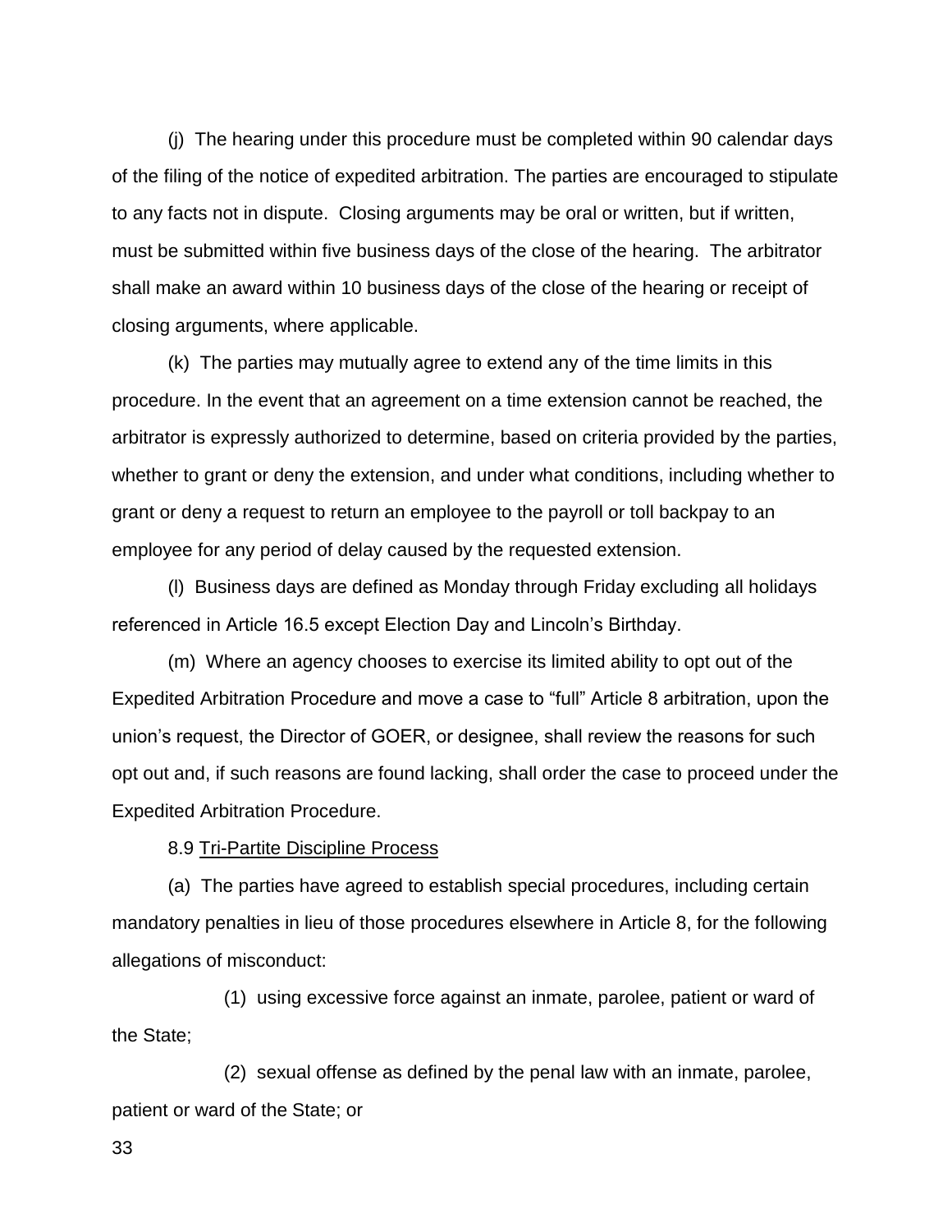(j) The hearing under this procedure must be completed within 90 calendar days of the filing of the notice of expedited arbitration. The parties are encouraged to stipulate to any facts not in dispute. Closing arguments may be oral or written, but if written, must be submitted within five business days of the close of the hearing. The arbitrator shall make an award within 10 business days of the close of the hearing or receipt of closing arguments, where applicable.

(k) The parties may mutually agree to extend any of the time limits in this procedure. In the event that an agreement on a time extension cannot be reached, the arbitrator is expressly authorized to determine, based on criteria provided by the parties, whether to grant or deny the extension, and under what conditions, including whether to grant or deny a request to return an employee to the payroll or toll backpay to an employee for any period of delay caused by the requested extension.

(l) Business days are defined as Monday through Friday excluding all holidays referenced in Article 16.5 except Election Day and Lincoln's Birthday.

(m) Where an agency chooses to exercise its limited ability to opt out of the Expedited Arbitration Procedure and move a case to "full" Article 8 arbitration, upon the union's request, the Director of GOER, or designee, shall review the reasons for such opt out and, if such reasons are found lacking, shall order the case to proceed under the Expedited Arbitration Procedure.

8.9 Tri-Partite Discipline Process

(a) The parties have agreed to establish special procedures, including certain mandatory penalties in lieu of those procedures elsewhere in Article 8, for the following allegations of misconduct:

(1) using excessive force against an inmate, parolee, patient or ward of the State;

(2) sexual offense as defined by the penal law with an inmate, parolee, patient or ward of the State; or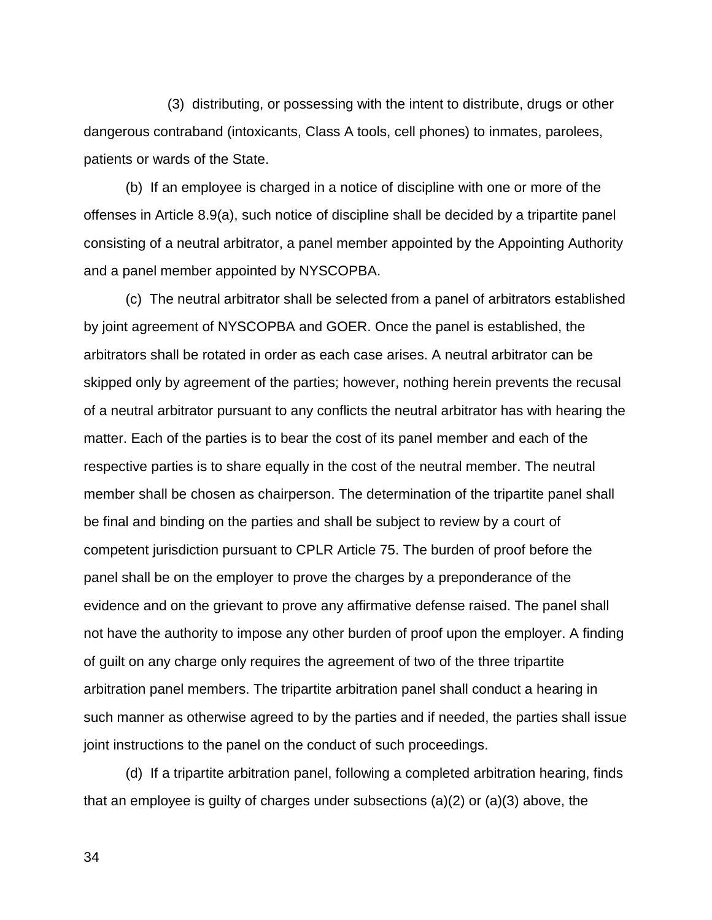(3) distributing, or possessing with the intent to distribute, drugs or other dangerous contraband (intoxicants, Class A tools, cell phones) to inmates, parolees, patients or wards of the State.

(b) If an employee is charged in a notice of discipline with one or more of the offenses in Article 8.9(a), such notice of discipline shall be decided by a tripartite panel consisting of a neutral arbitrator, a panel member appointed by the Appointing Authority and a panel member appointed by NYSCOPBA.

(c) The neutral arbitrator shall be selected from a panel of arbitrators established by joint agreement of NYSCOPBA and GOER. Once the panel is established, the arbitrators shall be rotated in order as each case arises. A neutral arbitrator can be skipped only by agreement of the parties; however, nothing herein prevents the recusal of a neutral arbitrator pursuant to any conflicts the neutral arbitrator has with hearing the matter. Each of the parties is to bear the cost of its panel member and each of the respective parties is to share equally in the cost of the neutral member. The neutral member shall be chosen as chairperson. The determination of the tripartite panel shall be final and binding on the parties and shall be subject to review by a court of competent jurisdiction pursuant to CPLR Article 75. The burden of proof before the panel shall be on the employer to prove the charges by a preponderance of the evidence and on the grievant to prove any affirmative defense raised. The panel shall not have the authority to impose any other burden of proof upon the employer. A finding of guilt on any charge only requires the agreement of two of the three tripartite arbitration panel members. The tripartite arbitration panel shall conduct a hearing in such manner as otherwise agreed to by the parties and if needed, the parties shall issue joint instructions to the panel on the conduct of such proceedings.

(d) If a tripartite arbitration panel, following a completed arbitration hearing, finds that an employee is guilty of charges under subsections (a)(2) or (a)(3) above, the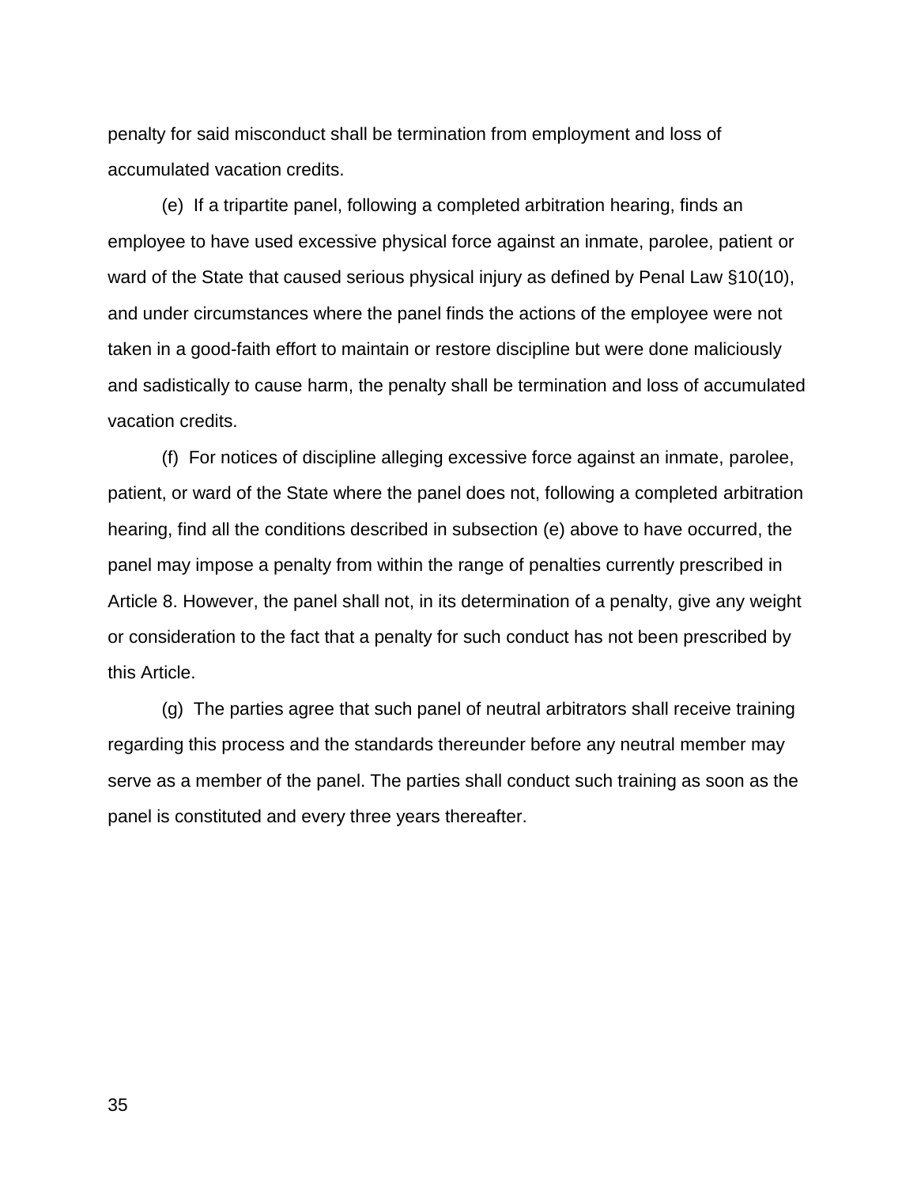penalty for said misconduct shall be termination from employment and loss of accumulated vacation credits.

(e) If a tripartite panel, following a completed arbitration hearing, finds an employee to have used excessive physical force against an inmate, parolee, patient or ward of the State that caused serious physical injury as defined by Penal Law §10(10), and under circumstances where the panel finds the actions of the employee were not taken in a good-faith effort to maintain or restore discipline but were done maliciously and sadistically to cause harm, the penalty shall be termination and loss of accumulated vacation credits.

(f) For notices of discipline alleging excessive force against an inmate, parolee, patient, or ward of the State where the panel does not, following a completed arbitration hearing, find all the conditions described in subsection (e) above to have occurred, the panel may impose a penalty from within the range of penalties currently prescribed in Article 8. However, the panel shall not, in its determination of a penalty, give any weight or consideration to the fact that a penalty for such conduct has not been prescribed by this Article.

(g) The parties agree that such panel of neutral arbitrators shall receive training regarding this process and the standards thereunder before any neutral member may serve as a member of the panel. The parties shall conduct such training as soon as the panel is constituted and every three years thereafter.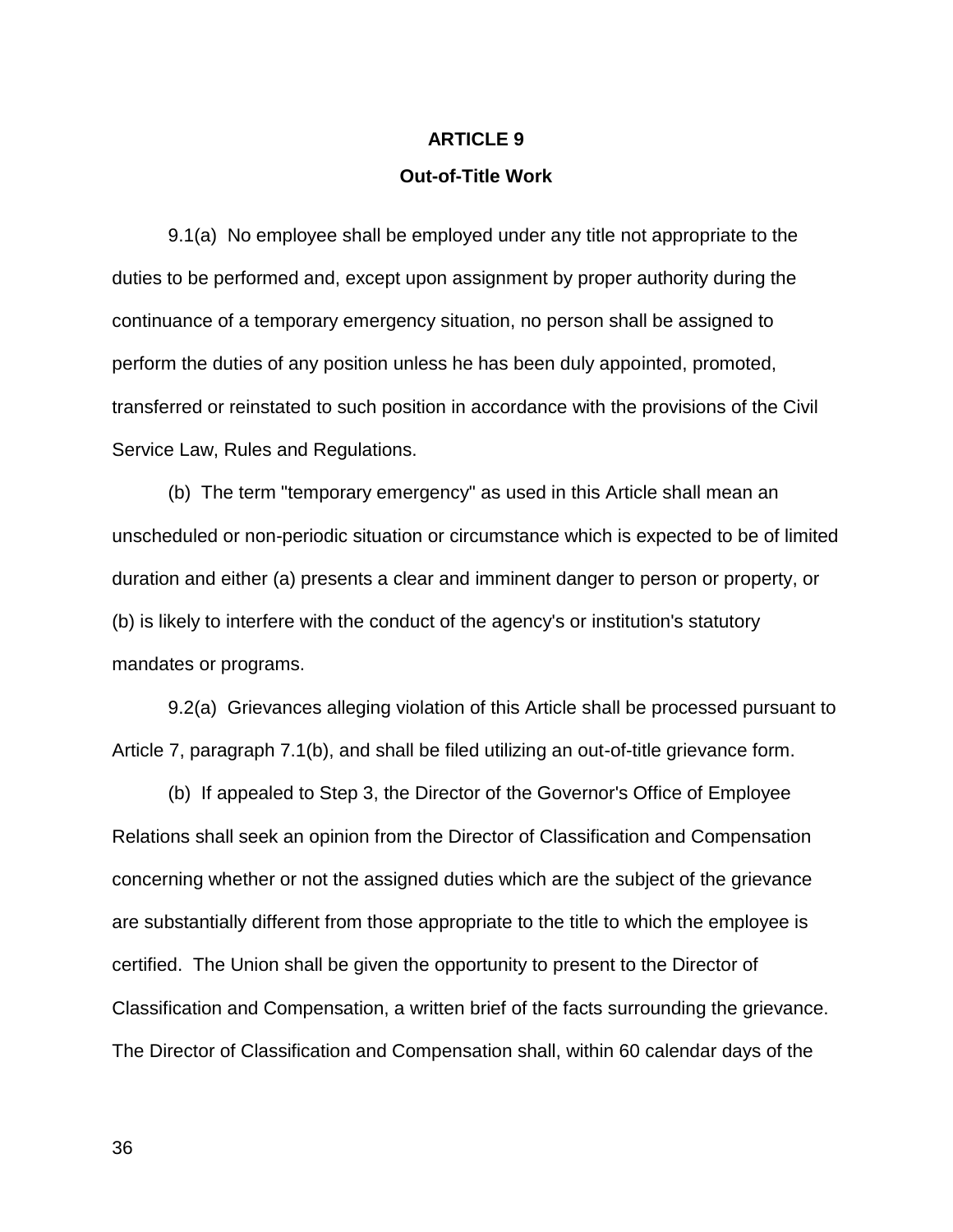# ARTICLE 9

## Out-of-Title Work

9.1(a) No employee shall be employed under any title not appropriate to the duties to be performed and, except upon assignment by proper authority during the continuance of a temporary emergency situation, no person shall be assigned to perform the duties of any position unless he has been duly appointed, promoted, transferred or reinstated to such position in accordance with the provisions of the Civil Service Law, Rules and Regulations.

(b) The term "temporary emergency" as used in this Article shall mean an unscheduled or non-periodic situation or circumstance which is expected to be of limited duration and either (a) presents a clear and imminent danger to person or property, or (b) is likely to interfere with the conduct of the agency's or institution's statutory mandates or programs.

9.2(a) Grievances alleging violation of this Article shall be processed pursuant to Article 7, paragraph 7.1(b), and shall be filed utilizing an out-of-title grievance form.

(b) If appealed to Step 3, the Director of the Governor's Office of Employee Relations shall seek an opinion from the Director of Classification and Compensation concerning whether or not the assigned duties which are the subject of the grievance are substantially different from those appropriate to the title to which the employee is certified. The Union shall be given the opportunity to present to the Director of Classification and Compensation, a written brief of the facts surrounding the grievance. The Director of Classification and Compensation shall, within 60 calendar days of the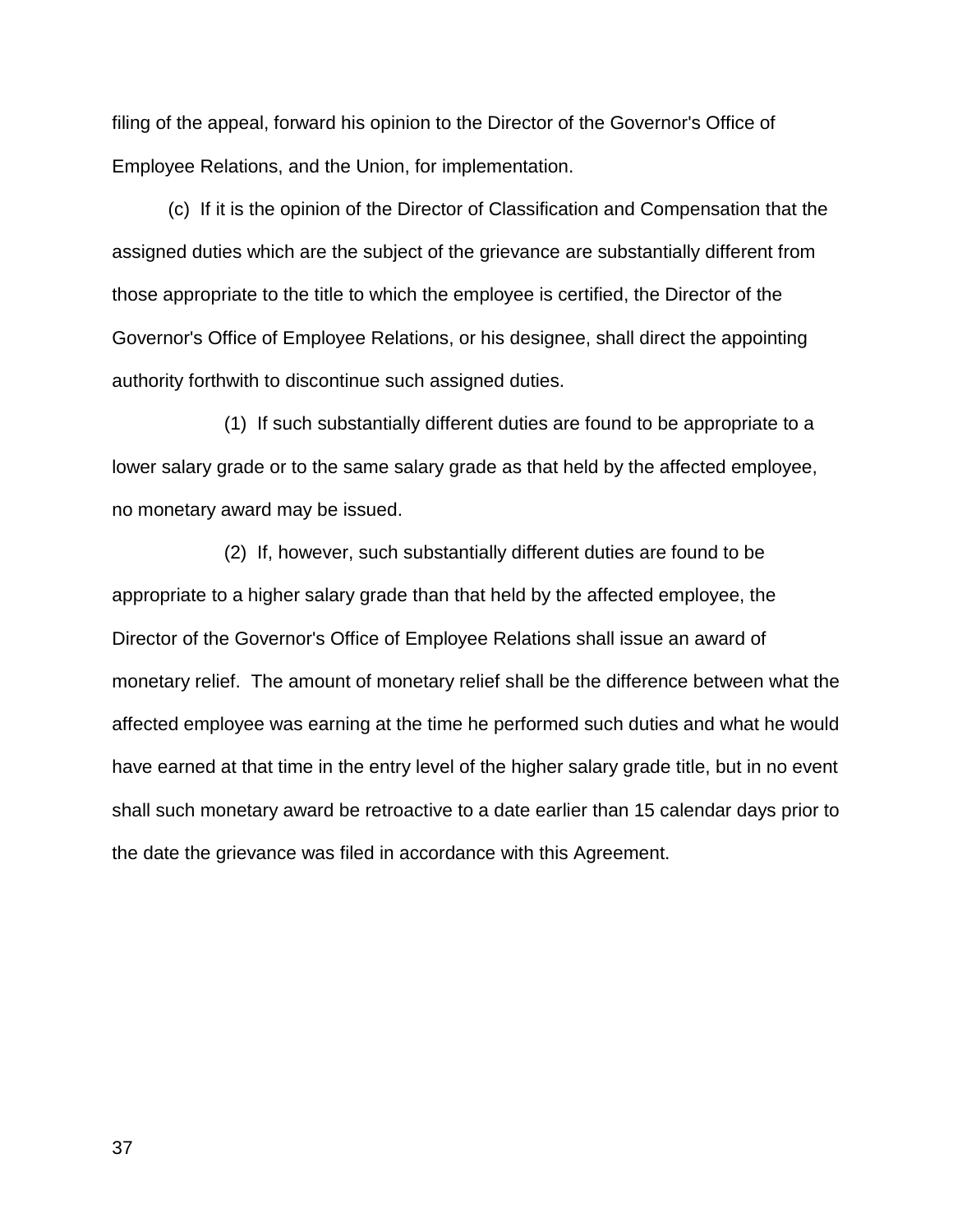filing of the appeal, forward his opinion to the Director of the Governor's Office of Employee Relations, and the Union, for implementation.

(c) If it is the opinion of the Director of Classification and Compensation that the assigned duties which are the subject of the grievance are substantially different from those appropriate to the title to which the employee is certified, the Director of the Governor's Office of Employee Relations, or his designee, shall direct the appointing authority forthwith to discontinue such assigned duties.

(1) If such substantially different duties are found to be appropriate to a lower salary grade or to the same salary grade as that held by the affected employee, no monetary award may be issued.

(2) If, however, such substantially different duties are found to be appropriate to a higher salary grade than that held by the affected employee, the Director of the Governor's Office of Employee Relations shall issue an award of monetary relief. The amount of monetary relief shall be the difference between what the affected employee was earning at the time he performed such duties and what he would have earned at that time in the entry level of the higher salary grade title, but in no event shall such monetary award be retroactive to a date earlier than 15 calendar days prior to the date the grievance was filed in accordance with this Agreement.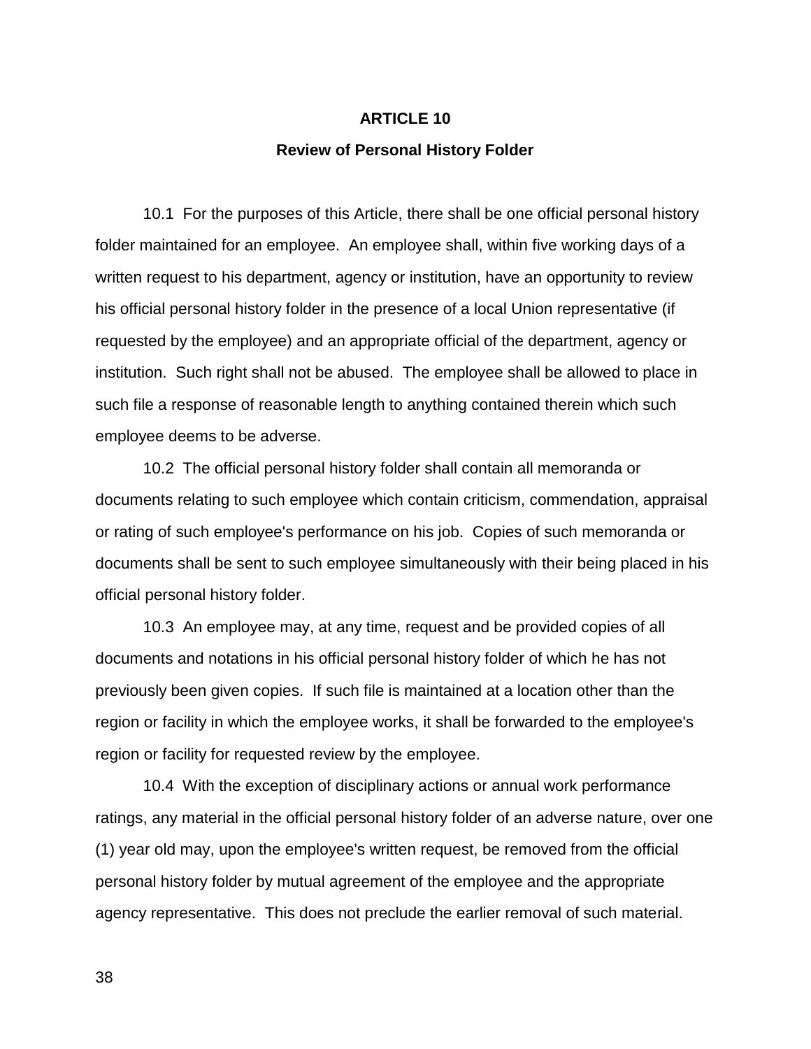# ARTICLE 10

## Review of Personal History Folder

10.1 For the purposes of this Article, there shall be one official personal history folder maintained for an employee. An employee shall, within five working days of a written request to his department, agency or institution, have an opportunity to review his official personal history folder in the presence of a local Union representative (if requested by the employee) and an appropriate official of the department, agency or institution. Such right shall not be abused. The employee shall be allowed to place in such file a response of reasonable length to anything contained therein which such employee deems to be adverse.

10.2 The official personal history folder shall contain all memoranda or documents relating to such employee which contain criticism, commendation, appraisal or rating of such employee's performance on his job. Copies of such memoranda or documents shall be sent to such employee simultaneously with their being placed in his official personal history folder.

10.3 An employee may, at any time, request and be provided copies of all documents and notations in his official personal history folder of which he has not previously been given copies. If such file is maintained at a location other than the region or facility in which the employee works, it shall be forwarded to the employee's region or facility for requested review by the employee.

10.4 With the exception of disciplinary actions or annual work performance ratings, any material in the official personal history folder of an adverse nature, over one (1) year old may, upon the employee's written request, be removed from the official personal history folder by mutual agreement of the employee and the appropriate agency representative. This does not preclude the earlier removal of such material.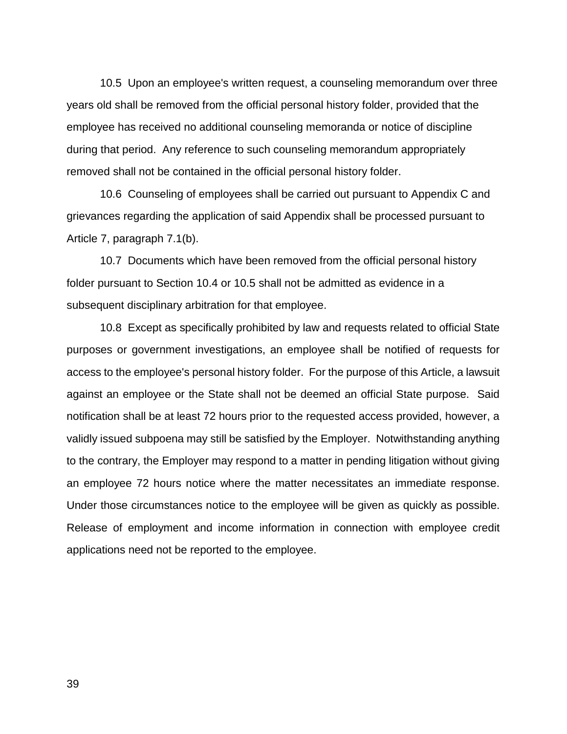10.5 Upon an employee's written request, a counseling memorandum over three years old shall be removed from the official personal history folder, provided that the employee has received no additional counseling memoranda or notice of discipline during that period. Any reference to such counseling memorandum appropriately removed shall not be contained in the official personal history folder.

10.6 Counseling of employees shall be carried out pursuant to Appendix C and grievances regarding the application of said Appendix shall be processed pursuant to Article 7, paragraph 7.1(b).

10.7 Documents which have been removed from the official personal history folder pursuant to Section 10.4 or 10.5 shall not be admitted as evidence in a subsequent disciplinary arbitration for that employee.

10.8 Except as specifically prohibited by law and requests related to official State purposes or government investigations, an employee shall be notified of requests for access to the employee's personal history folder. For the purpose of this Article, a lawsuit against an employee or the State shall not be deemed an official State purpose. Said notification shall be at least 72 hours prior to the requested access provided, however, a validly issued subpoena may still be satisfied by the Employer. Notwithstanding anything to the contrary, the Employer may respond to a matter in pending litigation without giving an employee 72 hours notice where the matter necessitates an immediate response. Under those circumstances notice to the employee will be given as quickly as possible. Release of employment and income information in connection with employee credit applications need not be reported to the employee.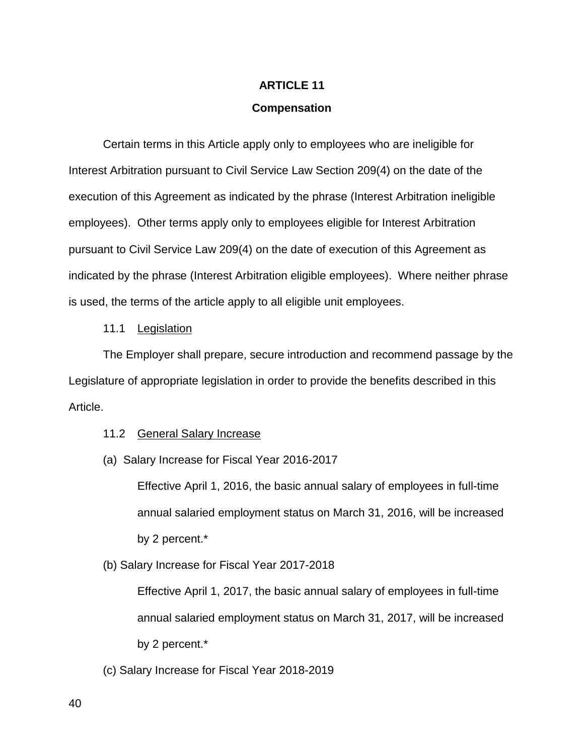## ARTICLE 11

## Compensation

Certain terms in this Article apply only to employees who are ineligible for Interest Arbitration pursuant to Civil Service Law Section 209(4) on the date of the execution of this Agreement as indicated by the phrase (Interest Arbitration ineligible employees). Other terms apply only to employees eligible for Interest Arbitration pursuant to Civil Service Law 209(4) on the date of execution of this Agreement as indicated by the phrase (Interest Arbitration eligible employees). Where neither phrase is used, the terms of the article apply to all eligible unit employees.

11.1 Legislation

The Employer shall prepare, secure introduction and recommend passage by the Legislature of appropriate legislation in order to provide the benefits described in this Article.

11.2 General Salary Increase

(a) Salary Increase for Fiscal Year 2016-2017

Effective April 1, 2016, the basic annual salary of employees in full-time annual salaried employment status on March 31, 2016, will be increased by 2 percent.*

(b) Salary Increase for Fiscal Year 2017-2018

Effective April 1, 2017, the basic annual salary of employees in full-time annual salaried employment status on March 31, 2017, will be increased by 2 percent.*

(c) Salary Increase for Fiscal Year 2018-2019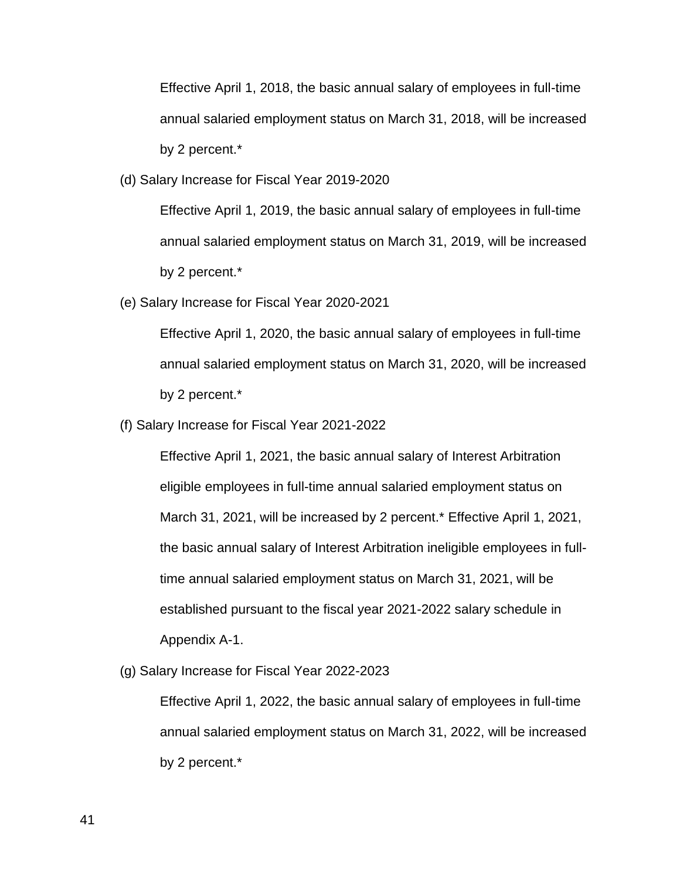Effective April 1, 2018, the basic annual salary of employees in full-time annual salaried employment status on March 31, 2018, will be increased by 2 percent.*

(d) Salary Increase for Fiscal Year 2019-2020

Effective April 1, 2019, the basic annual salary of employees in full-time annual salaried employment status on March 31, 2019, will be increased by 2 percent.*

(e) Salary Increase for Fiscal Year 2020-2021

Effective April 1, 2020, the basic annual salary of employees in full-time annual salaried employment status on March 31, 2020, will be increased by 2 percent.*

(f) Salary Increase for Fiscal Year 2021-2022

Effective April 1, 2021, the basic annual salary of Interest Arbitration eligible employees in full-time annual salaried employment status on March 31, 2021, will be increased by 2 percent.* Effective April 1, 2021, the basic annual salary of Interest Arbitration ineligible employees in full-time annual salaried employment status on March 31, 2021, will be established pursuant to the fiscal year 2021-2022 salary schedule in Appendix A-1.

(g) Salary Increase for Fiscal Year 2022-2023

Effective April 1, 2022, the basic annual salary of employees in full-time annual salaried employment status on March 31, 2022, will be increased by 2 percent.*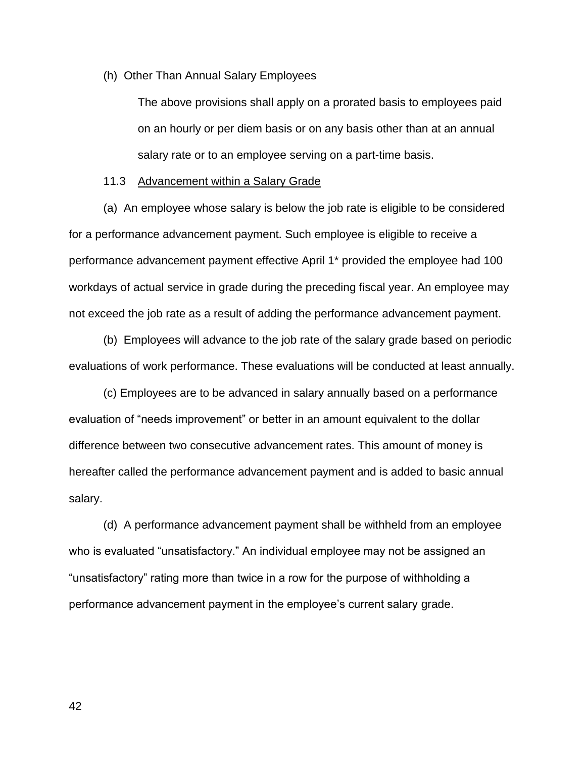(h) Other Than Annual Salary Employees

The above provisions shall apply on a prorated basis to employees paid on an hourly or per diem basis or on any basis other than at an annual salary rate or to an employee serving on a part-time basis.

11.3 Advancement within a Salary Grade

(a) An employee whose salary is below the job rate is eligible to be considered for a performance advancement payment. Such employee is eligible to receive a performance advancement payment effective April 1* provided the employee had 100 workdays of actual service in grade during the preceding fiscal year. An employee may not exceed the job rate as a result of adding the performance advancement payment.

(b) Employees will advance to the job rate of the salary grade based on periodic evaluations of work performance. These evaluations will be conducted at least annually.

(c) Employees are to be advanced in salary annually based on a performance evaluation of "needs improvement" or better in an amount equivalent to the dollar difference between two consecutive advancement rates. This amount of money is hereafter called the performance advancement payment and is added to basic annual salary.

(d) A performance advancement payment shall be withheld from an employee who is evaluated "unsatisfactory." An individual employee may not be assigned an "unsatisfactory" rating more than twice in a row for the purpose of withholding a performance advancement payment in the employee's current salary grade.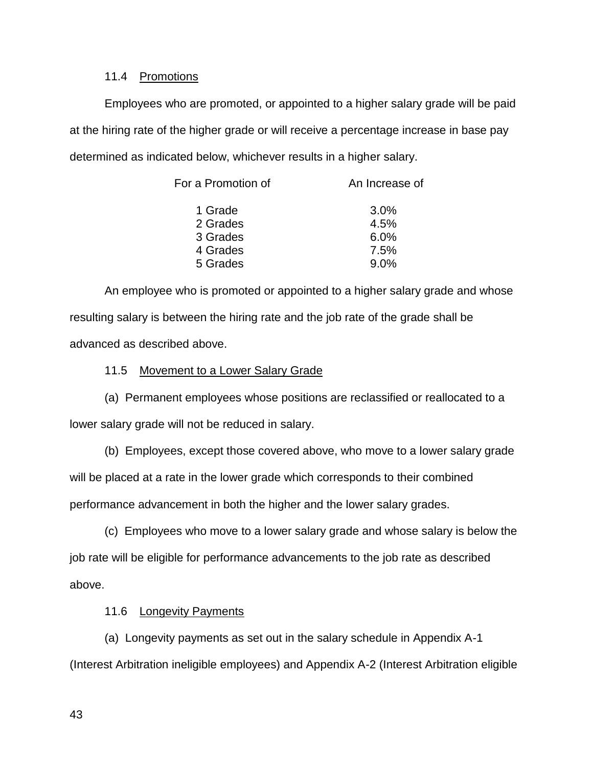11.4 Promotions

Employees who are promoted, or appointed to a higher salary grade will be paid at the hiring rate of the higher grade or will receive a percentage increase in base pay determined as indicated below, whichever results in a higher salary.

| For a Promotion of | An Increase of |
|---|---|
| 1 Grade | 3.0% |
| 2 Grades | 4.5% |
| 3 Grades | 6.0% |
| 4 Grades | 7.5% |
| 5 Grades | 9.0% |

An employee who is promoted or appointed to a higher salary grade and whose resulting salary is between the hiring rate and the job rate of the grade shall be advanced as described above.

11.5 Movement to a Lower Salary Grade

(a) Permanent employees whose positions are reclassified or reallocated to a lower salary grade will not be reduced in salary.

(b) Employees, except those covered above, who move to a lower salary grade will be placed at a rate in the lower grade which corresponds to their combined performance advancement in both the higher and the lower salary grades.

(c) Employees who move to a lower salary grade and whose salary is below the job rate will be eligible for performance advancements to the job rate as described above.

11.6 Longevity Payments

(a) Longevity payments as set out in the salary schedule in Appendix A-1 (Interest Arbitration ineligible employees) and Appendix A-2 (Interest Arbitration eligible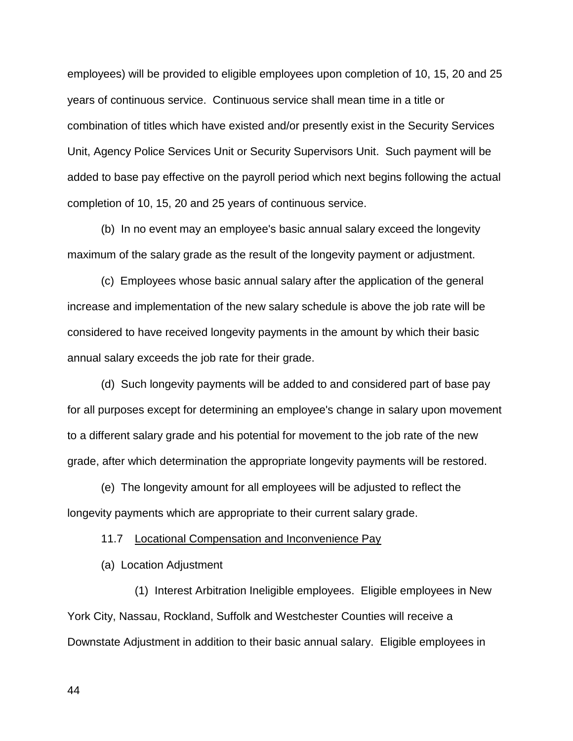employees) will be provided to eligible employees upon completion of 10, 15, 20 and 25 years of continuous service. Continuous service shall mean time in a title or combination of titles which have existed and/or presently exist in the Security Services Unit, Agency Police Services Unit or Security Supervisors Unit. Such payment will be added to base pay effective on the payroll period which next begins following the actual completion of 10, 15, 20 and 25 years of continuous service.

(b) In no event may an employee's basic annual salary exceed the longevity maximum of the salary grade as the result of the longevity payment or adjustment.

(c) Employees whose basic annual salary after the application of the general increase and implementation of the new salary schedule is above the job rate will be considered to have received longevity payments in the amount by which their basic annual salary exceeds the job rate for their grade.

(d) Such longevity payments will be added to and considered part of base pay for all purposes except for determining an employee's change in salary upon movement to a different salary grade and his potential for movement to the job rate of the new grade, after which determination the appropriate longevity payments will be restored.

(e) The longevity amount for all employees will be adjusted to reflect the longevity payments which are appropriate to their current salary grade.

11.7 Locational Compensation and Inconvenience Pay

(a) Location Adjustment

(1) Interest Arbitration Ineligible employees. Eligible employees in New York City, Nassau, Rockland, Suffolk and Westchester Counties will receive a Downstate Adjustment in addition to their basic annual salary. Eligible employees in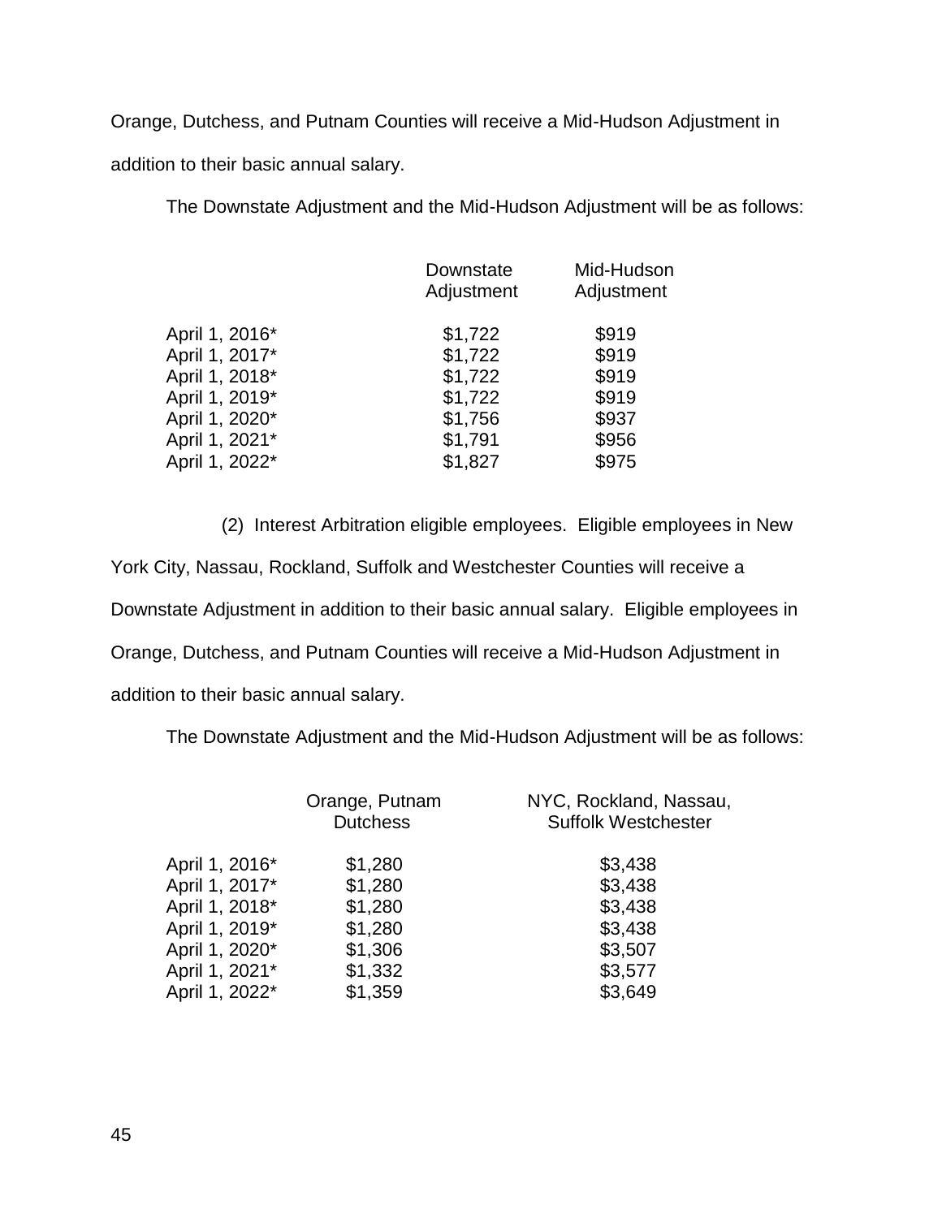Orange, Dutchess, and Putnam Counties will receive a Mid-Hudson Adjustment in addition to their basic annual salary.

The Downstate Adjustment and the Mid-Hudson Adjustment will be as follows:

| | Downstate Adjustment | Mid-Hudson Adjustment |
|---|---|---|
| April 1, 2016* | $1,722 | $919 |
| April 1, 2017* | $1,722 | $919 |
| April 1, 2018* | $1,722 | $919 |
| April 1, 2019* | $1,722 | $919 |
| April 1, 2020* | $1,756 | $937 |
| April 1, 2021* | $1,791 | $956 |
| April 1, 2022* | $1,827 | $975 |

(2) Interest Arbitration eligible employees. Eligible employees in New York City, Nassau, Rockland, Suffolk and Westchester Counties will receive a Downstate Adjustment in addition to their basic annual salary. Eligible employees in Orange, Dutchess, and Putnam Counties will receive a Mid-Hudson Adjustment in addition to their basic annual salary.

The Downstate Adjustment and the Mid-Hudson Adjustment will be as follows:

| | Orange, Putnam Dutchess | NYC, Rockland, Nassau, Suffolk Westchester |
|---|---|---|
| April 1, 2016* | $1,280 | $3,438 |
| April 1, 2017* | $1,280 | $3,438 |
| April 1, 2018* | $1,280 | $3,438 |
| April 1, 2019* | $1,280 | $3,438 |
| April 1, 2020* | $1,306 | $3,507 |
| April 1, 2021* | $1,332 | $3,577 |
| April 1, 2022* | $1,359 | $3,649 |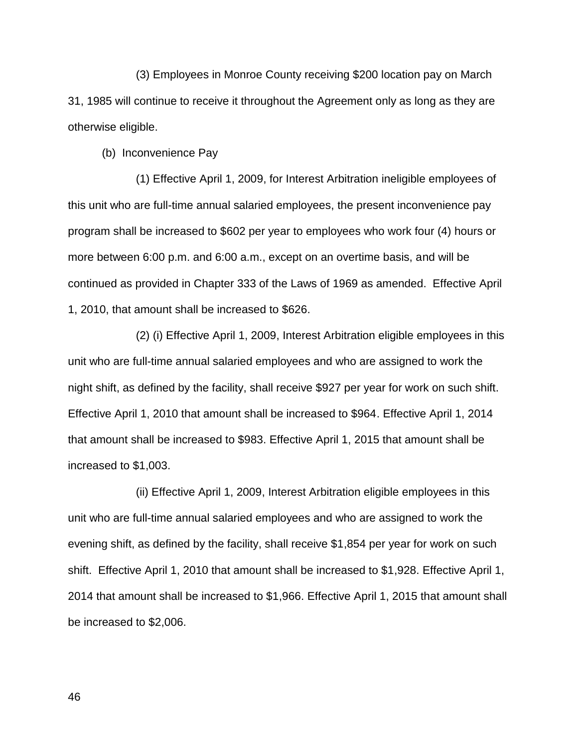(3) Employees in Monroe County receiving $200 location pay on March 31, 1985 will continue to receive it throughout the Agreement only as long as they are otherwise eligible.

(b) Inconvenience Pay

(1) Effective April 1, 2009, for Interest Arbitration ineligible employees of this unit who are full-time annual salaried employees, the present inconvenience pay program shall be increased to $602 per year to employees who work four (4) hours or more between 6:00 p.m. and 6:00 a.m., except on an overtime basis, and will be continued as provided in Chapter 333 of the Laws of 1969 as amended. Effective April 1, 2010, that amount shall be increased to $626.

(2) (i) Effective April 1, 2009, Interest Arbitration eligible employees in this unit who are full-time annual salaried employees and who are assigned to work the night shift, as defined by the facility, shall receive $927 per year for work on such shift. Effective April 1, 2010 that amount shall be increased to $964. Effective April 1, 2014 that amount shall be increased to $983. Effective April 1, 2015 that amount shall be increased to $1,003.

(ii) Effective April 1, 2009, Interest Arbitration eligible employees in this unit who are full-time annual salaried employees and who are assigned to work the evening shift, as defined by the facility, shall receive $1,854 per year for work on such shift. Effective April 1, 2010 that amount shall be increased to $1,928. Effective April 1, 2014 that amount shall be increased to $1,966. Effective April 1, 2015 that amount shall be increased to $2,006.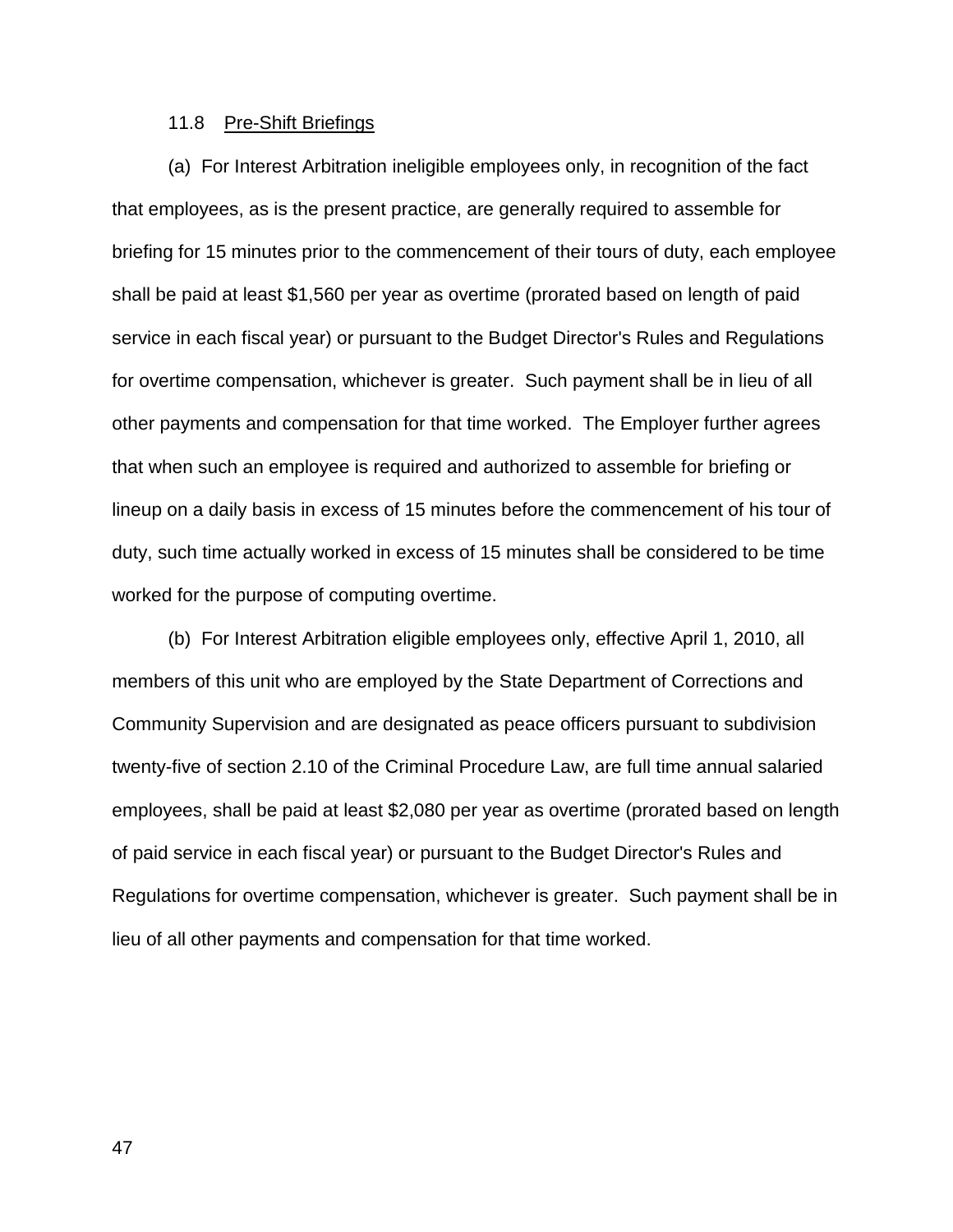11.8 Pre-Shift Briefings

(a) For Interest Arbitration ineligible employees only, in recognition of the fact that employees, as is the present practice, are generally required to assemble for briefing for 15 minutes prior to the commencement of their tours of duty, each employee shall be paid at least $1,560 per year as overtime (prorated based on length of paid service in each fiscal year) or pursuant to the Budget Director's Rules and Regulations for overtime compensation, whichever is greater. Such payment shall be in lieu of all other payments and compensation for that time worked. The Employer further agrees that when such an employee is required and authorized to assemble for briefing or lineup on a daily basis in excess of 15 minutes before the commencement of his tour of duty, such time actually worked in excess of 15 minutes shall be considered to be time worked for the purpose of computing overtime.

(b) For Interest Arbitration eligible employees only, effective April 1, 2010, all members of this unit who are employed by the State Department of Corrections and Community Supervision and are designated as peace officers pursuant to subdivision twenty-five of section 2.10 of the Criminal Procedure Law, are full time annual salaried employees, shall be paid at least $2,080 per year as overtime (prorated based on length of paid service in each fiscal year) or pursuant to the Budget Director's Rules and Regulations for overtime compensation, whichever is greater. Such payment shall be in lieu of all other payments and compensation for that time worked.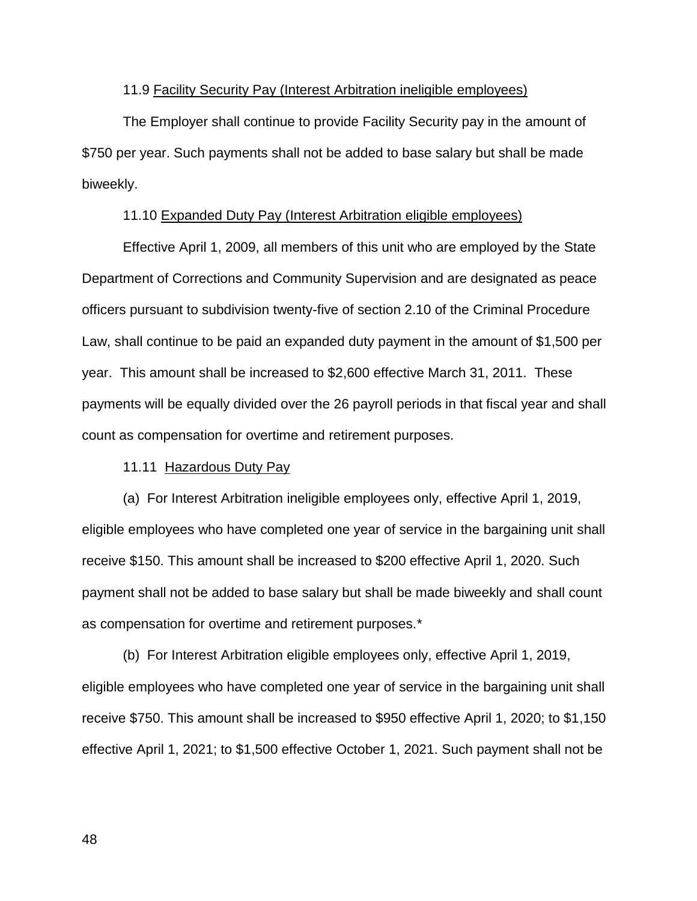11.9 <u>Facility Security Pay (Interest Arbitration ineligible employees)</u>

The Employer shall continue to provide Facility Security pay in the amount of $750 per year. Such payments shall not be added to base salary but shall be made biweekly.

11.10 <u>Expanded Duty Pay (Interest Arbitration eligible employees)</u>

Effective April 1, 2009, all members of this unit who are employed by the State Department of Corrections and Community Supervision and are designated as peace officers pursuant to subdivision twenty-five of section 2.10 of the Criminal Procedure Law, shall continue to be paid an expanded duty payment in the amount of $1,500 per year. This amount shall be increased to $2,600 effective March 31, 2011. These payments will be equally divided over the 26 payroll periods in that fiscal year and shall count as compensation for overtime and retirement purposes.

11.11 <u>Hazardous Duty Pay</u>

(a) For Interest Arbitration ineligible employees only, effective April 1, 2019, eligible employees who have completed one year of service in the bargaining unit shall receive $150. This amount shall be increased to $200 effective April 1, 2020. Such payment shall not be added to base salary but shall be made biweekly and shall count as compensation for overtime and retirement purposes.*

(b) For Interest Arbitration eligible employees only, effective April 1, 2019, eligible employees who have completed one year of service in the bargaining unit shall receive $750. This amount shall be increased to $950 effective April 1, 2020; to $1,150 effective April 1, 2021; to $1,500 effective October 1, 2021. Such payment shall not be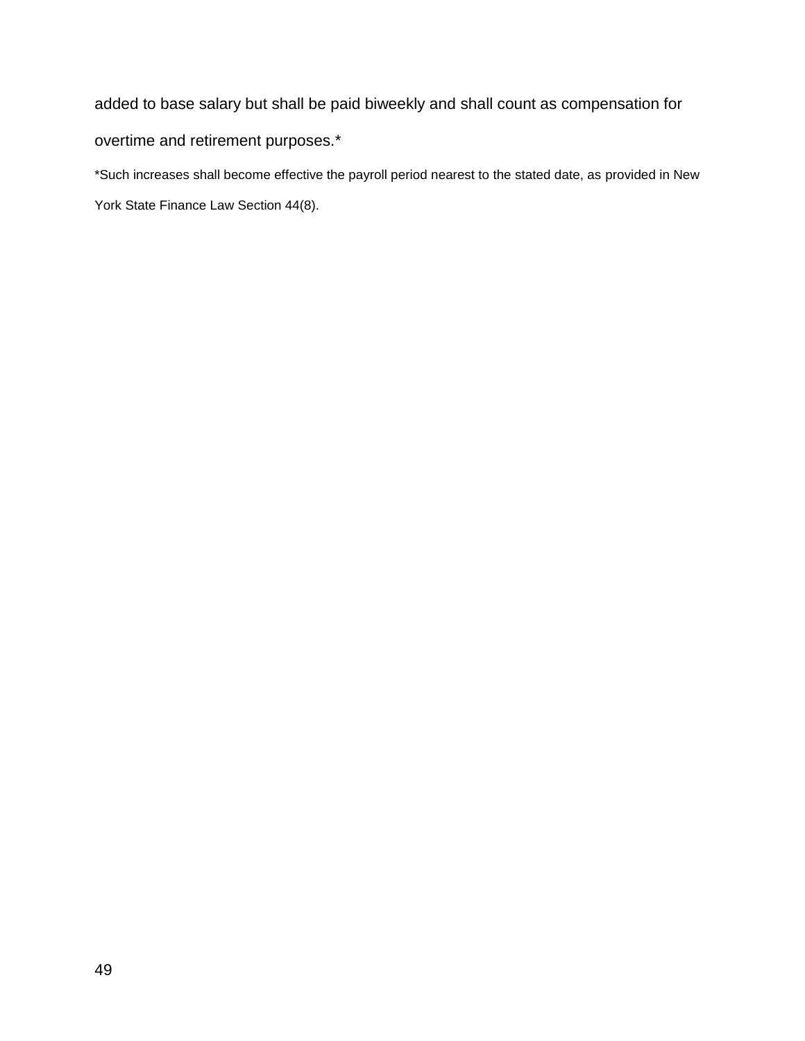added to base salary but shall be paid biweekly and shall count as compensation for overtime and retirement purposes.*

*Such increases shall become effective the payroll period nearest to the stated date, as provided in New York State Finance Law Section 44(8).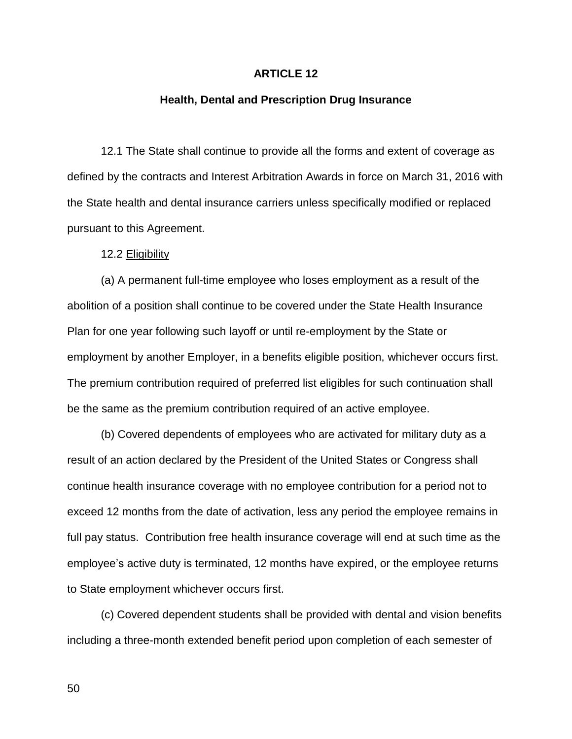# ARTICLE 12

## Health, Dental and Prescription Drug Insurance

12.1 The State shall continue to provide all the forms and extent of coverage as defined by the contracts and Interest Arbitration Awards in force on March 31, 2016 with the State health and dental insurance carriers unless specifically modified or replaced pursuant to this Agreement.

12.2 Eligibility

(a) A permanent full-time employee who loses employment as a result of the abolition of a position shall continue to be covered under the State Health Insurance Plan for one year following such layoff or until re-employment by the State or employment by another Employer, in a benefits eligible position, whichever occurs first. The premium contribution required of preferred list eligibles for such continuation shall be the same as the premium contribution required of an active employee.

(b) Covered dependents of employees who are activated for military duty as a result of an action declared by the President of the United States or Congress shall continue health insurance coverage with no employee contribution for a period not to exceed 12 months from the date of activation, less any period the employee remains in full pay status. Contribution free health insurance coverage will end at such time as the employee's active duty is terminated, 12 months have expired, or the employee returns to State employment whichever occurs first.

(c) Covered dependent students shall be provided with dental and vision benefits including a three-month extended benefit period upon completion of each semester of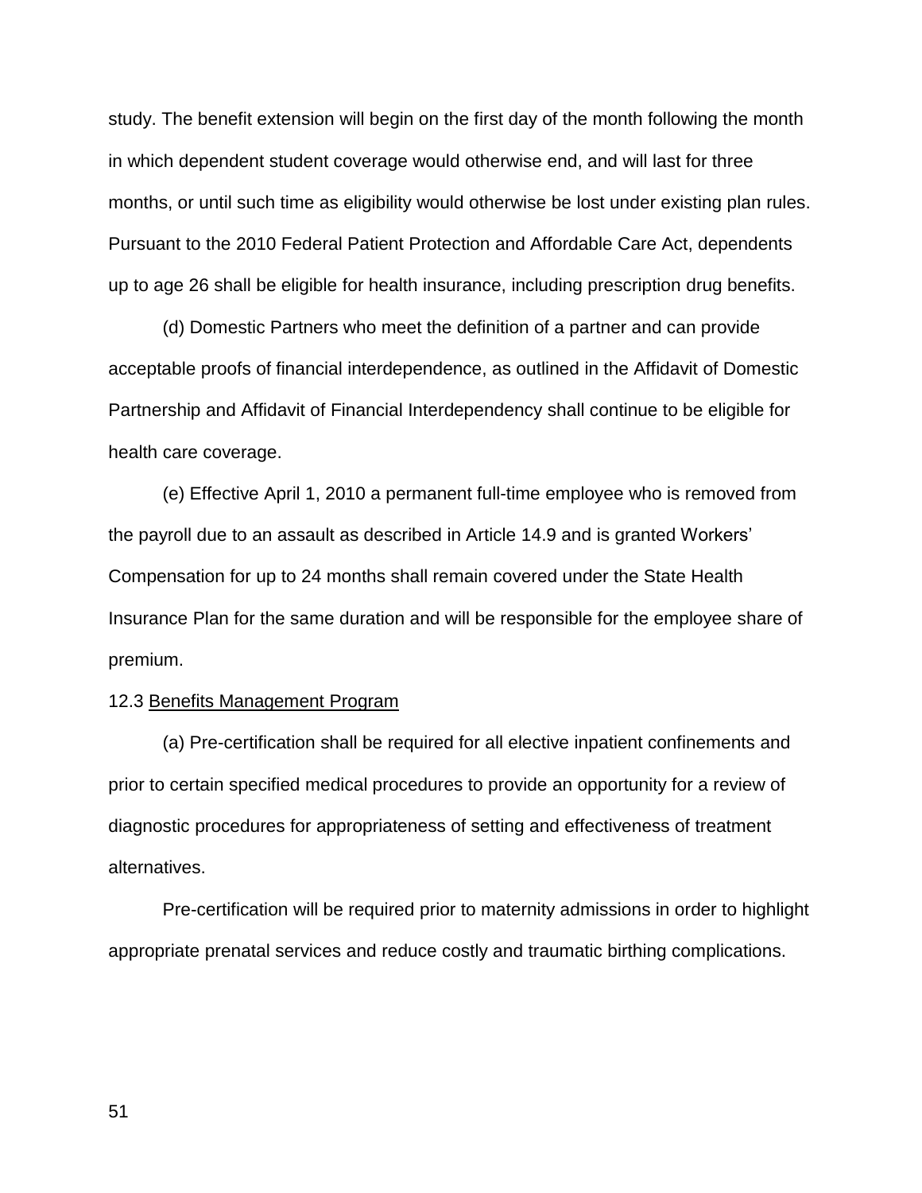study. The benefit extension will begin on the first day of the month following the month in which dependent student coverage would otherwise end, and will last for three months, or until such time as eligibility would otherwise be lost under existing plan rules. Pursuant to the 2010 Federal Patient Protection and Affordable Care Act, dependents up to age 26 shall be eligible for health insurance, including prescription drug benefits.

(d) Domestic Partners who meet the definition of a partner and can provide acceptable proofs of financial interdependence, as outlined in the Affidavit of Domestic Partnership and Affidavit of Financial Interdependency shall continue to be eligible for health care coverage.

(e) Effective April 1, 2010 a permanent full-time employee who is removed from the payroll due to an assault as described in Article 14.9 and is granted Workers' Compensation for up to 24 months shall remain covered under the State Health Insurance Plan for the same duration and will be responsible for the employee share of premium.

12.3 Benefits Management Program

(a) Pre-certification shall be required for all elective inpatient confinements and prior to certain specified medical procedures to provide an opportunity for a review of diagnostic procedures for appropriateness of setting and effectiveness of treatment alternatives.

Pre-certification will be required prior to maternity admissions in order to highlight appropriate prenatal services and reduce costly and traumatic birthing complications.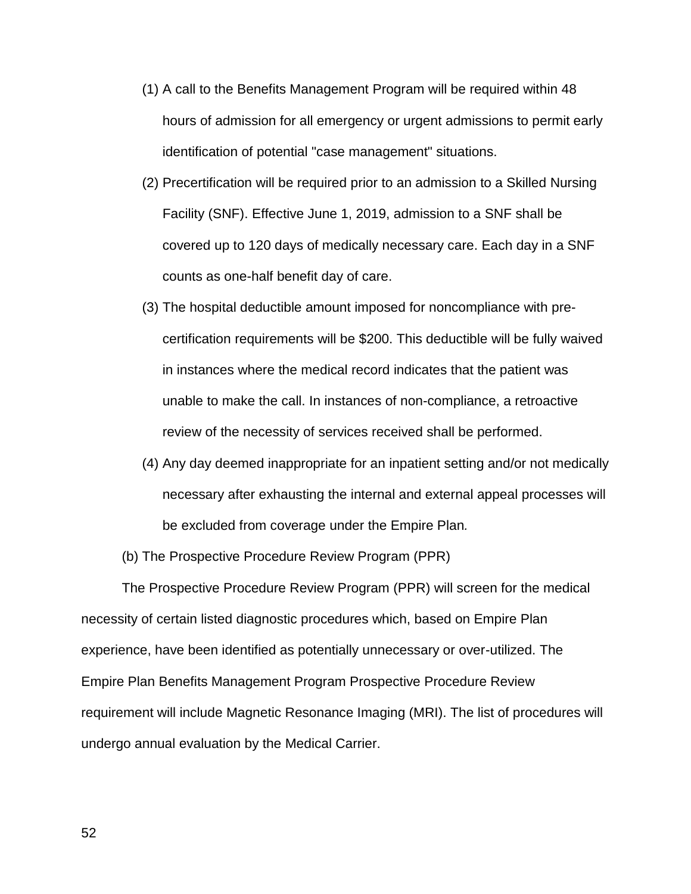(1) A call to the Benefits Management Program will be required within 48 hours of admission for all emergency or urgent admissions to permit early identification of potential "case management" situations.

(2) Precertification will be required prior to an admission to a Skilled Nursing Facility (SNF). Effective June 1, 2019, admission to a SNF shall be covered up to 120 days of medically necessary care. Each day in a SNF counts as one-half benefit day of care.

(3) The hospital deductible amount imposed for noncompliance with pre-certification requirements will be $200. This deductible will be fully waived in instances where the medical record indicates that the patient was unable to make the call. In instances of non-compliance, a retroactive review of the necessity of services received shall be performed.

(4) Any day deemed inappropriate for an inpatient setting and/or not medically necessary after exhausting the internal and external appeal processes will be excluded from coverage under the Empire Plan.

(b) The Prospective Procedure Review Program (PPR)

The Prospective Procedure Review Program (PPR) will screen for the medical necessity of certain listed diagnostic procedures which, based on Empire Plan experience, have been identified as potentially unnecessary or over-utilized. The Empire Plan Benefits Management Program Prospective Procedure Review requirement will include Magnetic Resonance Imaging (MRI). The list of procedures will undergo annual evaluation by the Medical Carrier.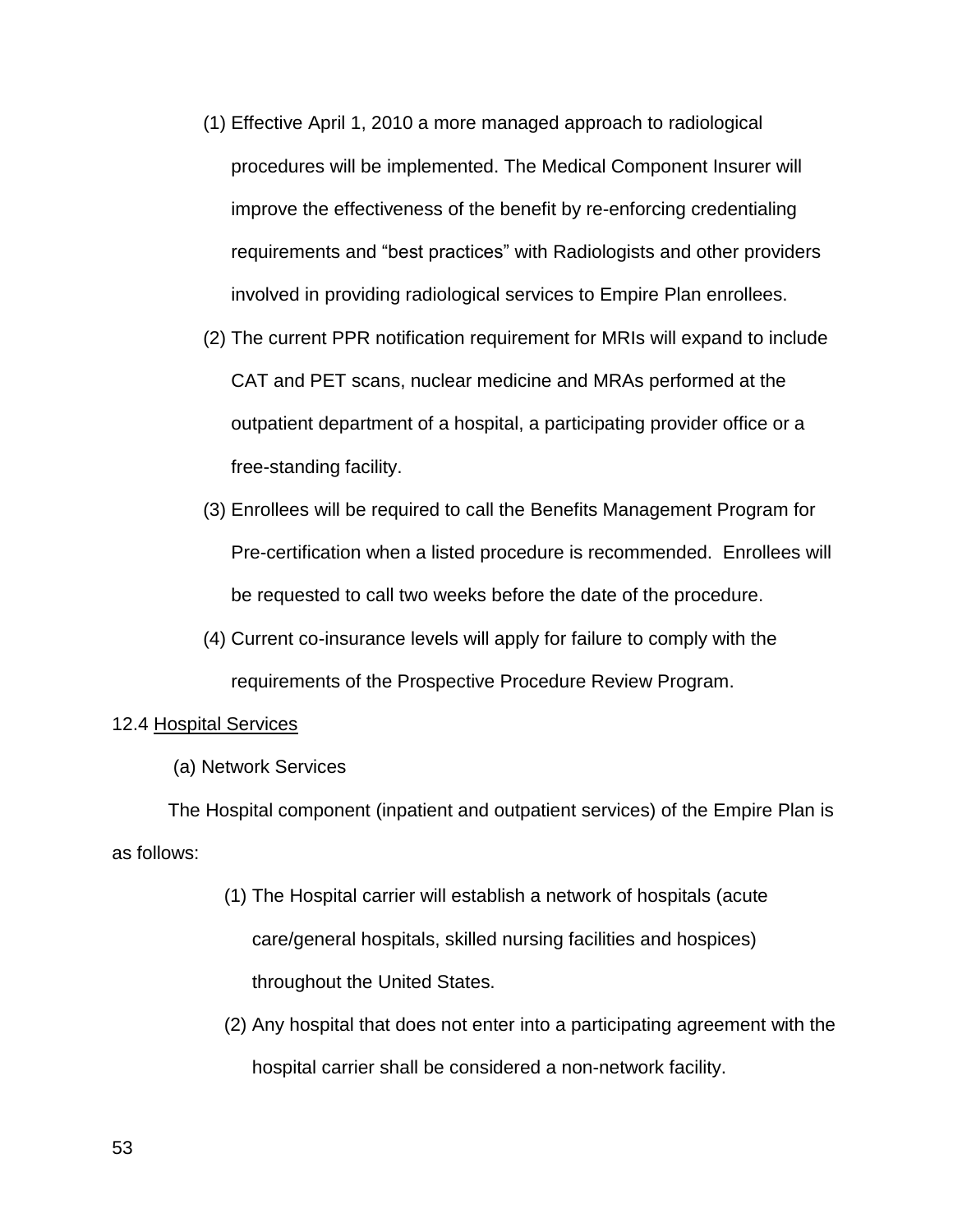(1) Effective April 1, 2010 a more managed approach to radiological procedures will be implemented. The Medical Component Insurer will improve the effectiveness of the benefit by re-enforcing credentialing requirements and "best practices" with Radiologists and other providers involved in providing radiological services to Empire Plan enrollees.

(2) The current PPR notification requirement for MRIs will expand to include CAT and PET scans, nuclear medicine and MRAs performed at the outpatient department of a hospital, a participating provider office or a free-standing facility.

(3) Enrollees will be required to call the Benefits Management Program for Pre-certification when a listed procedure is recommended. Enrollees will be requested to call two weeks before the date of the procedure.

(4) Current co-insurance levels will apply for failure to comply with the requirements of the Prospective Procedure Review Program.

12.4 Hospital Services

(a) Network Services

The Hospital component (inpatient and outpatient services) of the Empire Plan is as follows:

(1) The Hospital carrier will establish a network of hospitals (acute care/general hospitals, skilled nursing facilities and hospices) throughout the United States.

(2) Any hospital that does not enter into a participating agreement with the hospital carrier shall be considered a non-network facility.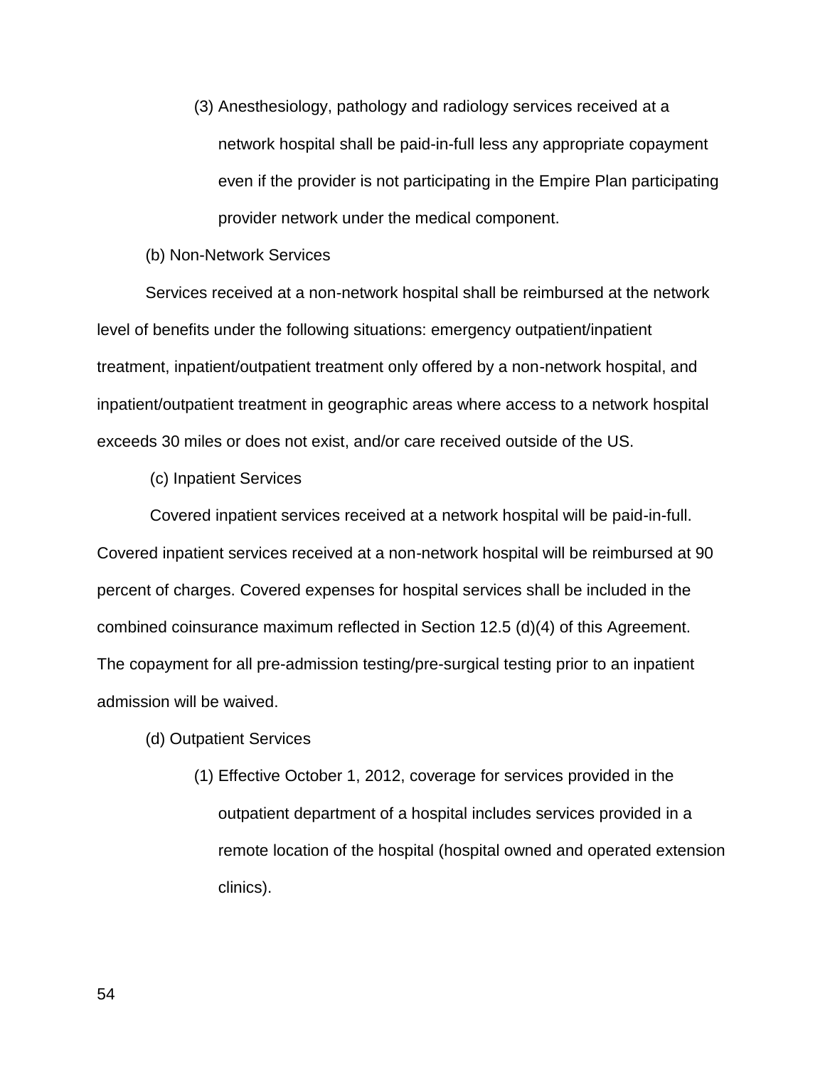(3) Anesthesiology, pathology and radiology services received at a network hospital shall be paid-in-full less any appropriate copayment even if the provider is not participating in the Empire Plan participating provider network under the medical component.

(b) Non-Network Services

Services received at a non-network hospital shall be reimbursed at the network level of benefits under the following situations: emergency outpatient/inpatient treatment, inpatient/outpatient treatment only offered by a non-network hospital, and inpatient/outpatient treatment in geographic areas where access to a network hospital exceeds 30 miles or does not exist, and/or care received outside of the US.

(c) Inpatient Services

Covered inpatient services received at a network hospital will be paid-in-full. Covered inpatient services received at a non-network hospital will be reimbursed at 90 percent of charges. Covered expenses for hospital services shall be included in the combined coinsurance maximum reflected in Section 12.5 (d)(4) of this Agreement. The copayment for all pre-admission testing/pre-surgical testing prior to an inpatient admission will be waived.

(d) Outpatient Services

(1) Effective October 1, 2012, coverage for services provided in the outpatient department of a hospital includes services provided in a remote location of the hospital (hospital owned and operated extension clinics).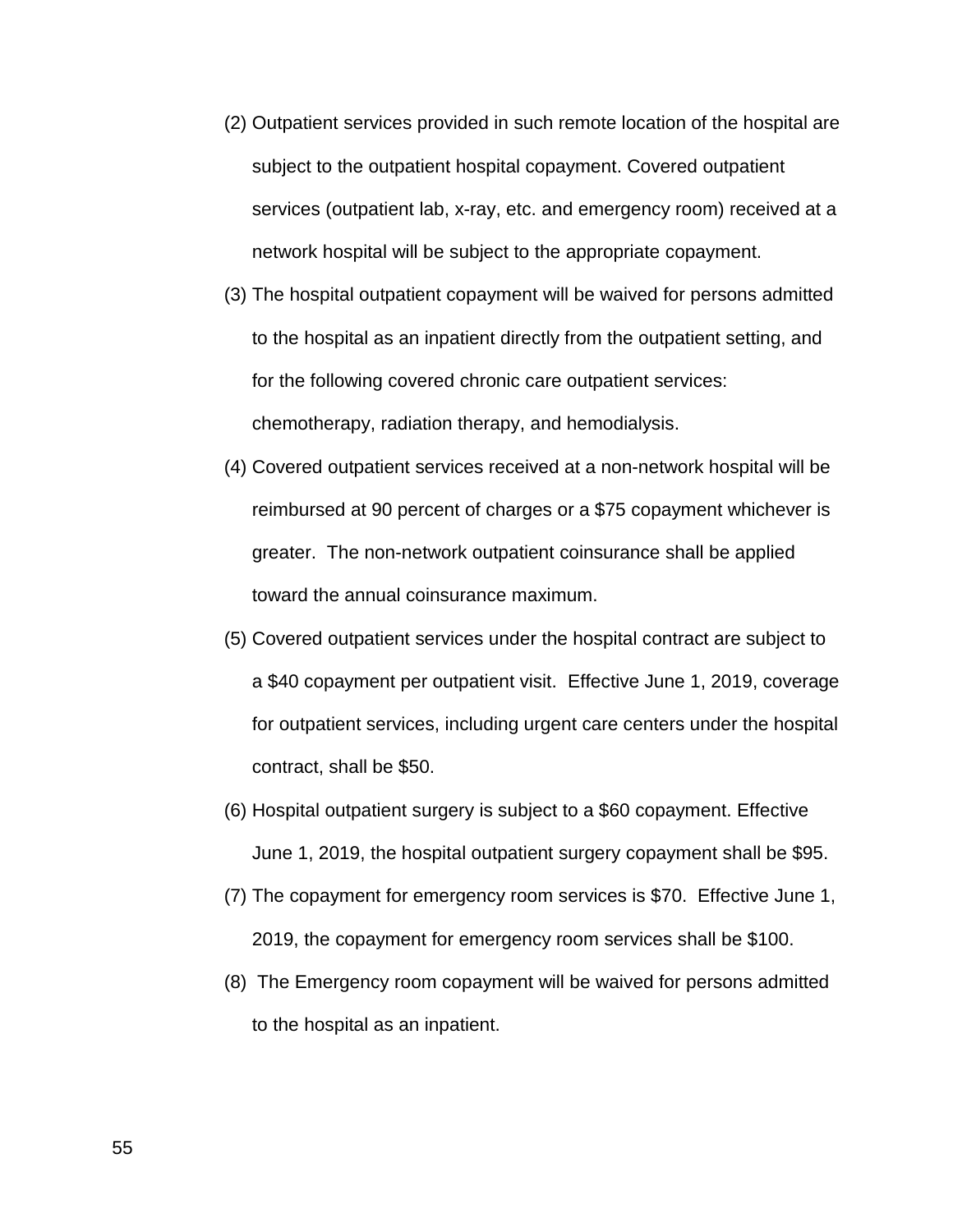(2) Outpatient services provided in such remote location of the hospital are subject to the outpatient hospital copayment. Covered outpatient services (outpatient lab, x-ray, etc. and emergency room) received at a network hospital will be subject to the appropriate copayment.

(3) The hospital outpatient copayment will be waived for persons admitted to the hospital as an inpatient directly from the outpatient setting, and for the following covered chronic care outpatient services: chemotherapy, radiation therapy, and hemodialysis.

(4) Covered outpatient services received at a non-network hospital will be reimbursed at 90 percent of charges or a $75 copayment whichever is greater. The non-network outpatient coinsurance shall be applied toward the annual coinsurance maximum.

(5) Covered outpatient services under the hospital contract are subject to a $40 copayment per outpatient visit. Effective June 1, 2019, coverage for outpatient services, including urgent care centers under the hospital contract, shall be $50.

(6) Hospital outpatient surgery is subject to a $60 copayment. Effective June 1, 2019, the hospital outpatient surgery copayment shall be $95.

(7) The copayment for emergency room services is $70. Effective June 1, 2019, the copayment for emergency room services shall be $100.

(8) The Emergency room copayment will be waived for persons admitted to the hospital as an inpatient.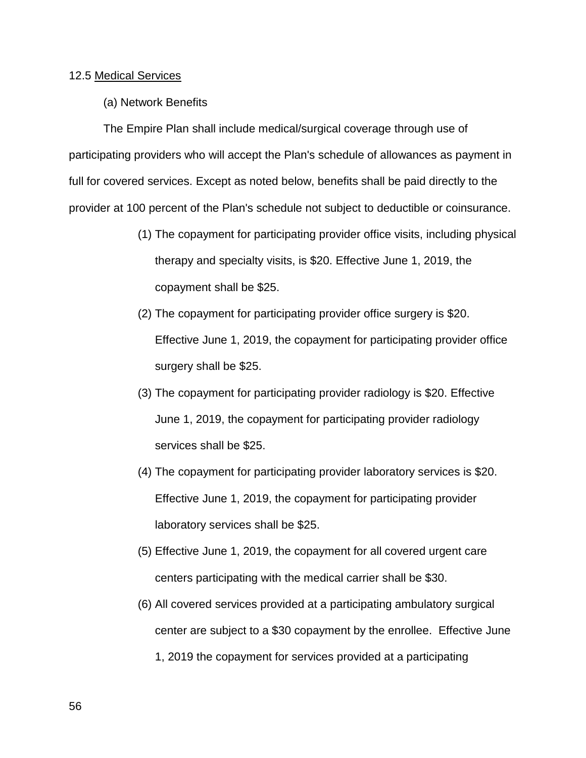12.5 Medical Services

(a) Network Benefits

The Empire Plan shall include medical/surgical coverage through use of participating providers who will accept the Plan's schedule of allowances as payment in full for covered services. Except as noted below, benefits shall be paid directly to the provider at 100 percent of the Plan's schedule not subject to deductible or coinsurance.

(1) The copayment for participating provider office visits, including physical therapy and specialty visits, is $20. Effective June 1, 2019, the copayment shall be $25.

(2) The copayment for participating provider office surgery is $20. Effective June 1, 2019, the copayment for participating provider office surgery shall be $25.

(3) The copayment for participating provider radiology is $20. Effective June 1, 2019, the copayment for participating provider radiology services shall be $25.

(4) The copayment for participating provider laboratory services is $20. Effective June 1, 2019, the copayment for participating provider laboratory services shall be $25.

(5) Effective June 1, 2019, the copayment for all covered urgent care centers participating with the medical carrier shall be $30.

(6) All covered services provided at a participating ambulatory surgical center are subject to a $30 copayment by the enrollee. Effective June 1, 2019 the copayment for services provided at a participating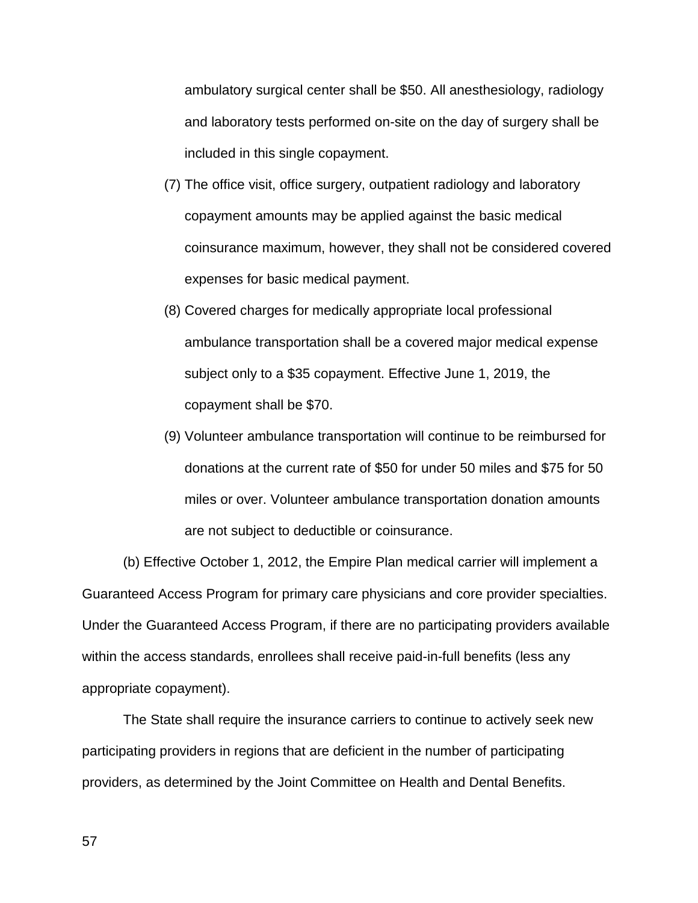ambulatory surgical center shall be $50. All anesthesiology, radiology and laboratory tests performed on-site on the day of surgery shall be included in this single copayment.

(7) The office visit, office surgery, outpatient radiology and laboratory copayment amounts may be applied against the basic medical coinsurance maximum, however, they shall not be considered covered expenses for basic medical payment.

(8) Covered charges for medically appropriate local professional ambulance transportation shall be a covered major medical expense subject only to a $35 copayment. Effective June 1, 2019, the copayment shall be $70.

(9) Volunteer ambulance transportation will continue to be reimbursed for donations at the current rate of $50 for under 50 miles and $75 for 50 miles or over. Volunteer ambulance transportation donation amounts are not subject to deductible or coinsurance.

(b) Effective October 1, 2012, the Empire Plan medical carrier will implement a Guaranteed Access Program for primary care physicians and core provider specialties. Under the Guaranteed Access Program, if there are no participating providers available within the access standards, enrollees shall receive paid-in-full benefits (less any appropriate copayment).

The State shall require the insurance carriers to continue to actively seek new participating providers in regions that are deficient in the number of participating providers, as determined by the Joint Committee on Health and Dental Benefits.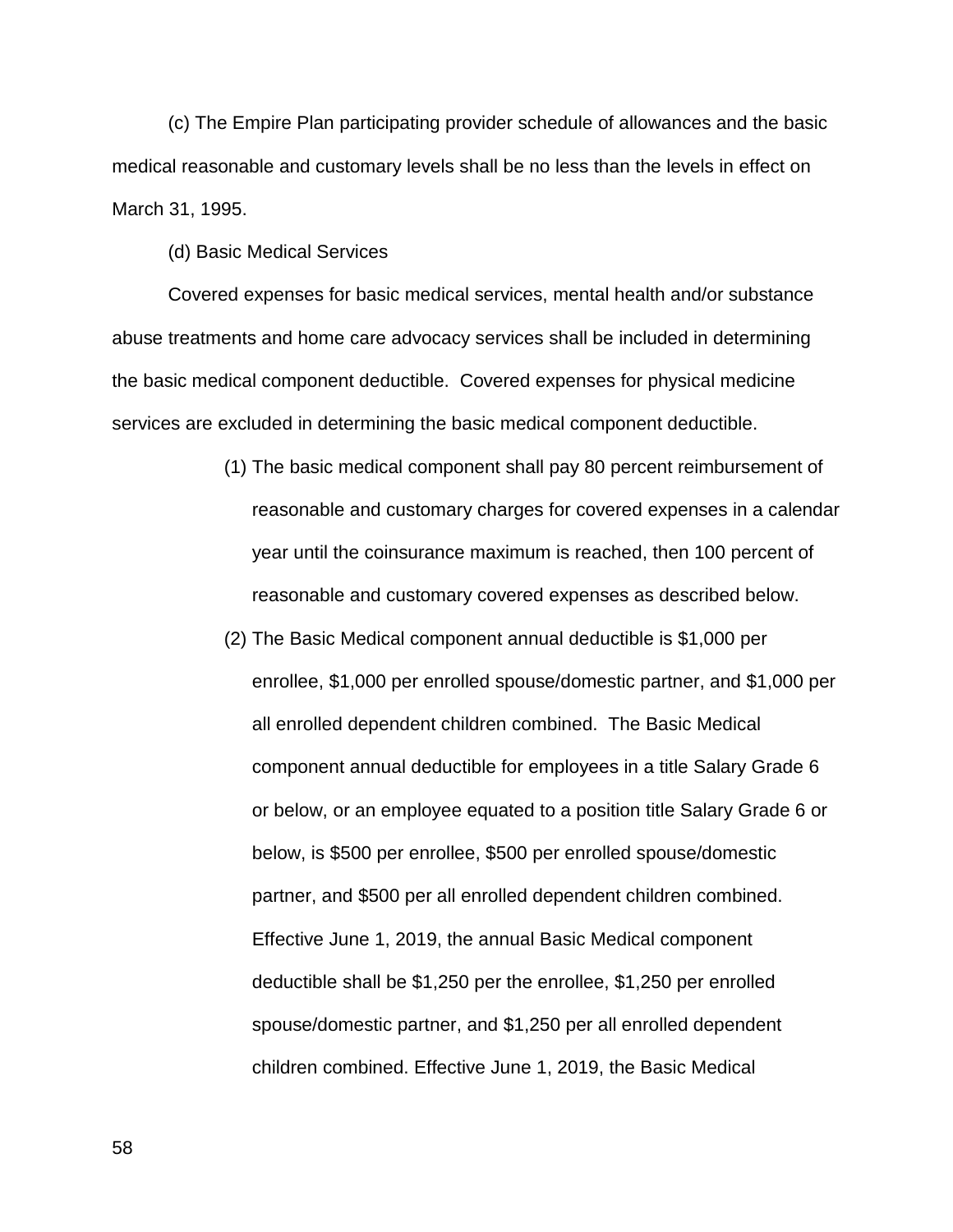(c) The Empire Plan participating provider schedule of allowances and the basic medical reasonable and customary levels shall be no less than the levels in effect on March 31, 1995.

(d) Basic Medical Services

Covered expenses for basic medical services, mental health and/or substance abuse treatments and home care advocacy services shall be included in determining the basic medical component deductible. Covered expenses for physical medicine services are excluded in determining the basic medical component deductible.

(1) The basic medical component shall pay 80 percent reimbursement of reasonable and customary charges for covered expenses in a calendar year until the coinsurance maximum is reached, then 100 percent of reasonable and customary covered expenses as described below.

(2) The Basic Medical component annual deductible is $1,000 per enrollee, $1,000 per enrolled spouse/domestic partner, and $1,000 per all enrolled dependent children combined. The Basic Medical component annual deductible for employees in a title Salary Grade 6 or below, or an employee equated to a position title Salary Grade 6 or below, is $500 per enrollee, $500 per enrolled spouse/domestic partner, and $500 per all enrolled dependent children combined. Effective June 1, 2019, the annual Basic Medical component deductible shall be $1,250 per the enrollee, $1,250 per enrolled spouse/domestic partner, and $1,250 per all enrolled dependent children combined. Effective June 1, 2019, the Basic Medical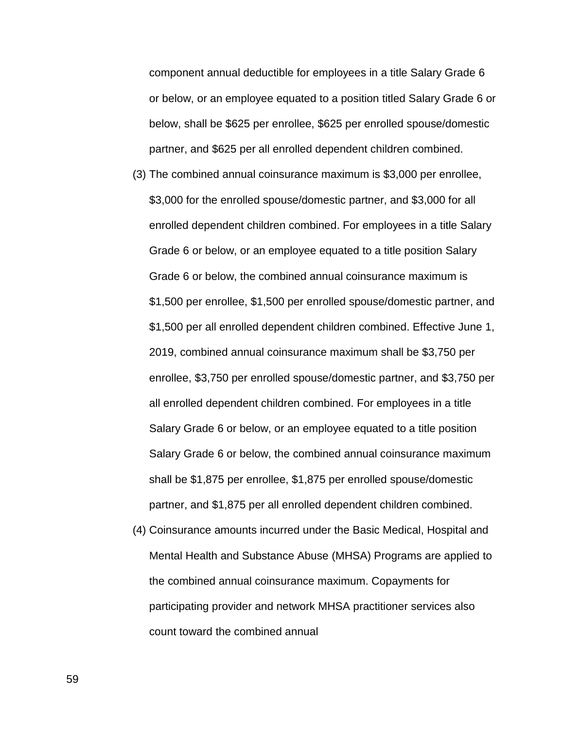component annual deductible for employees in a title Salary Grade 6 or below, or an employee equated to a position titled Salary Grade 6 or below, shall be $625 per enrollee, $625 per enrolled spouse/domestic partner, and $625 per all enrolled dependent children combined.

(3) The combined annual coinsurance maximum is $3,000 per enrollee, $3,000 for the enrolled spouse/domestic partner, and $3,000 for all enrolled dependent children combined. For employees in a title Salary Grade 6 or below, or an employee equated to a title position Salary Grade 6 or below, the combined annual coinsurance maximum is $1,500 per enrollee, $1,500 per enrolled spouse/domestic partner, and $1,500 per all enrolled dependent children combined. Effective June 1, 2019, combined annual coinsurance maximum shall be $3,750 per enrollee, $3,750 per enrolled spouse/domestic partner, and $3,750 per all enrolled dependent children combined. For employees in a title Salary Grade 6 or below, or an employee equated to a title position Salary Grade 6 or below, the combined annual coinsurance maximum shall be $1,875 per enrollee, $1,875 per enrolled spouse/domestic partner, and $1,875 per all enrolled dependent children combined.

(4) Coinsurance amounts incurred under the Basic Medical, Hospital and Mental Health and Substance Abuse (MHSA) Programs are applied to the combined annual coinsurance maximum. Copayments for participating provider and network MHSA practitioner services also count toward the combined annual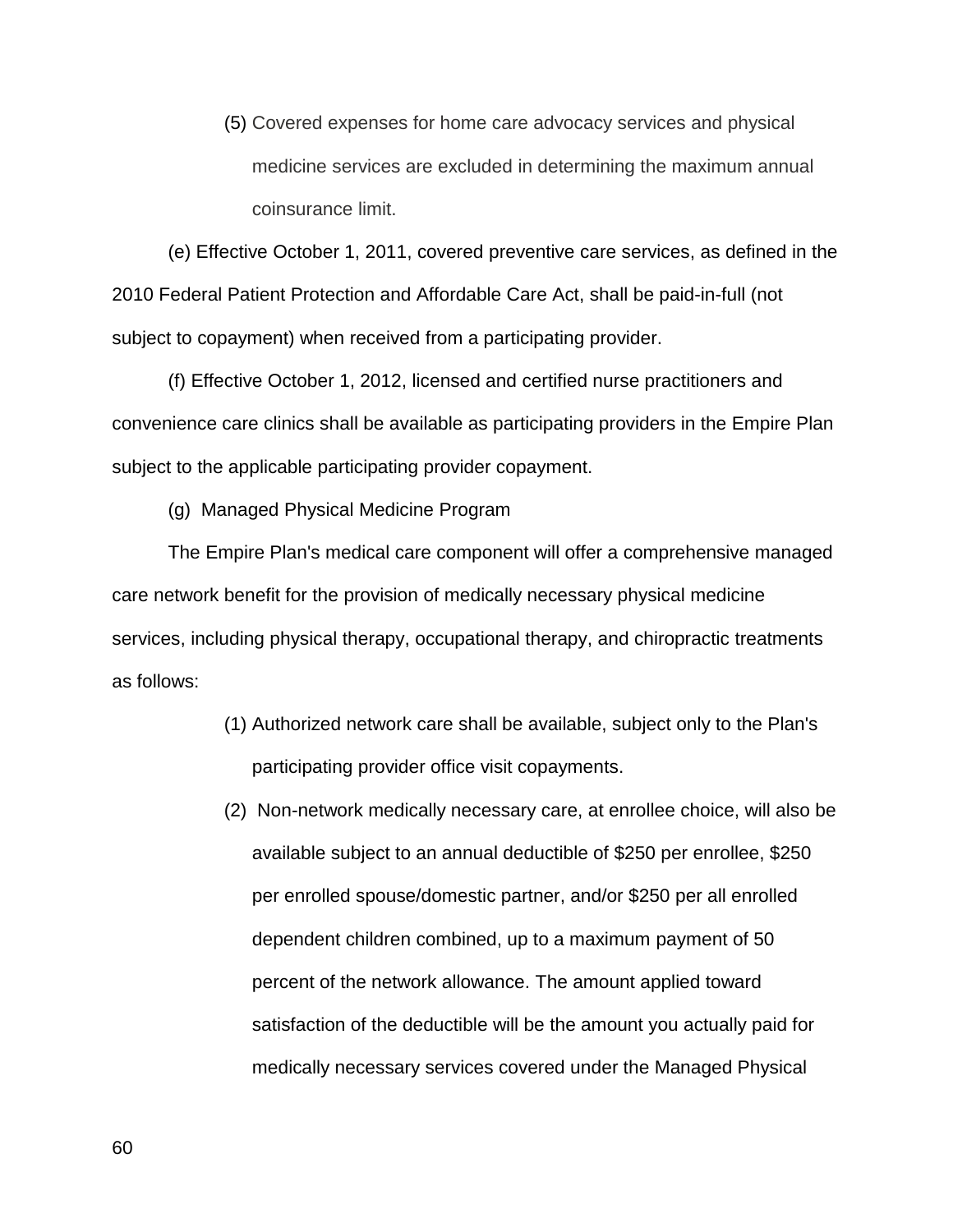(5) Covered expenses for home care advocacy services and physical medicine services are excluded in determining the maximum annual coinsurance limit.

(e) Effective October 1, 2011, covered preventive care services, as defined in the 2010 Federal Patient Protection and Affordable Care Act, shall be paid-in-full (not subject to copayment) when received from a participating provider.

(f) Effective October 1, 2012, licensed and certified nurse practitioners and convenience care clinics shall be available as participating providers in the Empire Plan subject to the applicable participating provider copayment.

(g) Managed Physical Medicine Program

The Empire Plan's medical care component will offer a comprehensive managed care network benefit for the provision of medically necessary physical medicine services, including physical therapy, occupational therapy, and chiropractic treatments as follows:

(1) Authorized network care shall be available, subject only to the Plan's participating provider office visit copayments.

(2) Non-network medically necessary care, at enrollee choice, will also be available subject to an annual deductible of $250 per enrollee, $250 per enrolled spouse/domestic partner, and/or $250 per all enrolled dependent children combined, up to a maximum payment of 50 percent of the network allowance. The amount applied toward satisfaction of the deductible will be the amount you actually paid for medically necessary services covered under the Managed Physical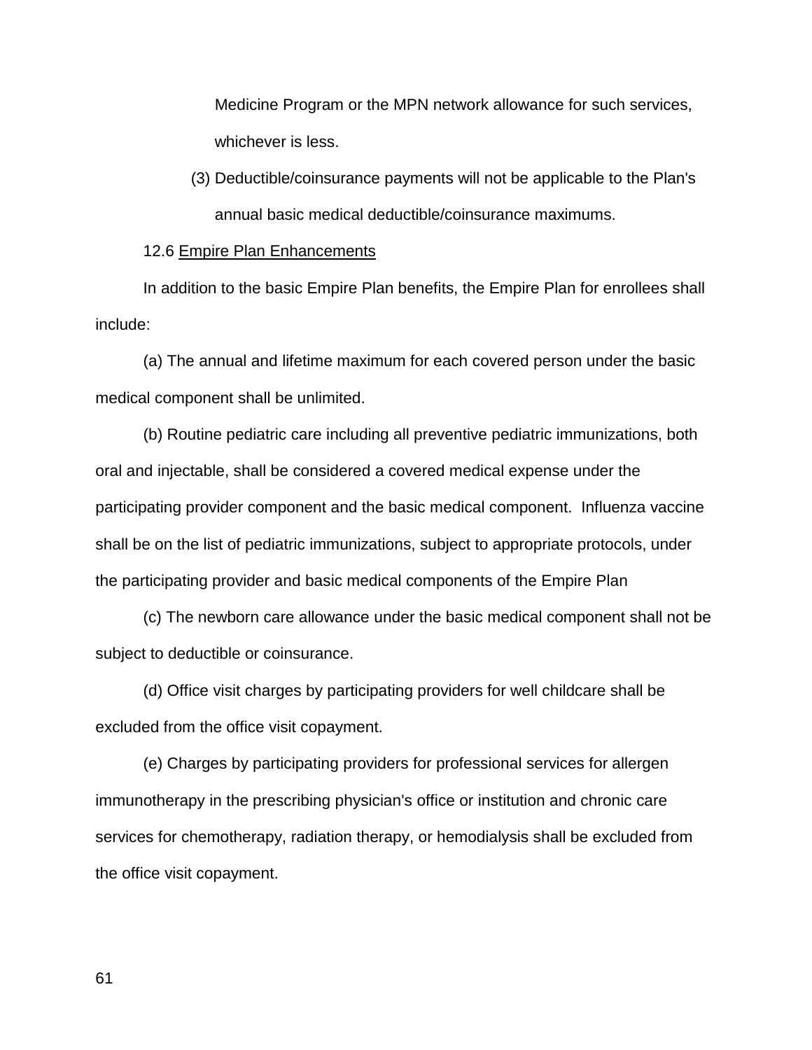Medicine Program or the MPN network allowance for such services, whichever is less.

(3) Deductible/coinsurance payments will not be applicable to the Plan's annual basic medical deductible/coinsurance maximums.

12.6 Empire Plan Enhancements

In addition to the basic Empire Plan benefits, the Empire Plan for enrollees shall include:

(a) The annual and lifetime maximum for each covered person under the basic medical component shall be unlimited.

(b) Routine pediatric care including all preventive pediatric immunizations, both oral and injectable, shall be considered a covered medical expense under the participating provider component and the basic medical component. Influenza vaccine shall be on the list of pediatric immunizations, subject to appropriate protocols, under the participating provider and basic medical components of the Empire Plan

(c) The newborn care allowance under the basic medical component shall not be subject to deductible or coinsurance.

(d) Office visit charges by participating providers for well childcare shall be excluded from the office visit copayment.

(e) Charges by participating providers for professional services for allergen immunotherapy in the prescribing physician's office or institution and chronic care services for chemotherapy, radiation therapy, or hemodialysis shall be excluded from the office visit copayment.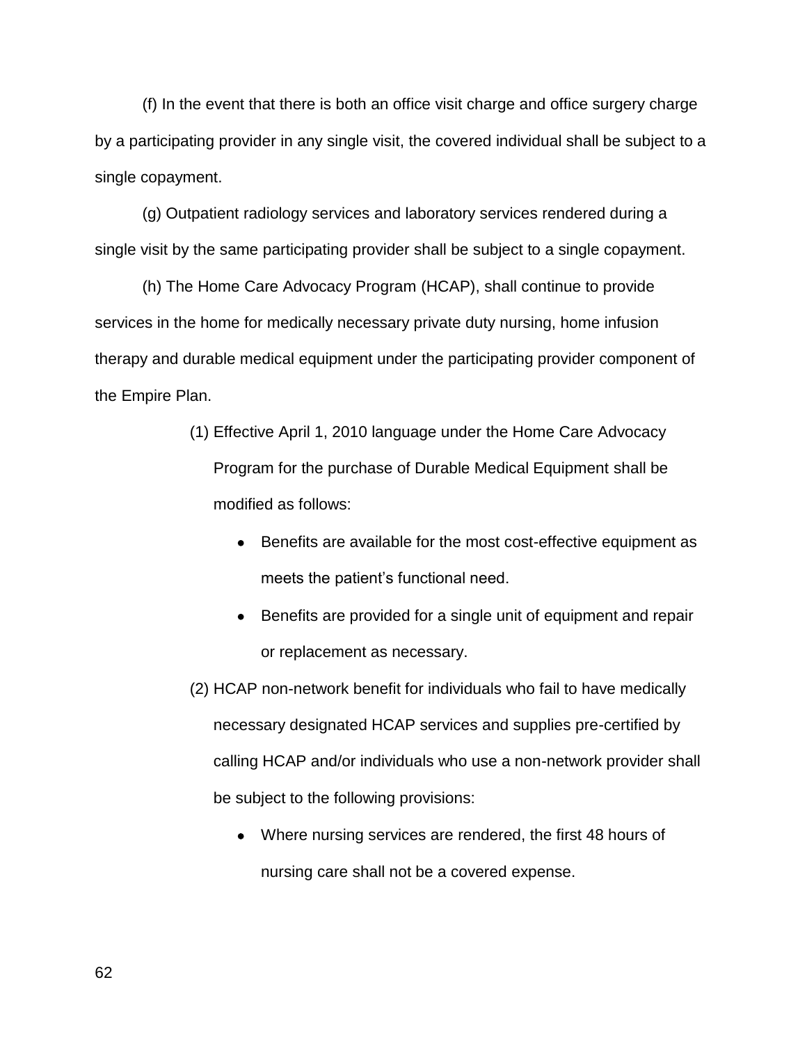(f) In the event that there is both an office visit charge and office surgery charge by a participating provider in any single visit, the covered individual shall be subject to a single copayment.

(g) Outpatient radiology services and laboratory services rendered during a single visit by the same participating provider shall be subject to a single copayment.

(h) The Home Care Advocacy Program (HCAP), shall continue to provide services in the home for medically necessary private duty nursing, home infusion therapy and durable medical equipment under the participating provider component of the Empire Plan.

(1) Effective April 1, 2010 language under the Home Care Advocacy Program for the purchase of Durable Medical Equipment shall be modified as follows:

- Benefits are available for the most cost-effective equipment as meets the patient's functional need.
- Benefits are provided for a single unit of equipment and repair or replacement as necessary.

(2) HCAP non-network benefit for individuals who fail to have medically necessary designated HCAP services and supplies pre-certified by calling HCAP and/or individuals who use a non-network provider shall be subject to the following provisions:

- Where nursing services are rendered, the first 48 hours of nursing care shall not be a covered expense.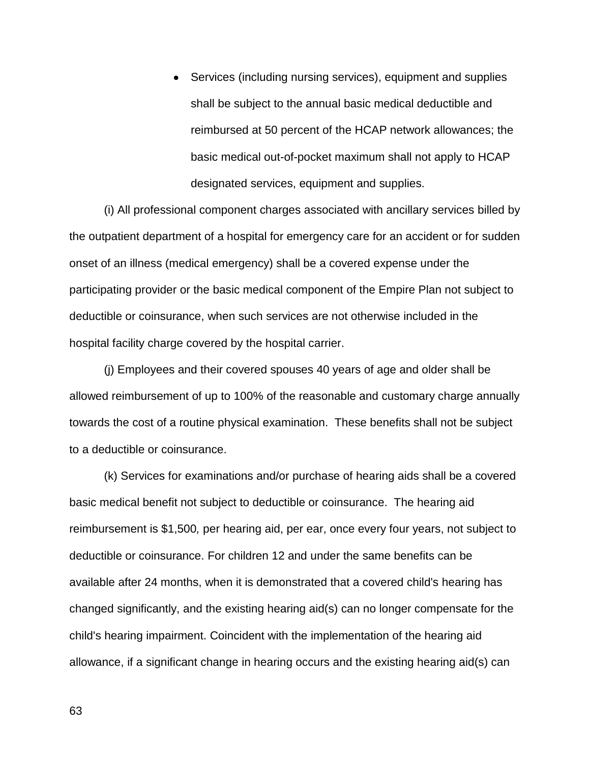- Services (including nursing services), equipment and supplies shall be subject to the annual basic medical deductible and reimbursed at 50 percent of the HCAP network allowances; the basic medical out-of-pocket maximum shall not apply to HCAP designated services, equipment and supplies.

(i) All professional component charges associated with ancillary services billed by the outpatient department of a hospital for emergency care for an accident or for sudden onset of an illness (medical emergency) shall be a covered expense under the participating provider or the basic medical component of the Empire Plan not subject to deductible or coinsurance, when such services are not otherwise included in the hospital facility charge covered by the hospital carrier.

(j) Employees and their covered spouses 40 years of age and older shall be allowed reimbursement of up to 100% of the reasonable and customary charge annually towards the cost of a routine physical examination. These benefits shall not be subject to a deductible or coinsurance.

(k) Services for examinations and/or purchase of hearing aids shall be a covered basic medical benefit not subject to deductible or coinsurance. The hearing aid reimbursement is $1,500*,* per hearing aid, per ear, once every four years, not subject to deductible or coinsurance. For children 12 and under the same benefits can be available after 24 months, when it is demonstrated that a covered child's hearing has changed significantly, and the existing hearing aid(s) can no longer compensate for the child's hearing impairment. Coincident with the implementation of the hearing aid allowance, if a significant change in hearing occurs and the existing hearing aid(s) can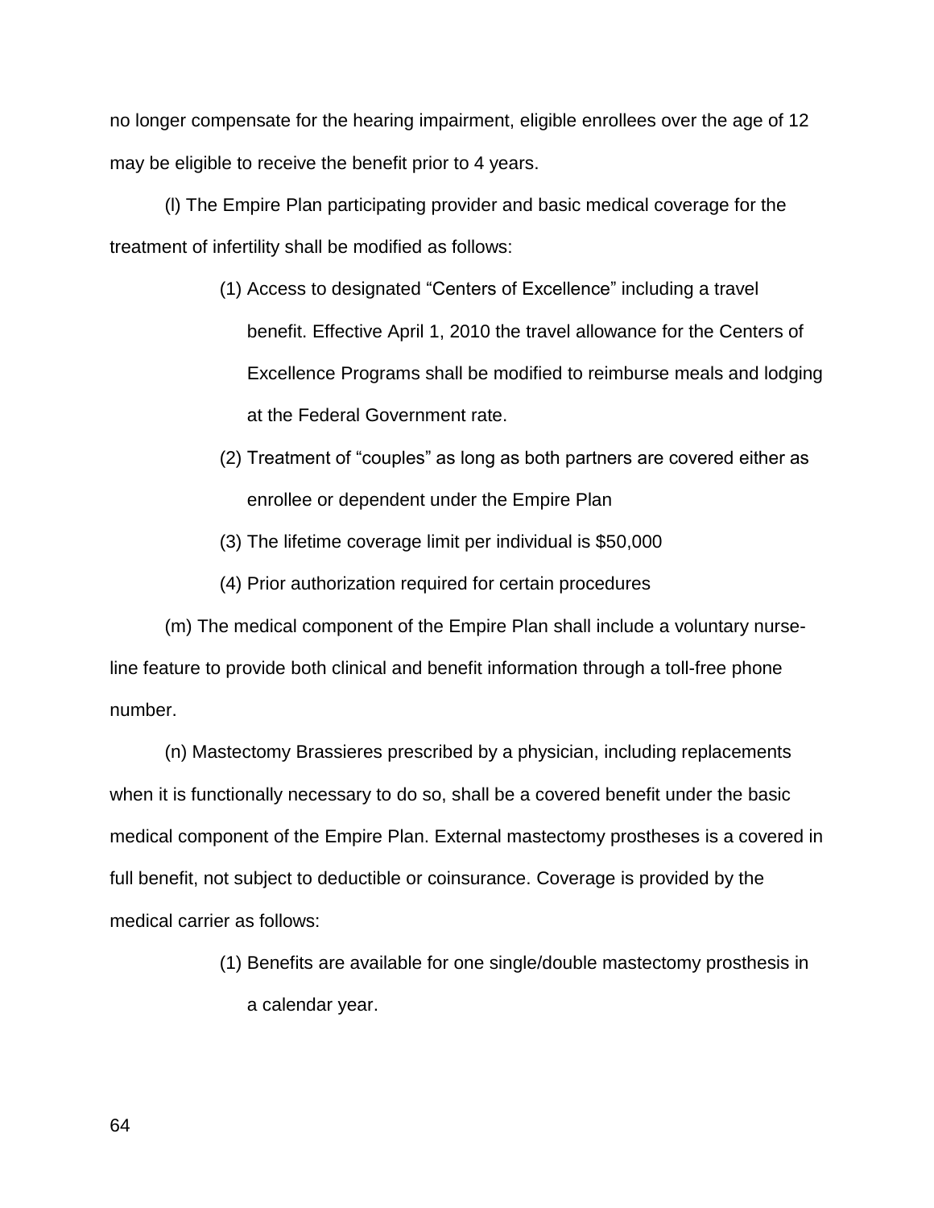no longer compensate for the hearing impairment, eligible enrollees over the age of 12 may be eligible to receive the benefit prior to 4 years.

(l) The Empire Plan participating provider and basic medical coverage for the treatment of infertility shall be modified as follows:

(1) Access to designated "Centers of Excellence" including a travel benefit. Effective April 1, 2010 the travel allowance for the Centers of Excellence Programs shall be modified to reimburse meals and lodging at the Federal Government rate.

(2) Treatment of "couples" as long as both partners are covered either as enrollee or dependent under the Empire Plan

(3) The lifetime coverage limit per individual is $50,000

(4) Prior authorization required for certain procedures

(m) The medical component of the Empire Plan shall include a voluntary nurse-line feature to provide both clinical and benefit information through a toll-free phone number.

(n) Mastectomy Brassieres prescribed by a physician, including replacements when it is functionally necessary to do so, shall be a covered benefit under the basic medical component of the Empire Plan. External mastectomy prostheses is a covered in full benefit, not subject to deductible or coinsurance. Coverage is provided by the medical carrier as follows:

(1) Benefits are available for one single/double mastectomy prosthesis in a calendar year.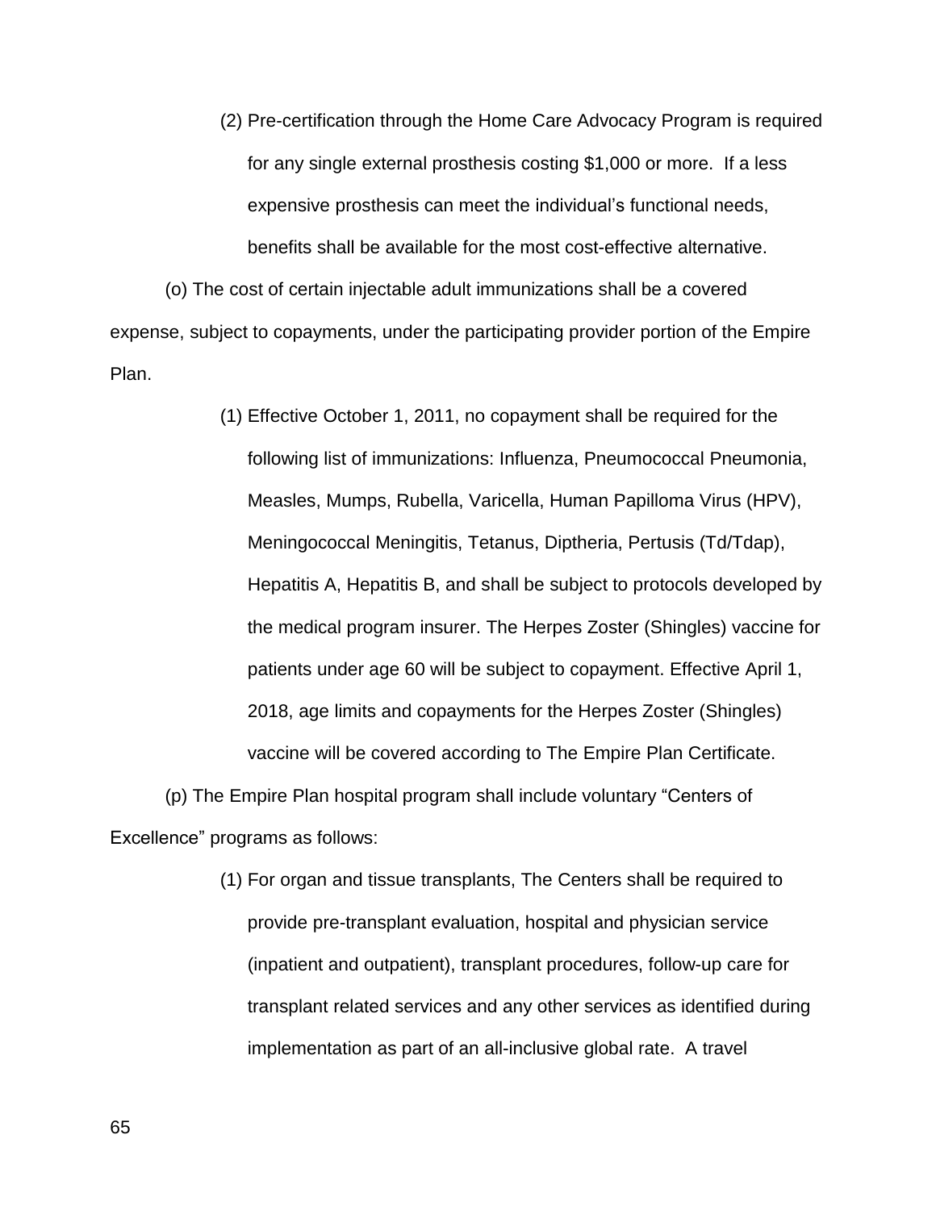(2) Pre-certification through the Home Care Advocacy Program is required for any single external prosthesis costing $1,000 or more. If a less expensive prosthesis can meet the individual's functional needs, benefits shall be available for the most cost-effective alternative.

(o) The cost of certain injectable adult immunizations shall be a covered expense, subject to copayments, under the participating provider portion of the Empire Plan.

(1) Effective October 1, 2011, no copayment shall be required for the following list of immunizations: Influenza, Pneumococcal Pneumonia, Measles, Mumps, Rubella, Varicella, Human Papilloma Virus (HPV), Meningococcal Meningitis, Tetanus, Diptheria, Pertusis (Td/Tdap), Hepatitis A, Hepatitis B, and shall be subject to protocols developed by the medical program insurer. The Herpes Zoster (Shingles) vaccine for patients under age 60 will be subject to copayment. Effective April 1, 2018, age limits and copayments for the Herpes Zoster (Shingles) vaccine will be covered according to The Empire Plan Certificate.

(p) The Empire Plan hospital program shall include voluntary "Centers of Excellence" programs as follows:

(1) For organ and tissue transplants, The Centers shall be required to provide pre-transplant evaluation, hospital and physician service (inpatient and outpatient), transplant procedures, follow-up care for transplant related services and any other services as identified during implementation as part of an all-inclusive global rate. A travel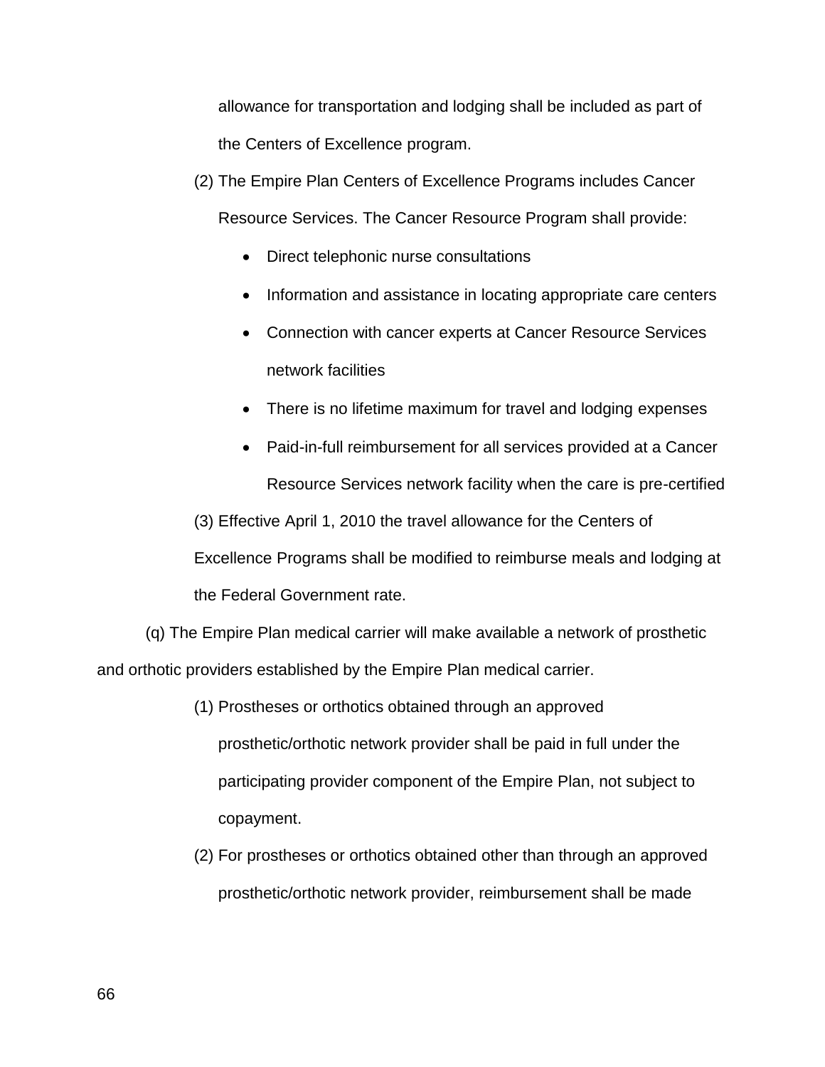allowance for transportation and lodging shall be included as part of the Centers of Excellence program.

(2) The Empire Plan Centers of Excellence Programs includes Cancer Resource Services. The Cancer Resource Program shall provide:

- Direct telephonic nurse consultations
- Information and assistance in locating appropriate care centers
- Connection with cancer experts at Cancer Resource Services network facilities
- There is no lifetime maximum for travel and lodging expenses
- Paid-in-full reimbursement for all services provided at a Cancer Resource Services network facility when the care is pre-certified

(3) Effective April 1, 2010 the travel allowance for the Centers of Excellence Programs shall be modified to reimburse meals and lodging at the Federal Government rate.

(q) The Empire Plan medical carrier will make available a network of prosthetic and orthotic providers established by the Empire Plan medical carrier.

(1) Prostheses or orthotics obtained through an approved prosthetic/orthotic network provider shall be paid in full under the participating provider component of the Empire Plan, not subject to copayment.

(2) For prostheses or orthotics obtained other than through an approved prosthetic/orthotic network provider, reimbursement shall be made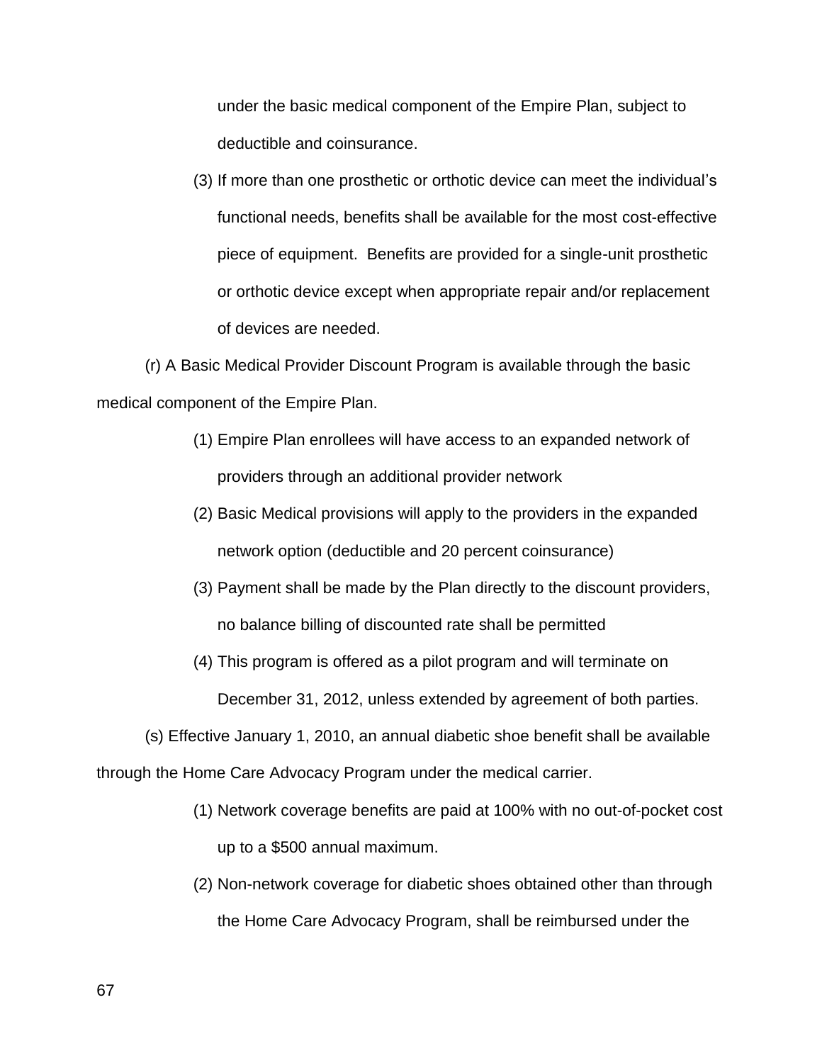under the basic medical component of the Empire Plan, subject to deductible and coinsurance.

(3) If more than one prosthetic or orthotic device can meet the individual's functional needs, benefits shall be available for the most cost-effective piece of equipment. Benefits are provided for a single-unit prosthetic or orthotic device except when appropriate repair and/or replacement of devices are needed.

(r) A Basic Medical Provider Discount Program is available through the basic medical component of the Empire Plan.

(1) Empire Plan enrollees will have access to an expanded network of providers through an additional provider network

(2) Basic Medical provisions will apply to the providers in the expanded network option (deductible and 20 percent coinsurance)

(3) Payment shall be made by the Plan directly to the discount providers, no balance billing of discounted rate shall be permitted

(4) This program is offered as a pilot program and will terminate on December 31, 2012, unless extended by agreement of both parties.

(s) Effective January 1, 2010, an annual diabetic shoe benefit shall be available through the Home Care Advocacy Program under the medical carrier.

(1) Network coverage benefits are paid at 100% with no out-of-pocket cost up to a $500 annual maximum.

(2) Non-network coverage for diabetic shoes obtained other than through the Home Care Advocacy Program, shall be reimbursed under the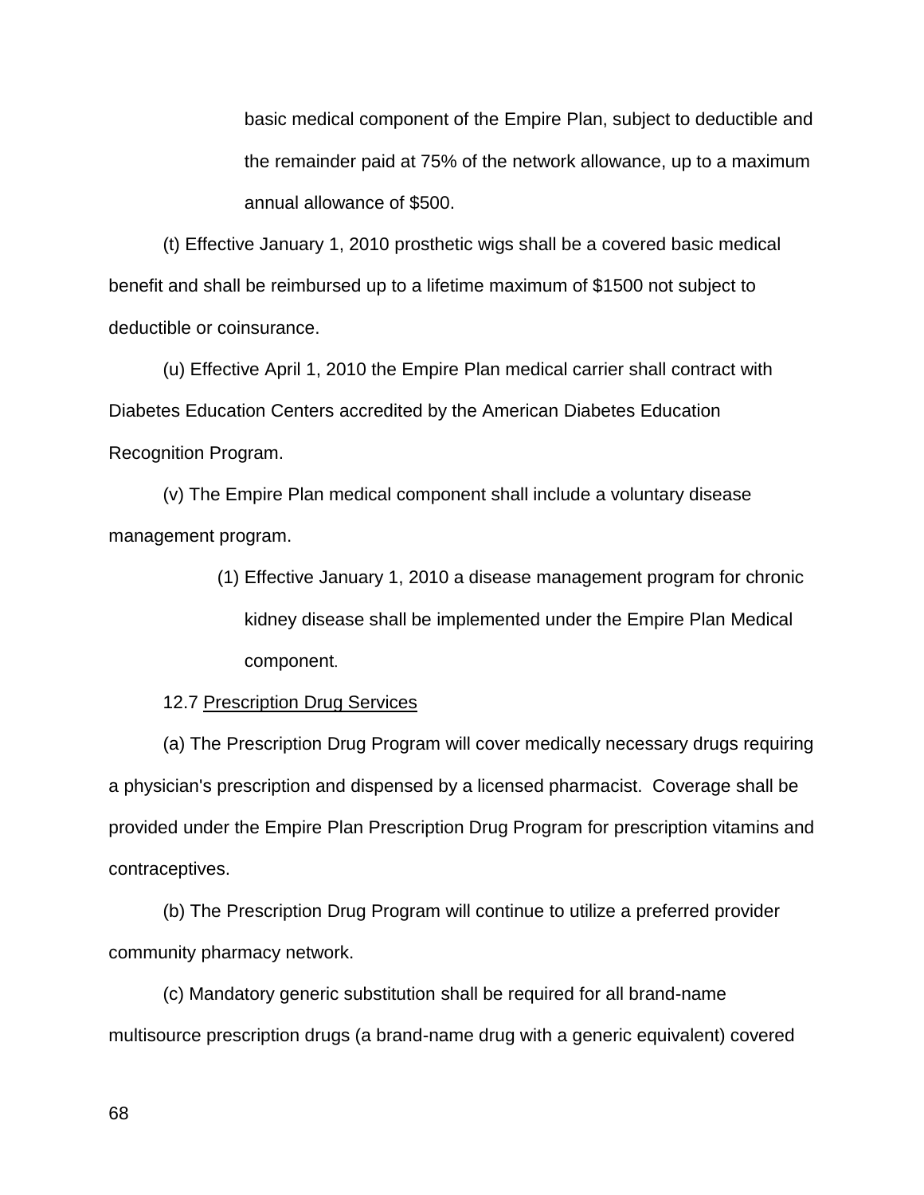basic medical component of the Empire Plan, subject to deductible and the remainder paid at 75% of the network allowance, up to a maximum annual allowance of $500.

(t) Effective January 1, 2010 prosthetic wigs shall be a covered basic medical benefit and shall be reimbursed up to a lifetime maximum of $1500 not subject to deductible or coinsurance.

(u) Effective April 1, 2010 the Empire Plan medical carrier shall contract with Diabetes Education Centers accredited by the American Diabetes Education Recognition Program.

(v) The Empire Plan medical component shall include a voluntary disease management program.

(1) Effective January 1, 2010 a disease management program for chronic kidney disease shall be implemented under the Empire Plan Medical component.

12.7 <u>Prescription Drug Services</u>

(a) The Prescription Drug Program will cover medically necessary drugs requiring a physician's prescription and dispensed by a licensed pharmacist. Coverage shall be provided under the Empire Plan Prescription Drug Program for prescription vitamins and contraceptives.

(b) The Prescription Drug Program will continue to utilize a preferred provider community pharmacy network.

(c) Mandatory generic substitution shall be required for all brand-name multisource prescription drugs (a brand-name drug with a generic equivalent) covered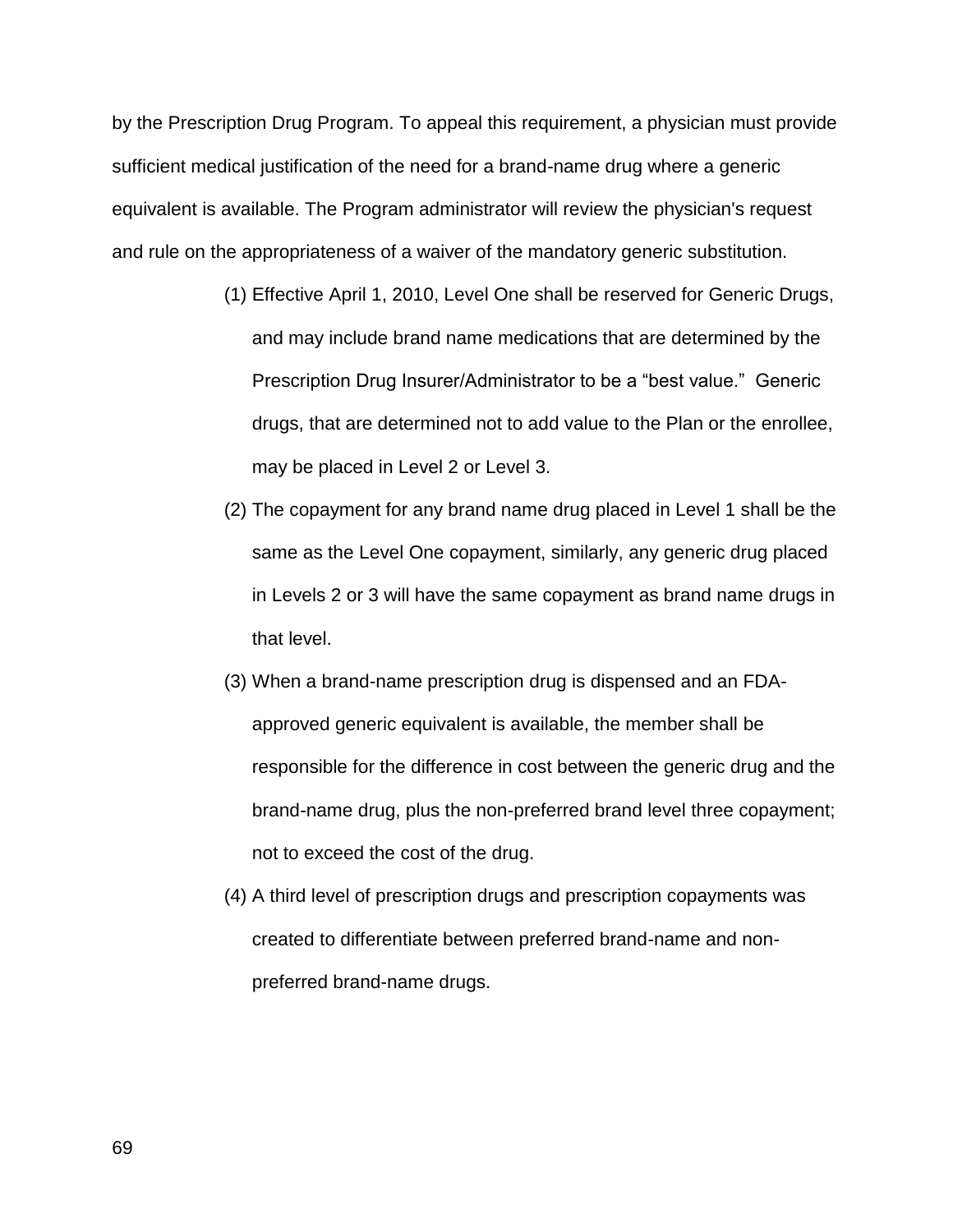by the Prescription Drug Program. To appeal this requirement, a physician must provide sufficient medical justification of the need for a brand-name drug where a generic equivalent is available. The Program administrator will review the physician's request and rule on the appropriateness of a waiver of the mandatory generic substitution.

(1) Effective April 1, 2010, Level One shall be reserved for Generic Drugs, and may include brand name medications that are determined by the Prescription Drug Insurer/Administrator to be a "best value." Generic drugs, that are determined not to add value to the Plan or the enrollee, may be placed in Level 2 or Level 3.

(2) The copayment for any brand name drug placed in Level 1 shall be the same as the Level One copayment, similarly, any generic drug placed in Levels 2 or 3 will have the same copayment as brand name drugs in that level.

(3) When a brand-name prescription drug is dispensed and an FDA-approved generic equivalent is available, the member shall be responsible for the difference in cost between the generic drug and the brand-name drug, plus the non-preferred brand level three copayment; not to exceed the cost of the drug.

(4) A third level of prescription drugs and prescription copayments was created to differentiate between preferred brand-name and non-preferred brand-name drugs.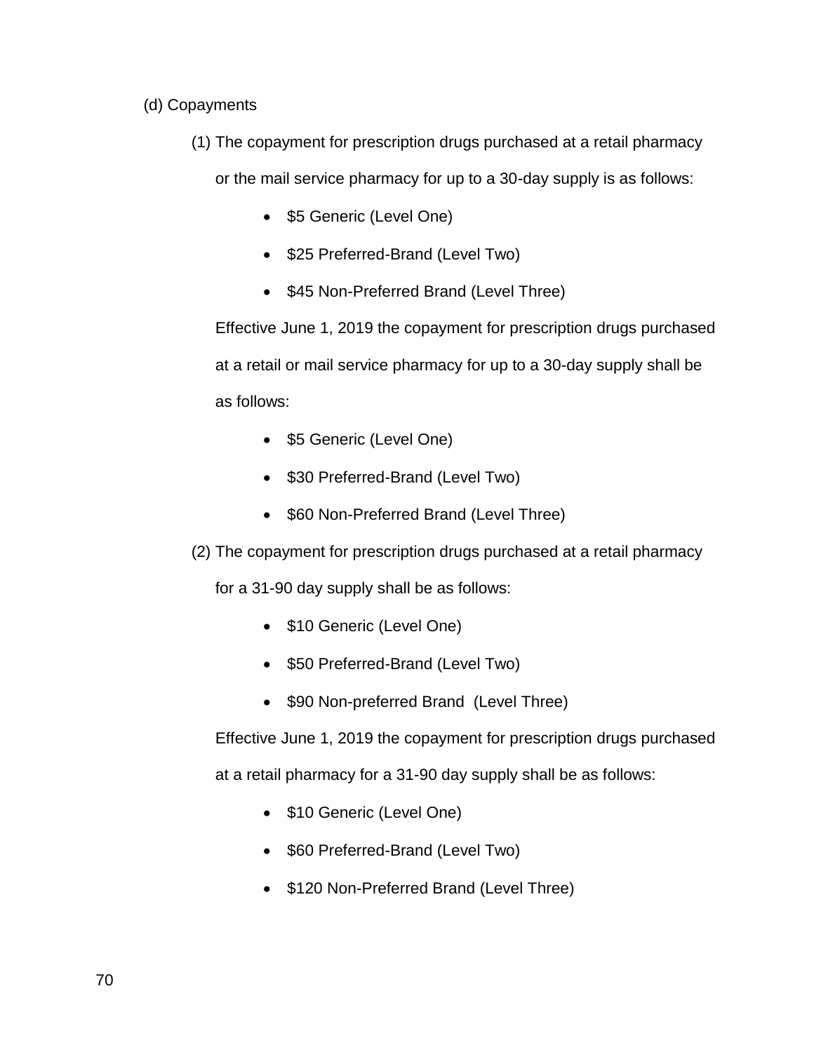(d) Copayments

(1) The copayment for prescription drugs purchased at a retail pharmacy or the mail service pharmacy for up to a 30-day supply is as follows:

- $5 Generic (Level One)
- $25 Preferred-Brand (Level Two)
- $45 Non-Preferred Brand (Level Three)

Effective June 1, 2019 the copayment for prescription drugs purchased at a retail or mail service pharmacy for up to a 30-day supply shall be as follows:

- $5 Generic (Level One)
- $30 Preferred-Brand (Level Two)
- $60 Non-Preferred Brand (Level Three)

(2) The copayment for prescription drugs purchased at a retail pharmacy for a 31-90 day supply shall be as follows:

- $10 Generic (Level One)
- $50 Preferred-Brand (Level Two)
- $90 Non-preferred Brand (Level Three)

Effective June 1, 2019 the copayment for prescription drugs purchased at a retail pharmacy for a 31-90 day supply shall be as follows:

- $10 Generic (Level One)
- $60 Preferred-Brand (Level Two)
- $120 Non-Preferred Brand (Level Three)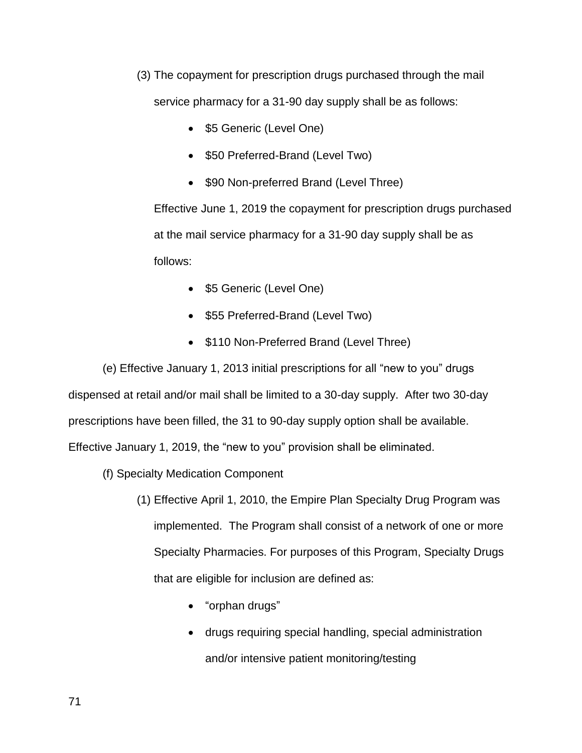(3) The copayment for prescription drugs purchased through the mail service pharmacy for a 31-90 day supply shall be as follows:

- $5 Generic (Level One)
- $50 Preferred-Brand (Level Two)
- $90 Non-preferred Brand (Level Three)

Effective June 1, 2019 the copayment for prescription drugs purchased at the mail service pharmacy for a 31-90 day supply shall be as follows:

- $5 Generic (Level One)
- $55 Preferred-Brand (Level Two)
- $110 Non-Preferred Brand (Level Three)

(e) Effective January 1, 2013 initial prescriptions for all "new to you" drugs dispensed at retail and/or mail shall be limited to a 30-day supply. After two 30-day prescriptions have been filled, the 31 to 90-day supply option shall be available. Effective January 1, 2019, the "new to you" provision shall be eliminated.

(f) Specialty Medication Component

(1) Effective April 1, 2010, the Empire Plan Specialty Drug Program was implemented. The Program shall consist of a network of one or more Specialty Pharmacies. For purposes of this Program, Specialty Drugs that are eligible for inclusion are defined as:

- "orphan drugs"
- drugs requiring special handling, special administration and/or intensive patient monitoring/testing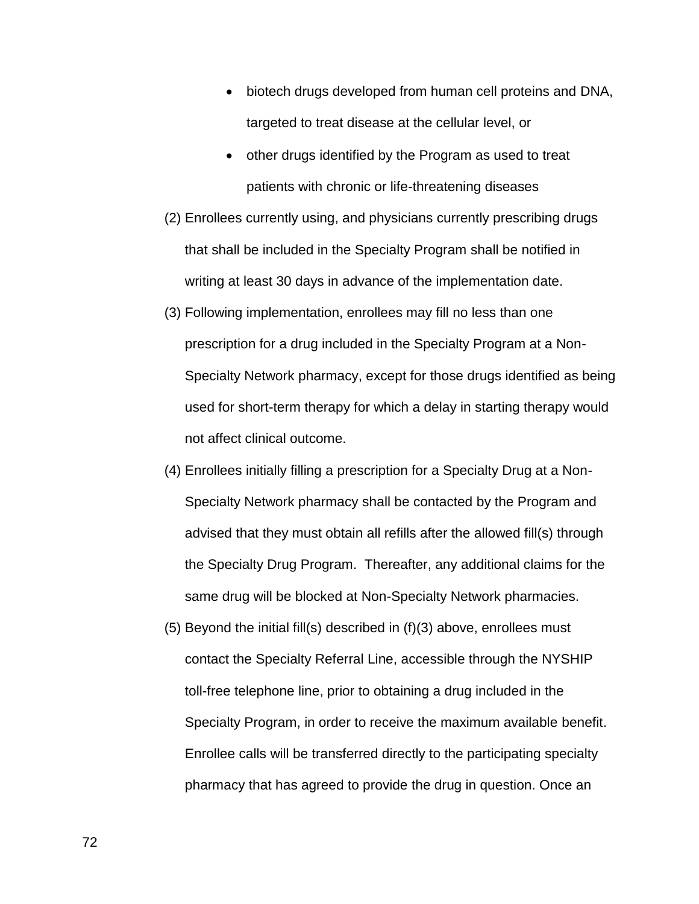- biotech drugs developed from human cell proteins and DNA, targeted to treat disease at the cellular level, or
- other drugs identified by the Program as used to treat patients with chronic or life-threatening diseases

(2) Enrollees currently using, and physicians currently prescribing drugs that shall be included in the Specialty Program shall be notified in writing at least 30 days in advance of the implementation date.

(3) Following implementation, enrollees may fill no less than one prescription for a drug included in the Specialty Program at a Non-Specialty Network pharmacy, except for those drugs identified as being used for short-term therapy for which a delay in starting therapy would not affect clinical outcome.

(4) Enrollees initially filling a prescription for a Specialty Drug at a Non-Specialty Network pharmacy shall be contacted by the Program and advised that they must obtain all refills after the allowed fill(s) through the Specialty Drug Program. Thereafter, any additional claims for the same drug will be blocked at Non-Specialty Network pharmacies.

(5) Beyond the initial fill(s) described in (f)(3) above, enrollees must contact the Specialty Referral Line, accessible through the NYSHIP toll-free telephone line, prior to obtaining a drug included in the Specialty Program, in order to receive the maximum available benefit. Enrollee calls will be transferred directly to the participating specialty pharmacy that has agreed to provide the drug in question. Once an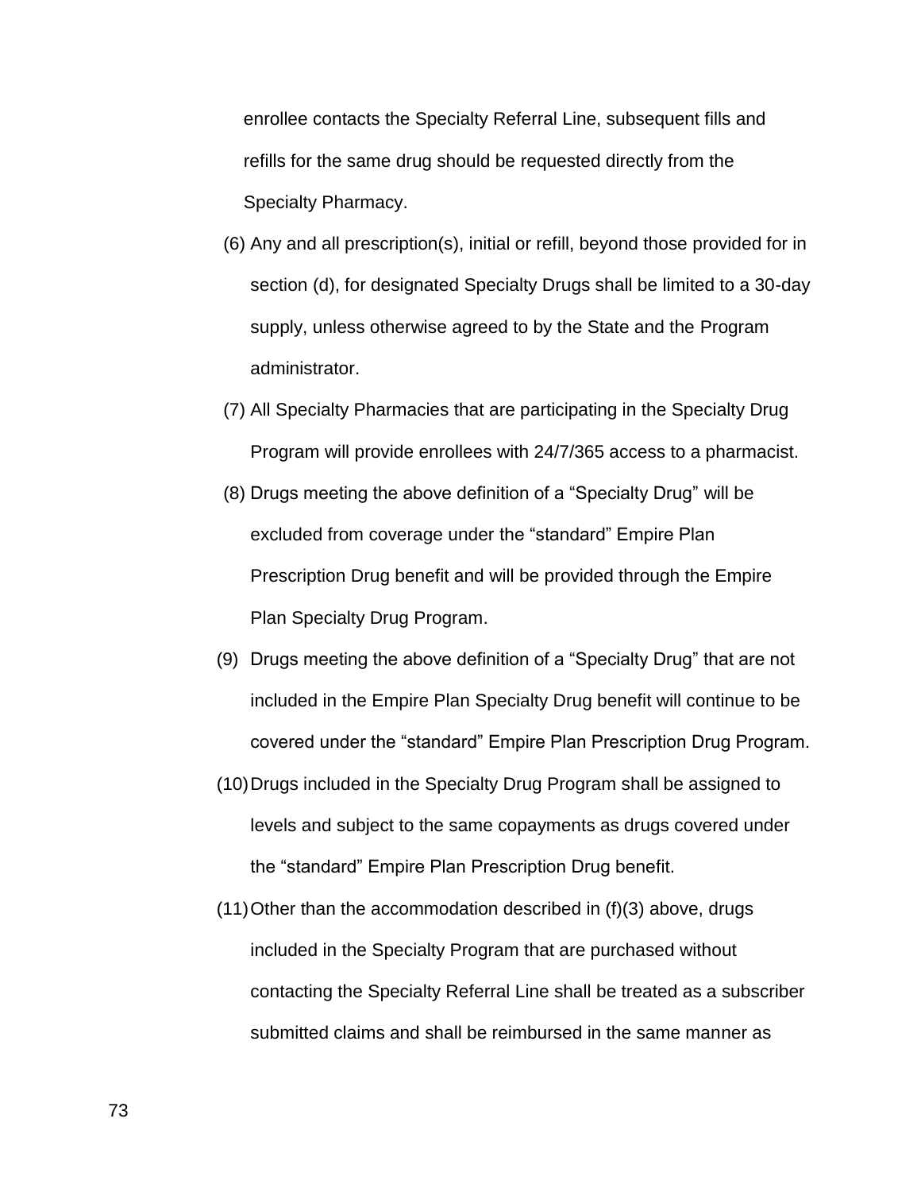enrollee contacts the Specialty Referral Line, subsequent fills and refills for the same drug should be requested directly from the Specialty Pharmacy.

(6) Any and all prescription(s), initial or refill, beyond those provided for in section (d), for designated Specialty Drugs shall be limited to a 30-day supply, unless otherwise agreed to by the State and the Program administrator.

(7) All Specialty Pharmacies that are participating in the Specialty Drug Program will provide enrollees with 24/7/365 access to a pharmacist.

(8) Drugs meeting the above definition of a "Specialty Drug" will be excluded from coverage under the "standard" Empire Plan Prescription Drug benefit and will be provided through the Empire Plan Specialty Drug Program.

(9) Drugs meeting the above definition of a "Specialty Drug" that are not included in the Empire Plan Specialty Drug benefit will continue to be covered under the "standard" Empire Plan Prescription Drug Program.

(10) Drugs included in the Specialty Drug Program shall be assigned to levels and subject to the same copayments as drugs covered under the "standard" Empire Plan Prescription Drug benefit.

(11) Other than the accommodation described in (f)(3) above, drugs included in the Specialty Program that are purchased without contacting the Specialty Referral Line shall be treated as a subscriber submitted claims and shall be reimbursed in the same manner as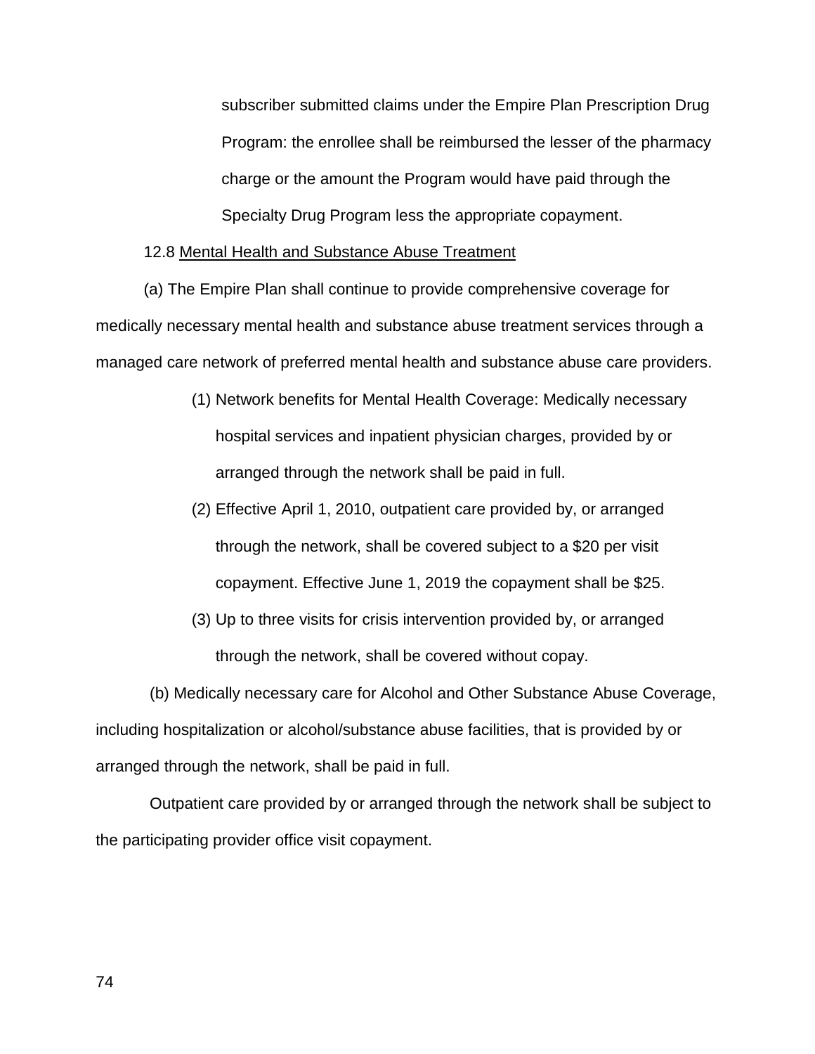subscriber submitted claims under the Empire Plan Prescription Drug Program: the enrollee shall be reimbursed the lesser of the pharmacy charge or the amount the Program would have paid through the Specialty Drug Program less the appropriate copayment.

12.8 <u>Mental Health and Substance Abuse Treatment</u>

(a) The Empire Plan shall continue to provide comprehensive coverage for medically necessary mental health and substance abuse treatment services through a managed care network of preferred mental health and substance abuse care providers.

(1) Network benefits for Mental Health Coverage: Medically necessary hospital services and inpatient physician charges, provided by or arranged through the network shall be paid in full.

(2) Effective April 1, 2010, outpatient care provided by, or arranged through the network, shall be covered subject to a $20 per visit copayment. Effective June 1, 2019 the copayment shall be $25.

(3) Up to three visits for crisis intervention provided by, or arranged through the network, shall be covered without copay.

(b) Medically necessary care for Alcohol and Other Substance Abuse Coverage, including hospitalization or alcohol/substance abuse facilities, that is provided by or arranged through the network, shall be paid in full.

Outpatient care provided by or arranged through the network shall be subject to the participating provider office visit copayment.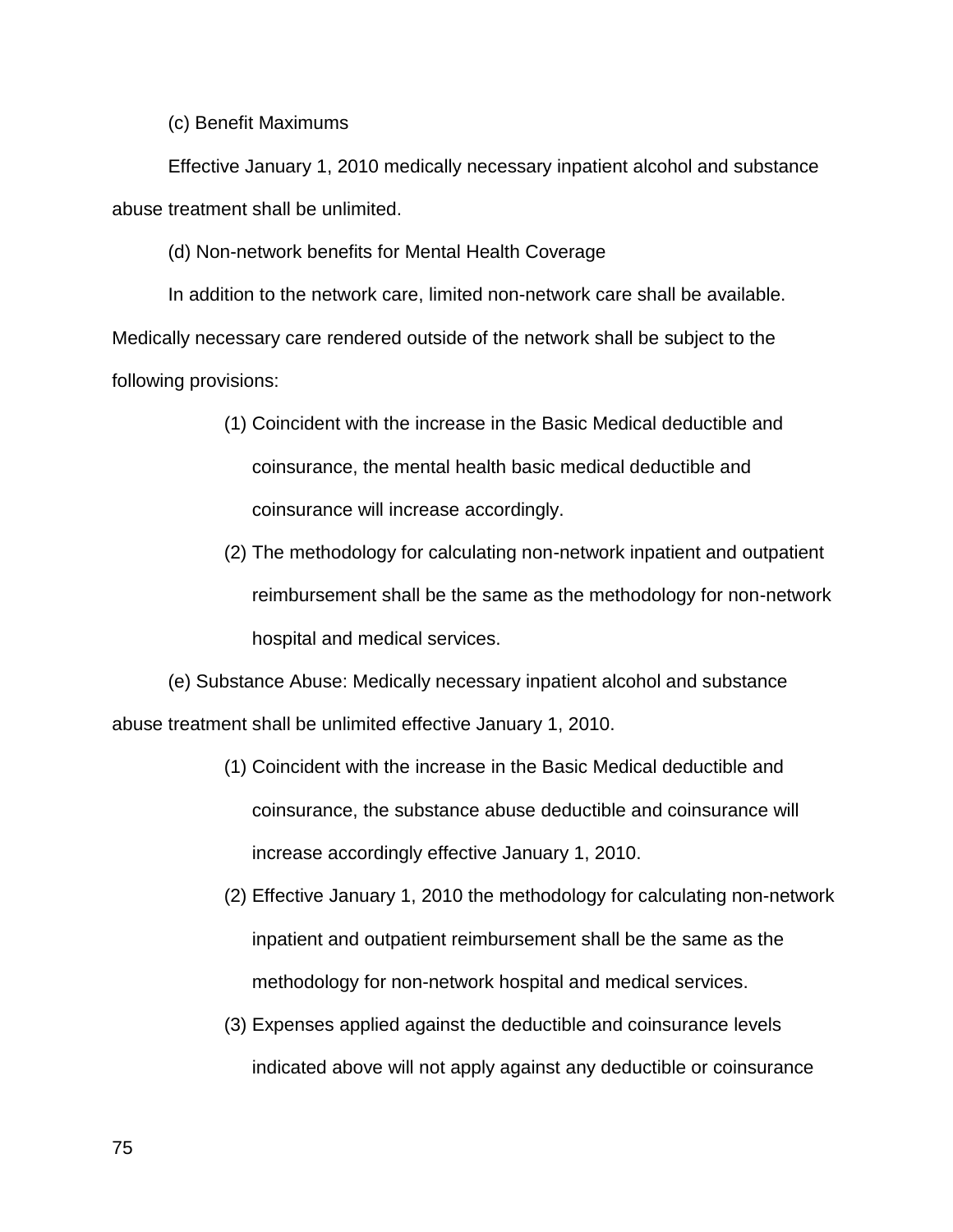(c) Benefit Maximums

Effective January 1, 2010 medically necessary inpatient alcohol and substance abuse treatment shall be unlimited.

(d) Non-network benefits for Mental Health Coverage

In addition to the network care, limited non-network care shall be available. Medically necessary care rendered outside of the network shall be subject to the following provisions:

(1) Coincident with the increase in the Basic Medical deductible and coinsurance, the mental health basic medical deductible and coinsurance will increase accordingly.

(2) The methodology for calculating non-network inpatient and outpatient reimbursement shall be the same as the methodology for non-network hospital and medical services.

(e) Substance Abuse: Medically necessary inpatient alcohol and substance abuse treatment shall be unlimited effective January 1, 2010.

(1) Coincident with the increase in the Basic Medical deductible and coinsurance, the substance abuse deductible and coinsurance will increase accordingly effective January 1, 2010.

(2) Effective January 1, 2010 the methodology for calculating non-network inpatient and outpatient reimbursement shall be the same as the methodology for non-network hospital and medical services.

(3) Expenses applied against the deductible and coinsurance levels indicated above will not apply against any deductible or coinsurance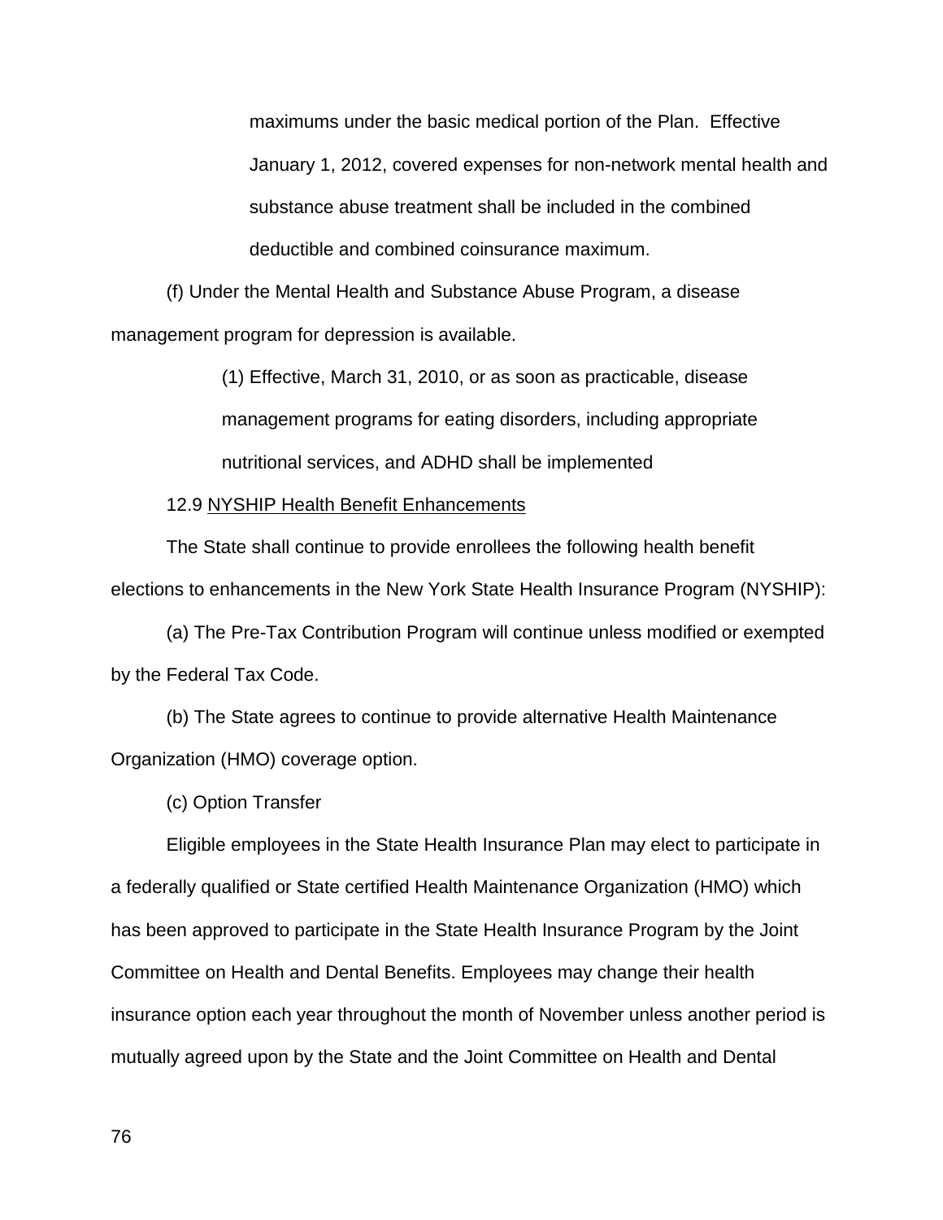maximums under the basic medical portion of the Plan. Effective January 1, 2012, covered expenses for non-network mental health and substance abuse treatment shall be included in the combined deductible and combined coinsurance maximum.

(f) Under the Mental Health and Substance Abuse Program, a disease management program for depression is available.

(1) Effective, March 31, 2010, or as soon as practicable, disease management programs for eating disorders, including appropriate nutritional services, and ADHD shall be implemented

12.9 NYSHIP Health Benefit Enhancements

The State shall continue to provide enrollees the following health benefit elections to enhancements in the New York State Health Insurance Program (NYSHIP):

(a) The Pre-Tax Contribution Program will continue unless modified or exempted by the Federal Tax Code.

(b) The State agrees to continue to provide alternative Health Maintenance Organization (HMO) coverage option.

(c) Option Transfer

Eligible employees in the State Health Insurance Plan may elect to participate in a federally qualified or State certified Health Maintenance Organization (HMO) which has been approved to participate in the State Health Insurance Program by the Joint Committee on Health and Dental Benefits. Employees may change their health insurance option each year throughout the month of November unless another period is mutually agreed upon by the State and the Joint Committee on Health and Dental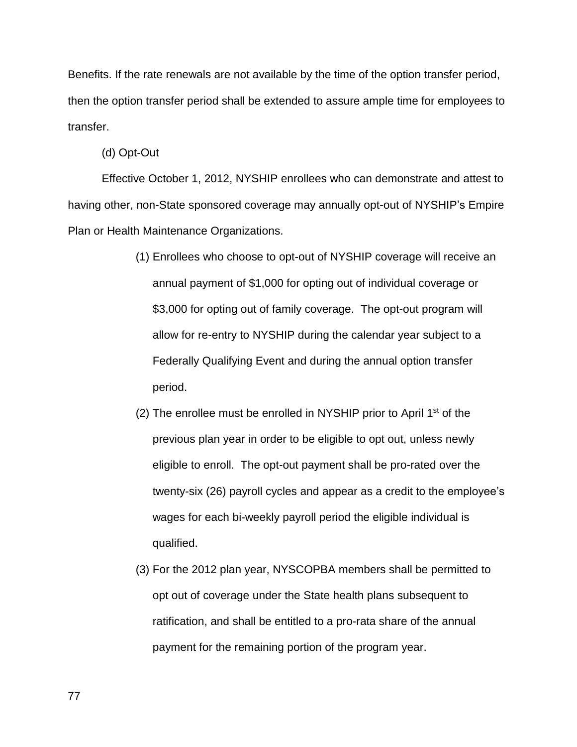Benefits. If the rate renewals are not available by the time of the option transfer period, then the option transfer period shall be extended to assure ample time for employees to transfer.

(d) Opt-Out

Effective October 1, 2012, NYSHIP enrollees who can demonstrate and attest to having other, non-State sponsored coverage may annually opt-out of NYSHIP's Empire Plan or Health Maintenance Organizations.

(1) Enrollees who choose to opt-out of NYSHIP coverage will receive an annual payment of $1,000 for opting out of individual coverage or $3,000 for opting out of family coverage. The opt-out program will allow for re-entry to NYSHIP during the calendar year subject to a Federally Qualifying Event and during the annual option transfer period.

(2) The enrollee must be enrolled in NYSHIP prior to April 1st of the previous plan year in order to be eligible to opt out, unless newly eligible to enroll. The opt-out payment shall be pro-rated over the twenty-six (26) payroll cycles and appear as a credit to the employee's wages for each bi-weekly payroll period the eligible individual is qualified.

(3) For the 2012 plan year, NYSCOPBA members shall be permitted to opt out of coverage under the State health plans subsequent to ratification, and shall be entitled to a pro-rata share of the annual payment for the remaining portion of the program year.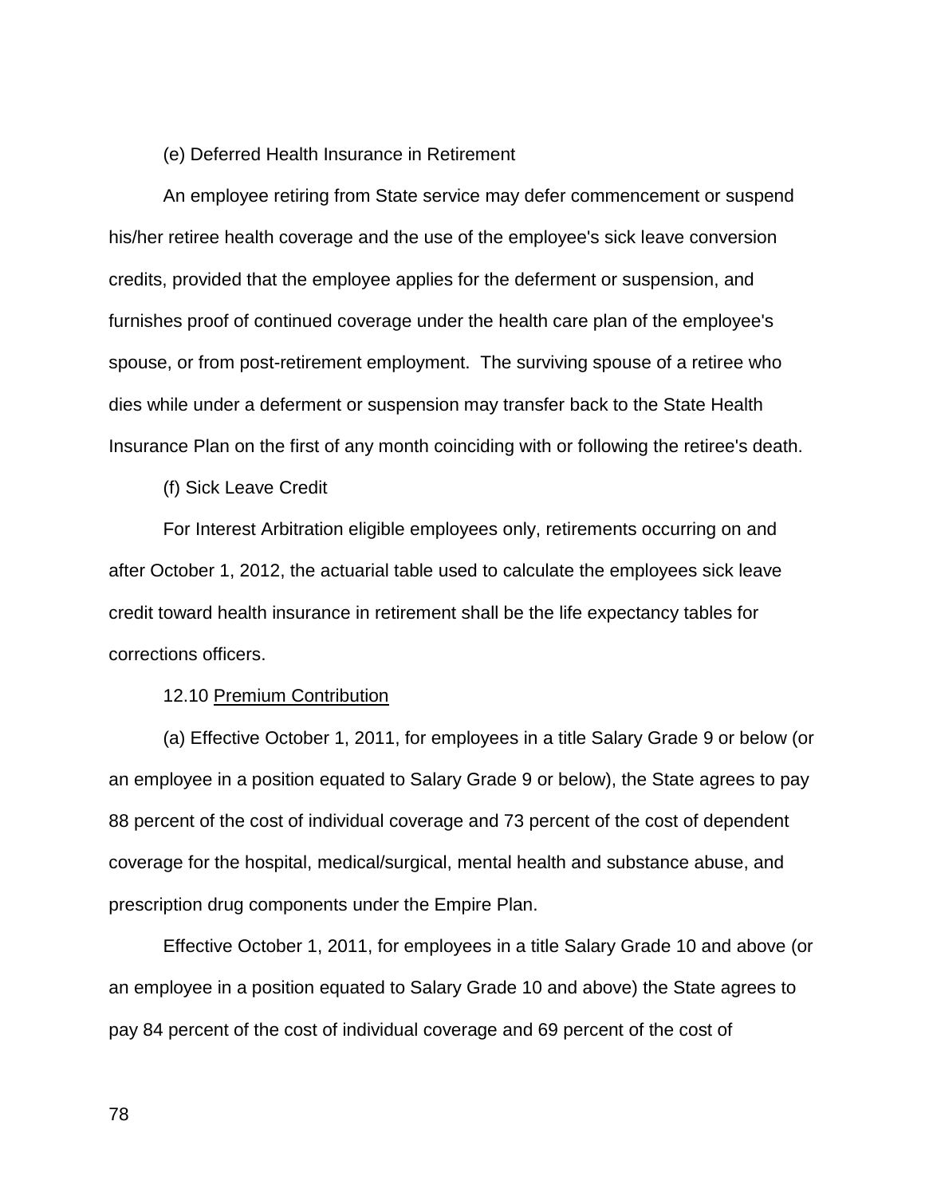(e) Deferred Health Insurance in Retirement

An employee retiring from State service may defer commencement or suspend his/her retiree health coverage and the use of the employee's sick leave conversion credits, provided that the employee applies for the deferment or suspension, and furnishes proof of continued coverage under the health care plan of the employee's spouse, or from post-retirement employment. The surviving spouse of a retiree who dies while under a deferment or suspension may transfer back to the State Health Insurance Plan on the first of any month coinciding with or following the retiree's death.

(f) Sick Leave Credit

For Interest Arbitration eligible employees only, retirements occurring on and after October 1, 2012, the actuarial table used to calculate the employees sick leave credit toward health insurance in retirement shall be the life expectancy tables for corrections officers.

12.10 Premium Contribution

(a) Effective October 1, 2011, for employees in a title Salary Grade 9 or below (or an employee in a position equated to Salary Grade 9 or below), the State agrees to pay 88 percent of the cost of individual coverage and 73 percent of the cost of dependent coverage for the hospital, medical/surgical, mental health and substance abuse, and prescription drug components under the Empire Plan.

Effective October 1, 2011, for employees in a title Salary Grade 10 and above (or an employee in a position equated to Salary Grade 10 and above) the State agrees to pay 84 percent of the cost of individual coverage and 69 percent of the cost of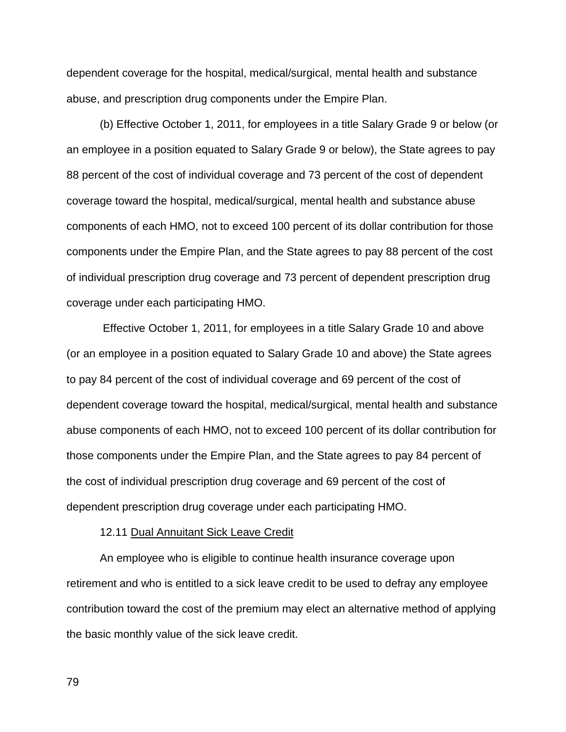dependent coverage for the hospital, medical/surgical, mental health and substance abuse, and prescription drug components under the Empire Plan.

(b) Effective October 1, 2011, for employees in a title Salary Grade 9 or below (or an employee in a position equated to Salary Grade 9 or below), the State agrees to pay 88 percent of the cost of individual coverage and 73 percent of the cost of dependent coverage toward the hospital, medical/surgical, mental health and substance abuse components of each HMO, not to exceed 100 percent of its dollar contribution for those components under the Empire Plan, and the State agrees to pay 88 percent of the cost of individual prescription drug coverage and 73 percent of dependent prescription drug coverage under each participating HMO.

Effective October 1, 2011, for employees in a title Salary Grade 10 and above (or an employee in a position equated to Salary Grade 10 and above) the State agrees to pay 84 percent of the cost of individual coverage and 69 percent of the cost of dependent coverage toward the hospital, medical/surgical, mental health and substance abuse components of each HMO, not to exceed 100 percent of its dollar contribution for those components under the Empire Plan, and the State agrees to pay 84 percent of the cost of individual prescription drug coverage and 69 percent of the cost of dependent prescription drug coverage under each participating HMO.

12.11 Dual Annuitant Sick Leave Credit

An employee who is eligible to continue health insurance coverage upon retirement and who is entitled to a sick leave credit to be used to defray any employee contribution toward the cost of the premium may elect an alternative method of applying the basic monthly value of the sick leave credit.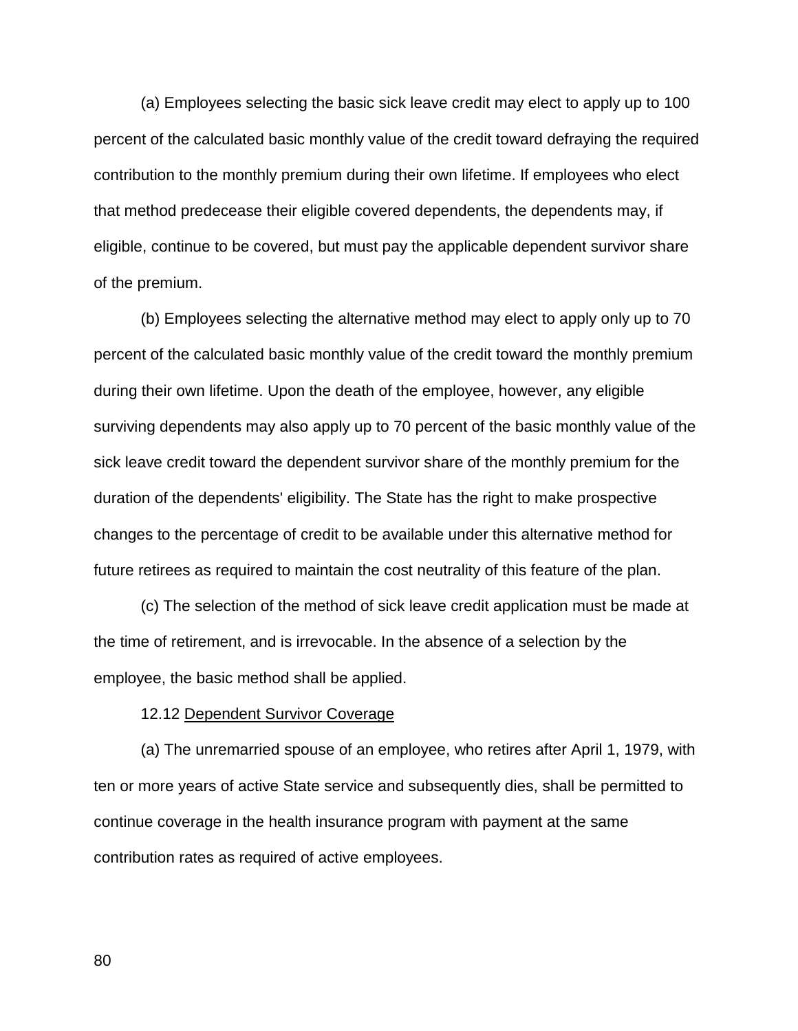(a) Employees selecting the basic sick leave credit may elect to apply up to 100 percent of the calculated basic monthly value of the credit toward defraying the required contribution to the monthly premium during their own lifetime. If employees who elect that method predecease their eligible covered dependents, the dependents may, if eligible, continue to be covered, but must pay the applicable dependent survivor share of the premium.

(b) Employees selecting the alternative method may elect to apply only up to 70 percent of the calculated basic monthly value of the credit toward the monthly premium during their own lifetime. Upon the death of the employee, however, any eligible surviving dependents may also apply up to 70 percent of the basic monthly value of the sick leave credit toward the dependent survivor share of the monthly premium for the duration of the dependents' eligibility. The State has the right to make prospective changes to the percentage of credit to be available under this alternative method for future retirees as required to maintain the cost neutrality of this feature of the plan.

(c) The selection of the method of sick leave credit application must be made at the time of retirement, and is irrevocable. In the absence of a selection by the employee, the basic method shall be applied.

12.12 Dependent Survivor Coverage

(a) The unremarried spouse of an employee, who retires after April 1, 1979, with ten or more years of active State service and subsequently dies, shall be permitted to continue coverage in the health insurance program with payment at the same contribution rates as required of active employees.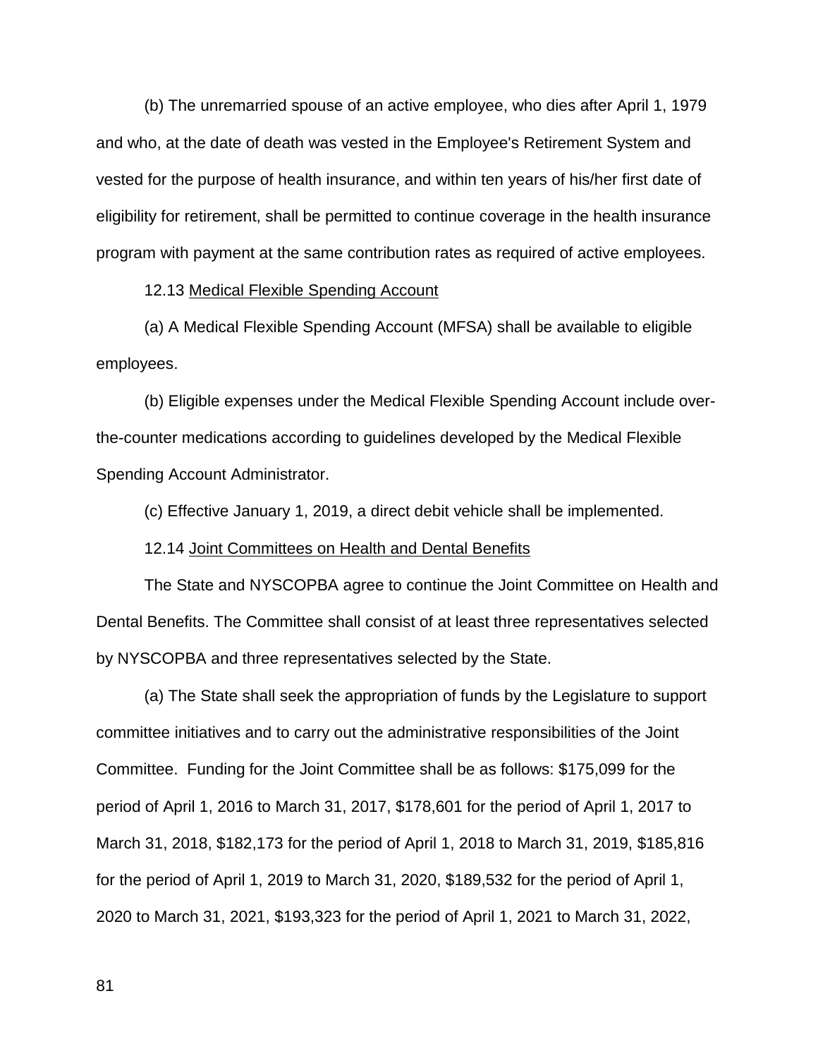(b) The unremarried spouse of an active employee, who dies after April 1, 1979 and who, at the date of death was vested in the Employee's Retirement System and vested for the purpose of health insurance, and within ten years of his/her first date of eligibility for retirement, shall be permitted to continue coverage in the health insurance program with payment at the same contribution rates as required of active employees.

12.13 <u>Medical Flexible Spending Account</u>

(a) A Medical Flexible Spending Account (MFSA) shall be available to eligible employees.

(b) Eligible expenses under the Medical Flexible Spending Account include over-the-counter medications according to guidelines developed by the Medical Flexible Spending Account Administrator.

(c) Effective January 1, 2019, a direct debit vehicle shall be implemented.

12.14 <u>Joint Committees on Health and Dental Benefits</u>

The State and NYSCOPBA agree to continue the Joint Committee on Health and Dental Benefits. The Committee shall consist of at least three representatives selected by NYSCOPBA and three representatives selected by the State.

(a) The State shall seek the appropriation of funds by the Legislature to support committee initiatives and to carry out the administrative responsibilities of the Joint Committee. Funding for the Joint Committee shall be as follows: $175,099 for the period of April 1, 2016 to March 31, 2017, $178,601 for the period of April 1, 2017 to March 31, 2018, $182,173 for the period of April 1, 2018 to March 31, 2019, $185,816 for the period of April 1, 2019 to March 31, 2020, $189,532 for the period of April 1, 2020 to March 31, 2021, $193,323 for the period of April 1, 2021 to March 31, 2022,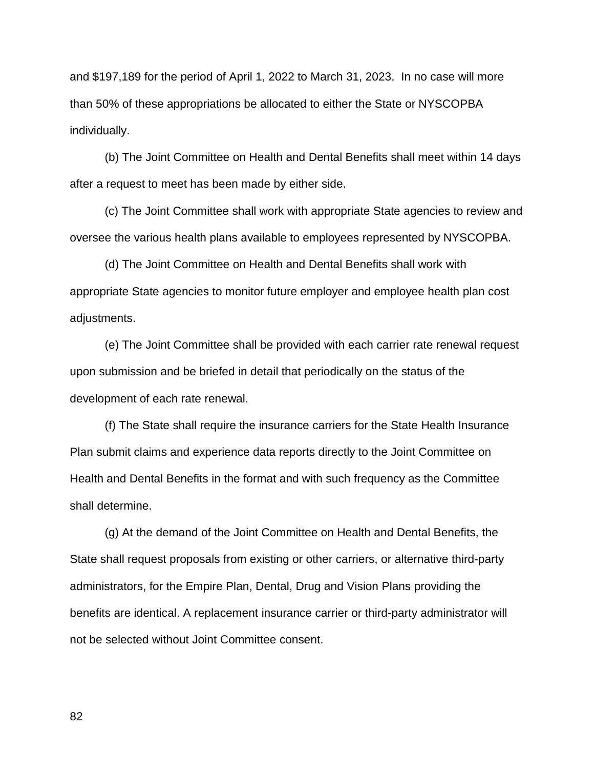and $197,189 for the period of April 1, 2022 to March 31, 2023. In no case will more than 50% of these appropriations be allocated to either the State or NYSCOPBA individually.

(b) The Joint Committee on Health and Dental Benefits shall meet within 14 days after a request to meet has been made by either side.

(c) The Joint Committee shall work with appropriate State agencies to review and oversee the various health plans available to employees represented by NYSCOPBA.

(d) The Joint Committee on Health and Dental Benefits shall work with appropriate State agencies to monitor future employer and employee health plan cost adjustments.

(e) The Joint Committee shall be provided with each carrier rate renewal request upon submission and be briefed in detail that periodically on the status of the development of each rate renewal.

(f) The State shall require the insurance carriers for the State Health Insurance Plan submit claims and experience data reports directly to the Joint Committee on Health and Dental Benefits in the format and with such frequency as the Committee shall determine.

(g) At the demand of the Joint Committee on Health and Dental Benefits, the State shall request proposals from existing or other carriers, or alternative third-party administrators, for the Empire Plan, Dental, Drug and Vision Plans providing the benefits are identical. A replacement insurance carrier or third-party administrator will not be selected without Joint Committee consent.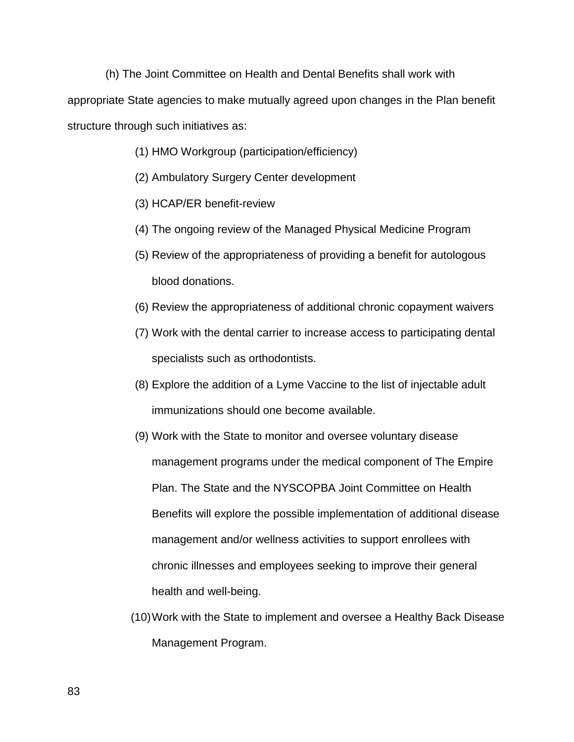(h) The Joint Committee on Health and Dental Benefits shall work with appropriate State agencies to make mutually agreed upon changes in the Plan benefit structure through such initiatives as:

(1) HMO Workgroup (participation/efficiency)

(2) Ambulatory Surgery Center development

(3) HCAP/ER benefit-review

(4) The ongoing review of the Managed Physical Medicine Program

(5) Review of the appropriateness of providing a benefit for autologous blood donations.

(6) Review the appropriateness of additional chronic copayment waivers

(7) Work with the dental carrier to increase access to participating dental specialists such as orthodontists.

(8) Explore the addition of a Lyme Vaccine to the list of injectable adult immunizations should one become available.

(9) Work with the State to monitor and oversee voluntary disease management programs under the medical component of The Empire Plan. The State and the NYSCOPBA Joint Committee on Health Benefits will explore the possible implementation of additional disease management and/or wellness activities to support enrollees with chronic illnesses and employees seeking to improve their general health and well-being.

(10) Work with the State to implement and oversee a Healthy Back Disease Management Program.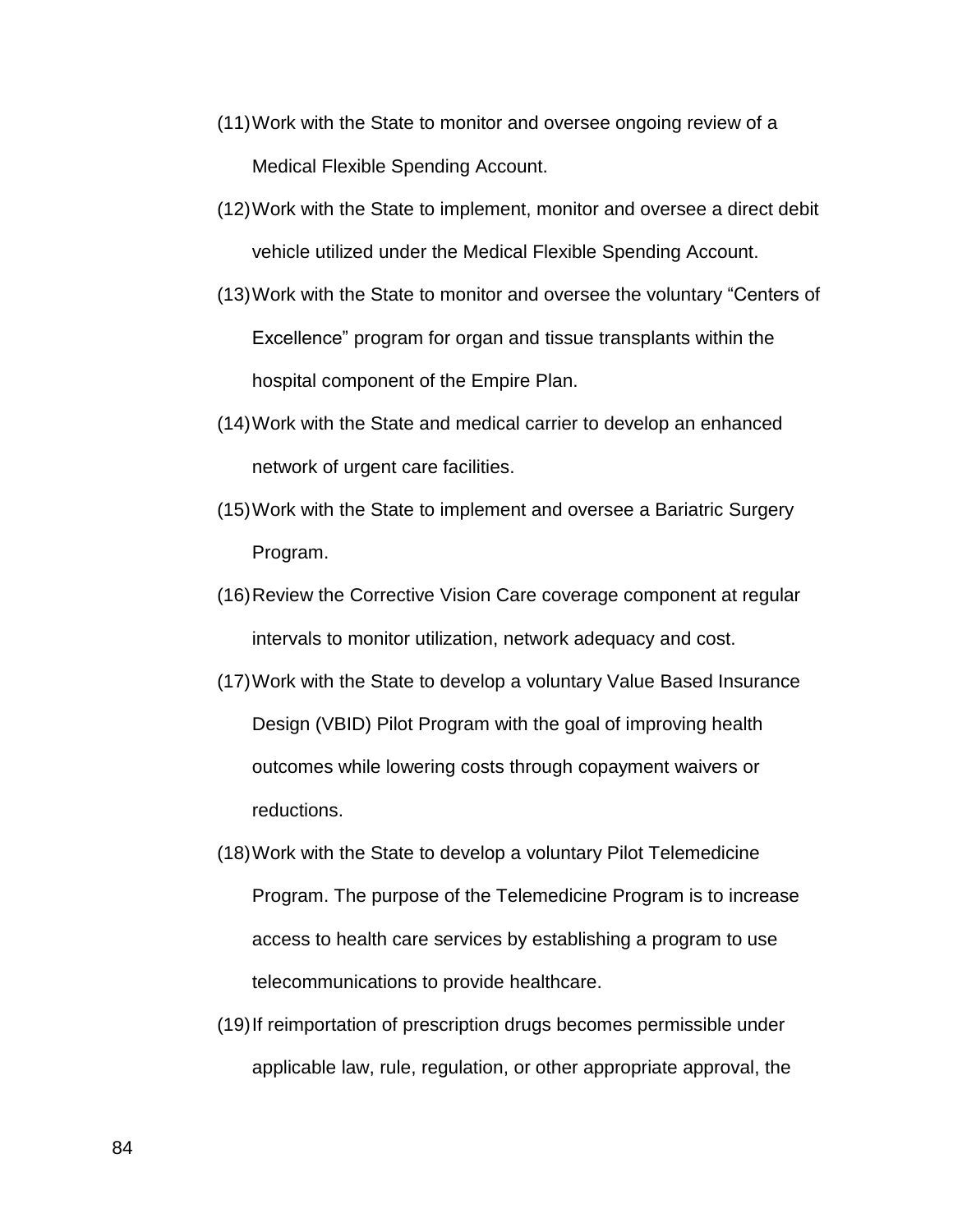(11) Work with the State to monitor and oversee ongoing review of a Medical Flexible Spending Account.

(12) Work with the State to implement, monitor and oversee a direct debit vehicle utilized under the Medical Flexible Spending Account.

(13) Work with the State to monitor and oversee the voluntary "Centers of Excellence" program for organ and tissue transplants within the hospital component of the Empire Plan.

(14) Work with the State and medical carrier to develop an enhanced network of urgent care facilities.

(15) Work with the State to implement and oversee a Bariatric Surgery Program.

(16) Review the Corrective Vision Care coverage component at regular intervals to monitor utilization, network adequacy and cost.

(17) Work with the State to develop a voluntary Value Based Insurance Design (VBID) Pilot Program with the goal of improving health outcomes while lowering costs through copayment waivers or reductions.

(18) Work with the State to develop a voluntary Pilot Telemedicine Program. The purpose of the Telemedicine Program is to increase access to health care services by establishing a program to use telecommunications to provide healthcare.

(19) If reimportation of prescription drugs becomes permissible under applicable law, rule, regulation, or other appropriate approval, the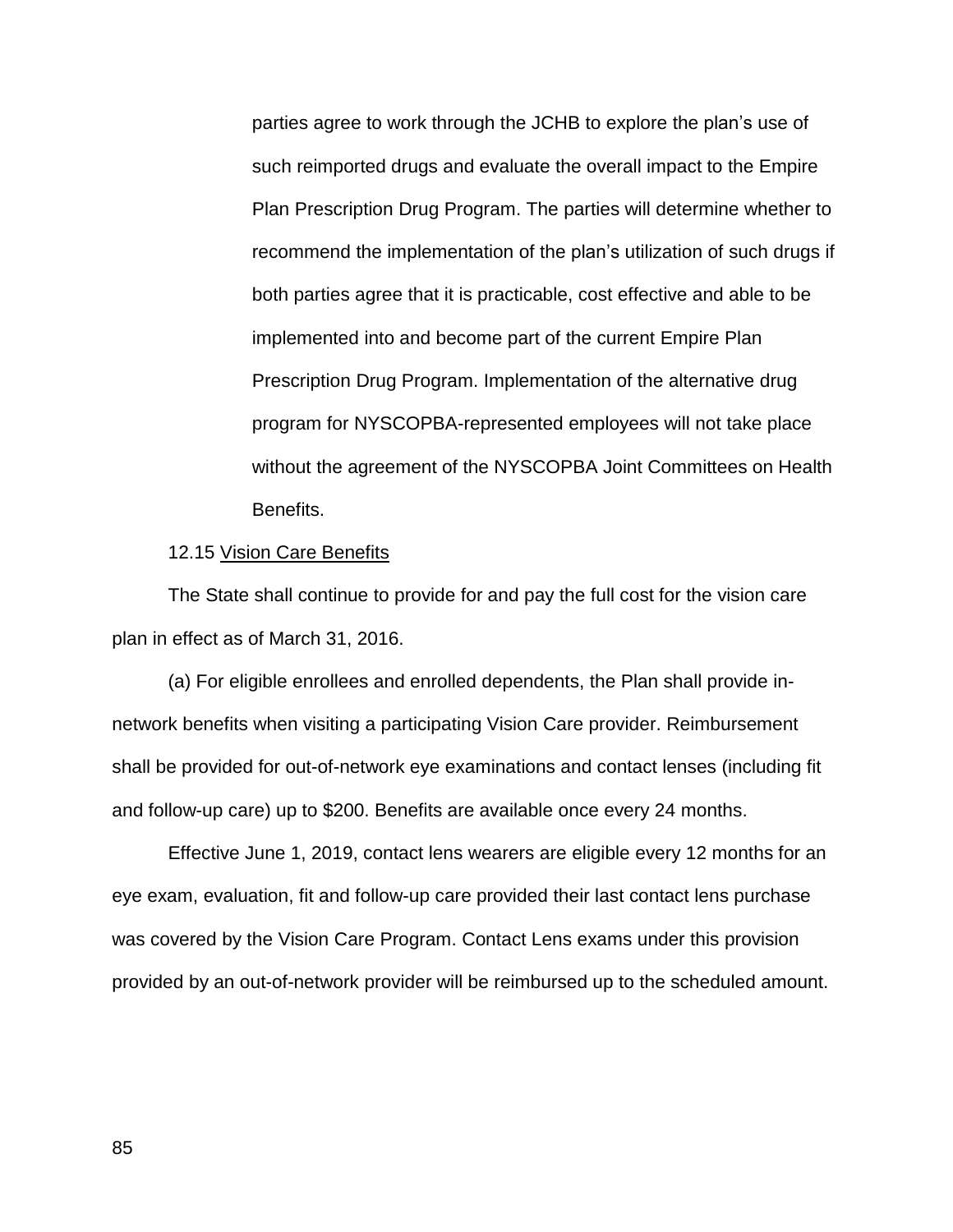parties agree to work through the JCHB to explore the plan's use of such reimported drugs and evaluate the overall impact to the Empire Plan Prescription Drug Program. The parties will determine whether to recommend the implementation of the plan's utilization of such drugs if both parties agree that it is practicable, cost effective and able to be implemented into and become part of the current Empire Plan Prescription Drug Program. Implementation of the alternative drug program for NYSCOPBA-represented employees will not take place without the agreement of the NYSCOPBA Joint Committees on Health Benefits.

12.15 <u>Vision Care Benefits</u>

The State shall continue to provide for and pay the full cost for the vision care plan in effect as of March 31, 2016.

(a) For eligible enrollees and enrolled dependents, the Plan shall provide in-network benefits when visiting a participating Vision Care provider. Reimbursement shall be provided for out-of-network eye examinations and contact lenses (including fit and follow-up care) up to $200. Benefits are available once every 24 months.

Effective June 1, 2019, contact lens wearers are eligible every 12 months for an eye exam, evaluation, fit and follow-up care provided their last contact lens purchase was covered by the Vision Care Program. Contact Lens exams under this provision provided by an out-of-network provider will be reimbursed up to the scheduled amount.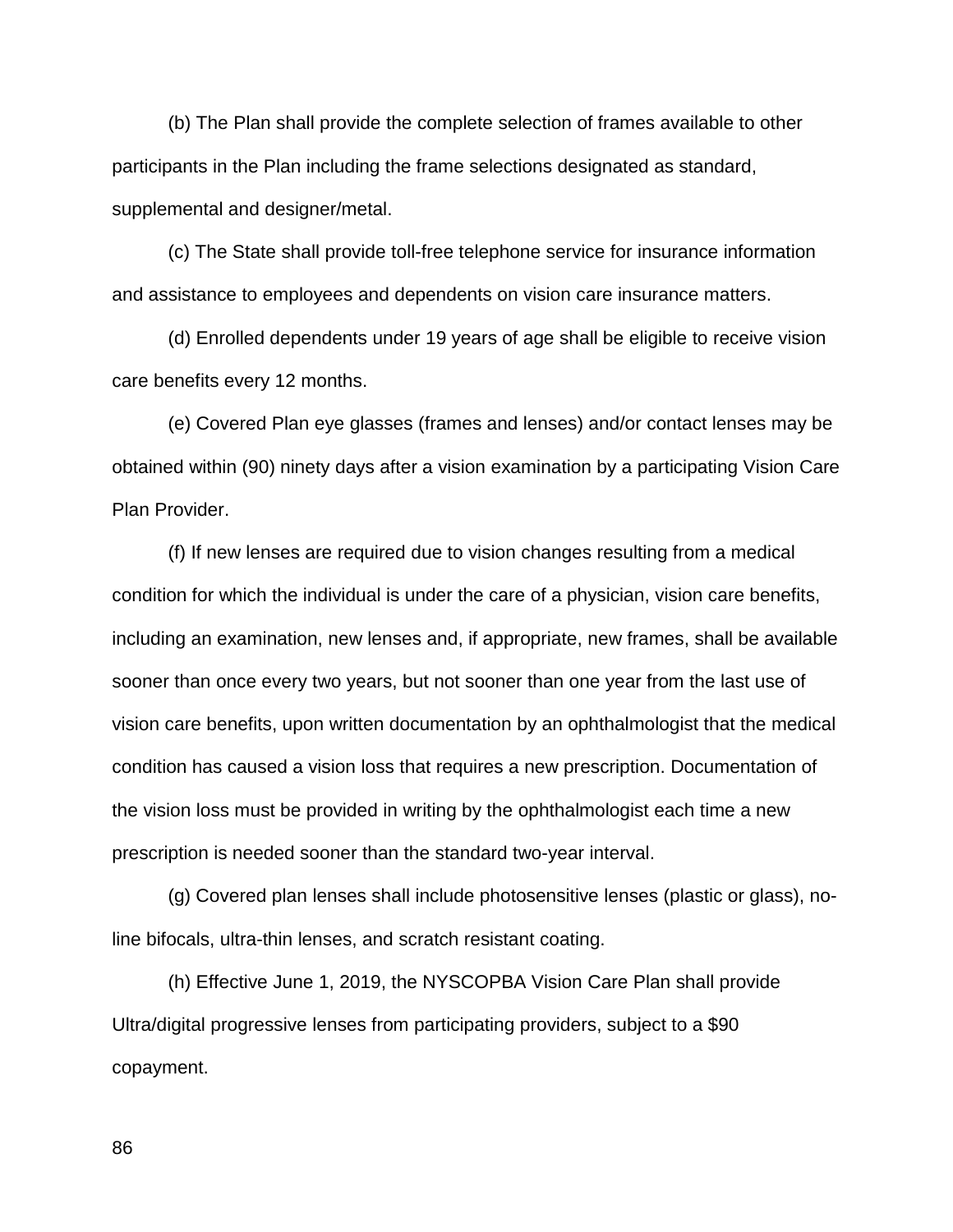(b) The Plan shall provide the complete selection of frames available to other participants in the Plan including the frame selections designated as standard, supplemental and designer/metal.

(c) The State shall provide toll-free telephone service for insurance information and assistance to employees and dependents on vision care insurance matters.

(d) Enrolled dependents under 19 years of age shall be eligible to receive vision care benefits every 12 months.

(e) Covered Plan eye glasses (frames and lenses) and/or contact lenses may be obtained within (90) ninety days after a vision examination by a participating Vision Care Plan Provider.

(f) If new lenses are required due to vision changes resulting from a medical condition for which the individual is under the care of a physician, vision care benefits, including an examination, new lenses and, if appropriate, new frames, shall be available sooner than once every two years, but not sooner than one year from the last use of vision care benefits, upon written documentation by an ophthalmologist that the medical condition has caused a vision loss that requires a new prescription. Documentation of the vision loss must be provided in writing by the ophthalmologist each time a new prescription is needed sooner than the standard two-year interval.

(g) Covered plan lenses shall include photosensitive lenses (plastic or glass), no-line bifocals, ultra-thin lenses, and scratch resistant coating.

(h) Effective June 1, 2019, the NYSCOPBA Vision Care Plan shall provide Ultra/digital progressive lenses from participating providers, subject to a $90 copayment.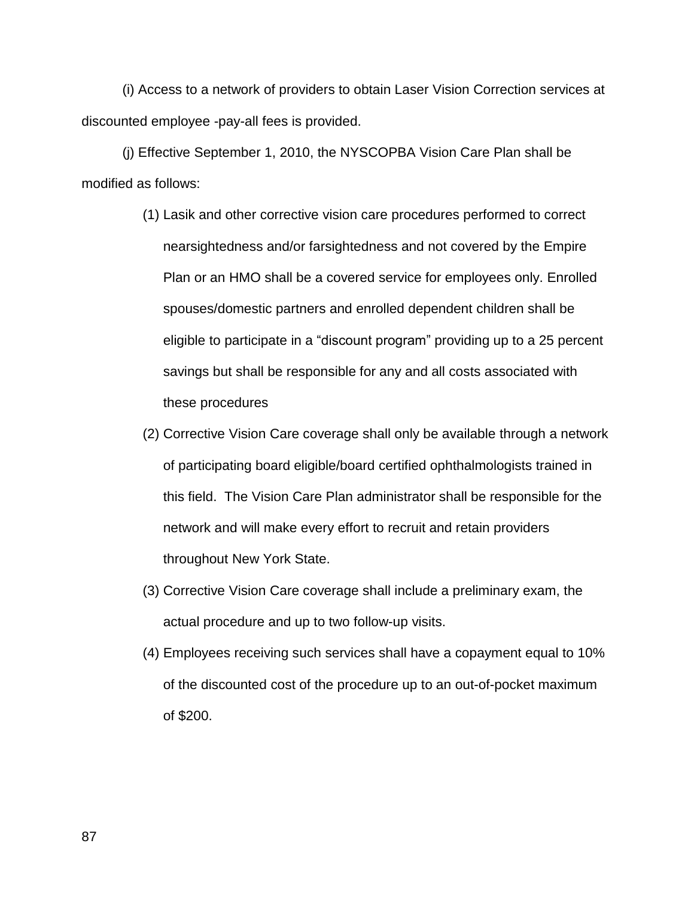(i) Access to a network of providers to obtain Laser Vision Correction services at discounted employee -pay-all fees is provided.

(j) Effective September 1, 2010, the NYSCOPBA Vision Care Plan shall be modified as follows:

(1) Lasik and other corrective vision care procedures performed to correct nearsightedness and/or farsightedness and not covered by the Empire Plan or an HMO shall be a covered service for employees only. Enrolled spouses/domestic partners and enrolled dependent children shall be eligible to participate in a "discount program" providing up to a 25 percent savings but shall be responsible for any and all costs associated with these procedures

(2) Corrective Vision Care coverage shall only be available through a network of participating board eligible/board certified ophthalmologists trained in this field. The Vision Care Plan administrator shall be responsible for the network and will make every effort to recruit and retain providers throughout New York State.

(3) Corrective Vision Care coverage shall include a preliminary exam, the actual procedure and up to two follow-up visits.

(4) Employees receiving such services shall have a copayment equal to 10% of the discounted cost of the procedure up to an out-of-pocket maximum of $200.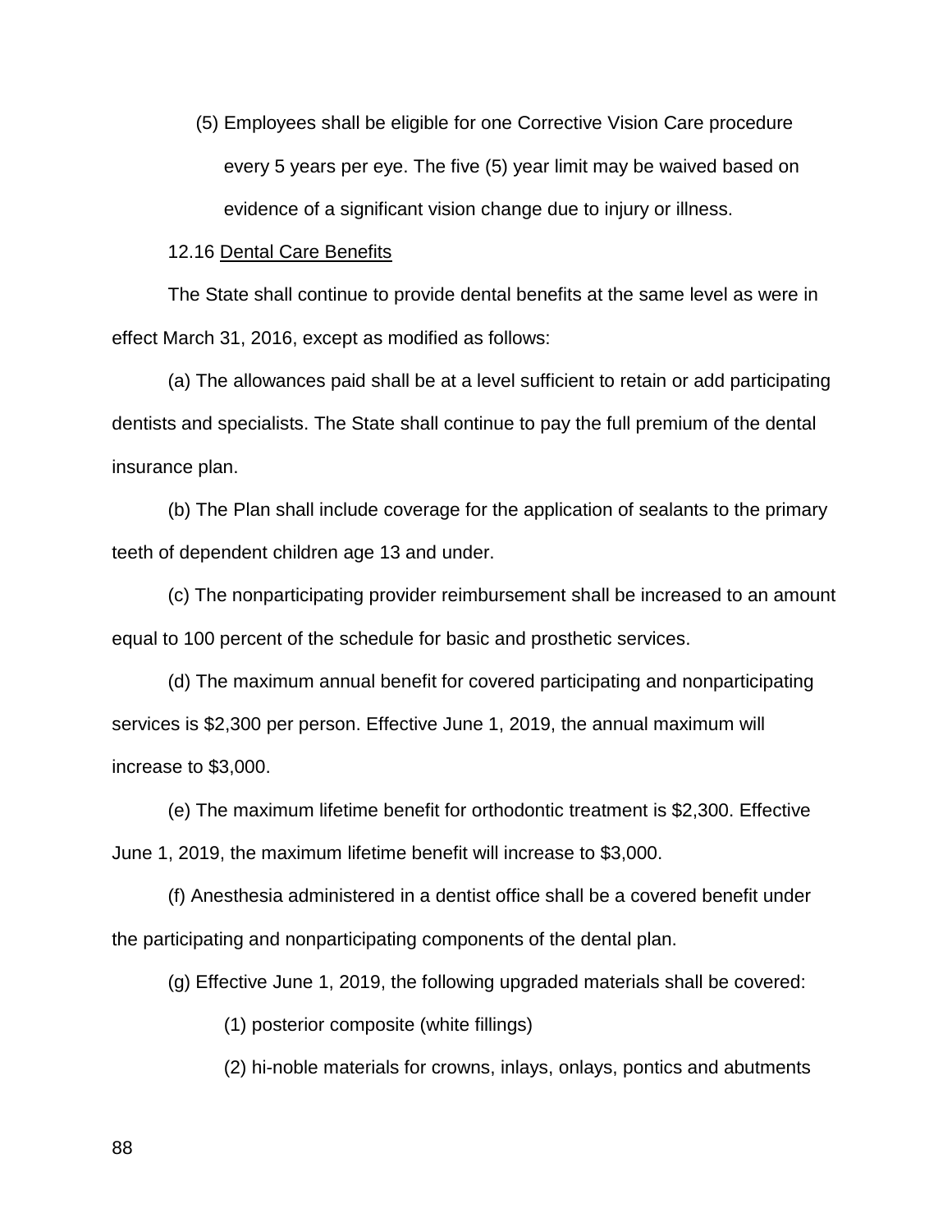(5) Employees shall be eligible for one Corrective Vision Care procedure every 5 years per eye. The five (5) year limit may be waived based on evidence of a significant vision change due to injury or illness.

12.16 Dental Care Benefits

The State shall continue to provide dental benefits at the same level as were in effect March 31, 2016, except as modified as follows:

(a) The allowances paid shall be at a level sufficient to retain or add participating dentists and specialists. The State shall continue to pay the full premium of the dental insurance plan.

(b) The Plan shall include coverage for the application of sealants to the primary teeth of dependent children age 13 and under.

(c) The nonparticipating provider reimbursement shall be increased to an amount equal to 100 percent of the schedule for basic and prosthetic services.

(d) The maximum annual benefit for covered participating and nonparticipating services is $2,300 per person. Effective June 1, 2019, the annual maximum will increase to $3,000.

(e) The maximum lifetime benefit for orthodontic treatment is $2,300. Effective June 1, 2019, the maximum lifetime benefit will increase to $3,000.

(f) Anesthesia administered in a dentist office shall be a covered benefit under the participating and nonparticipating components of the dental plan.

(g) Effective June 1, 2019, the following upgraded materials shall be covered:

(1) posterior composite (white fillings)

(2) hi-noble materials for crowns, inlays, onlays, pontics and abutments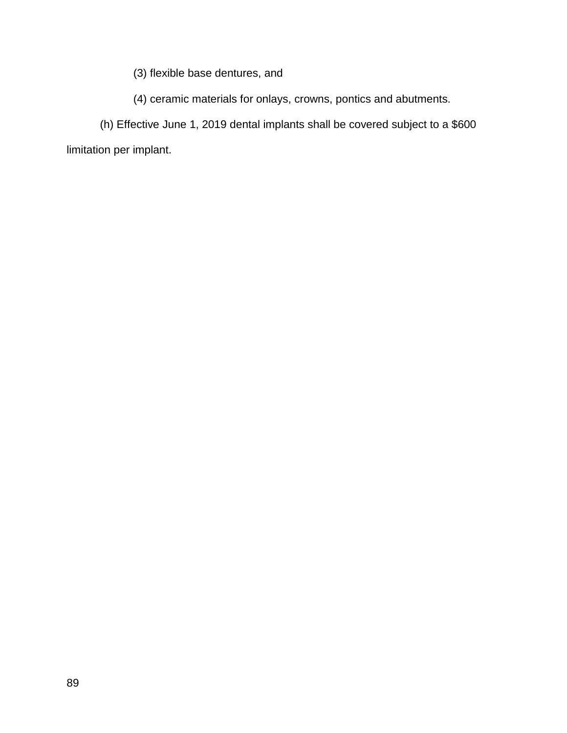(3) flexible base dentures, and

(4) ceramic materials for onlays, crowns, pontics and abutments.

(h) Effective June 1, 2019 dental implants shall be covered subject to a $600 limitation per implant.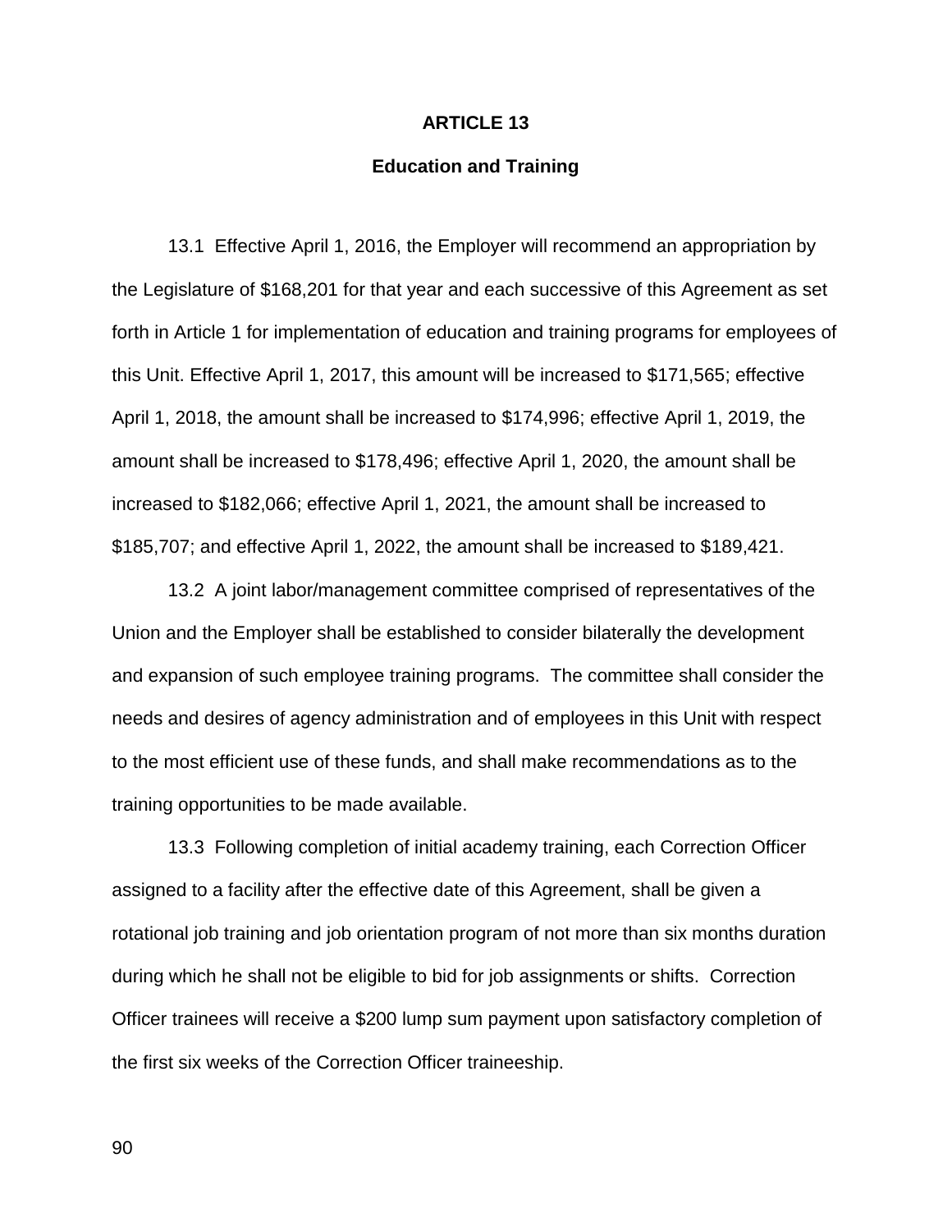# ARTICLE 13

## Education and Training

13.1 Effective April 1, 2016, the Employer will recommend an appropriation by the Legislature of $168,201 for that year and each successive of this Agreement as set forth in Article 1 for implementation of education and training programs for employees of this Unit. Effective April 1, 2017, this amount will be increased to $171,565; effective April 1, 2018, the amount shall be increased to $174,996; effective April 1, 2019, the amount shall be increased to $178,496; effective April 1, 2020, the amount shall be increased to $182,066; effective April 1, 2021, the amount shall be increased to $185,707; and effective April 1, 2022, the amount shall be increased to $189,421.

13.2 A joint labor/management committee comprised of representatives of the Union and the Employer shall be established to consider bilaterally the development and expansion of such employee training programs. The committee shall consider the needs and desires of agency administration and of employees in this Unit with respect to the most efficient use of these funds, and shall make recommendations as to the training opportunities to be made available.

13.3 Following completion of initial academy training, each Correction Officer assigned to a facility after the effective date of this Agreement, shall be given a rotational job training and job orientation program of not more than six months duration during which he shall not be eligible to bid for job assignments or shifts. Correction Officer trainees will receive a $200 lump sum payment upon satisfactory completion of the first six weeks of the Correction Officer traineeship.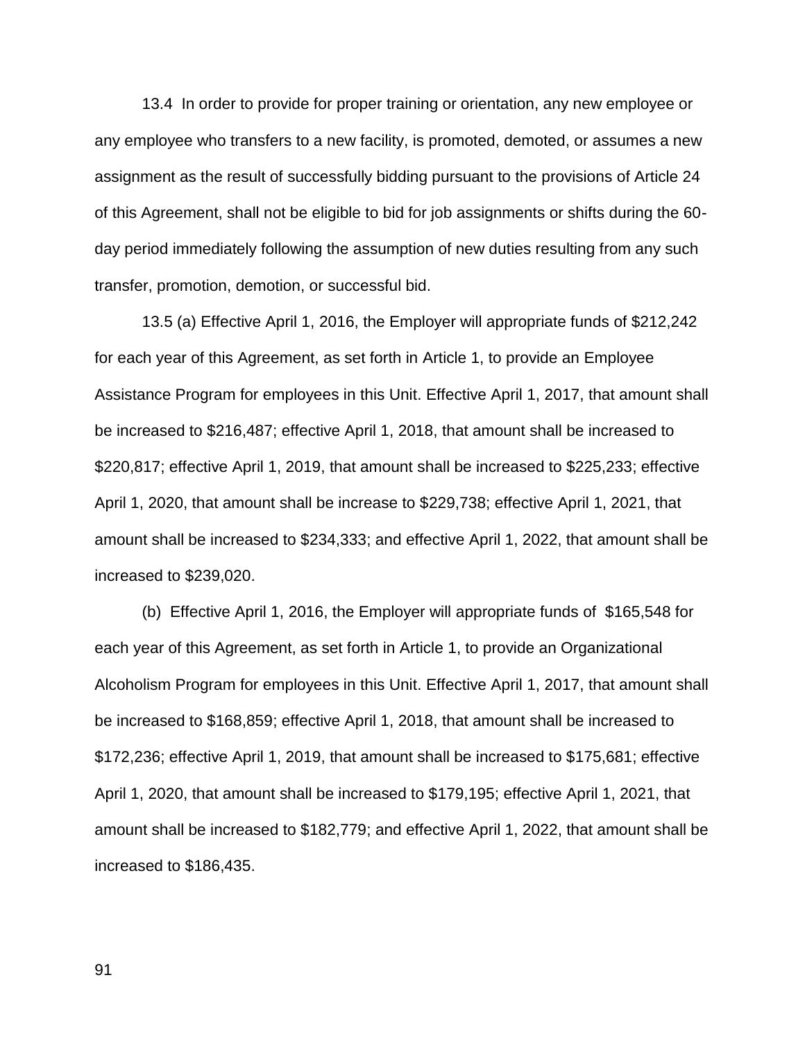13.4 In order to provide for proper training or orientation, any new employee or any employee who transfers to a new facility, is promoted, demoted, or assumes a new assignment as the result of successfully bidding pursuant to the provisions of Article 24 of this Agreement, shall not be eligible to bid for job assignments or shifts during the 60-day period immediately following the assumption of new duties resulting from any such transfer, promotion, demotion, or successful bid.

13.5 (a) Effective April 1, 2016, the Employer will appropriate funds of $212,242 for each year of this Agreement, as set forth in Article 1, to provide an Employee Assistance Program for employees in this Unit. Effective April 1, 2017, that amount shall be increased to $216,487; effective April 1, 2018, that amount shall be increased to $220,817; effective April 1, 2019, that amount shall be increased to $225,233; effective April 1, 2020, that amount shall be increase to $229,738; effective April 1, 2021, that amount shall be increased to $234,333; and effective April 1, 2022, that amount shall be increased to $239,020.

(b) Effective April 1, 2016, the Employer will appropriate funds of $165,548 for each year of this Agreement, as set forth in Article 1, to provide an Organizational Alcoholism Program for employees in this Unit. Effective April 1, 2017, that amount shall be increased to $168,859; effective April 1, 2018, that amount shall be increased to $172,236; effective April 1, 2019, that amount shall be increased to $175,681; effective April 1, 2020, that amount shall be increased to $179,195; effective April 1, 2021, that amount shall be increased to $182,779; and effective April 1, 2022, that amount shall be increased to $186,435.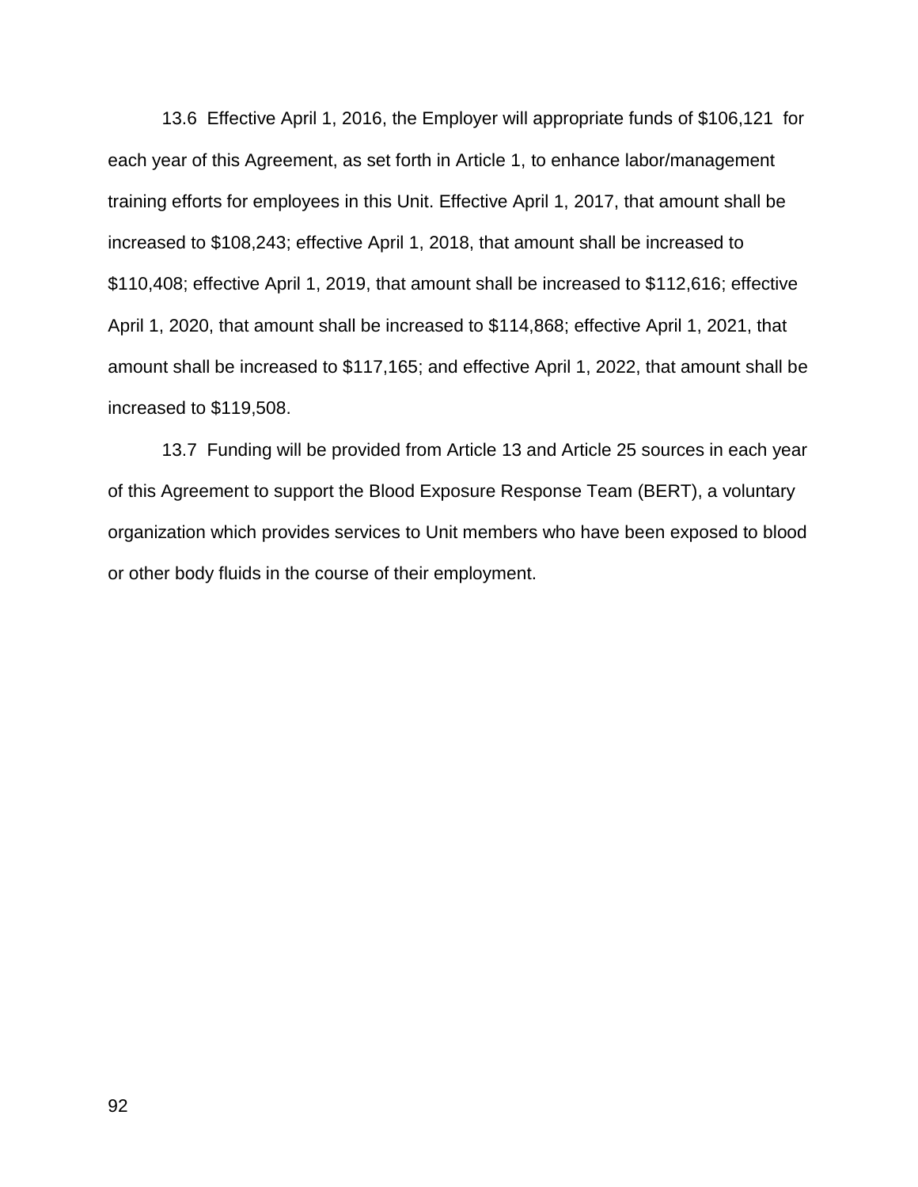13.6 Effective April 1, 2016, the Employer will appropriate funds of $106,121 for each year of this Agreement, as set forth in Article 1, to enhance labor/management training efforts for employees in this Unit. Effective April 1, 2017, that amount shall be increased to $108,243; effective April 1, 2018, that amount shall be increased to $110,408; effective April 1, 2019, that amount shall be increased to $112,616; effective April 1, 2020, that amount shall be increased to $114,868; effective April 1, 2021, that amount shall be increased to $117,165; and effective April 1, 2022, that amount shall be increased to $119,508.

13.7 Funding will be provided from Article 13 and Article 25 sources in each year of this Agreement to support the Blood Exposure Response Team (BERT), a voluntary organization which provides services to Unit members who have been exposed to blood or other body fluids in the course of their employment.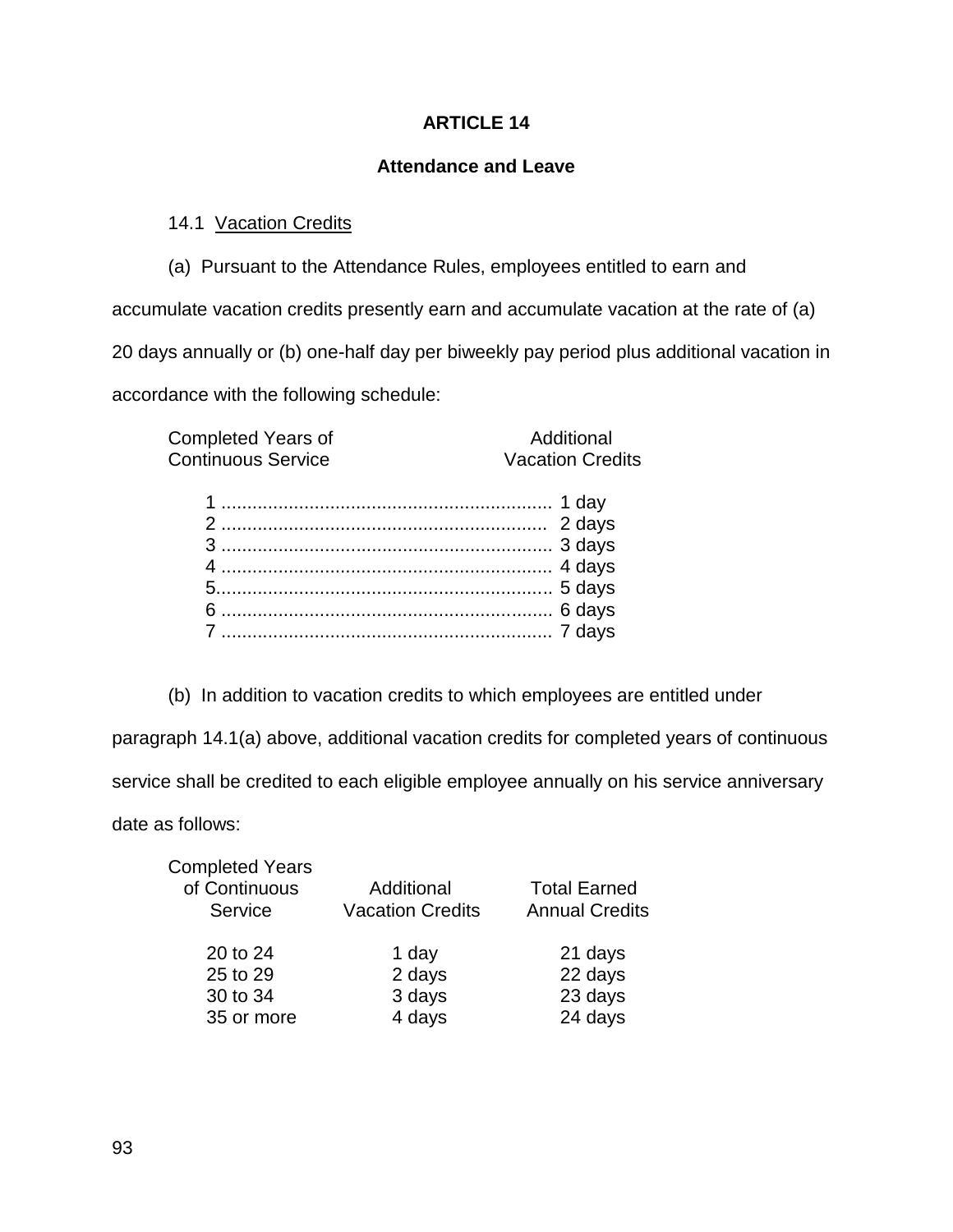# ARTICLE 14

## Attendance and Leave

14.1 Vacation Credits

(a) Pursuant to the Attendance Rules, employees entitled to earn and accumulate vacation credits presently earn and accumulate vacation at the rate of (a) 20 days annually or (b) one-half day per biweekly pay period plus additional vacation in accordance with the following schedule:

| Completed Years of Continuous Service | Additional Vacation Credits |
|---|---|
| 1 | 1 day |
| 2 | 2 days |
| 3 | 3 days |
| 4 | 4 days |
| 5 | 5 days |
| 6 | 6 days |
| 7 | 7 days |

(b) In addition to vacation credits to which employees are entitled under paragraph 14.1(a) above, additional vacation credits for completed years of continuous service shall be credited to each eligible employee annually on his service anniversary date as follows:

| Completed Years of Continuous Service | Additional Vacation Credits | Total Earned Annual Credits |
|---|---|---|
| 20 to 24 | 1 day | 21 days |
| 25 to 29 | 2 days | 22 days |
| 30 to 34 | 3 days | 23 days |
| 35 or more | 4 days | 24 days |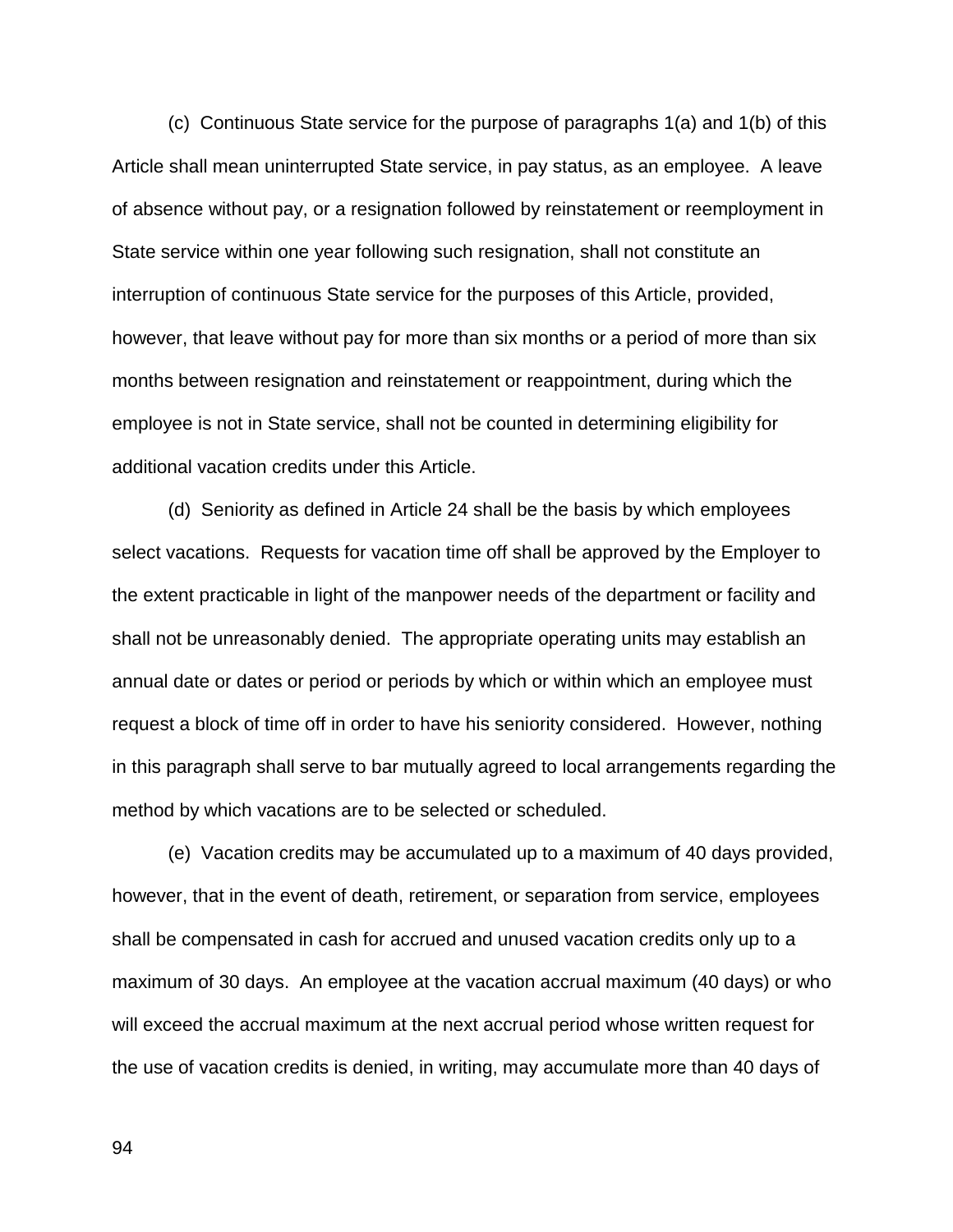(c) Continuous State service for the purpose of paragraphs 1(a) and 1(b) of this Article shall mean uninterrupted State service, in pay status, as an employee. A leave of absence without pay, or a resignation followed by reinstatement or reemployment in State service within one year following such resignation, shall not constitute an interruption of continuous State service for the purposes of this Article, provided, however, that leave without pay for more than six months or a period of more than six months between resignation and reinstatement or reappointment, during which the employee is not in State service, shall not be counted in determining eligibility for additional vacation credits under this Article.

(d) Seniority as defined in Article 24 shall be the basis by which employees select vacations. Requests for vacation time off shall be approved by the Employer to the extent practicable in light of the manpower needs of the department or facility and shall not be unreasonably denied. The appropriate operating units may establish an annual date or dates or period or periods by which or within which an employee must request a block of time off in order to have his seniority considered. However, nothing in this paragraph shall serve to bar mutually agreed to local arrangements regarding the method by which vacations are to be selected or scheduled.

(e) Vacation credits may be accumulated up to a maximum of 40 days provided, however, that in the event of death, retirement, or separation from service, employees shall be compensated in cash for accrued and unused vacation credits only up to a maximum of 30 days. An employee at the vacation accrual maximum (40 days) or who will exceed the accrual maximum at the next accrual period whose written request for the use of vacation credits is denied, in writing, may accumulate more than 40 days of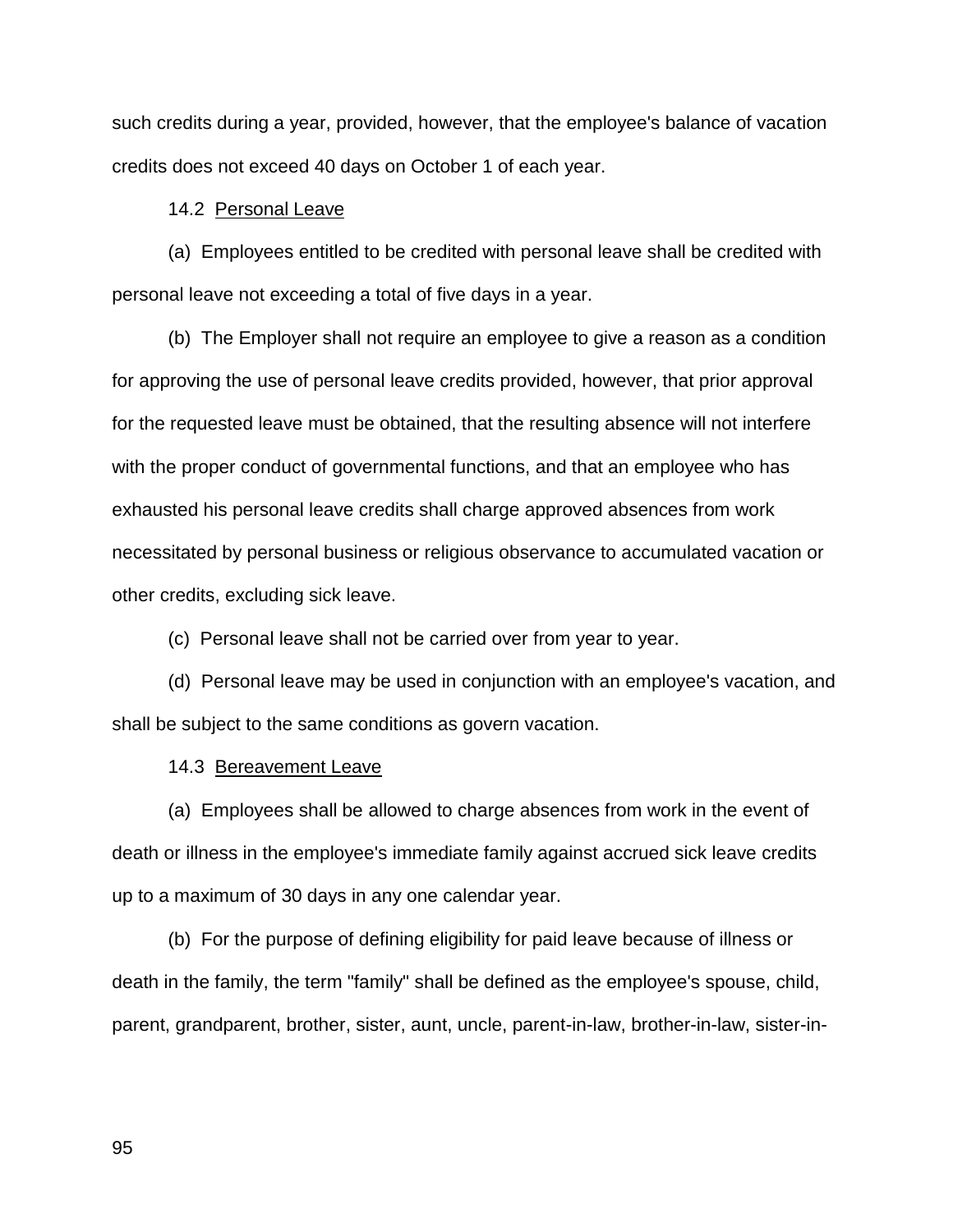such credits during a year, provided, however, that the employee's balance of vacation credits does not exceed 40 days on October 1 of each year.

14.2 Personal Leave

(a) Employees entitled to be credited with personal leave shall be credited with personal leave not exceeding a total of five days in a year.

(b) The Employer shall not require an employee to give a reason as a condition for approving the use of personal leave credits provided, however, that prior approval for the requested leave must be obtained, that the resulting absence will not interfere with the proper conduct of governmental functions, and that an employee who has exhausted his personal leave credits shall charge approved absences from work necessitated by personal business or religious observance to accumulated vacation or other credits, excluding sick leave.

(c) Personal leave shall not be carried over from year to year.

(d) Personal leave may be used in conjunction with an employee's vacation, and shall be subject to the same conditions as govern vacation.

14.3 Bereavement Leave

(a) Employees shall be allowed to charge absences from work in the event of death or illness in the employee's immediate family against accrued sick leave credits up to a maximum of 30 days in any one calendar year.

(b) For the purpose of defining eligibility for paid leave because of illness or death in the family, the term "family" shall be defined as the employee's spouse, child, parent, grandparent, brother, sister, aunt, uncle, parent-in-law, brother-in-law, sister-in-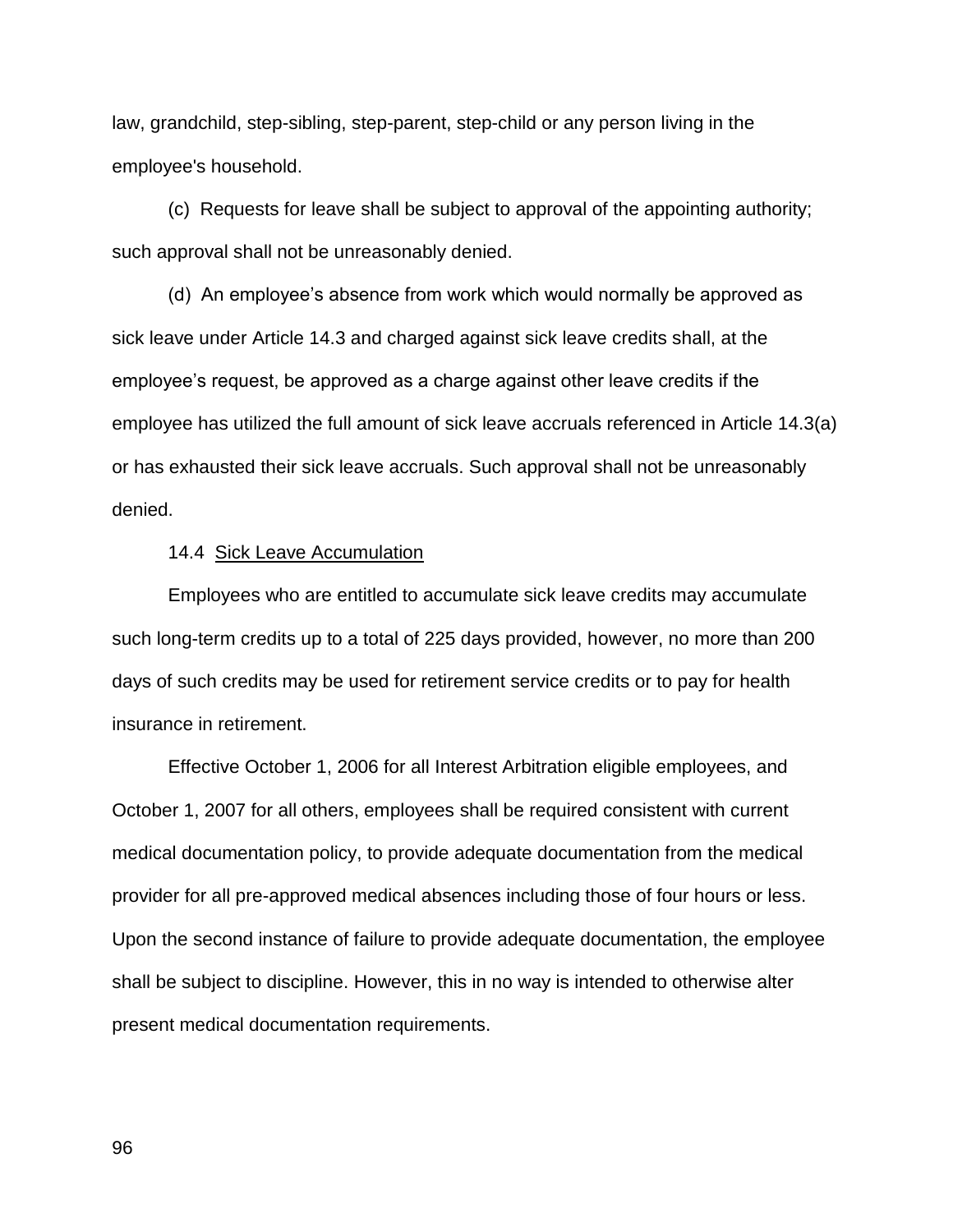law, grandchild, step-sibling, step-parent, step-child or any person living in the employee's household.

(c) Requests for leave shall be subject to approval of the appointing authority; such approval shall not be unreasonably denied.

(d) An employee's absence from work which would normally be approved as sick leave under Article 14.3 and charged against sick leave credits shall, at the employee's request, be approved as a charge against other leave credits if the employee has utilized the full amount of sick leave accruals referenced in Article 14.3(a) or has exhausted their sick leave accruals. Such approval shall not be unreasonably denied.

14.4 Sick Leave Accumulation

Employees who are entitled to accumulate sick leave credits may accumulate such long-term credits up to a total of 225 days provided, however, no more than 200 days of such credits may be used for retirement service credits or to pay for health insurance in retirement.

Effective October 1, 2006 for all Interest Arbitration eligible employees, and October 1, 2007 for all others, employees shall be required consistent with current medical documentation policy, to provide adequate documentation from the medical provider for all pre-approved medical absences including those of four hours or less. Upon the second instance of failure to provide adequate documentation, the employee shall be subject to discipline. However, this in no way is intended to otherwise alter present medical documentation requirements.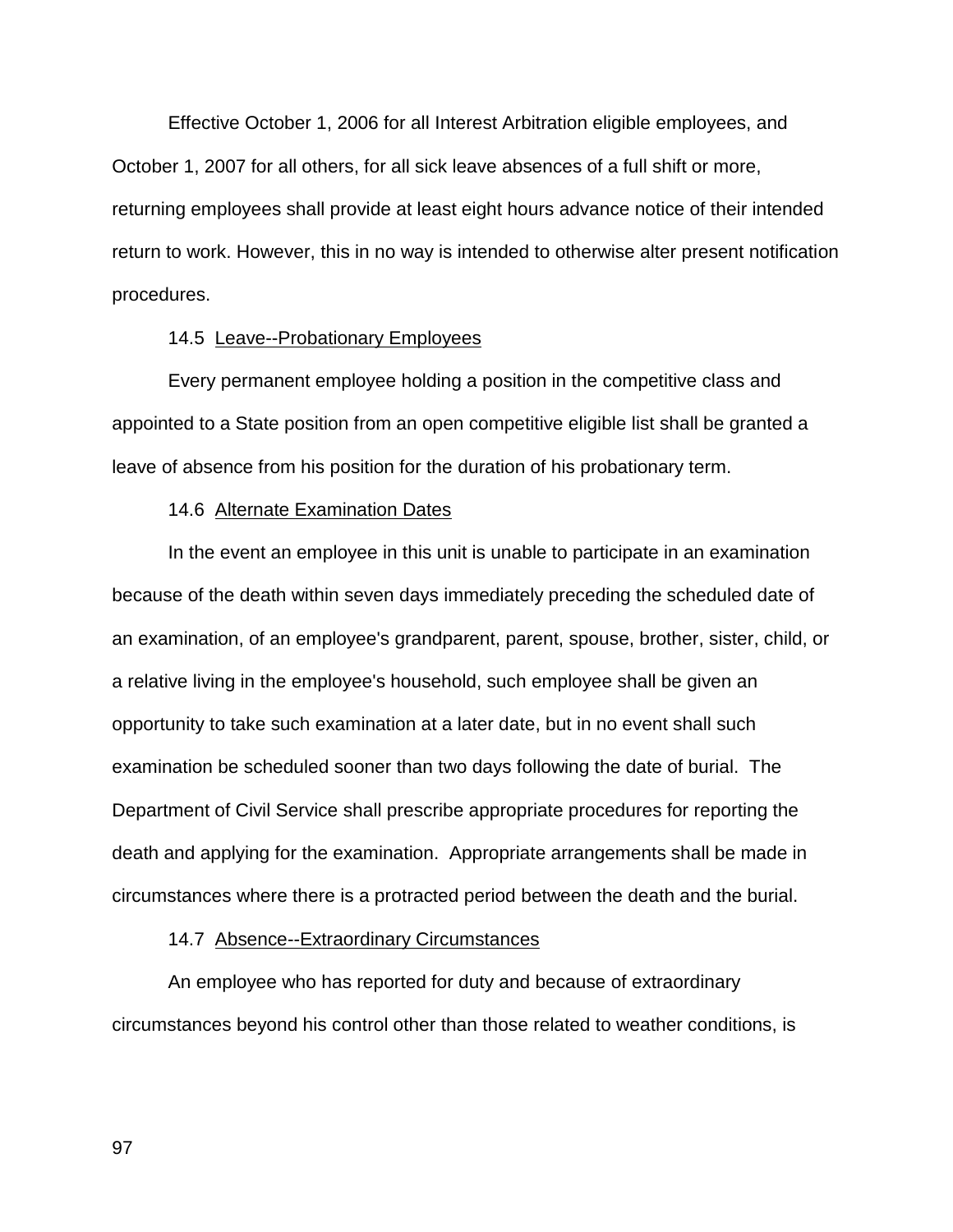Effective October 1, 2006 for all Interest Arbitration eligible employees, and October 1, 2007 for all others, for all sick leave absences of a full shift or more, returning employees shall provide at least eight hours advance notice of their intended return to work. However, this in no way is intended to otherwise alter present notification procedures.

14.5 Leave--Probationary Employees

Every permanent employee holding a position in the competitive class and appointed to a State position from an open competitive eligible list shall be granted a leave of absence from his position for the duration of his probationary term.

14.6 Alternate Examination Dates

In the event an employee in this unit is unable to participate in an examination because of the death within seven days immediately preceding the scheduled date of an examination, of an employee's grandparent, parent, spouse, brother, sister, child, or a relative living in the employee's household, such employee shall be given an opportunity to take such examination at a later date, but in no event shall such examination be scheduled sooner than two days following the date of burial. The Department of Civil Service shall prescribe appropriate procedures for reporting the death and applying for the examination. Appropriate arrangements shall be made in circumstances where there is a protracted period between the death and the burial.

14.7 Absence--Extraordinary Circumstances

An employee who has reported for duty and because of extraordinary circumstances beyond his control other than those related to weather conditions, is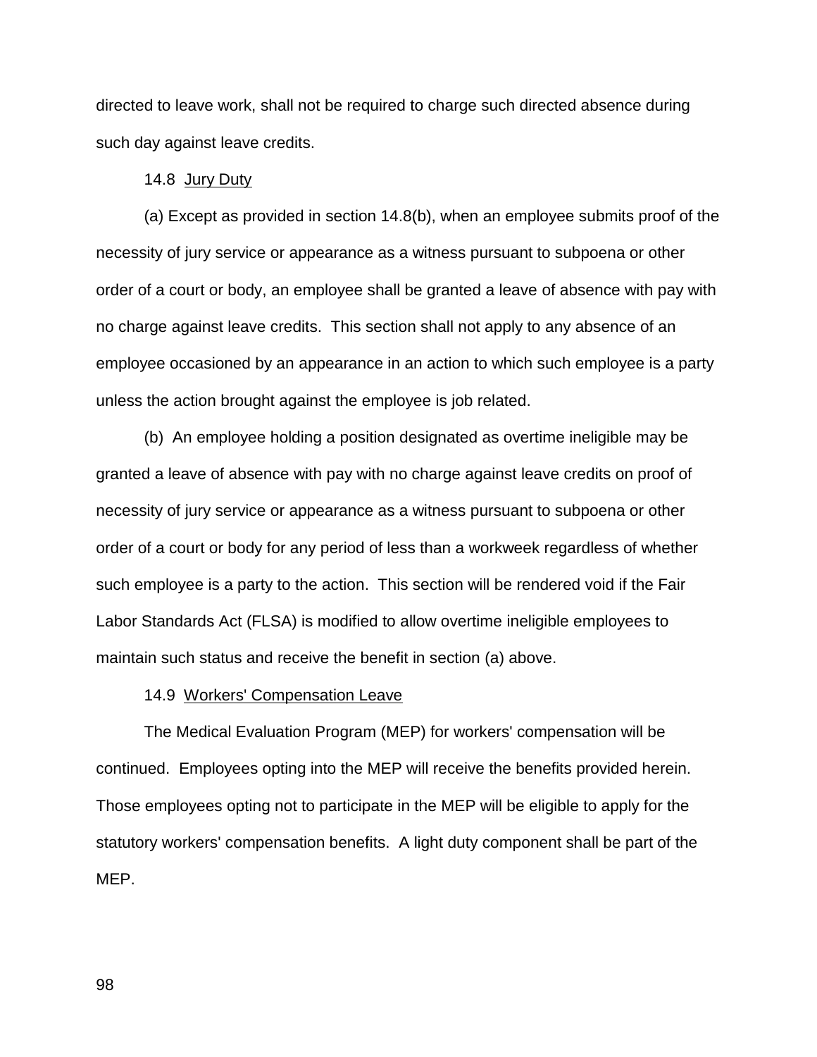directed to leave work, shall not be required to charge such directed absence during such day against leave credits.

14.8 Jury Duty

(a) Except as provided in section 14.8(b), when an employee submits proof of the necessity of jury service or appearance as a witness pursuant to subpoena or other order of a court or body, an employee shall be granted a leave of absence with pay with no charge against leave credits. This section shall not apply to any absence of an employee occasioned by an appearance in an action to which such employee is a party unless the action brought against the employee is job related.

(b) An employee holding a position designated as overtime ineligible may be granted a leave of absence with pay with no charge against leave credits on proof of necessity of jury service or appearance as a witness pursuant to subpoena or other order of a court or body for any period of less than a workweek regardless of whether such employee is a party to the action. This section will be rendered void if the Fair Labor Standards Act (FLSA) is modified to allow overtime ineligible employees to maintain such status and receive the benefit in section (a) above.

14.9 Workers' Compensation Leave

The Medical Evaluation Program (MEP) for workers' compensation will be continued. Employees opting into the MEP will receive the benefits provided herein. Those employees opting not to participate in the MEP will be eligible to apply for the statutory workers' compensation benefits. A light duty component shall be part of the MEP.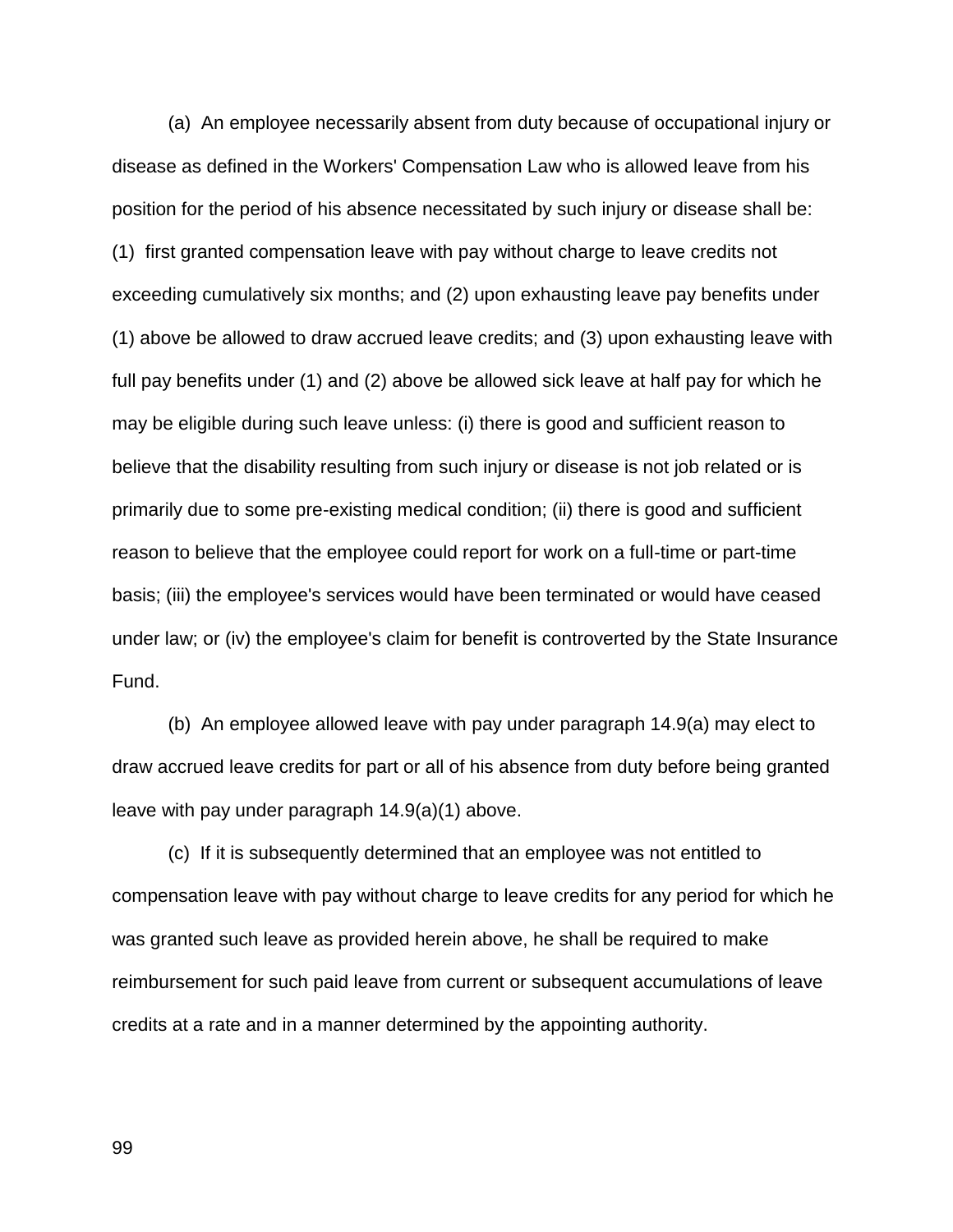(a) An employee necessarily absent from duty because of occupational injury or disease as defined in the Workers' Compensation Law who is allowed leave from his position for the period of his absence necessitated by such injury or disease shall be: (1) first granted compensation leave with pay without charge to leave credits not exceeding cumulatively six months; and (2) upon exhausting leave pay benefits under (1) above be allowed to draw accrued leave credits; and (3) upon exhausting leave with full pay benefits under (1) and (2) above be allowed sick leave at half pay for which he may be eligible during such leave unless: (i) there is good and sufficient reason to believe that the disability resulting from such injury or disease is not job related or is primarily due to some pre-existing medical condition; (ii) there is good and sufficient reason to believe that the employee could report for work on a full-time or part-time basis; (iii) the employee's services would have been terminated or would have ceased under law; or (iv) the employee's claim for benefit is controverted by the State Insurance Fund.

(b) An employee allowed leave with pay under paragraph 14.9(a) may elect to draw accrued leave credits for part or all of his absence from duty before being granted leave with pay under paragraph 14.9(a)(1) above.

(c) If it is subsequently determined that an employee was not entitled to compensation leave with pay without charge to leave credits for any period for which he was granted such leave as provided herein above, he shall be required to make reimbursement for such paid leave from current or subsequent accumulations of leave credits at a rate and in a manner determined by the appointing authority.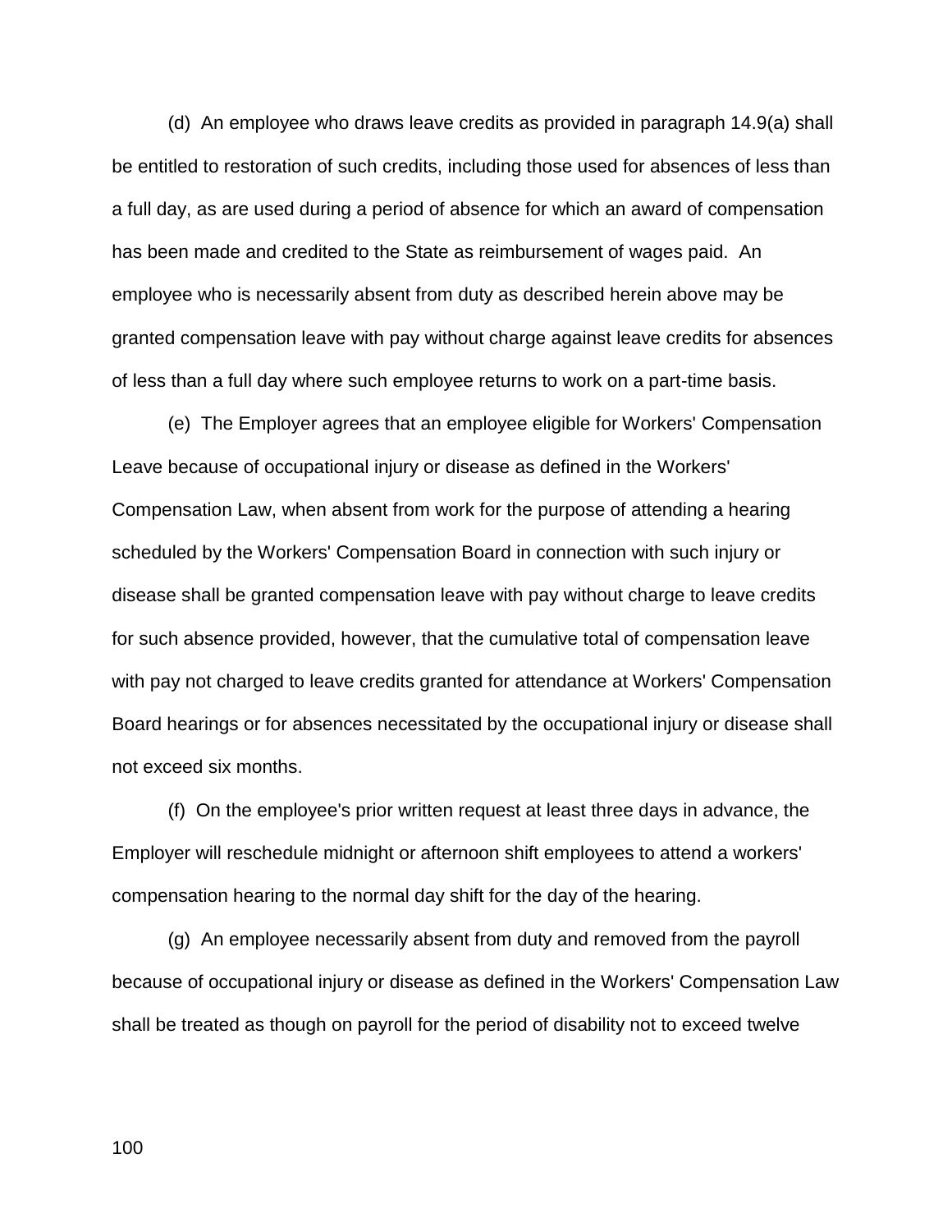(d) An employee who draws leave credits as provided in paragraph 14.9(a) shall be entitled to restoration of such credits, including those used for absences of less than a full day, as are used during a period of absence for which an award of compensation has been made and credited to the State as reimbursement of wages paid. An employee who is necessarily absent from duty as described herein above may be granted compensation leave with pay without charge against leave credits for absences of less than a full day where such employee returns to work on a part-time basis.

(e) The Employer agrees that an employee eligible for Workers' Compensation Leave because of occupational injury or disease as defined in the Workers' Compensation Law, when absent from work for the purpose of attending a hearing scheduled by the Workers' Compensation Board in connection with such injury or disease shall be granted compensation leave with pay without charge to leave credits for such absence provided, however, that the cumulative total of compensation leave with pay not charged to leave credits granted for attendance at Workers' Compensation Board hearings or for absences necessitated by the occupational injury or disease shall not exceed six months.

(f) On the employee's prior written request at least three days in advance, the Employer will reschedule midnight or afternoon shift employees to attend a workers' compensation hearing to the normal day shift for the day of the hearing.

(g) An employee necessarily absent from duty and removed from the payroll because of occupational injury or disease as defined in the Workers' Compensation Law shall be treated as though on payroll for the period of disability not to exceed twelve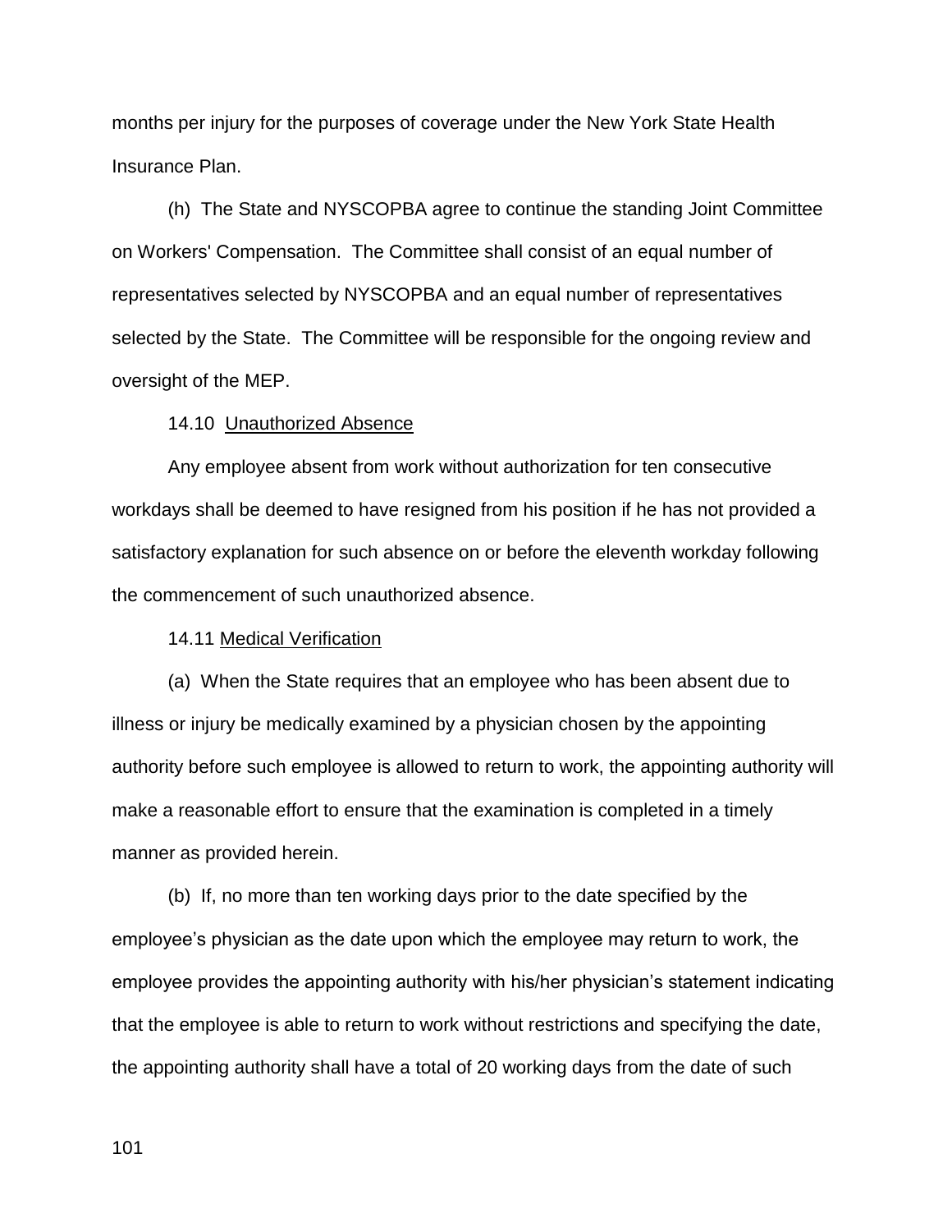months per injury for the purposes of coverage under the New York State Health Insurance Plan.

(h) The State and NYSCOPBA agree to continue the standing Joint Committee on Workers' Compensation. The Committee shall consist of an equal number of representatives selected by NYSCOPBA and an equal number of representatives selected by the State. The Committee will be responsible for the ongoing review and oversight of the MEP.

14.10 Unauthorized Absence

Any employee absent from work without authorization for ten consecutive workdays shall be deemed to have resigned from his position if he has not provided a satisfactory explanation for such absence on or before the eleventh workday following the commencement of such unauthorized absence.

14.11 Medical Verification

(a) When the State requires that an employee who has been absent due to illness or injury be medically examined by a physician chosen by the appointing authority before such employee is allowed to return to work, the appointing authority will make a reasonable effort to ensure that the examination is completed in a timely manner as provided herein.

(b) If, no more than ten working days prior to the date specified by the employee's physician as the date upon which the employee may return to work, the employee provides the appointing authority with his/her physician's statement indicating that the employee is able to return to work without restrictions and specifying the date, the appointing authority shall have a total of 20 working days from the date of such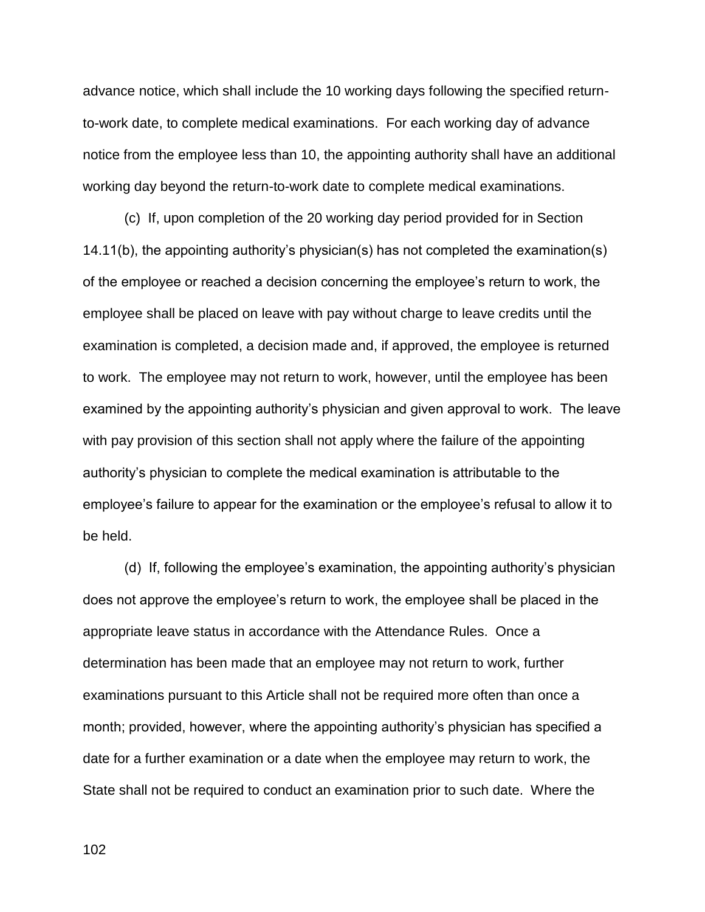advance notice, which shall include the 10 working days following the specified return-to-work date, to complete medical examinations. For each working day of advance notice from the employee less than 10, the appointing authority shall have an additional working day beyond the return-to-work date to complete medical examinations.

(c) If, upon completion of the 20 working day period provided for in Section 14.11(b), the appointing authority's physician(s) has not completed the examination(s) of the employee or reached a decision concerning the employee's return to work, the employee shall be placed on leave with pay without charge to leave credits until the examination is completed, a decision made and, if approved, the employee is returned to work. The employee may not return to work, however, until the employee has been examined by the appointing authority's physician and given approval to work. The leave with pay provision of this section shall not apply where the failure of the appointing authority's physician to complete the medical examination is attributable to the employee's failure to appear for the examination or the employee's refusal to allow it to be held.

(d) If, following the employee's examination, the appointing authority's physician does not approve the employee's return to work, the employee shall be placed in the appropriate leave status in accordance with the Attendance Rules. Once a determination has been made that an employee may not return to work, further examinations pursuant to this Article shall not be required more often than once a month; provided, however, where the appointing authority's physician has specified a date for a further examination or a date when the employee may return to work, the State shall not be required to conduct an examination prior to such date. Where the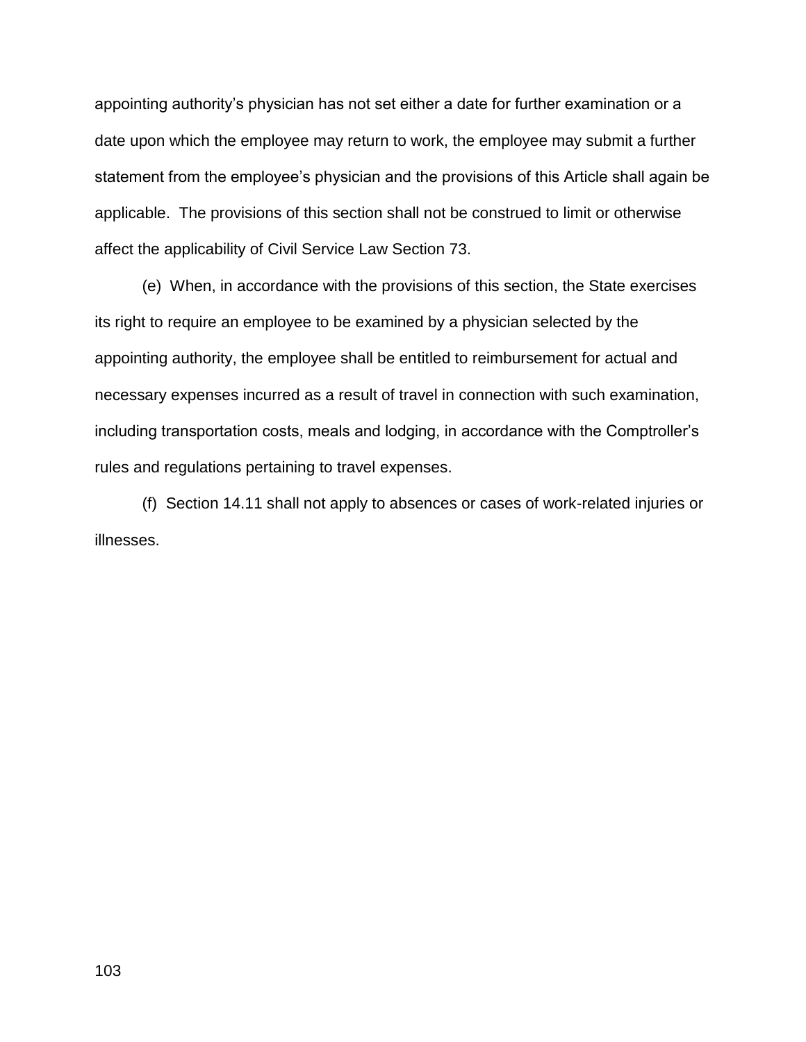appointing authority's physician has not set either a date for further examination or a date upon which the employee may return to work, the employee may submit a further statement from the employee's physician and the provisions of this Article shall again be applicable. The provisions of this section shall not be construed to limit or otherwise affect the applicability of Civil Service Law Section 73.

(e) When, in accordance with the provisions of this section, the State exercises its right to require an employee to be examined by a physician selected by the appointing authority, the employee shall be entitled to reimbursement for actual and necessary expenses incurred as a result of travel in connection with such examination, including transportation costs, meals and lodging, in accordance with the Comptroller's rules and regulations pertaining to travel expenses.

(f) Section 14.11 shall not apply to absences or cases of work-related injuries or illnesses.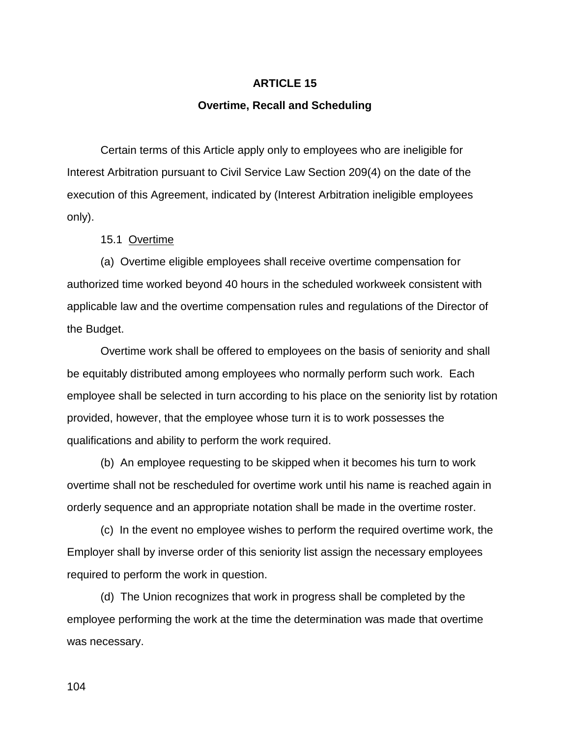# ARTICLE 15

## Overtime, Recall and Scheduling

Certain terms of this Article apply only to employees who are ineligible for Interest Arbitration pursuant to Civil Service Law Section 209(4) on the date of the execution of this Agreement, indicated by (Interest Arbitration ineligible employees only).

15.1 Overtime

(a) Overtime eligible employees shall receive overtime compensation for authorized time worked beyond 40 hours in the scheduled workweek consistent with applicable law and the overtime compensation rules and regulations of the Director of the Budget.

Overtime work shall be offered to employees on the basis of seniority and shall be equitably distributed among employees who normally perform such work. Each employee shall be selected in turn according to his place on the seniority list by rotation provided, however, that the employee whose turn it is to work possesses the qualifications and ability to perform the work required.

(b) An employee requesting to be skipped when it becomes his turn to work overtime shall not be rescheduled for overtime work until his name is reached again in orderly sequence and an appropriate notation shall be made in the overtime roster.

(c) In the event no employee wishes to perform the required overtime work, the Employer shall by inverse order of this seniority list assign the necessary employees required to perform the work in question.

(d) The Union recognizes that work in progress shall be completed by the employee performing the work at the time the determination was made that overtime was necessary.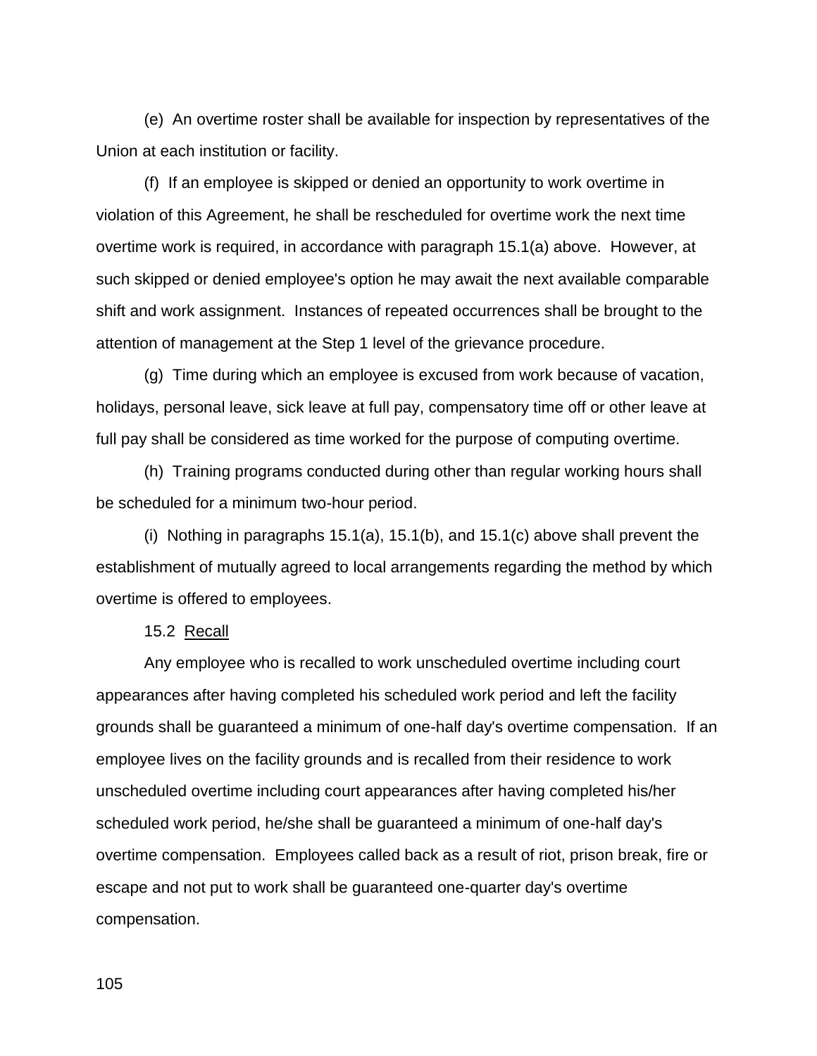(e) An overtime roster shall be available for inspection by representatives of the Union at each institution or facility.

(f) If an employee is skipped or denied an opportunity to work overtime in violation of this Agreement, he shall be rescheduled for overtime work the next time overtime work is required, in accordance with paragraph 15.1(a) above. However, at such skipped or denied employee's option he may await the next available comparable shift and work assignment. Instances of repeated occurrences shall be brought to the attention of management at the Step 1 level of the grievance procedure.

(g) Time during which an employee is excused from work because of vacation, holidays, personal leave, sick leave at full pay, compensatory time off or other leave at full pay shall be considered as time worked for the purpose of computing overtime.

(h) Training programs conducted during other than regular working hours shall be scheduled for a minimum two-hour period.

(i) Nothing in paragraphs 15.1(a), 15.1(b), and 15.1(c) above shall prevent the establishment of mutually agreed to local arrangements regarding the method by which overtime is offered to employees.

15.2 Recall

Any employee who is recalled to work unscheduled overtime including court appearances after having completed his scheduled work period and left the facility grounds shall be guaranteed a minimum of one-half day's overtime compensation. If an employee lives on the facility grounds and is recalled from their residence to work unscheduled overtime including court appearances after having completed his/her scheduled work period, he/she shall be guaranteed a minimum of one-half day's overtime compensation. Employees called back as a result of riot, prison break, fire or escape and not put to work shall be guaranteed one-quarter day's overtime compensation.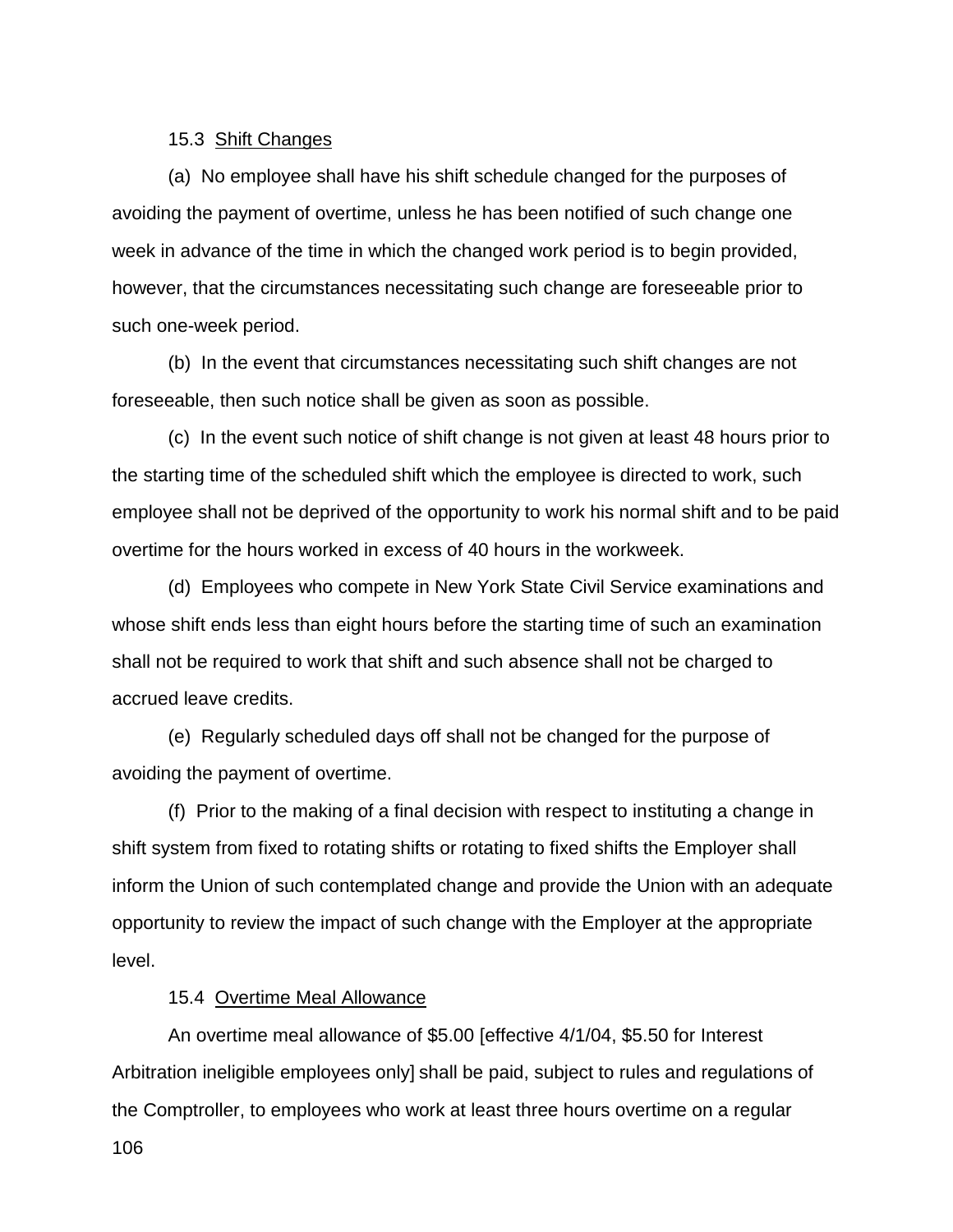15.3 Shift Changes

(a) No employee shall have his shift schedule changed for the purposes of avoiding the payment of overtime, unless he has been notified of such change one week in advance of the time in which the changed work period is to begin provided, however, that the circumstances necessitating such change are foreseeable prior to such one-week period.

(b) In the event that circumstances necessitating such shift changes are not foreseeable, then such notice shall be given as soon as possible.

(c) In the event such notice of shift change is not given at least 48 hours prior to the starting time of the scheduled shift which the employee is directed to work, such employee shall not be deprived of the opportunity to work his normal shift and to be paid overtime for the hours worked in excess of 40 hours in the workweek.

(d) Employees who compete in New York State Civil Service examinations and whose shift ends less than eight hours before the starting time of such an examination shall not be required to work that shift and such absence shall not be charged to accrued leave credits.

(e) Regularly scheduled days off shall not be changed for the purpose of avoiding the payment of overtime.

(f) Prior to the making of a final decision with respect to instituting a change in shift system from fixed to rotating shifts or rotating to fixed shifts the Employer shall inform the Union of such contemplated change and provide the Union with an adequate opportunity to review the impact of such change with the Employer at the appropriate level.

15.4 Overtime Meal Allowance

An overtime meal allowance of $5.00 [effective 4/1/04, $5.50 for Interest Arbitration ineligible employees only] shall be paid, subject to rules and regulations of the Comptroller, to employees who work at least three hours overtime on a regular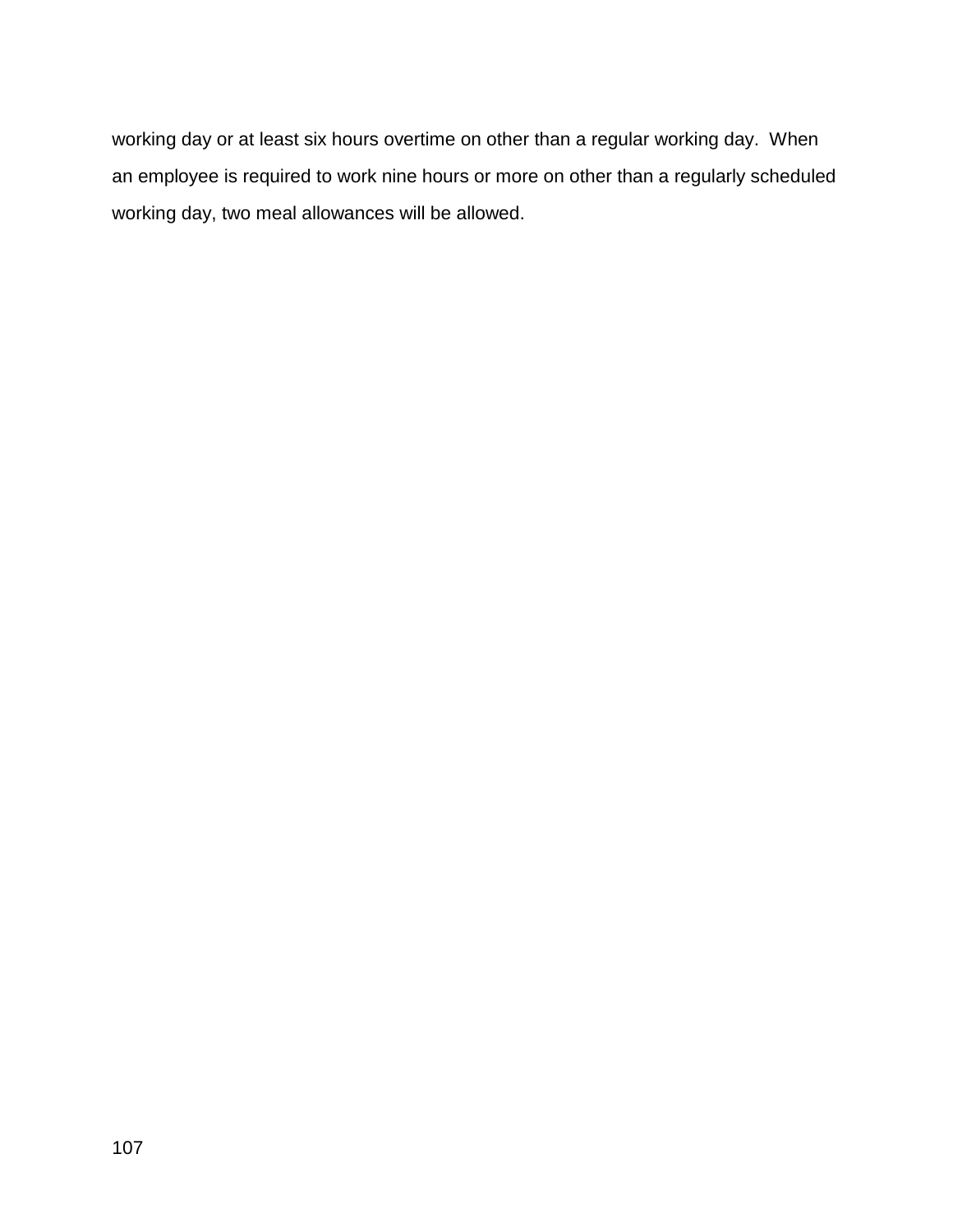working day or at least six hours overtime on other than a regular working day. When an employee is required to work nine hours or more on other than a regularly scheduled working day, two meal allowances will be allowed.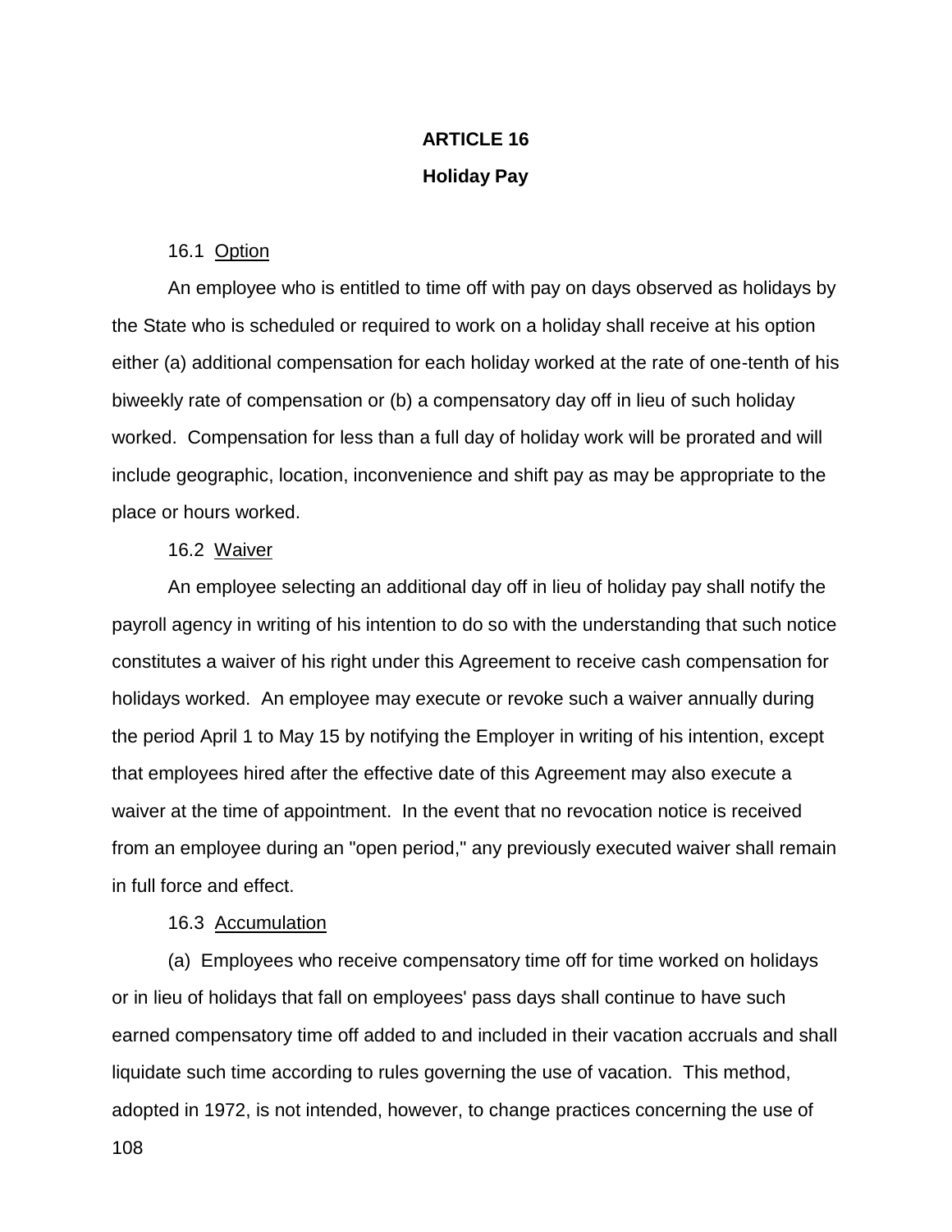# ARTICLE 16

## Holiday Pay

16.1 Option

An employee who is entitled to time off with pay on days observed as holidays by the State who is scheduled or required to work on a holiday shall receive at his option either (a) additional compensation for each holiday worked at the rate of one-tenth of his biweekly rate of compensation or (b) a compensatory day off in lieu of such holiday worked. Compensation for less than a full day of holiday work will be prorated and will include geographic, location, inconvenience and shift pay as may be appropriate to the place or hours worked.

16.2 Waiver

An employee selecting an additional day off in lieu of holiday pay shall notify the payroll agency in writing of his intention to do so with the understanding that such notice constitutes a waiver of his right under this Agreement to receive cash compensation for holidays worked. An employee may execute or revoke such a waiver annually during the period April 1 to May 15 by notifying the Employer in writing of his intention, except that employees hired after the effective date of this Agreement may also execute a waiver at the time of appointment. In the event that no revocation notice is received from an employee during an "open period," any previously executed waiver shall remain in full force and effect.

16.3 Accumulation

(a) Employees who receive compensatory time off for time worked on holidays or in lieu of holidays that fall on employees' pass days shall continue to have such earned compensatory time off added to and included in their vacation accruals and shall liquidate such time according to rules governing the use of vacation. This method, adopted in 1972, is not intended, however, to change practices concerning the use of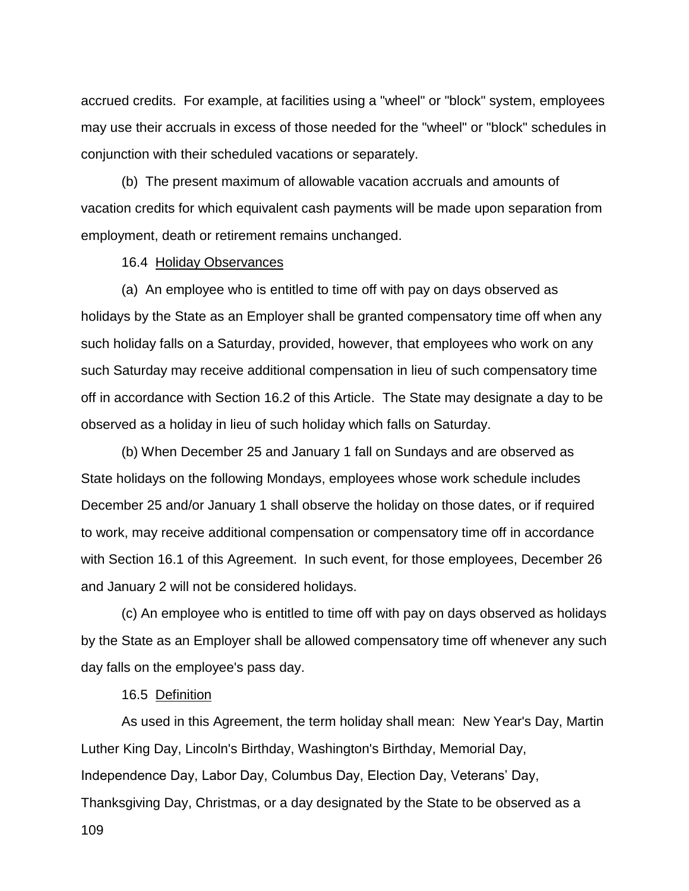accrued credits. For example, at facilities using a "wheel" or "block" system, employees may use their accruals in excess of those needed for the "wheel" or "block" schedules in conjunction with their scheduled vacations or separately.

(b) The present maximum of allowable vacation accruals and amounts of vacation credits for which equivalent cash payments will be made upon separation from employment, death or retirement remains unchanged.

16.4 Holiday Observances

(a) An employee who is entitled to time off with pay on days observed as holidays by the State as an Employer shall be granted compensatory time off when any such holiday falls on a Saturday, provided, however, that employees who work on any such Saturday may receive additional compensation in lieu of such compensatory time off in accordance with Section 16.2 of this Article. The State may designate a day to be observed as a holiday in lieu of such holiday which falls on Saturday.

(b) When December 25 and January 1 fall on Sundays and are observed as State holidays on the following Mondays, employees whose work schedule includes December 25 and/or January 1 shall observe the holiday on those dates, or if required to work, may receive additional compensation or compensatory time off in accordance with Section 16.1 of this Agreement. In such event, for those employees, December 26 and January 2 will not be considered holidays.

(c) An employee who is entitled to time off with pay on days observed as holidays by the State as an Employer shall be allowed compensatory time off whenever any such day falls on the employee's pass day.

16.5 Definition

As used in this Agreement, the term holiday shall mean: New Year's Day, Martin Luther King Day, Lincoln's Birthday, Washington's Birthday, Memorial Day, Independence Day, Labor Day, Columbus Day, Election Day, Veterans' Day, Thanksgiving Day, Christmas, or a day designated by the State to be observed as a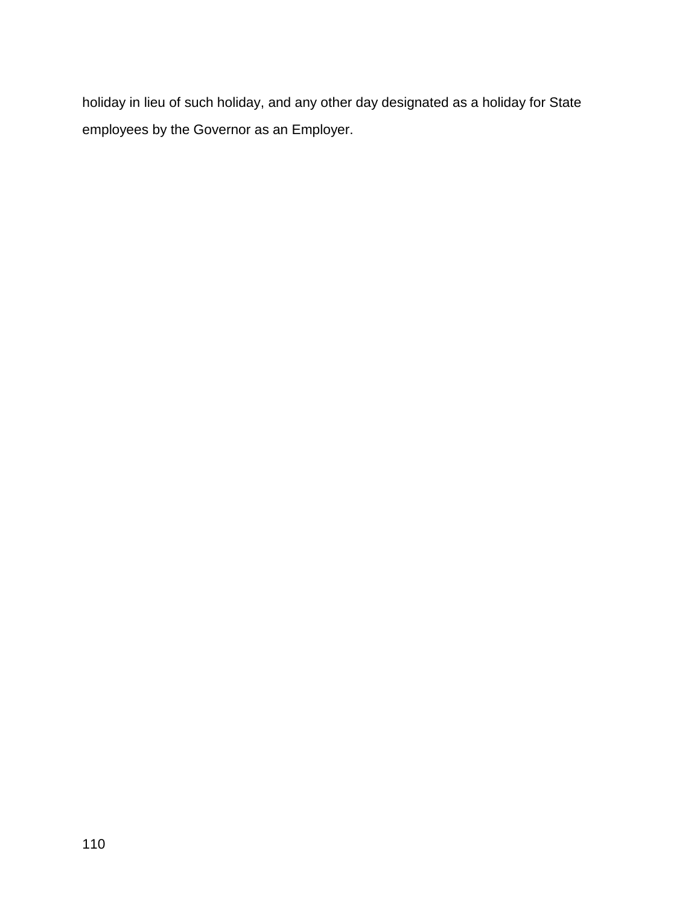holiday in lieu of such holiday, and any other day designated as a holiday for State employees by the Governor as an Employer.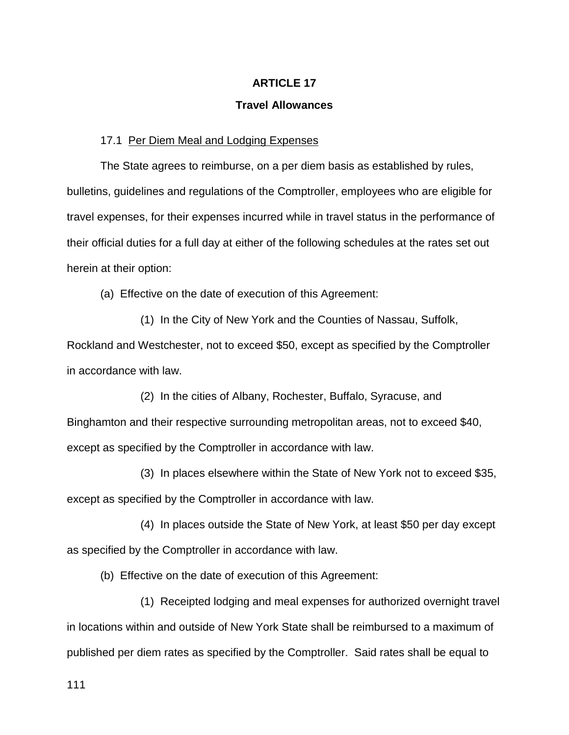# ARTICLE 17

## Travel Allowances

17.1 <u>Per Diem Meal and Lodging Expenses</u>

The State agrees to reimburse, on a per diem basis as established by rules, bulletins, guidelines and regulations of the Comptroller, employees who are eligible for travel expenses, for their expenses incurred while in travel status in the performance of their official duties for a full day at either of the following schedules at the rates set out herein at their option:

(a) Effective on the date of execution of this Agreement:

(1) In the City of New York and the Counties of Nassau, Suffolk, Rockland and Westchester, not to exceed $50, except as specified by the Comptroller in accordance with law.

(2) In the cities of Albany, Rochester, Buffalo, Syracuse, and Binghamton and their respective surrounding metropolitan areas, not to exceed $40, except as specified by the Comptroller in accordance with law.

(3) In places elsewhere within the State of New York not to exceed $35, except as specified by the Comptroller in accordance with law.

(4) In places outside the State of New York, at least $50 per day except as specified by the Comptroller in accordance with law.

(b) Effective on the date of execution of this Agreement:

(1) Receipted lodging and meal expenses for authorized overnight travel in locations within and outside of New York State shall be reimbursed to a maximum of published per diem rates as specified by the Comptroller. Said rates shall be equal to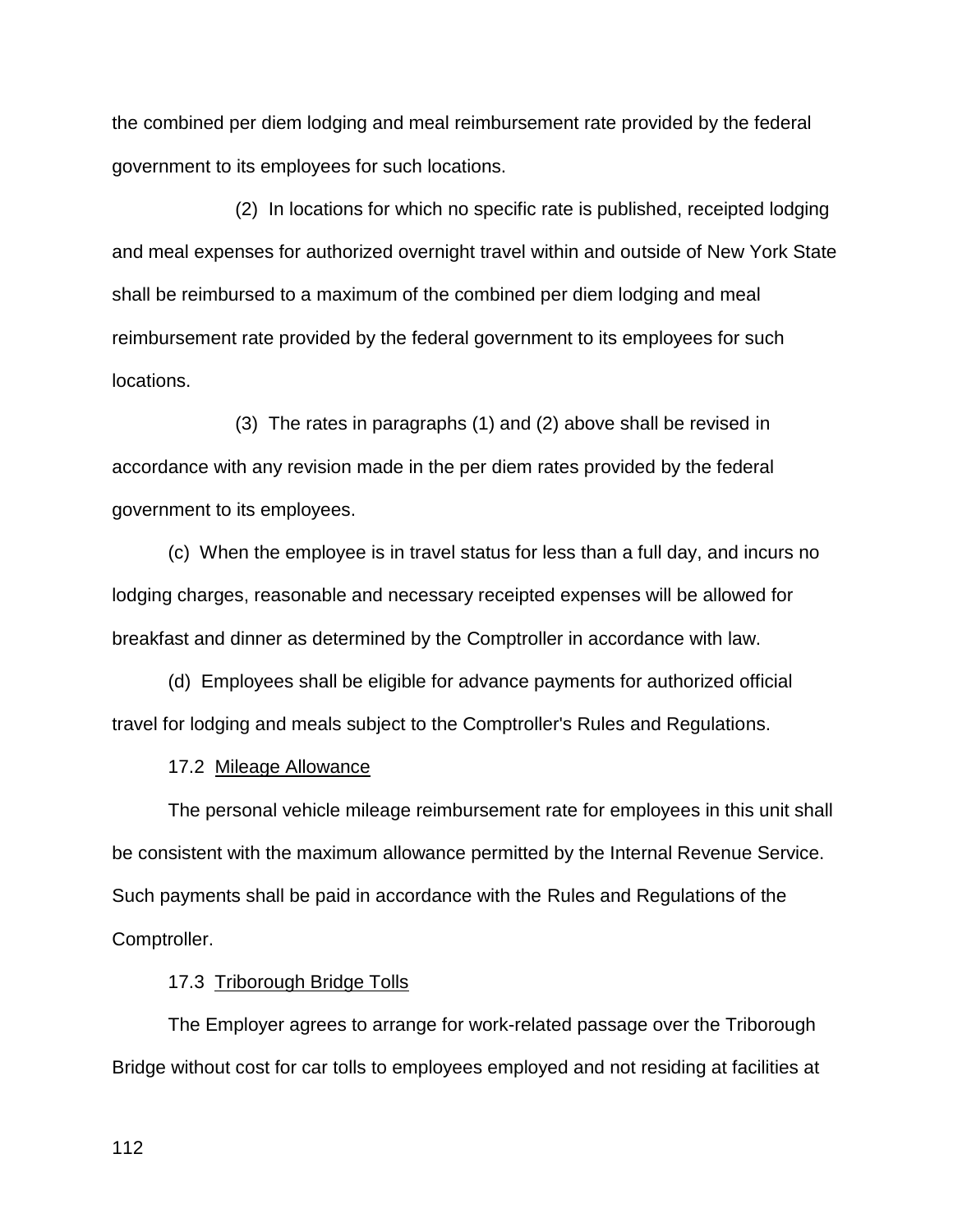the combined per diem lodging and meal reimbursement rate provided by the federal government to its employees for such locations.

(2) In locations for which no specific rate is published, receipted lodging and meal expenses for authorized overnight travel within and outside of New York State shall be reimbursed to a maximum of the combined per diem lodging and meal reimbursement rate provided by the federal government to its employees for such locations.

(3) The rates in paragraphs (1) and (2) above shall be revised in accordance with any revision made in the per diem rates provided by the federal government to its employees.

(c) When the employee is in travel status for less than a full day, and incurs no lodging charges, reasonable and necessary receipted expenses will be allowed for breakfast and dinner as determined by the Comptroller in accordance with law.

(d) Employees shall be eligible for advance payments for authorized official travel for lodging and meals subject to the Comptroller's Rules and Regulations.

17.2 Mileage Allowance

The personal vehicle mileage reimbursement rate for employees in this unit shall be consistent with the maximum allowance permitted by the Internal Revenue Service. Such payments shall be paid in accordance with the Rules and Regulations of the Comptroller.

17.3 Triborough Bridge Tolls

The Employer agrees to arrange for work-related passage over the Triborough Bridge without cost for car tolls to employees employed and not residing at facilities at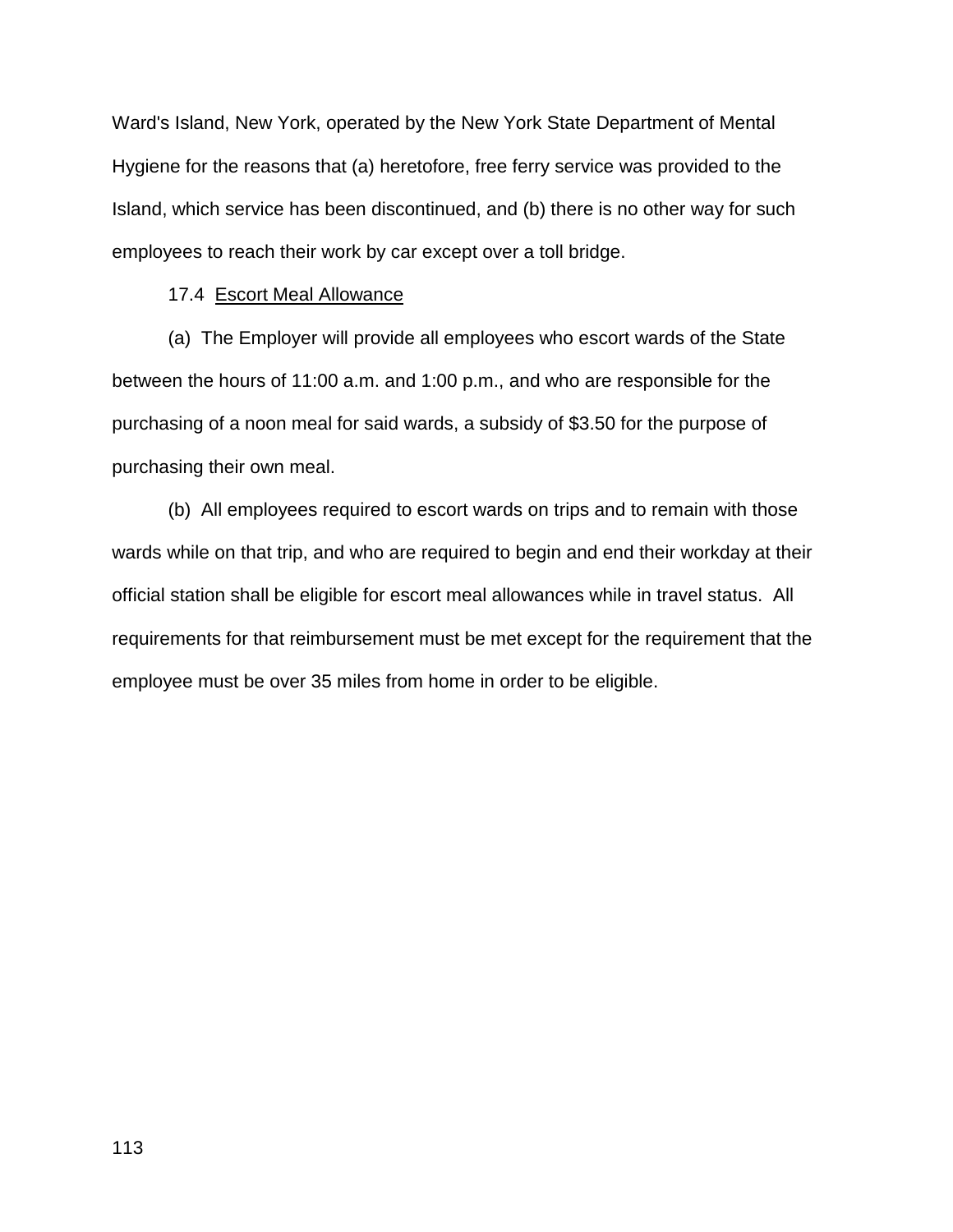Ward's Island, New York, operated by the New York State Department of Mental Hygiene for the reasons that (a) heretofore, free ferry service was provided to the Island, which service has been discontinued, and (b) there is no other way for such employees to reach their work by car except over a toll bridge.

17.4 Escort Meal Allowance

(a) The Employer will provide all employees who escort wards of the State between the hours of 11:00 a.m. and 1:00 p.m., and who are responsible for the purchasing of a noon meal for said wards, a subsidy of $3.50 for the purpose of purchasing their own meal.

(b) All employees required to escort wards on trips and to remain with those wards while on that trip, and who are required to begin and end their workday at their official station shall be eligible for escort meal allowances while in travel status. All requirements for that reimbursement must be met except for the requirement that the employee must be over 35 miles from home in order to be eligible.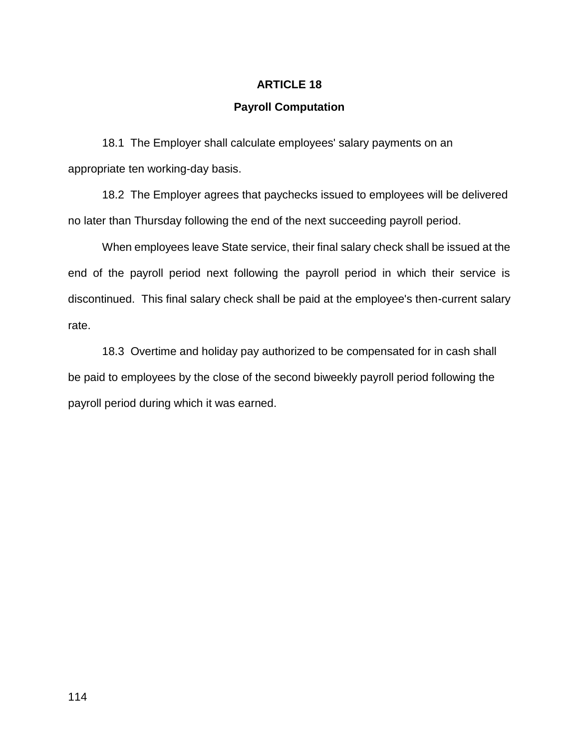# ARTICLE 18

## Payroll Computation

18.1 The Employer shall calculate employees' salary payments on an appropriate ten working-day basis.

18.2 The Employer agrees that paychecks issued to employees will be delivered no later than Thursday following the end of the next succeeding payroll period.

When employees leave State service, their final salary check shall be issued at the end of the payroll period next following the payroll period in which their service is discontinued. This final salary check shall be paid at the employee's then-current salary rate.

18.3 Overtime and holiday pay authorized to be compensated for in cash shall be paid to employees by the close of the second biweekly payroll period following the payroll period during which it was earned.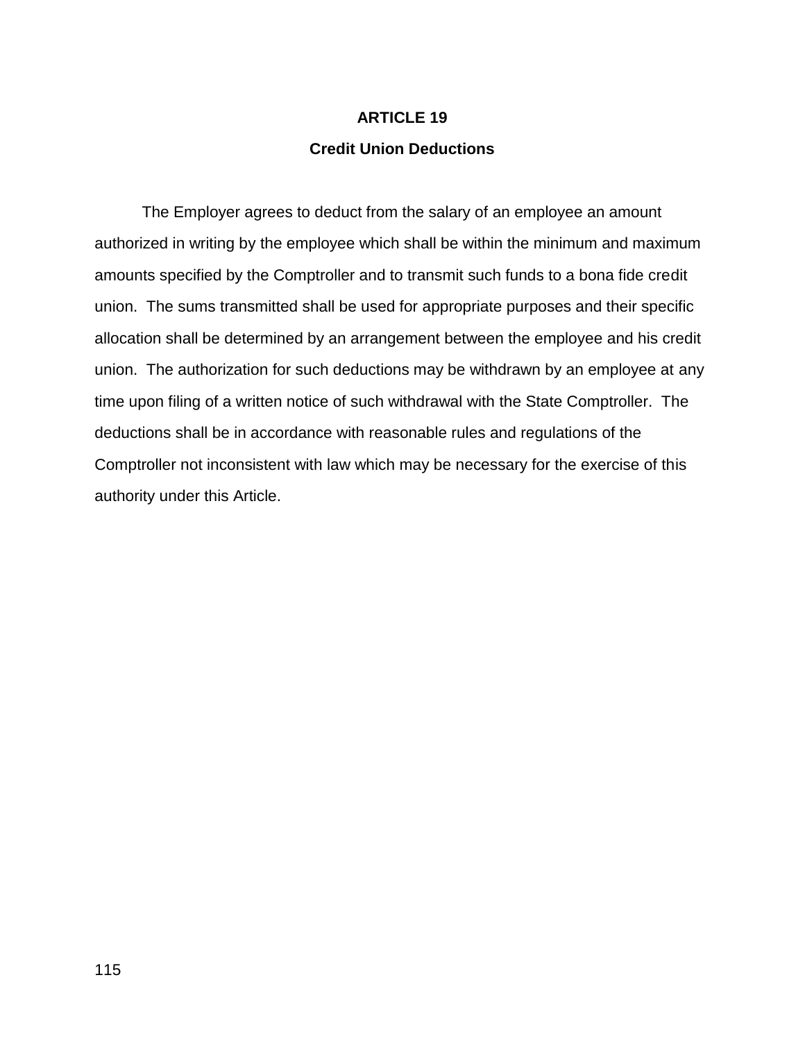## ARTICLE 19

### Credit Union Deductions

The Employer agrees to deduct from the salary of an employee an amount authorized in writing by the employee which shall be within the minimum and maximum amounts specified by the Comptroller and to transmit such funds to a bona fide credit union. The sums transmitted shall be used for appropriate purposes and their specific allocation shall be determined by an arrangement between the employee and his credit union. The authorization for such deductions may be withdrawn by an employee at any time upon filing of a written notice of such withdrawal with the State Comptroller. The deductions shall be in accordance with reasonable rules and regulations of the Comptroller not inconsistent with law which may be necessary for the exercise of this authority under this Article.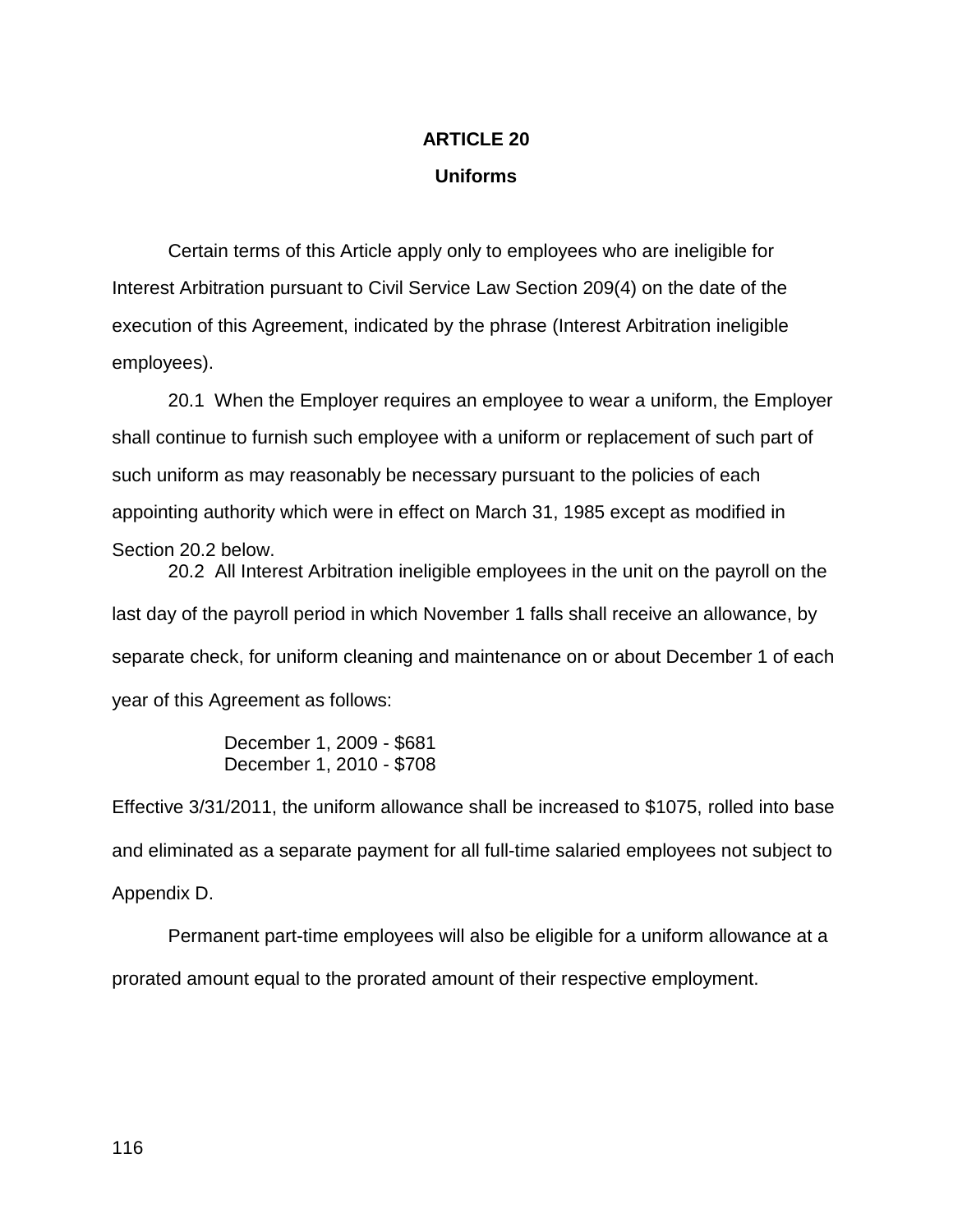# ARTICLE 20

## Uniforms

Certain terms of this Article apply only to employees who are ineligible for Interest Arbitration pursuant to Civil Service Law Section 209(4) on the date of the execution of this Agreement, indicated by the phrase (Interest Arbitration ineligible employees).

20.1 When the Employer requires an employee to wear a uniform, the Employer shall continue to furnish such employee with a uniform or replacement of such part of such uniform as may reasonably be necessary pursuant to the policies of each appointing authority which were in effect on March 31, 1985 except as modified in Section 20.2 below.

20.2 All Interest Arbitration ineligible employees in the unit on the payroll on the last day of the payroll period in which November 1 falls shall receive an allowance, by separate check, for uniform cleaning and maintenance on or about December 1 of each year of this Agreement as follows:

December 1, 2009 - $681
December 1, 2010 - $708

Effective 3/31/2011, the uniform allowance shall be increased to $1075, rolled into base and eliminated as a separate payment for all full-time salaried employees not subject to Appendix D.

Permanent part-time employees will also be eligible for a uniform allowance at a prorated amount equal to the prorated amount of their respective employment.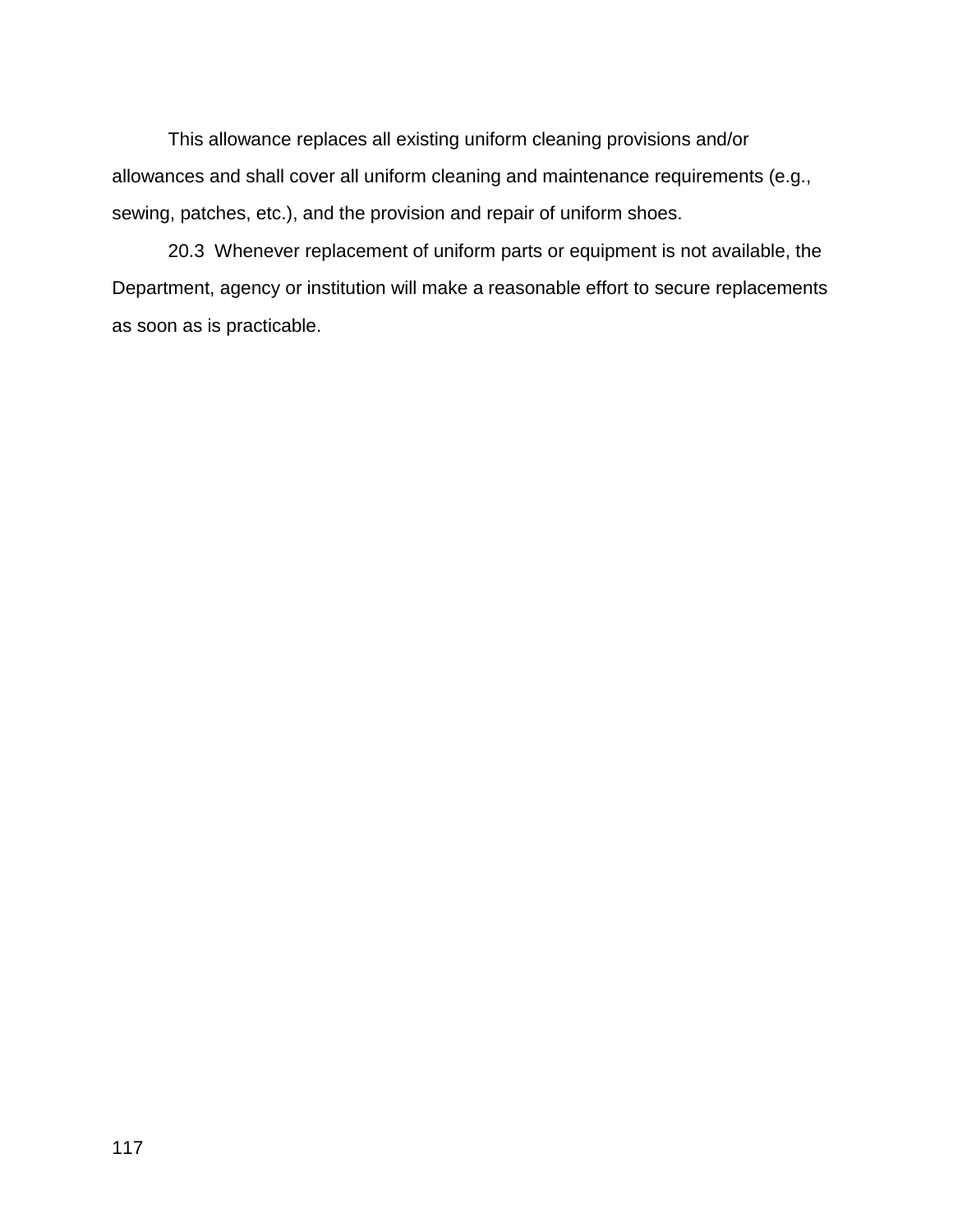This allowance replaces all existing uniform cleaning provisions and/or allowances and shall cover all uniform cleaning and maintenance requirements (e.g., sewing, patches, etc.), and the provision and repair of uniform shoes.

20.3 Whenever replacement of uniform parts or equipment is not available, the Department, agency or institution will make a reasonable effort to secure replacements as soon as is practicable.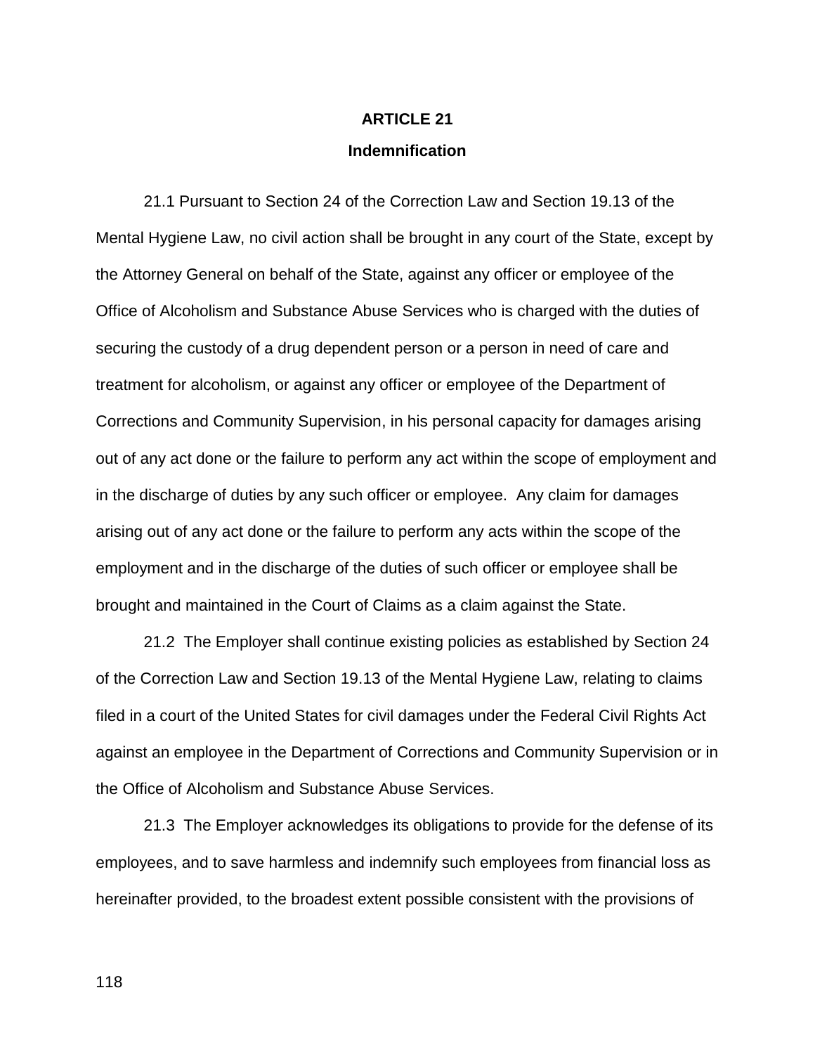## ARTICLE 21

### Indemnification

21.1 Pursuant to Section 24 of the Correction Law and Section 19.13 of the Mental Hygiene Law, no civil action shall be brought in any court of the State, except by the Attorney General on behalf of the State, against any officer or employee of the Office of Alcoholism and Substance Abuse Services who is charged with the duties of securing the custody of a drug dependent person or a person in need of care and treatment for alcoholism, or against any officer or employee of the Department of Corrections and Community Supervision, in his personal capacity for damages arising out of any act done or the failure to perform any act within the scope of employment and in the discharge of duties by any such officer or employee. Any claim for damages arising out of any act done or the failure to perform any acts within the scope of the employment and in the discharge of the duties of such officer or employee shall be brought and maintained in the Court of Claims as a claim against the State.

21.2 The Employer shall continue existing policies as established by Section 24 of the Correction Law and Section 19.13 of the Mental Hygiene Law, relating to claims filed in a court of the United States for civil damages under the Federal Civil Rights Act against an employee in the Department of Corrections and Community Supervision or in the Office of Alcoholism and Substance Abuse Services.

21.3 The Employer acknowledges its obligations to provide for the defense of its employees, and to save harmless and indemnify such employees from financial loss as hereinafter provided, to the broadest extent possible consistent with the provisions of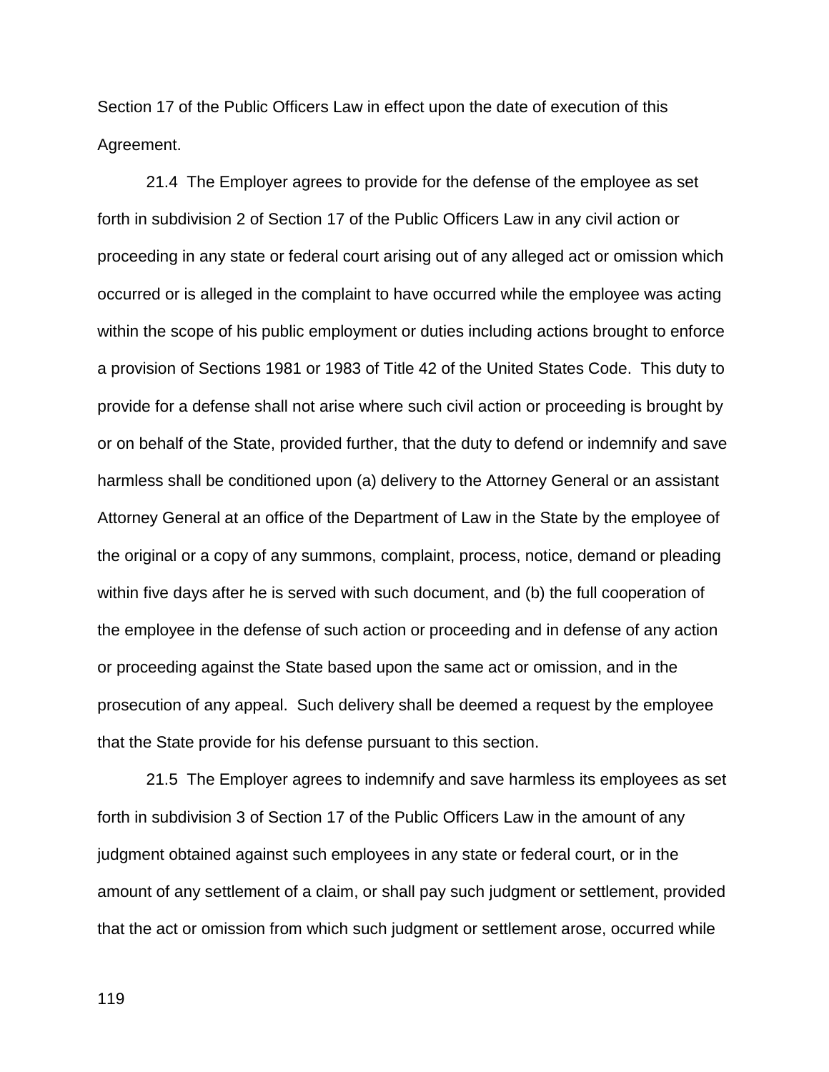Section 17 of the Public Officers Law in effect upon the date of execution of this Agreement.

21.4 The Employer agrees to provide for the defense of the employee as set forth in subdivision 2 of Section 17 of the Public Officers Law in any civil action or proceeding in any state or federal court arising out of any alleged act or omission which occurred or is alleged in the complaint to have occurred while the employee was acting within the scope of his public employment or duties including actions brought to enforce a provision of Sections 1981 or 1983 of Title 42 of the United States Code. This duty to provide for a defense shall not arise where such civil action or proceeding is brought by or on behalf of the State, provided further, that the duty to defend or indemnify and save harmless shall be conditioned upon (a) delivery to the Attorney General or an assistant Attorney General at an office of the Department of Law in the State by the employee of the original or a copy of any summons, complaint, process, notice, demand or pleading within five days after he is served with such document, and (b) the full cooperation of the employee in the defense of such action or proceeding and in defense of any action or proceeding against the State based upon the same act or omission, and in the prosecution of any appeal. Such delivery shall be deemed a request by the employee that the State provide for his defense pursuant to this section.

21.5 The Employer agrees to indemnify and save harmless its employees as set forth in subdivision 3 of Section 17 of the Public Officers Law in the amount of any judgment obtained against such employees in any state or federal court, or in the amount of any settlement of a claim, or shall pay such judgment or settlement, provided that the act or omission from which such judgment or settlement arose, occurred while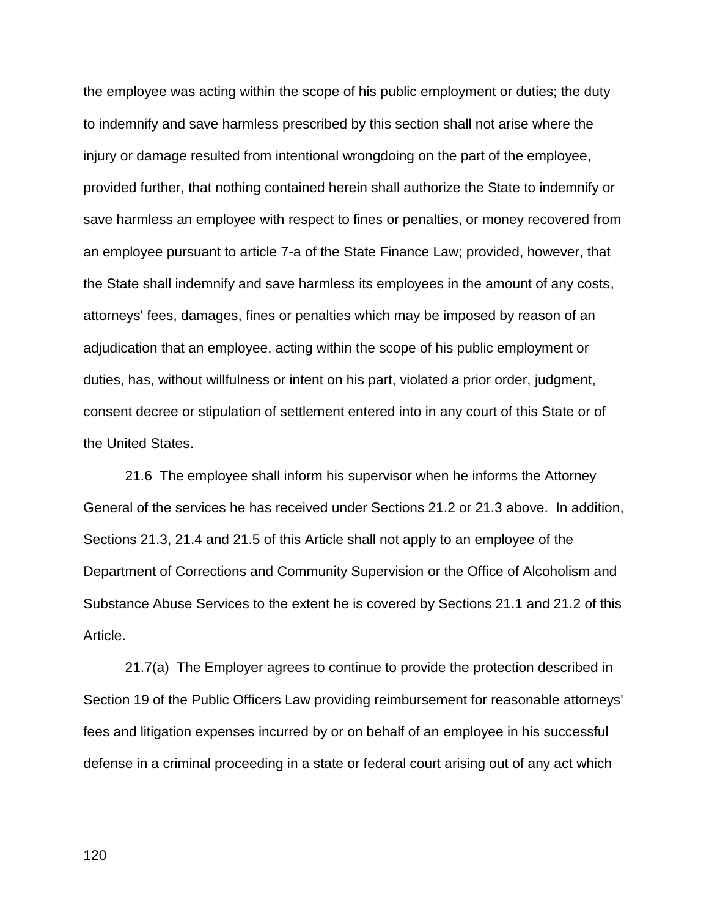the employee was acting within the scope of his public employment or duties; the duty to indemnify and save harmless prescribed by this section shall not arise where the injury or damage resulted from intentional wrongdoing on the part of the employee, provided further, that nothing contained herein shall authorize the State to indemnify or save harmless an employee with respect to fines or penalties, or money recovered from an employee pursuant to article 7-a of the State Finance Law; provided, however, that the State shall indemnify and save harmless its employees in the amount of any costs, attorneys' fees, damages, fines or penalties which may be imposed by reason of an adjudication that an employee, acting within the scope of his public employment or duties, has, without willfulness or intent on his part, violated a prior order, judgment, consent decree or stipulation of settlement entered into in any court of this State or of the United States.

21.6 The employee shall inform his supervisor when he informs the Attorney General of the services he has received under Sections 21.2 or 21.3 above. In addition, Sections 21.3, 21.4 and 21.5 of this Article shall not apply to an employee of the Department of Corrections and Community Supervision or the Office of Alcoholism and Substance Abuse Services to the extent he is covered by Sections 21.1 and 21.2 of this Article.

21.7(a) The Employer agrees to continue to provide the protection described in Section 19 of the Public Officers Law providing reimbursement for reasonable attorneys' fees and litigation expenses incurred by or on behalf of an employee in his successful defense in a criminal proceeding in a state or federal court arising out of any act which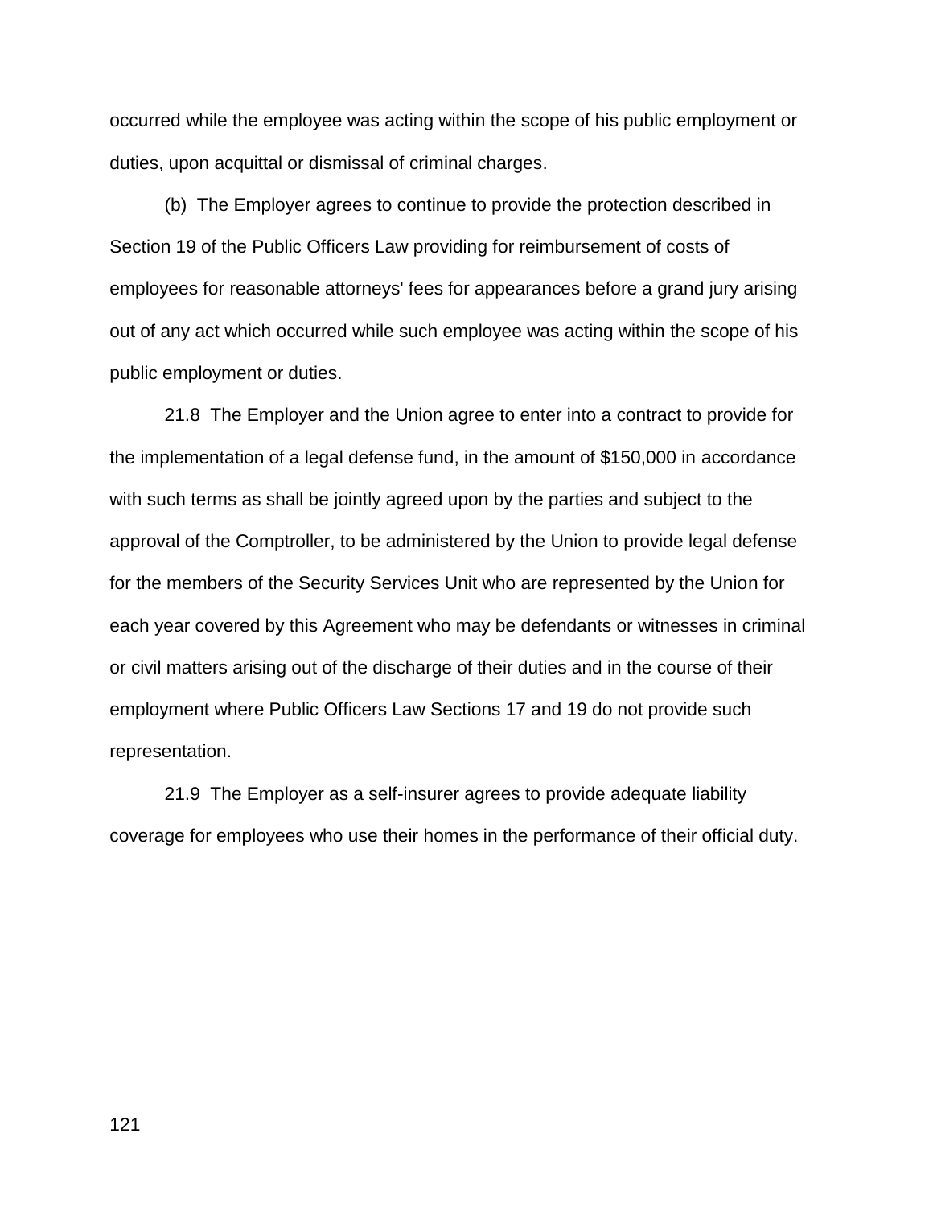occurred while the employee was acting within the scope of his public employment or duties, upon acquittal or dismissal of criminal charges.

(b) The Employer agrees to continue to provide the protection described in Section 19 of the Public Officers Law providing for reimbursement of costs of employees for reasonable attorneys' fees for appearances before a grand jury arising out of any act which occurred while such employee was acting within the scope of his public employment or duties.

21.8 The Employer and the Union agree to enter into a contract to provide for the implementation of a legal defense fund, in the amount of $150,000 in accordance with such terms as shall be jointly agreed upon by the parties and subject to the approval of the Comptroller, to be administered by the Union to provide legal defense for the members of the Security Services Unit who are represented by the Union for each year covered by this Agreement who may be defendants or witnesses in criminal or civil matters arising out of the discharge of their duties and in the course of their employment where Public Officers Law Sections 17 and 19 do not provide such representation.

21.9 The Employer as a self-insurer agrees to provide adequate liability coverage for employees who use their homes in the performance of their official duty.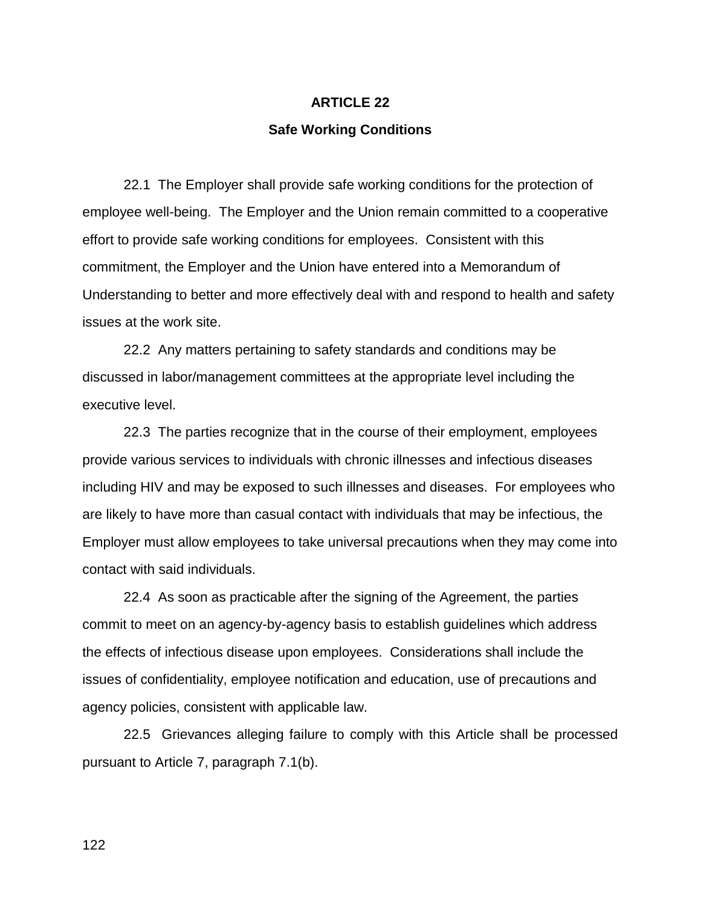# ARTICLE 22

## Safe Working Conditions

22.1 The Employer shall provide safe working conditions for the protection of employee well-being. The Employer and the Union remain committed to a cooperative effort to provide safe working conditions for employees. Consistent with this commitment, the Employer and the Union have entered into a Memorandum of Understanding to better and more effectively deal with and respond to health and safety issues at the work site.

22.2 Any matters pertaining to safety standards and conditions may be discussed in labor/management committees at the appropriate level including the executive level.

22.3 The parties recognize that in the course of their employment, employees provide various services to individuals with chronic illnesses and infectious diseases including HIV and may be exposed to such illnesses and diseases. For employees who are likely to have more than casual contact with individuals that may be infectious, the Employer must allow employees to take universal precautions when they may come into contact with said individuals.

22.4 As soon as practicable after the signing of the Agreement, the parties commit to meet on an agency-by-agency basis to establish guidelines which address the effects of infectious disease upon employees. Considerations shall include the issues of confidentiality, employee notification and education, use of precautions and agency policies, consistent with applicable law.

22.5 Grievances alleging failure to comply with this Article shall be processed pursuant to Article 7, paragraph 7.1(b).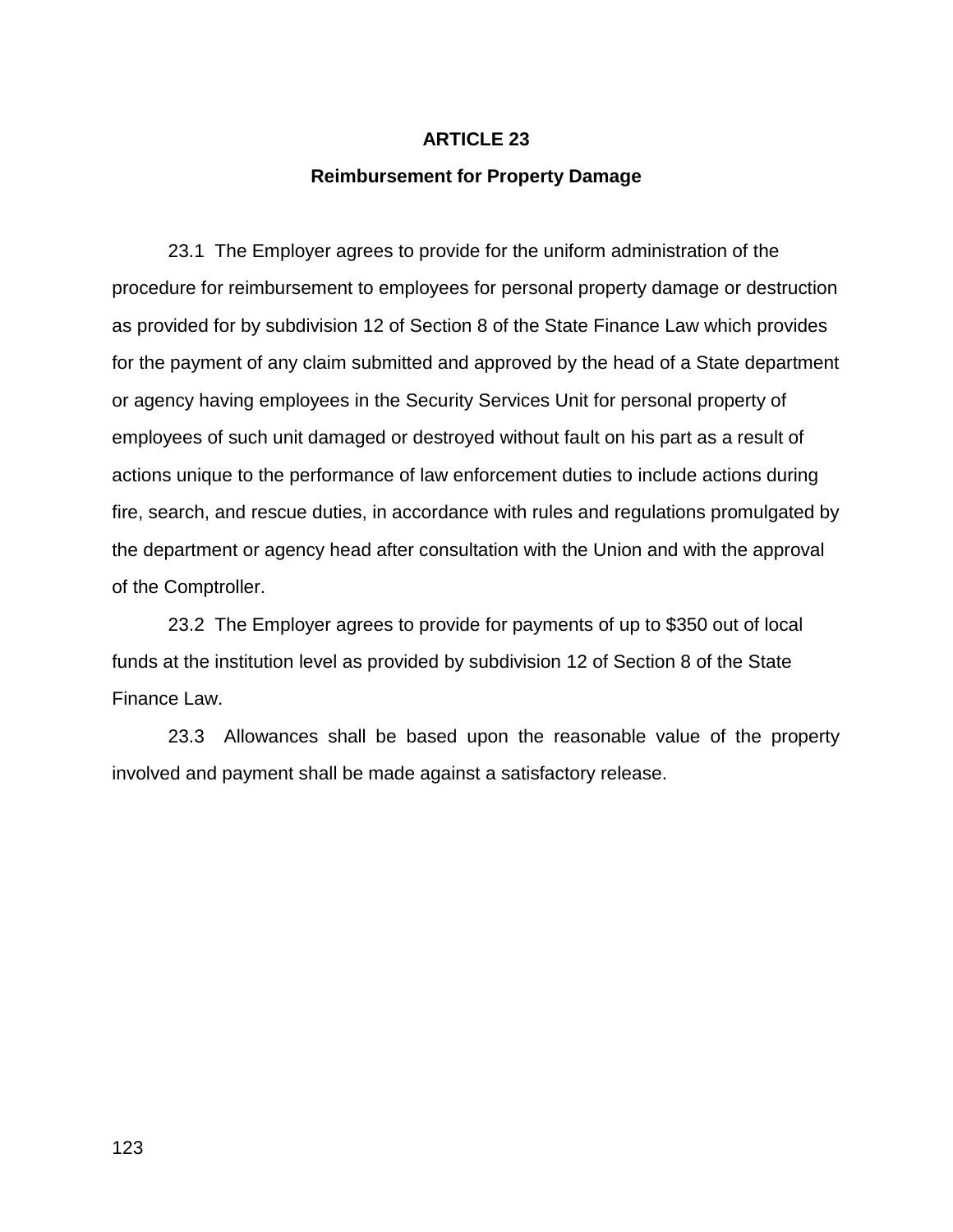# ARTICLE 23

## Reimbursement for Property Damage

23.1 The Employer agrees to provide for the uniform administration of the procedure for reimbursement to employees for personal property damage or destruction as provided for by subdivision 12 of Section 8 of the State Finance Law which provides for the payment of any claim submitted and approved by the head of a State department or agency having employees in the Security Services Unit for personal property of employees of such unit damaged or destroyed without fault on his part as a result of actions unique to the performance of law enforcement duties to include actions during fire, search, and rescue duties, in accordance with rules and regulations promulgated by the department or agency head after consultation with the Union and with the approval of the Comptroller.

23.2 The Employer agrees to provide for payments of up to $350 out of local funds at the institution level as provided by subdivision 12 of Section 8 of the State Finance Law.

23.3 Allowances shall be based upon the reasonable value of the property involved and payment shall be made against a satisfactory release.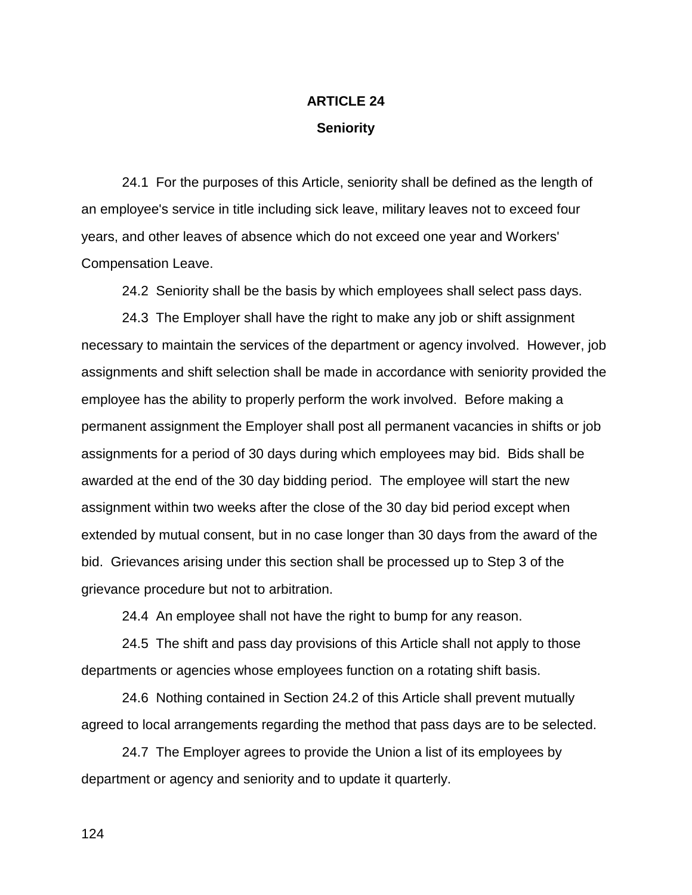# ARTICLE 24

## Seniority

24.1 For the purposes of this Article, seniority shall be defined as the length of an employee's service in title including sick leave, military leaves not to exceed four years, and other leaves of absence which do not exceed one year and Workers' Compensation Leave.

24.2 Seniority shall be the basis by which employees shall select pass days.

24.3 The Employer shall have the right to make any job or shift assignment necessary to maintain the services of the department or agency involved. However, job assignments and shift selection shall be made in accordance with seniority provided the employee has the ability to properly perform the work involved. Before making a permanent assignment the Employer shall post all permanent vacancies in shifts or job assignments for a period of 30 days during which employees may bid. Bids shall be awarded at the end of the 30 day bidding period. The employee will start the new assignment within two weeks after the close of the 30 day bid period except when extended by mutual consent, but in no case longer than 30 days from the award of the bid. Grievances arising under this section shall be processed up to Step 3 of the grievance procedure but not to arbitration.

24.4 An employee shall not have the right to bump for any reason.

24.5 The shift and pass day provisions of this Article shall not apply to those departments or agencies whose employees function on a rotating shift basis.

24.6 Nothing contained in Section 24.2 of this Article shall prevent mutually agreed to local arrangements regarding the method that pass days are to be selected.

24.7 The Employer agrees to provide the Union a list of its employees by department or agency and seniority and to update it quarterly.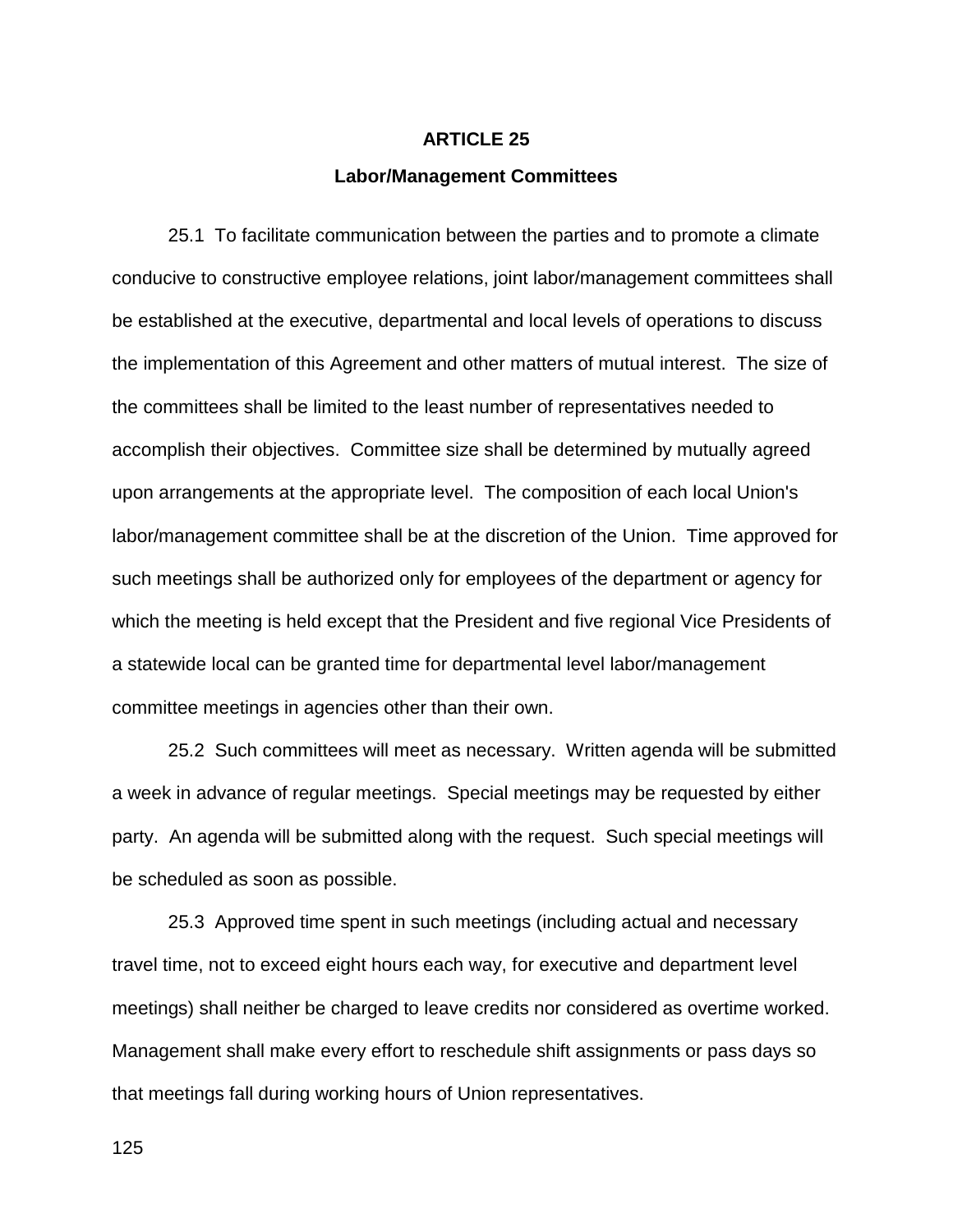# ARTICLE 25

## Labor/Management Committees

25.1 To facilitate communication between the parties and to promote a climate conducive to constructive employee relations, joint labor/management committees shall be established at the executive, departmental and local levels of operations to discuss the implementation of this Agreement and other matters of mutual interest. The size of the committees shall be limited to the least number of representatives needed to accomplish their objectives. Committee size shall be determined by mutually agreed upon arrangements at the appropriate level. The composition of each local Union's labor/management committee shall be at the discretion of the Union. Time approved for such meetings shall be authorized only for employees of the department or agency for which the meeting is held except that the President and five regional Vice Presidents of a statewide local can be granted time for departmental level labor/management committee meetings in agencies other than their own.

25.2 Such committees will meet as necessary. Written agenda will be submitted a week in advance of regular meetings. Special meetings may be requested by either party. An agenda will be submitted along with the request. Such special meetings will be scheduled as soon as possible.

25.3 Approved time spent in such meetings (including actual and necessary travel time, not to exceed eight hours each way, for executive and department level meetings) shall neither be charged to leave credits nor considered as overtime worked. Management shall make every effort to reschedule shift assignments or pass days so that meetings fall during working hours of Union representatives.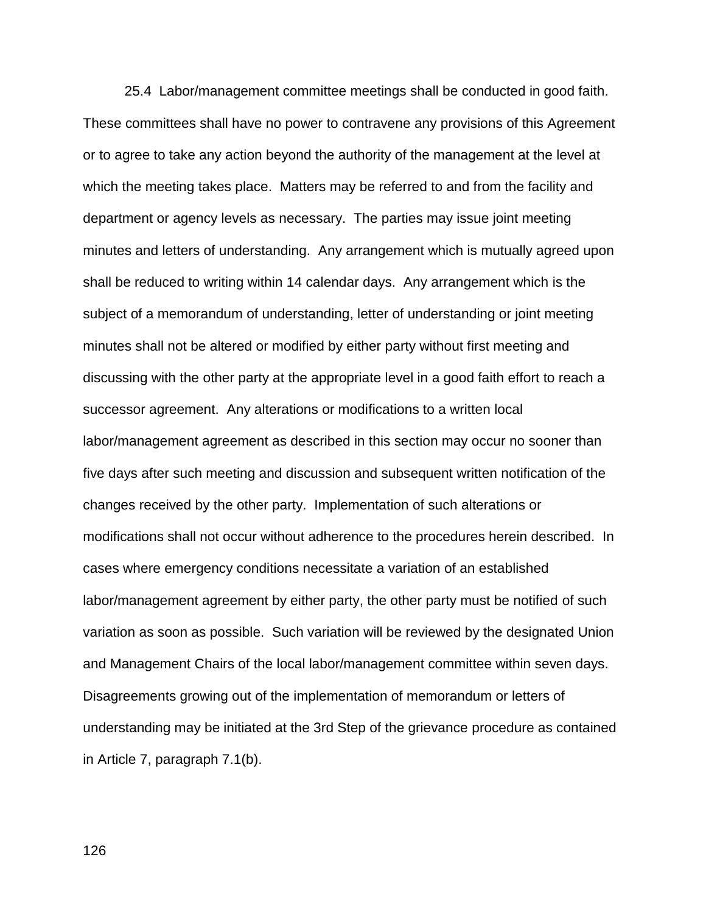25.4 Labor/management committee meetings shall be conducted in good faith. These committees shall have no power to contravene any provisions of this Agreement or to agree to take any action beyond the authority of the management at the level at which the meeting takes place. Matters may be referred to and from the facility and department or agency levels as necessary. The parties may issue joint meeting minutes and letters of understanding. Any arrangement which is mutually agreed upon shall be reduced to writing within 14 calendar days. Any arrangement which is the subject of a memorandum of understanding, letter of understanding or joint meeting minutes shall not be altered or modified by either party without first meeting and discussing with the other party at the appropriate level in a good faith effort to reach a successor agreement. Any alterations or modifications to a written local labor/management agreement as described in this section may occur no sooner than five days after such meeting and discussion and subsequent written notification of the changes received by the other party. Implementation of such alterations or modifications shall not occur without adherence to the procedures herein described. In cases where emergency conditions necessitate a variation of an established labor/management agreement by either party, the other party must be notified of such variation as soon as possible. Such variation will be reviewed by the designated Union and Management Chairs of the local labor/management committee within seven days. Disagreements growing out of the implementation of memorandum or letters of understanding may be initiated at the 3rd Step of the grievance procedure as contained in Article 7, paragraph 7.1(b).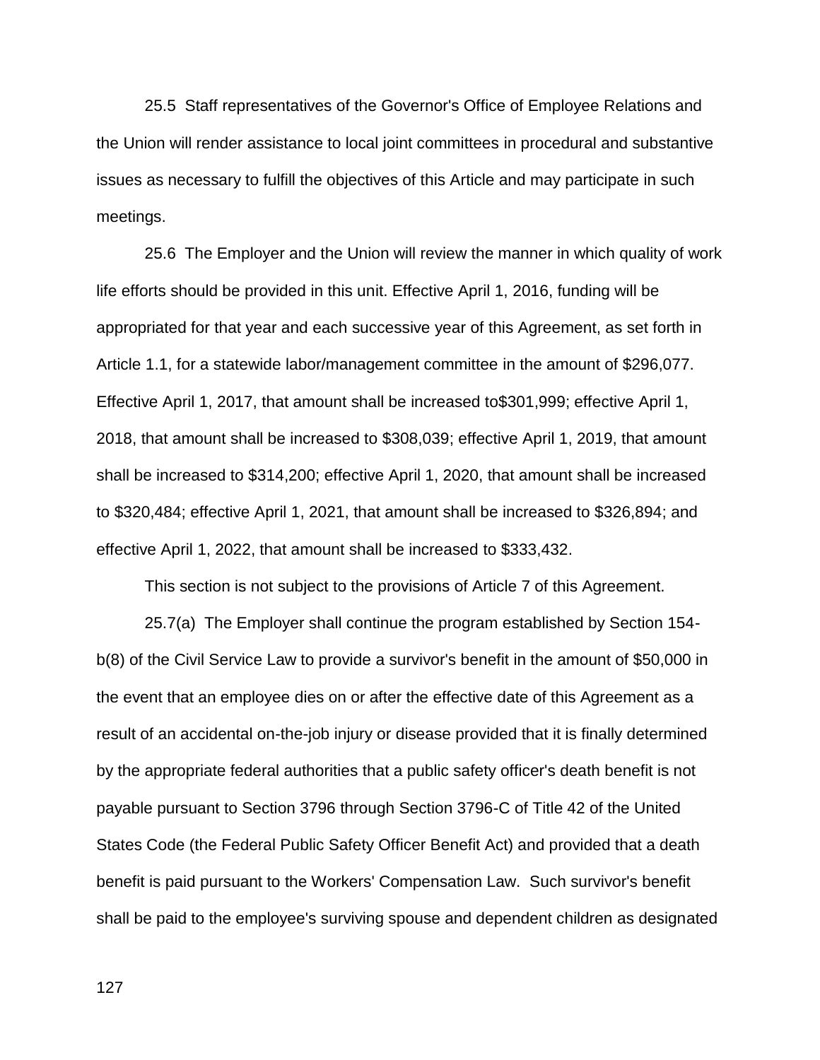25.5 Staff representatives of the Governor's Office of Employee Relations and the Union will render assistance to local joint committees in procedural and substantive issues as necessary to fulfill the objectives of this Article and may participate in such meetings.

25.6 The Employer and the Union will review the manner in which quality of work life efforts should be provided in this unit. Effective April 1, 2016, funding will be appropriated for that year and each successive year of this Agreement, as set forth in Article 1.1, for a statewide labor/management committee in the amount of $296,077. Effective April 1, 2017, that amount shall be increased to$301,999; effective April 1, 2018, that amount shall be increased to $308,039; effective April 1, 2019, that amount shall be increased to $314,200; effective April 1, 2020, that amount shall be increased to $320,484; effective April 1, 2021, that amount shall be increased to $326,894; and effective April 1, 2022, that amount shall be increased to $333,432.

This section is not subject to the provisions of Article 7 of this Agreement.

25.7(a) The Employer shall continue the program established by Section 154-b(8) of the Civil Service Law to provide a survivor's benefit in the amount of $50,000 in the event that an employee dies on or after the effective date of this Agreement as a result of an accidental on-the-job injury or disease provided that it is finally determined by the appropriate federal authorities that a public safety officer's death benefit is not payable pursuant to Section 3796 through Section 3796-C of Title 42 of the United States Code (the Federal Public Safety Officer Benefit Act) and provided that a death benefit is paid pursuant to the Workers' Compensation Law. Such survivor's benefit shall be paid to the employee's surviving spouse and dependent children as designated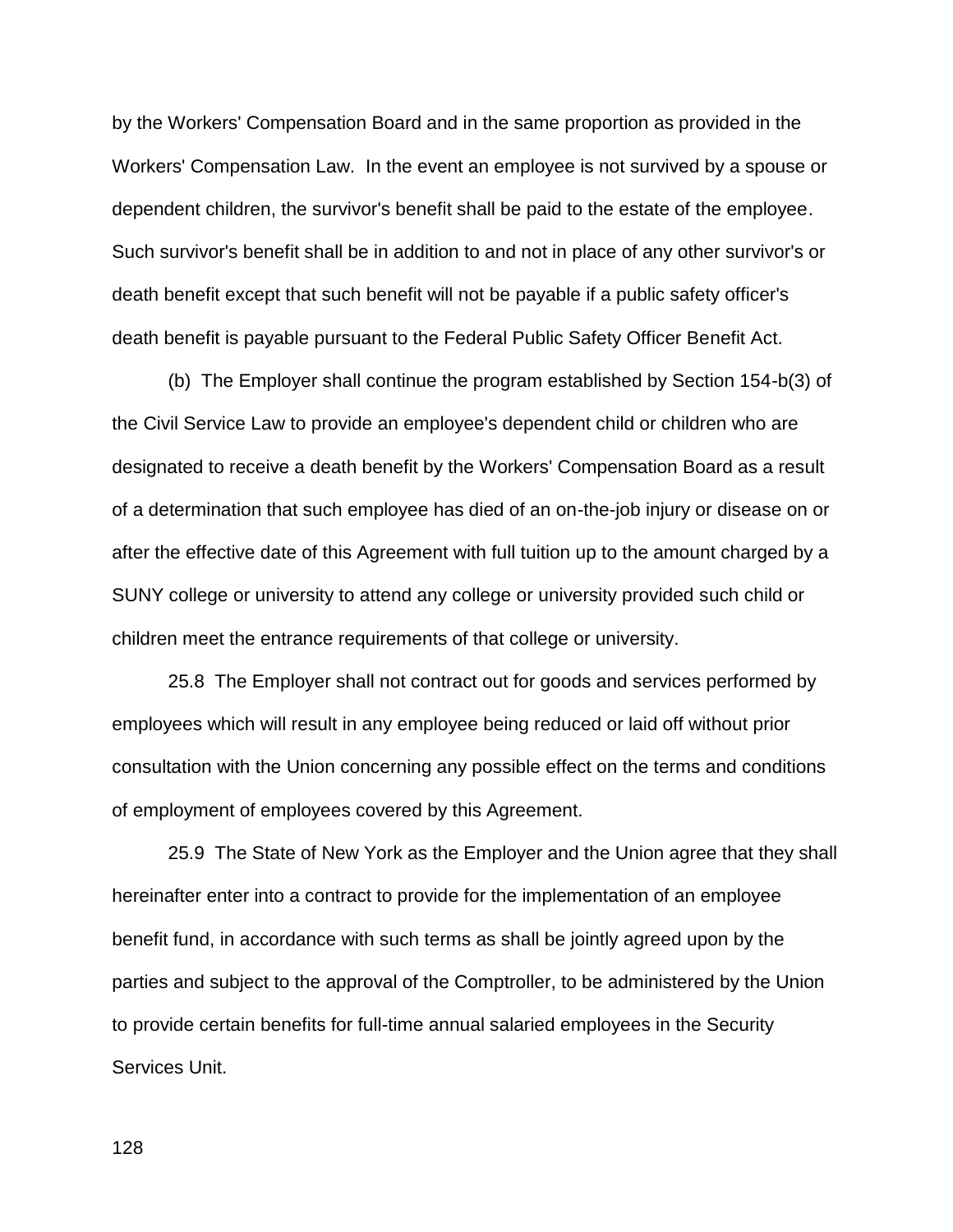by the Workers' Compensation Board and in the same proportion as provided in the Workers' Compensation Law. In the event an employee is not survived by a spouse or dependent children, the survivor's benefit shall be paid to the estate of the employee. Such survivor's benefit shall be in addition to and not in place of any other survivor's or death benefit except that such benefit will not be payable if a public safety officer's death benefit is payable pursuant to the Federal Public Safety Officer Benefit Act.

(b) The Employer shall continue the program established by Section 154-b(3) of the Civil Service Law to provide an employee's dependent child or children who are designated to receive a death benefit by the Workers' Compensation Board as a result of a determination that such employee has died of an on-the-job injury or disease on or after the effective date of this Agreement with full tuition up to the amount charged by a SUNY college or university to attend any college or university provided such child or children meet the entrance requirements of that college or university.

25.8 The Employer shall not contract out for goods and services performed by employees which will result in any employee being reduced or laid off without prior consultation with the Union concerning any possible effect on the terms and conditions of employment of employees covered by this Agreement.

25.9 The State of New York as the Employer and the Union agree that they shall hereinafter enter into a contract to provide for the implementation of an employee benefit fund, in accordance with such terms as shall be jointly agreed upon by the parties and subject to the approval of the Comptroller, to be administered by the Union to provide certain benefits for full-time annual salaried employees in the Security Services Unit.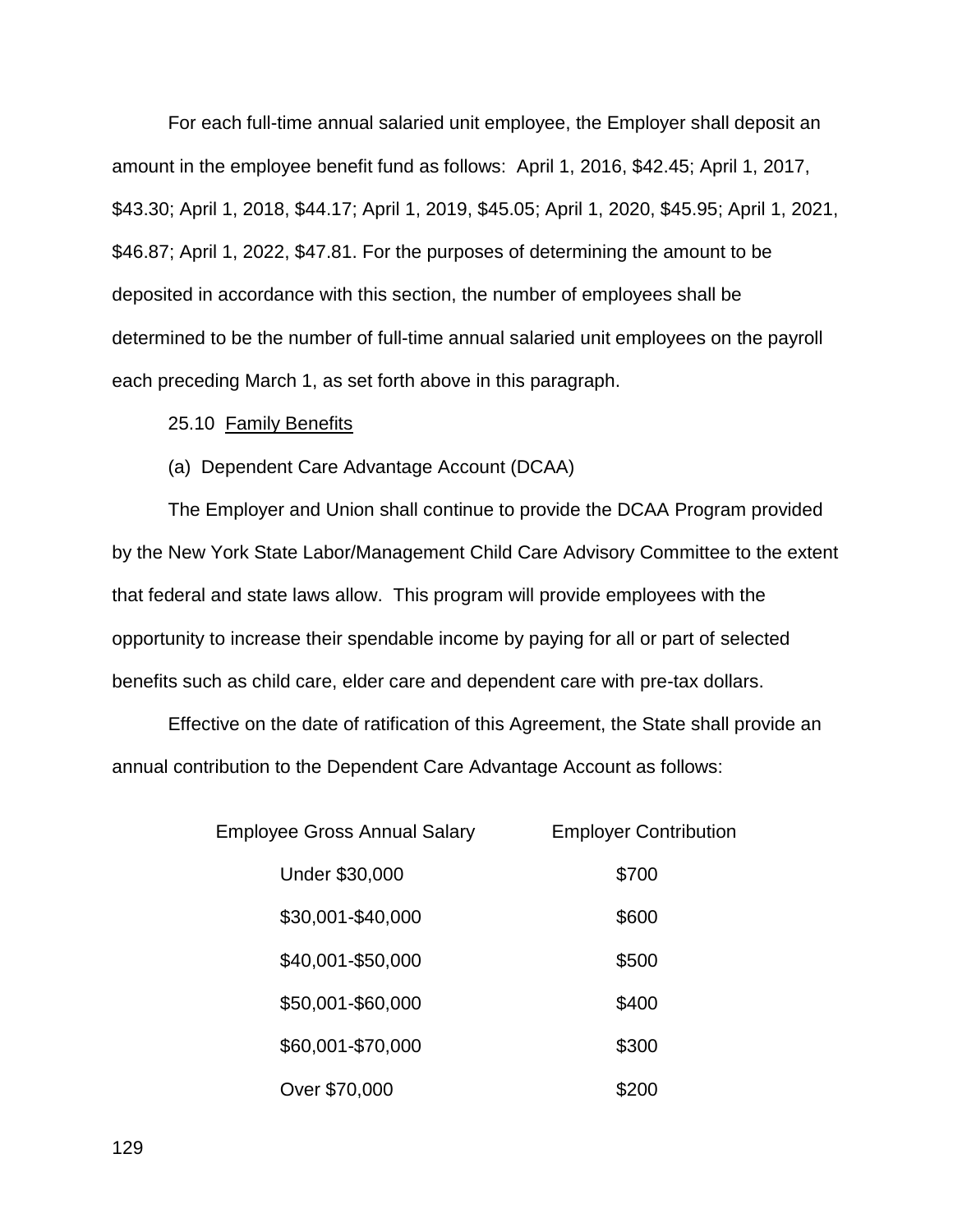For each full-time annual salaried unit employee, the Employer shall deposit an amount in the employee benefit fund as follows: April 1, 2016, $42.45; April 1, 2017, $43.30; April 1, 2018, $44.17; April 1, 2019, $45.05; April 1, 2020, $45.95; April 1, 2021, $46.87; April 1, 2022, $47.81. For the purposes of determining the amount to be deposited in accordance with this section, the number of employees shall be determined to be the number of full-time annual salaried unit employees on the payroll each preceding March 1, as set forth above in this paragraph.

25.10 Family Benefits

(a) Dependent Care Advantage Account (DCAA)

The Employer and Union shall continue to provide the DCAA Program provided by the New York State Labor/Management Child Care Advisory Committee to the extent that federal and state laws allow. This program will provide employees with the opportunity to increase their spendable income by paying for all or part of selected benefits such as child care, elder care and dependent care with pre-tax dollars.

Effective on the date of ratification of this Agreement, the State shall provide an annual contribution to the Dependent Care Advantage Account as follows:

| Employee Gross Annual Salary | Employer Contribution |
|---|---|
| Under $30,000 | $700 |
| $30,001-$40,000 | $600 |
| $40,001-$50,000 | $500 |
| $50,001-$60,000 | $400 |
| $60,001-$70,000 | $300 |
| Over $70,000 | $200 |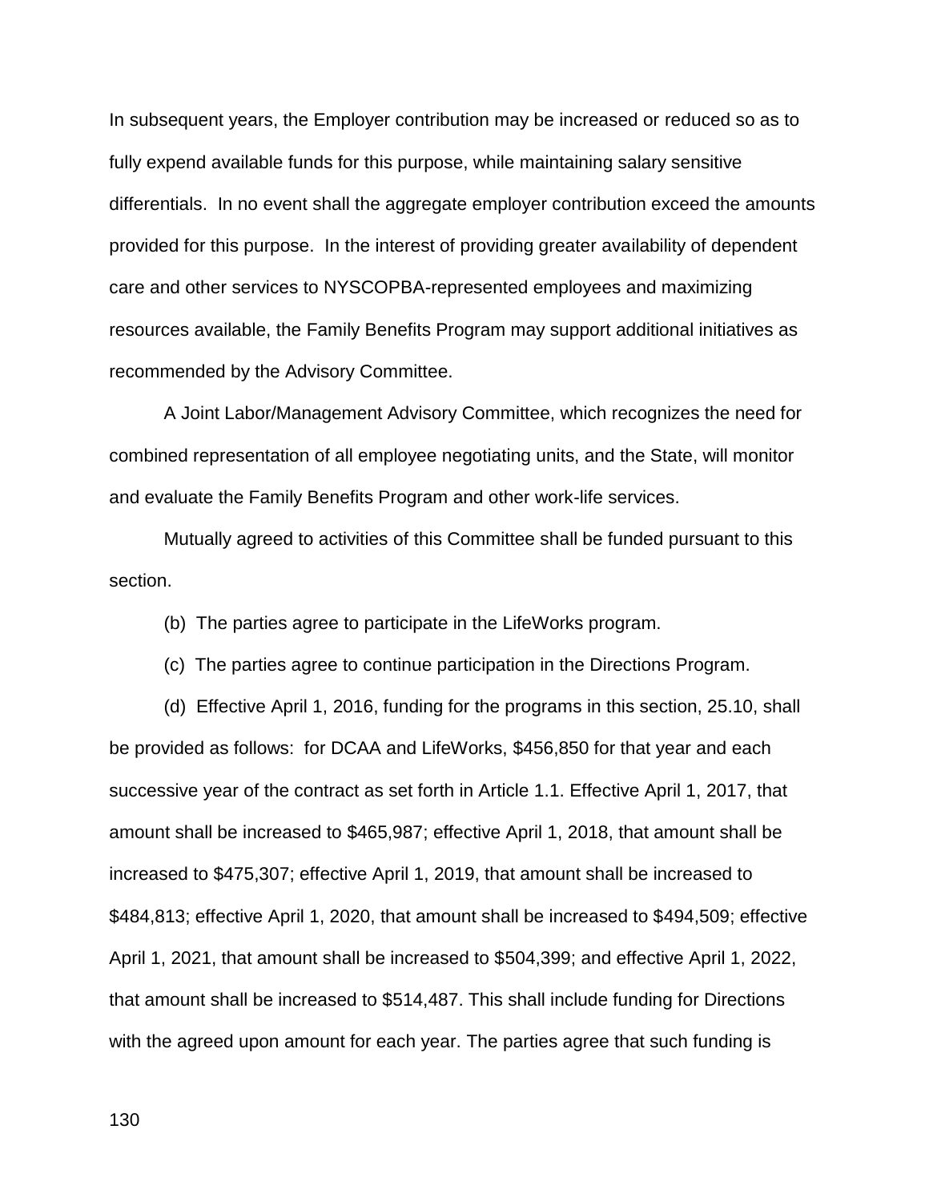In subsequent years, the Employer contribution may be increased or reduced so as to fully expend available funds for this purpose, while maintaining salary sensitive differentials. In no event shall the aggregate employer contribution exceed the amounts provided for this purpose. In the interest of providing greater availability of dependent care and other services to NYSCOPBA-represented employees and maximizing resources available, the Family Benefits Program may support additional initiatives as recommended by the Advisory Committee.

A Joint Labor/Management Advisory Committee, which recognizes the need for combined representation of all employee negotiating units, and the State, will monitor and evaluate the Family Benefits Program and other work-life services.

Mutually agreed to activities of this Committee shall be funded pursuant to this section.

(b) The parties agree to participate in the LifeWorks program.

(c) The parties agree to continue participation in the Directions Program.

(d) Effective April 1, 2016, funding for the programs in this section, 25.10, shall be provided as follows: for DCAA and LifeWorks, $456,850 for that year and each successive year of the contract as set forth in Article 1.1. Effective April 1, 2017, that amount shall be increased to $465,987; effective April 1, 2018, that amount shall be increased to $475,307; effective April 1, 2019, that amount shall be increased to $484,813; effective April 1, 2020, that amount shall be increased to $494,509; effective April 1, 2021, that amount shall be increased to $504,399; and effective April 1, 2022, that amount shall be increased to $514,487. This shall include funding for Directions with the agreed upon amount for each year. The parties agree that such funding is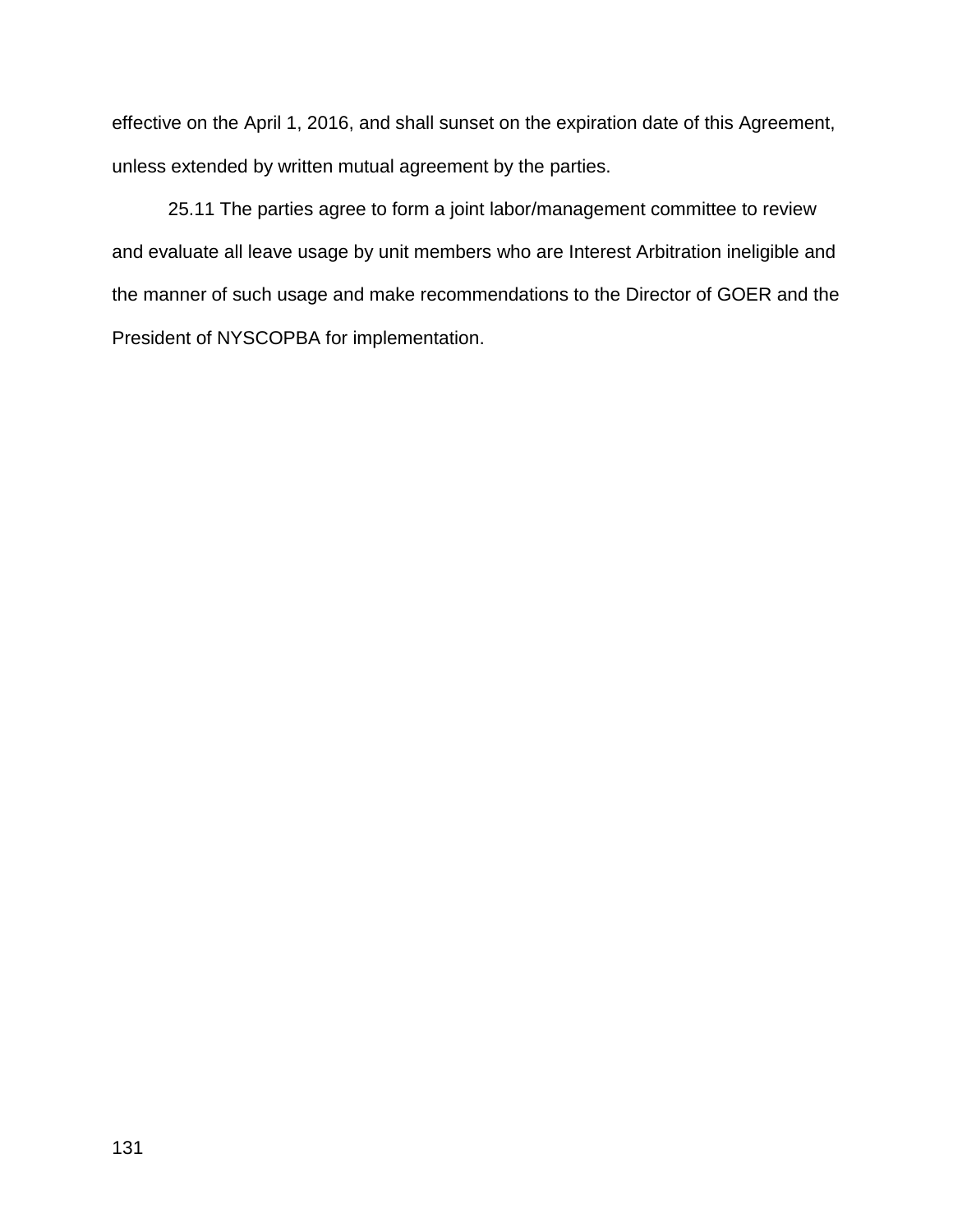effective on the April 1, 2016, and shall sunset on the expiration date of this Agreement, unless extended by written mutual agreement by the parties.

25.11 The parties agree to form a joint labor/management committee to review and evaluate all leave usage by unit members who are Interest Arbitration ineligible and the manner of such usage and make recommendations to the Director of GOER and the President of NYSCOPBA for implementation.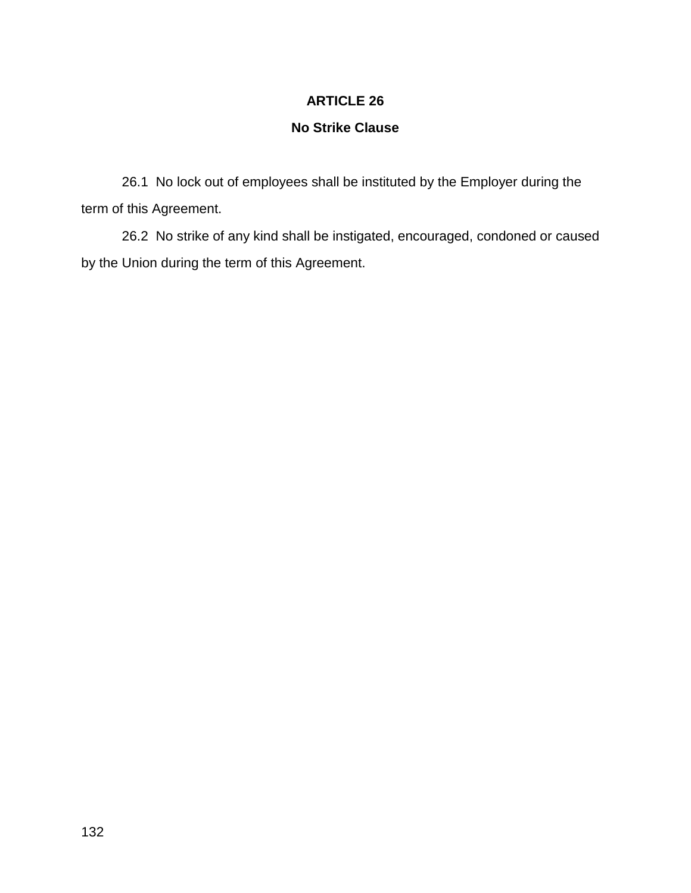# ARTICLE 26

## No Strike Clause

26.1 No lock out of employees shall be instituted by the Employer during the term of this Agreement.

26.2 No strike of any kind shall be instigated, encouraged, condoned or caused by the Union during the term of this Agreement.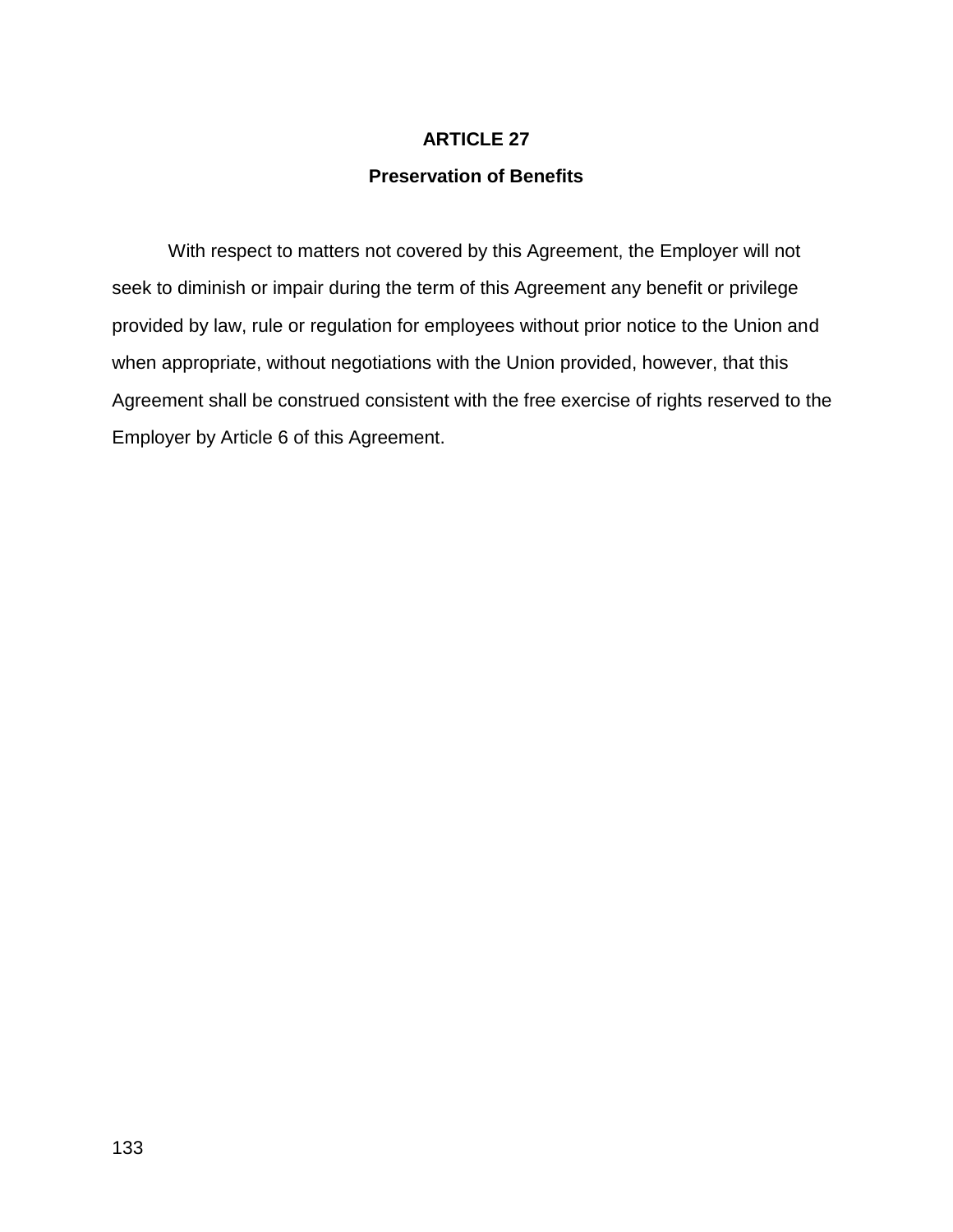# ARTICLE 27

## Preservation of Benefits

With respect to matters not covered by this Agreement, the Employer will not seek to diminish or impair during the term of this Agreement any benefit or privilege provided by law, rule or regulation for employees without prior notice to the Union and when appropriate, without negotiations with the Union provided, however, that this Agreement shall be construed consistent with the free exercise of rights reserved to the Employer by Article 6 of this Agreement.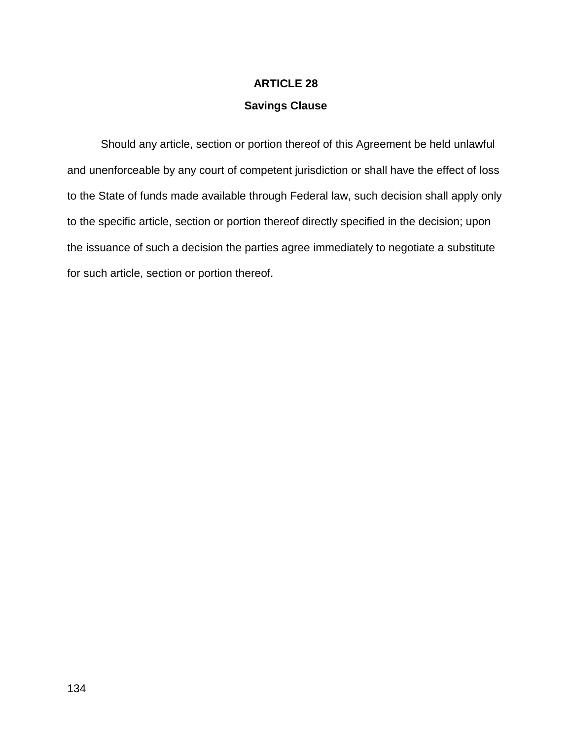# ARTICLE 28

## Savings Clause

Should any article, section or portion thereof of this Agreement be held unlawful and unenforceable by any court of competent jurisdiction or shall have the effect of loss to the State of funds made available through Federal law, such decision shall apply only to the specific article, section or portion thereof directly specified in the decision; upon the issuance of such a decision the parties agree immediately to negotiate a substitute for such article, section or portion thereof.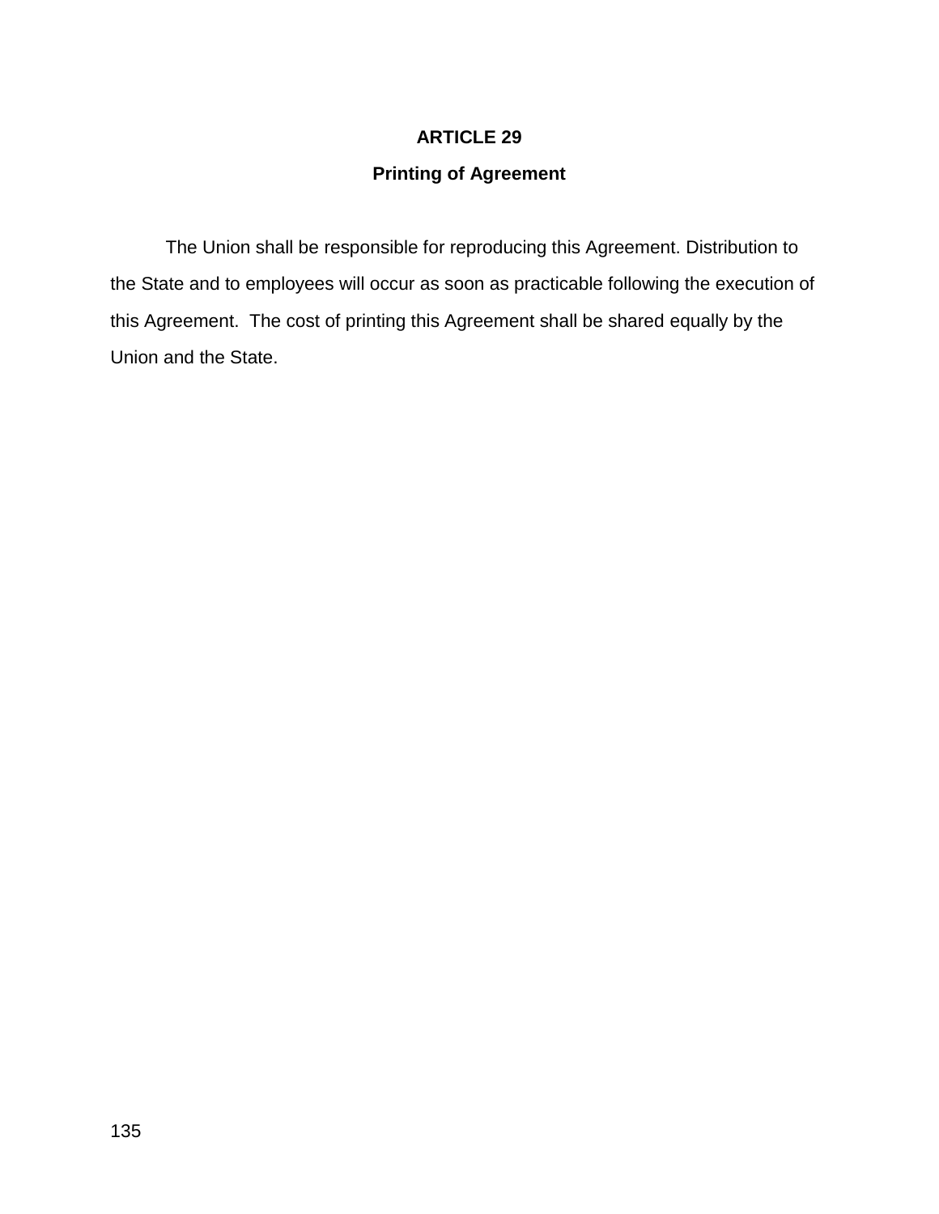# ARTICLE 29

## Printing of Agreement

The Union shall be responsible for reproducing this Agreement. Distribution to the State and to employees will occur as soon as practicable following the execution of this Agreement. The cost of printing this Agreement shall be shared equally by the Union and the State.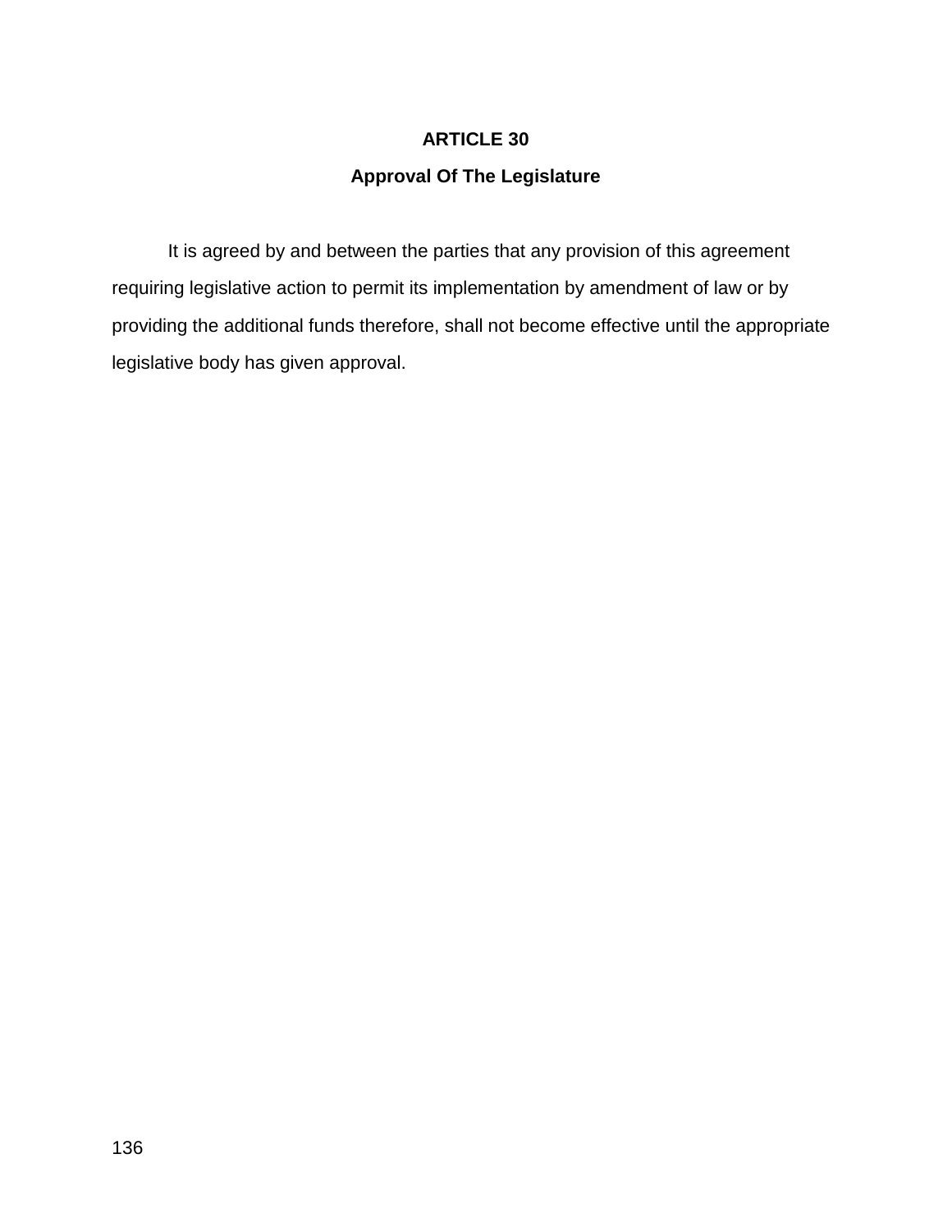## ARTICLE 30

### Approval Of The Legislature

It is agreed by and between the parties that any provision of this agreement requiring legislative action to permit its implementation by amendment of law or by providing the additional funds therefore, shall not become effective until the appropriate legislative body has given approval.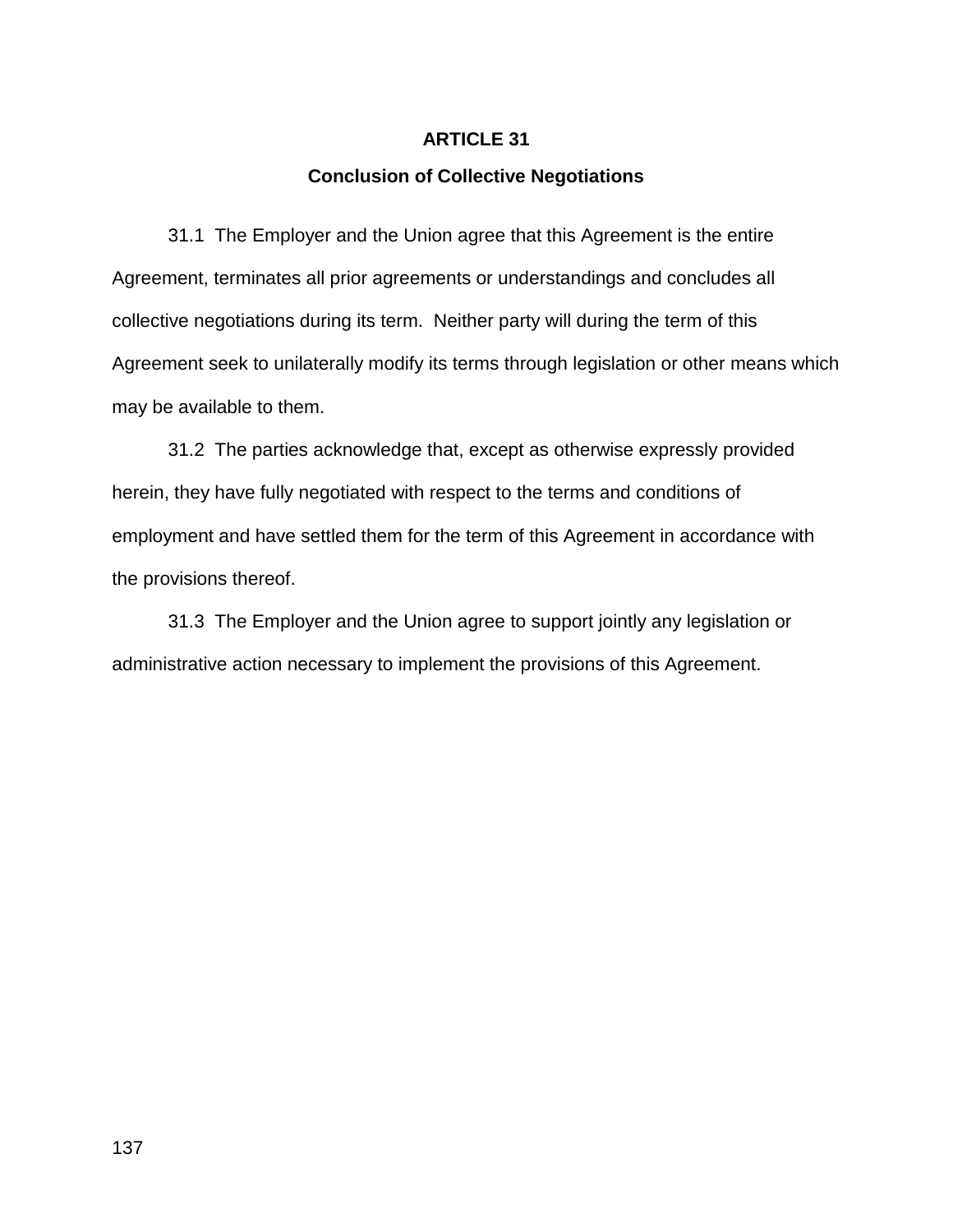## ARTICLE 31

### Conclusion of Collective Negotiations

31.1 The Employer and the Union agree that this Agreement is the entire Agreement, terminates all prior agreements or understandings and concludes all collective negotiations during its term. Neither party will during the term of this Agreement seek to unilaterally modify its terms through legislation or other means which may be available to them.

31.2 The parties acknowledge that, except as otherwise expressly provided herein, they have fully negotiated with respect to the terms and conditions of employment and have settled them for the term of this Agreement in accordance with the provisions thereof.

31.3 The Employer and the Union agree to support jointly any legislation or administrative action necessary to implement the provisions of this Agreement.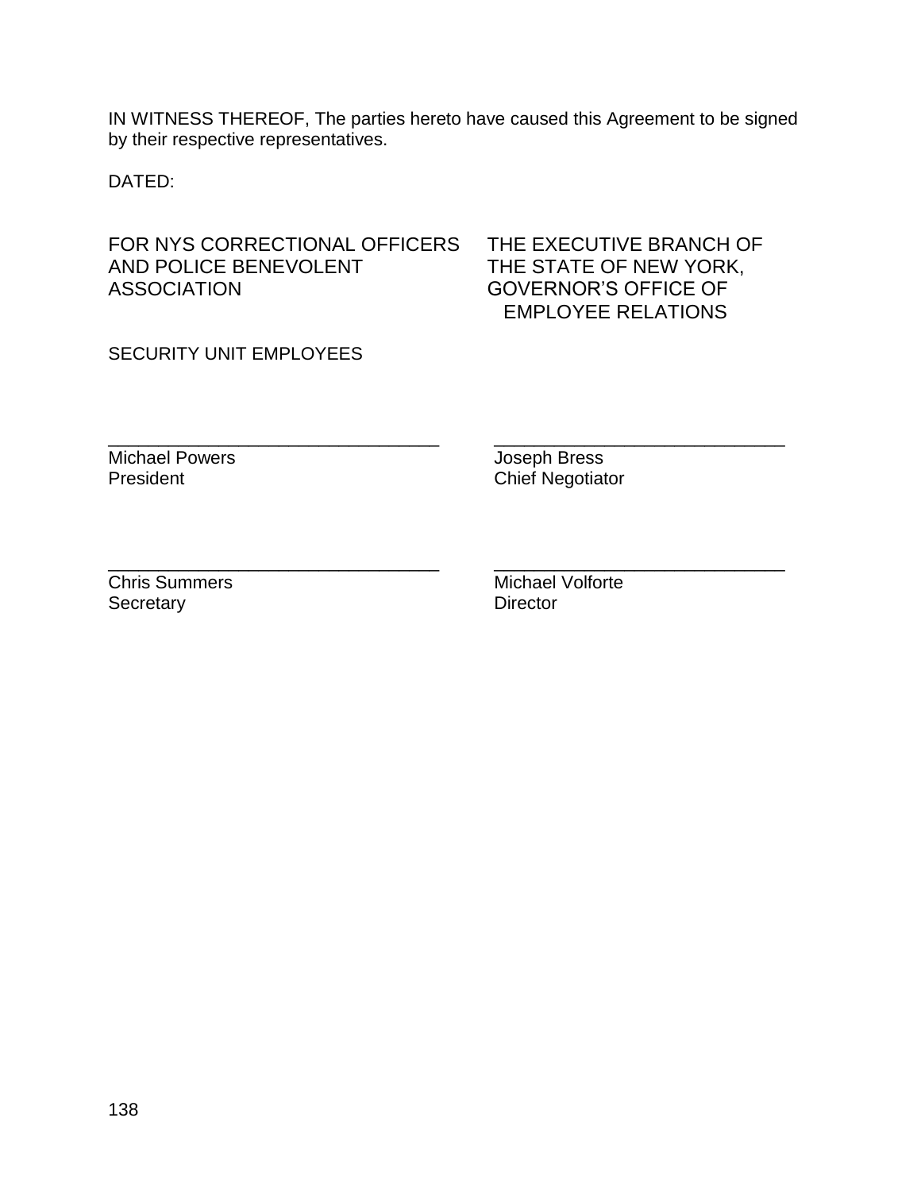IN WITNESS THEREOF, The parties hereto have caused this Agreement to be signed by their respective representatives.

DATED:

| FOR NYS CORRECTIONAL OFFICERS AND POLICE BENEVOLENT ASSOCIATION | THE EXECUTIVE BRANCH OF THE STATE OF NEW YORK, GOVERNOR'S OFFICE OF EMPLOYEE RELATIONS |
| --- | --- |
| SECURITY UNIT EMPLOYEES | |
| ______________________ | ______________________ |
| Michael Powers<br>President | Joseph Bress<br>Chief Negotiator |
| ______________________ | ______________________ |
| Chris Summers<br>Secretary | Michael Volforte<br>Director |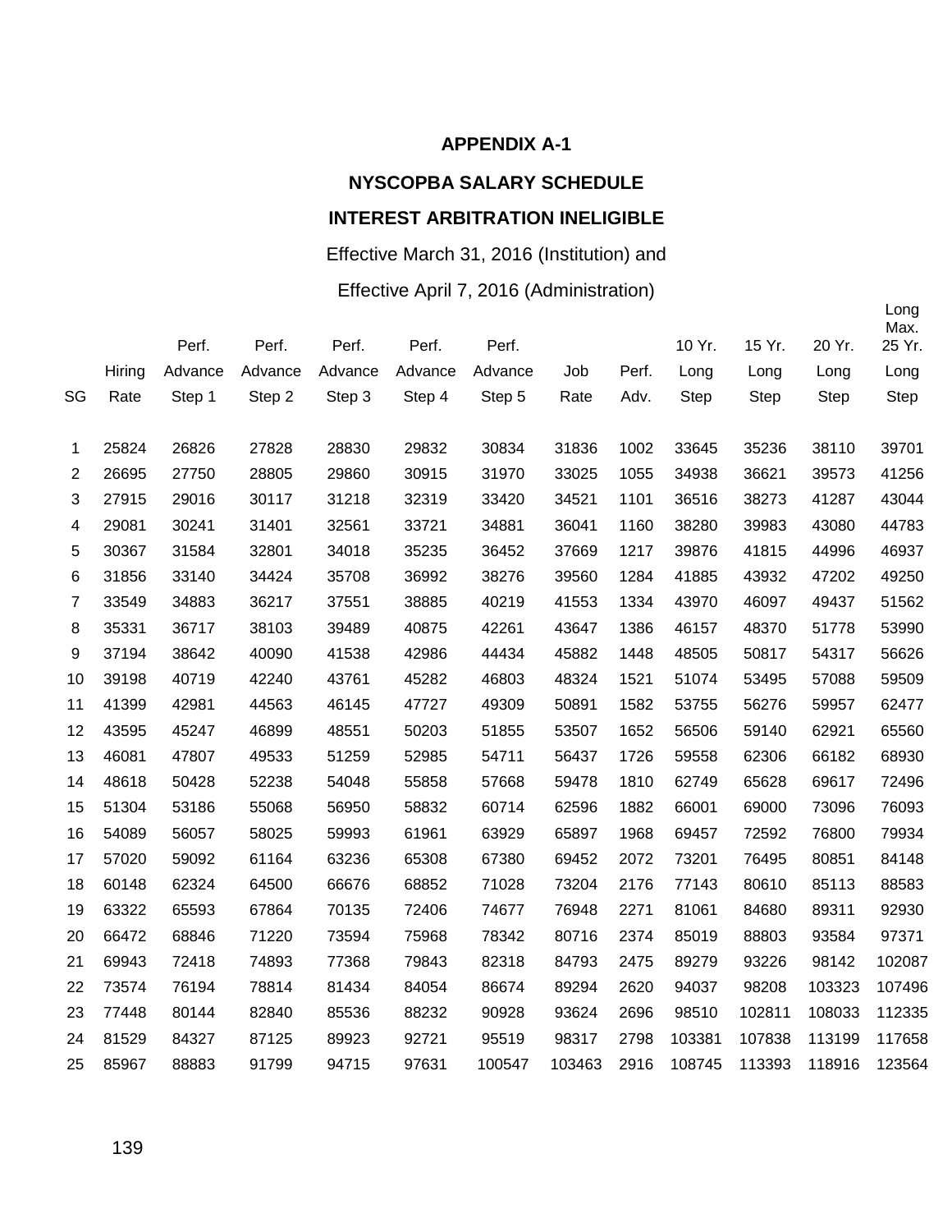# APPENDIX A-1

## NYSCOPBA SALARY SCHEDULE

## INTEREST ARBITRATION INELIGIBLE

Effective March 31, 2016 (Institution) and

Effective April 7, 2016 (Administration)

| SG | Hiring Rate | Perf. Advance Step 1 | Perf. Advance Step 2 | Perf. Advance Step 3 | Perf. Advance Step 4 | Perf. Advance Step 5 | Job Rate | Perf. Adv. | 10 Yr. Long Step | 15 Yr. Long Step | 20 Yr. Long Step | Long Max. 25 Yr. Long Step |
|---|---|---|---|---|---|---|---|---|---|---|---|---|
| 1 | 25824 | 26826 | 27828 | 28830 | 29832 | 30834 | 31836 | 1002 | 33645 | 35236 | 38110 | 39701 |
| 2 | 26695 | 27750 | 28805 | 29860 | 30915 | 31970 | 33025 | 1055 | 34938 | 36621 | 39573 | 41256 |
| 3 | 27915 | 29016 | 30117 | 31218 | 32319 | 33420 | 34521 | 1101 | 36516 | 38273 | 41287 | 43044 |
| 4 | 29081 | 30241 | 31401 | 32561 | 33721 | 34881 | 36041 | 1160 | 38280 | 39983 | 43080 | 44783 |
| 5 | 30367 | 31584 | 32801 | 34018 | 35235 | 36452 | 37669 | 1217 | 39876 | 41815 | 44996 | 46937 |
| 6 | 31856 | 33140 | 34424 | 35708 | 36992 | 38276 | 39560 | 1284 | 41885 | 43932 | 47202 | 49250 |
| 7 | 33549 | 34883 | 36217 | 37551 | 38885 | 40219 | 41553 | 1334 | 43970 | 46097 | 49437 | 51562 |
| 8 | 35331 | 36717 | 38103 | 39489 | 40875 | 42261 | 43647 | 1386 | 46157 | 48370 | 51778 | 53990 |
| 9 | 37194 | 38642 | 40090 | 41538 | 42986 | 44434 | 45882 | 1448 | 48505 | 50817 | 54317 | 56626 |
| 10 | 39198 | 40719 | 42240 | 43761 | 45282 | 46803 | 48324 | 1521 | 51074 | 53495 | 57088 | 59509 |
| 11 | 41399 | 42981 | 44563 | 46145 | 47727 | 49309 | 50891 | 1582 | 53755 | 56276 | 59957 | 62477 |
| 12 | 43595 | 45247 | 46899 | 48551 | 50203 | 51855 | 53507 | 1652 | 56506 | 59140 | 62921 | 65560 |
| 13 | 46081 | 47807 | 49533 | 51259 | 52985 | 54711 | 56437 | 1726 | 59558 | 62306 | 66182 | 68930 |
| 14 | 48618 | 50428 | 52238 | 54048 | 55858 | 57668 | 59478 | 1810 | 62749 | 65628 | 69617 | 72496 |
| 15 | 51304 | 53186 | 55068 | 56950 | 58832 | 60714 | 62596 | 1882 | 66001 | 69000 | 73096 | 76093 |
| 16 | 54089 | 56057 | 58025 | 59993 | 61961 | 63929 | 65897 | 1968 | 69457 | 72592 | 76800 | 79934 |
| 17 | 57020 | 59092 | 61164 | 63236 | 65308 | 67380 | 69452 | 2072 | 73201 | 76495 | 80851 | 84148 |
| 18 | 60148 | 62324 | 64500 | 66676 | 68852 | 71028 | 73204 | 2176 | 77143 | 80610 | 85113 | 88583 |
| 19 | 63322 | 65593 | 67864 | 70135 | 72406 | 74677 | 76948 | 2271 | 81061 | 84680 | 89311 | 92930 |
| 20 | 66472 | 68846 | 71220 | 73594 | 75968 | 78342 | 80716 | 2374 | 85019 | 88803 | 93584 | 97371 |
| 21 | 69943 | 72418 | 74893 | 77368 | 79843 | 82318 | 84793 | 2475 | 89279 | 93226 | 98142 | 102087 |
| 22 | 73574 | 76194 | 78814 | 81434 | 84054 | 86674 | 89294 | 2620 | 94037 | 98208 | 103323 | 107496 |
| 23 | 77448 | 80144 | 82840 | 85536 | 88232 | 90928 | 93624 | 2696 | 98510 | 102811 | 108033 | 112335 |
| 24 | 81529 | 84327 | 87125 | 89923 | 92721 | 95519 | 98317 | 2798 | 103381 | 107838 | 113199 | 117658 |
| 25 | 85967 | 88883 | 91799 | 94715 | 97631 | 100547 | 103463 | 2916 | 108745 | 113393 | 118916 | 123564 |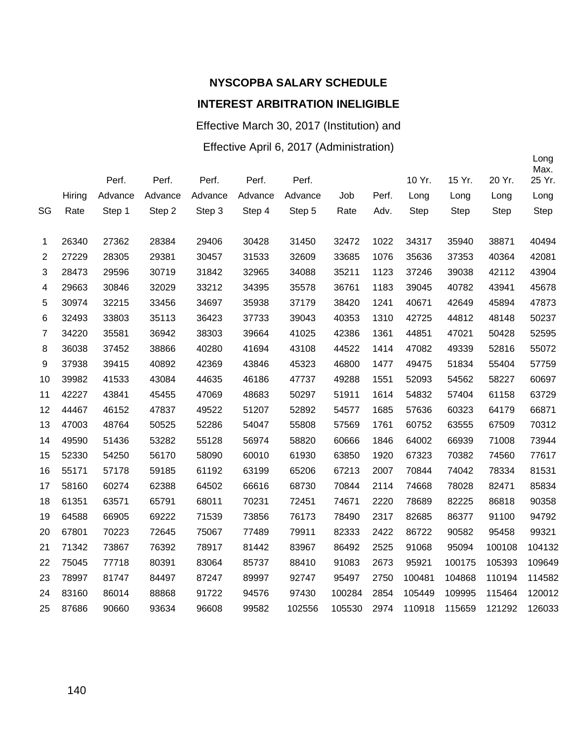# NYSCOPBA SALARY SCHEDULE

## INTEREST ARBITRATION INELIGIBLE

Effective March 30, 2017 (Institution) and

Effective April 6, 2017 (Administration)

| SG | Hiring Rate | Perf. Advance Step 1 | Perf. Advance Step 2 | Perf. Advance Step 3 | Perf. Advance Step 4 | Perf. Advance Step 5 | Job Rate | Perf. Adv. | 10 Yr. Long Step | 15 Yr. Long Step | 20 Yr. Long Step | Long Max. 25 Yr. Long Step |
|---|---|---|---|---|---|---|---|---|---|---|---|---|
| 1 | 26340 | 27362 | 28384 | 29406 | 30428 | 31450 | 32472 | 1022 | 34317 | 35940 | 38871 | 40494 |
| 2 | 27229 | 28305 | 29381 | 30457 | 31533 | 32609 | 33685 | 1076 | 35636 | 37353 | 40364 | 42081 |
| 3 | 28473 | 29596 | 30719 | 31842 | 32965 | 34088 | 35211 | 1123 | 37246 | 39038 | 42112 | 43904 |
| 4 | 29663 | 30846 | 32029 | 33212 | 34395 | 35578 | 36761 | 1183 | 39045 | 40782 | 43941 | 45678 |
| 5 | 30974 | 32215 | 33456 | 34697 | 35938 | 37179 | 38420 | 1241 | 40671 | 42649 | 45894 | 47873 |
| 6 | 32493 | 33803 | 35113 | 36423 | 37733 | 39043 | 40353 | 1310 | 42725 | 44812 | 48148 | 50237 |
| 7 | 34220 | 35581 | 36942 | 38303 | 39664 | 41025 | 42386 | 1361 | 44851 | 47021 | 50428 | 52595 |
| 8 | 36038 | 37452 | 38866 | 40280 | 41694 | 43108 | 44522 | 1414 | 47082 | 49339 | 52816 | 55072 |
| 9 | 37938 | 39415 | 40892 | 42369 | 43846 | 45323 | 46800 | 1477 | 49475 | 51834 | 55404 | 57759 |
| 10 | 39982 | 41533 | 43084 | 44635 | 46186 | 47737 | 49288 | 1551 | 52093 | 54562 | 58227 | 60697 |
| 11 | 42227 | 43841 | 45455 | 47069 | 48683 | 50297 | 51911 | 1614 | 54832 | 57404 | 61158 | 63729 |
| 12 | 44467 | 46152 | 47837 | 49522 | 51207 | 52892 | 54577 | 1685 | 57636 | 60323 | 64179 | 66871 |
| 13 | 47003 | 48764 | 50525 | 52286 | 54047 | 55808 | 57569 | 1761 | 60752 | 63555 | 67509 | 70312 |
| 14 | 49590 | 51436 | 53282 | 55128 | 56974 | 58820 | 60666 | 1846 | 64002 | 66939 | 71008 | 73944 |
| 15 | 52330 | 54250 | 56170 | 58090 | 60010 | 61930 | 63850 | 1920 | 67323 | 70382 | 74560 | 77617 |
| 16 | 55171 | 57178 | 59185 | 61192 | 63199 | 65206 | 67213 | 2007 | 70844 | 74042 | 78334 | 81531 |
| 17 | 58160 | 60274 | 62388 | 64502 | 66616 | 68730 | 70844 | 2114 | 74668 | 78028 | 82471 | 85834 |
| 18 | 61351 | 63571 | 65791 | 68011 | 70231 | 72451 | 74671 | 2220 | 78689 | 82225 | 86818 | 90358 |
| 19 | 64588 | 66905 | 69222 | 71539 | 73856 | 76173 | 78490 | 2317 | 82685 | 86377 | 91100 | 94792 |
| 20 | 67801 | 70223 | 72645 | 75067 | 77489 | 79911 | 82333 | 2422 | 86722 | 90582 | 95458 | 99321 |
| 21 | 71342 | 73867 | 76392 | 78917 | 81442 | 83967 | 86492 | 2525 | 91068 | 95094 | 100108 | 104132 |
| 22 | 75045 | 77718 | 80391 | 83064 | 85737 | 88410 | 91083 | 2673 | 95921 | 100175 | 105393 | 109649 |
| 23 | 78997 | 81747 | 84497 | 87247 | 89997 | 92747 | 95497 | 2750 | 100481 | 104868 | 110194 | 114582 |
| 24 | 83160 | 86014 | 88868 | 91722 | 94576 | 97430 | 100284 | 2854 | 105449 | 109995 | 115464 | 120012 |
| 25 | 87686 | 90660 | 93634 | 96608 | 99582 | 102556 | 105530 | 2974 | 110918 | 115659 | 121292 | 126033 |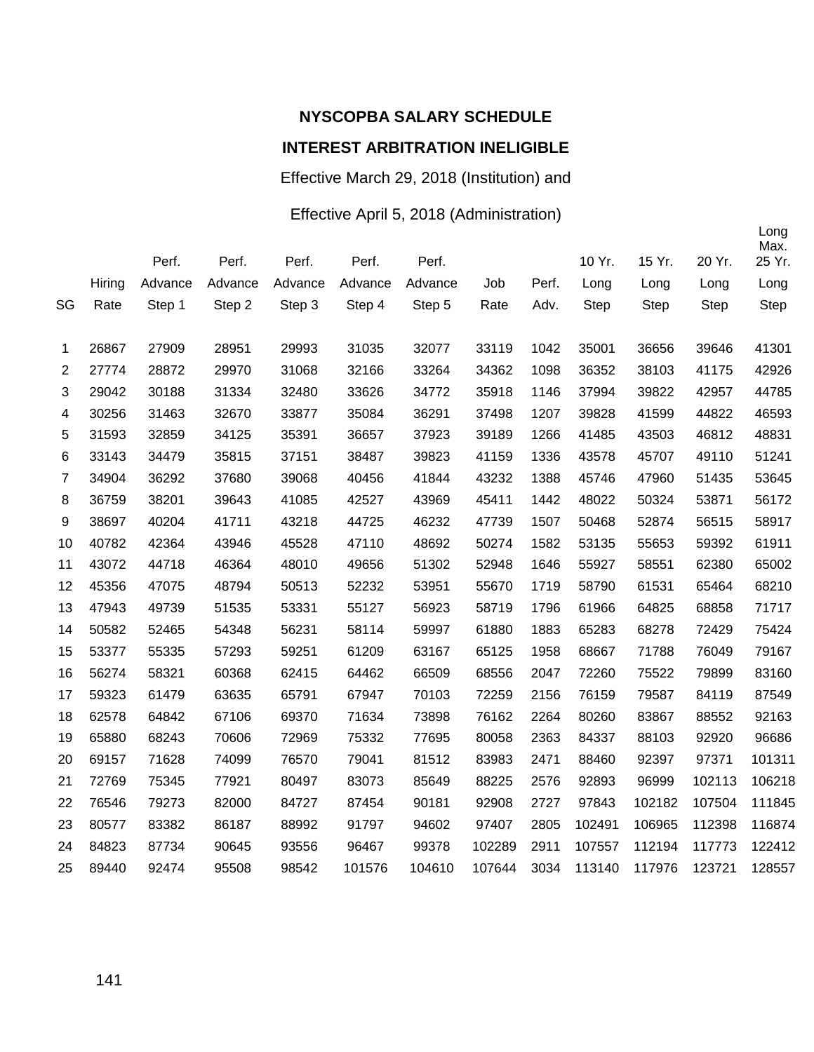**NYSCOPBA SALARY SCHEDULE**

**INTEREST ARBITRATION INELIGIBLE**

Effective March 29, 2018 (Institution) and

Effective April 5, 2018 (Administration)

| SG | Hiring Rate | Perf. Advance Step 1 | Perf. Advance Step 2 | Perf. Advance Step 3 | Perf. Advance Step 4 | Perf. Advance Step 5 | Job Rate | Perf. Adv. | 10 Yr. Long Step | 15 Yr. Long Step | 20 Yr. Long Step | Long Max. 25 Yr. Long Step |
|---|---|---|---|---|---|---|---|---|---|---|---|---|
| 1 | 26867 | 27909 | 28951 | 29993 | 31035 | 32077 | 33119 | 1042 | 35001 | 36656 | 39646 | 41301 |
| 2 | 27774 | 28872 | 29970 | 31068 | 32166 | 33264 | 34362 | 1098 | 36352 | 38103 | 41175 | 42926 |
| 3 | 29042 | 30188 | 31334 | 32480 | 33626 | 34772 | 35918 | 1146 | 37994 | 39822 | 42957 | 44785 |
| 4 | 30256 | 31463 | 32670 | 33877 | 35084 | 36291 | 37498 | 1207 | 39828 | 41599 | 44822 | 46593 |
| 5 | 31593 | 32859 | 34125 | 35391 | 36657 | 37923 | 39189 | 1266 | 41485 | 43503 | 46812 | 48831 |
| 6 | 33143 | 34479 | 35815 | 37151 | 38487 | 39823 | 41159 | 1336 | 43578 | 45707 | 49110 | 51241 |
| 7 | 34904 | 36292 | 37680 | 39068 | 40456 | 41844 | 43232 | 1388 | 45746 | 47960 | 51435 | 53645 |
| 8 | 36759 | 38201 | 39643 | 41085 | 42527 | 43969 | 45411 | 1442 | 48022 | 50324 | 53871 | 56172 |
| 9 | 38697 | 40204 | 41711 | 43218 | 44725 | 46232 | 47739 | 1507 | 50468 | 52874 | 56515 | 58917 |
| 10 | 40782 | 42364 | 43946 | 45528 | 47110 | 48692 | 50274 | 1582 | 53135 | 55653 | 59392 | 61911 |
| 11 | 43072 | 44718 | 46364 | 48010 | 49656 | 51302 | 52948 | 1646 | 55927 | 58551 | 62380 | 65002 |
| 12 | 45356 | 47075 | 48794 | 50513 | 52232 | 53951 | 55670 | 1719 | 58790 | 61531 | 65464 | 68210 |
| 13 | 47943 | 49739 | 51535 | 53331 | 55127 | 56923 | 58719 | 1796 | 61966 | 64825 | 68858 | 71717 |
| 14 | 50582 | 52465 | 54348 | 56231 | 58114 | 59997 | 61880 | 1883 | 65283 | 68278 | 72429 | 75424 |
| 15 | 53377 | 55335 | 57293 | 59251 | 61209 | 63167 | 65125 | 1958 | 68667 | 71788 | 76049 | 79167 |
| 16 | 56274 | 58321 | 60368 | 62415 | 64462 | 66509 | 68556 | 2047 | 72260 | 75522 | 79899 | 83160 |
| 17 | 59323 | 61479 | 63635 | 65791 | 67947 | 70103 | 72259 | 2156 | 76159 | 79587 | 84119 | 87549 |
| 18 | 62578 | 64842 | 67106 | 69370 | 71634 | 73898 | 76162 | 2264 | 80260 | 83867 | 88552 | 92163 |
| 19 | 65880 | 68243 | 70606 | 72969 | 75332 | 77695 | 80058 | 2363 | 84337 | 88103 | 92920 | 96686 |
| 20 | 69157 | 71628 | 74099 | 76570 | 79041 | 81512 | 83983 | 2471 | 88460 | 92397 | 97371 | 101311 |
| 21 | 72769 | 75345 | 77921 | 80497 | 83073 | 85649 | 88225 | 2576 | 92893 | 96999 | 102113 | 106218 |
| 22 | 76546 | 79273 | 82000 | 84727 | 87454 | 90181 | 92908 | 2727 | 97843 | 102182 | 107504 | 111845 |
| 23 | 80577 | 83382 | 86187 | 88992 | 91797 | 94602 | 97407 | 2805 | 102491 | 106965 | 112398 | 116874 |
| 24 | 84823 | 87734 | 90645 | 93556 | 96467 | 99378 | 102289 | 2911 | 107557 | 112194 | 117773 | 122412 |
| 25 | 89440 | 92474 | 95508 | 98542 | 101576 | 104610 | 107644 | 3034 | 113140 | 117976 | 123721 | 128557 |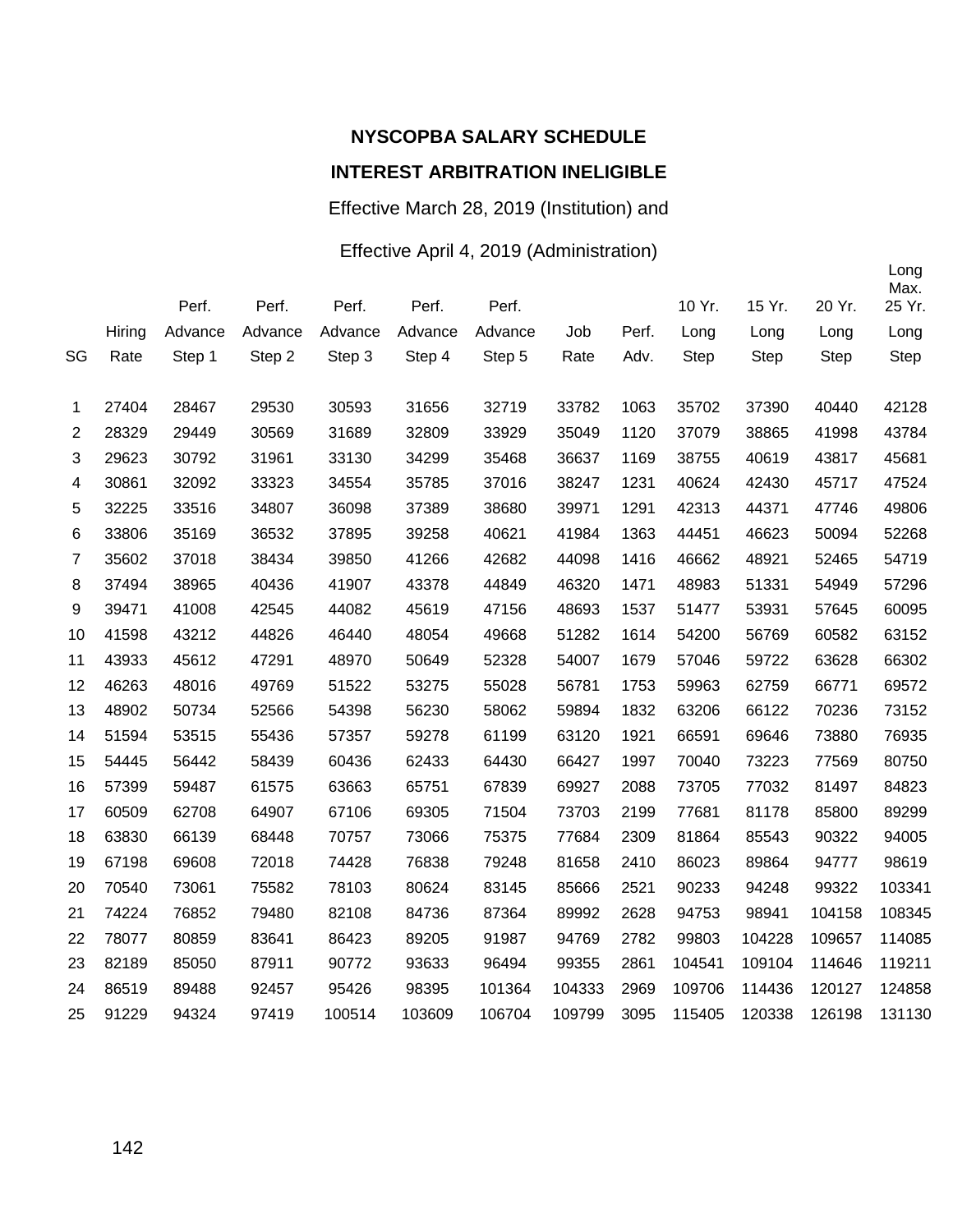**NYSCOPBA SALARY SCHEDULE**

**INTEREST ARBITRATION INELIGIBLE**

Effective March 28, 2019 (Institution) and

Effective April 4, 2019 (Administration)

| SG | Hiring Rate | Perf. Advance Step 1 | Perf. Advance Step 2 | Perf. Advance Step 3 | Perf. Advance Step 4 | Perf. Advance Step 5 | Job Rate | Perf. Adv. | 10 Yr. Long Step | 15 Yr. Long Step | 20 Yr. Long Step | Long Max. 25 Yr. Long Step |
|---|---|---|---|---|---|---|---|---|---|---|---|---|
| 1 | 27404 | 28467 | 29530 | 30593 | 31656 | 32719 | 33782 | 1063 | 35702 | 37390 | 40440 | 42128 |
| 2 | 28329 | 29449 | 30569 | 31689 | 32809 | 33929 | 35049 | 1120 | 37079 | 38865 | 41998 | 43784 |
| 3 | 29623 | 30792 | 31961 | 33130 | 34299 | 35468 | 36637 | 1169 | 38755 | 40619 | 43817 | 45681 |
| 4 | 30861 | 32092 | 33323 | 34554 | 35785 | 37016 | 38247 | 1231 | 40624 | 42430 | 45717 | 47524 |
| 5 | 32225 | 33516 | 34807 | 36098 | 37389 | 38680 | 39971 | 1291 | 42313 | 44371 | 47746 | 49806 |
| 6 | 33806 | 35169 | 36532 | 37895 | 39258 | 40621 | 41984 | 1363 | 44451 | 46623 | 50094 | 52268 |
| 7 | 35602 | 37018 | 38434 | 39850 | 41266 | 42682 | 44098 | 1416 | 46662 | 48921 | 52465 | 54719 |
| 8 | 37494 | 38965 | 40436 | 41907 | 43378 | 44849 | 46320 | 1471 | 48983 | 51331 | 54949 | 57296 |
| 9 | 39471 | 41008 | 42545 | 44082 | 45619 | 47156 | 48693 | 1537 | 51477 | 53931 | 57645 | 60095 |
| 10 | 41598 | 43212 | 44826 | 46440 | 48054 | 49668 | 51282 | 1614 | 54200 | 56769 | 60582 | 63152 |
| 11 | 43933 | 45612 | 47291 | 48970 | 50649 | 52328 | 54007 | 1679 | 57046 | 59722 | 63628 | 66302 |
| 12 | 46263 | 48016 | 49769 | 51522 | 53275 | 55028 | 56781 | 1753 | 59963 | 62759 | 66771 | 69572 |
| 13 | 48902 | 50734 | 52566 | 54398 | 56230 | 58062 | 59894 | 1832 | 63206 | 66122 | 70236 | 73152 |
| 14 | 51594 | 53515 | 55436 | 57357 | 59278 | 61199 | 63120 | 1921 | 66591 | 69646 | 73880 | 76935 |
| 15 | 54445 | 56442 | 58439 | 60436 | 62433 | 64430 | 66427 | 1997 | 70040 | 73223 | 77569 | 80750 |
| 16 | 57399 | 59487 | 61575 | 63663 | 65751 | 67839 | 69927 | 2088 | 73705 | 77032 | 81497 | 84823 |
| 17 | 60509 | 62708 | 64907 | 67106 | 69305 | 71504 | 73703 | 2199 | 77681 | 81178 | 85800 | 89299 |
| 18 | 63830 | 66139 | 68448 | 70757 | 73066 | 75375 | 77684 | 2309 | 81864 | 85543 | 90322 | 94005 |
| 19 | 67198 | 69608 | 72018 | 74428 | 76838 | 79248 | 81658 | 2410 | 86023 | 89864 | 94777 | 98619 |
| 20 | 70540 | 73061 | 75582 | 78103 | 80624 | 83145 | 85666 | 2521 | 90233 | 94248 | 99322 | 103341 |
| 21 | 74224 | 76852 | 79480 | 82108 | 84736 | 87364 | 89992 | 2628 | 94753 | 98941 | 104158 | 108345 |
| 22 | 78077 | 80859 | 83641 | 86423 | 89205 | 91987 | 94769 | 2782 | 99803 | 104228 | 109657 | 114085 |
| 23 | 82189 | 85050 | 87911 | 90772 | 93633 | 96494 | 99355 | 2861 | 104541 | 109104 | 114646 | 119211 |
| 24 | 86519 | 89488 | 92457 | 95426 | 98395 | 101364 | 104333 | 2969 | 109706 | 114436 | 120127 | 124858 |
| 25 | 91229 | 94324 | 97419 | 100514 | 103609 | 106704 | 109799 | 3095 | 115405 | 120338 | 126198 | 131130 |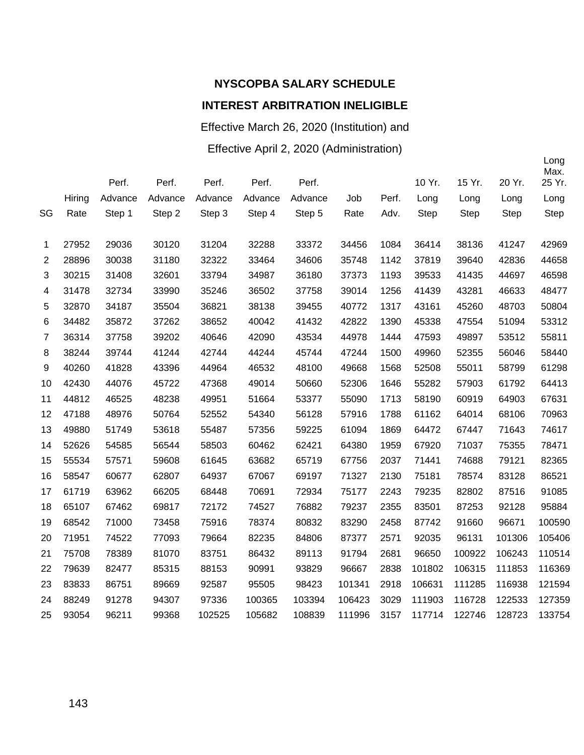**NYSCOPBA SALARY SCHEDULE**

**INTEREST ARBITRATION INELIGIBLE**

Effective March 26, 2020 (Institution) and

Effective April 2, 2020 (Administration)

| SG | Hiring Rate | Perf. Advance Step 1 | Perf. Advance Step 2 | Perf. Advance Step 3 | Perf. Advance Step 4 | Perf. Advance Step 5 | Job Rate | Perf. Adv. | 10 Yr. Long Step | 15 Yr. Long Step | 20 Yr. Long Step | Long Max. 25 Yr. Long Step |
|---|---|---|---|---|---|---|---|---|---|---|---|---|
| 1 | 27952 | 29036 | 30120 | 31204 | 32288 | 33372 | 34456 | 1084 | 36414 | 38136 | 41247 | 42969 |
| 2 | 28896 | 30038 | 31180 | 32322 | 33464 | 34606 | 35748 | 1142 | 37819 | 39640 | 42836 | 44658 |
| 3 | 30215 | 31408 | 32601 | 33794 | 34987 | 36180 | 37373 | 1193 | 39533 | 41435 | 44697 | 46598 |
| 4 | 31478 | 32734 | 33990 | 35246 | 36502 | 37758 | 39014 | 1256 | 41439 | 43281 | 46633 | 48477 |
| 5 | 32870 | 34187 | 35504 | 36821 | 38138 | 39455 | 40772 | 1317 | 43161 | 45260 | 48703 | 50804 |
| 6 | 34482 | 35872 | 37262 | 38652 | 40042 | 41432 | 42822 | 1390 | 45338 | 47554 | 51094 | 53312 |
| 7 | 36314 | 37758 | 39202 | 40646 | 42090 | 43534 | 44978 | 1444 | 47593 | 49897 | 53512 | 55811 |
| 8 | 38244 | 39744 | 41244 | 42744 | 44244 | 45744 | 47244 | 1500 | 49960 | 52355 | 56046 | 58440 |
| 9 | 40260 | 41828 | 43396 | 44964 | 46532 | 48100 | 49668 | 1568 | 52508 | 55011 | 58799 | 61298 |
| 10 | 42430 | 44076 | 45722 | 47368 | 49014 | 50660 | 52306 | 1646 | 55282 | 57903 | 61792 | 64413 |
| 11 | 44812 | 46525 | 48238 | 49951 | 51664 | 53377 | 55090 | 1713 | 58190 | 60919 | 64903 | 67631 |
| 12 | 47188 | 48976 | 50764 | 52552 | 54340 | 56128 | 57916 | 1788 | 61162 | 64014 | 68106 | 70963 |
| 13 | 49880 | 51749 | 53618 | 55487 | 57356 | 59225 | 61094 | 1869 | 64472 | 67447 | 71643 | 74617 |
| 14 | 52626 | 54585 | 56544 | 58503 | 60462 | 62421 | 64380 | 1959 | 67920 | 71037 | 75355 | 78471 |
| 15 | 55534 | 57571 | 59608 | 61645 | 63682 | 65719 | 67756 | 2037 | 71441 | 74688 | 79121 | 82365 |
| 16 | 58547 | 60677 | 62807 | 64937 | 67067 | 69197 | 71327 | 2130 | 75181 | 78574 | 83128 | 86521 |
| 17 | 61719 | 63962 | 66205 | 68448 | 70691 | 72934 | 75177 | 2243 | 79235 | 82802 | 87516 | 91085 |
| 18 | 65107 | 67462 | 69817 | 72172 | 74527 | 76882 | 79237 | 2355 | 83501 | 87253 | 92128 | 95884 |
| 19 | 68542 | 71000 | 73458 | 75916 | 78374 | 80832 | 83290 | 2458 | 87742 | 91660 | 96671 | 100590 |
| 20 | 71951 | 74522 | 77093 | 79664 | 82235 | 84806 | 87377 | 2571 | 92035 | 96131 | 101306 | 105406 |
| 21 | 75708 | 78389 | 81070 | 83751 | 86432 | 89113 | 91794 | 2681 | 96650 | 100922 | 106243 | 110514 |
| 22 | 79639 | 82477 | 85315 | 88153 | 90991 | 93829 | 96667 | 2838 | 101802 | 106315 | 111853 | 116369 |
| 23 | 83833 | 86751 | 89669 | 92587 | 95505 | 98423 | 101341 | 2918 | 106631 | 111285 | 116938 | 121594 |
| 24 | 88249 | 91278 | 94307 | 97336 | 100365 | 103394 | 106423 | 3029 | 111903 | 116728 | 122533 | 127359 |
| 25 | 93054 | 96211 | 99368 | 102525 | 105682 | 108839 | 111996 | 3157 | 117714 | 122746 | 128723 | 133754 |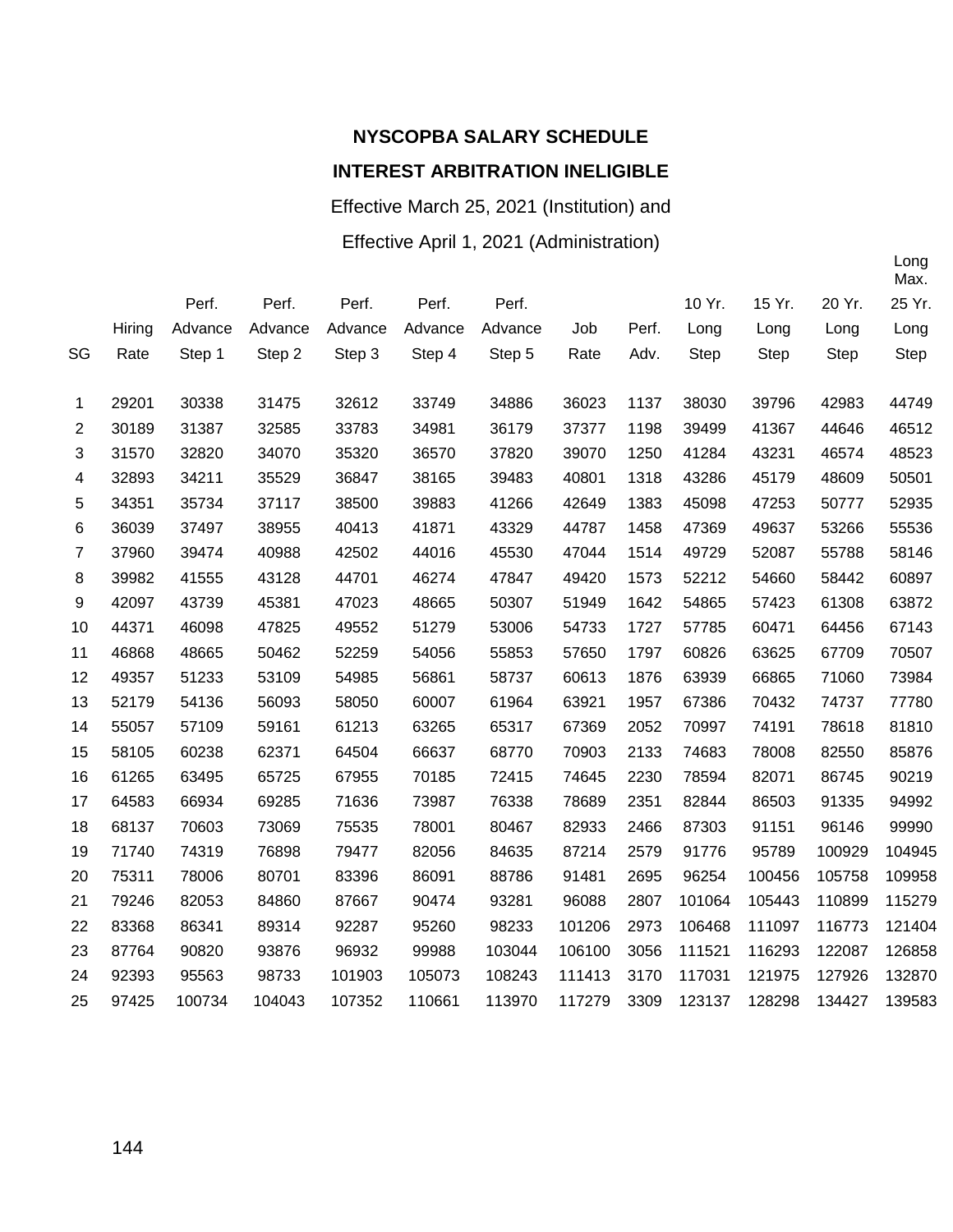**NYSCOPBA SALARY SCHEDULE**

**INTEREST ARBITRATION INELIGIBLE**

Effective March 25, 2021 (Institution) and

Effective April 1, 2021 (Administration)

| SG | Hiring Rate | Perf. Advance Step 1 | Perf. Advance Step 2 | Perf. Advance Step 3 | Perf. Advance Step 4 | Perf. Advance Step 5 | Job Rate | Perf. Adv. | 10 Yr. Long Step | 15 Yr. Long Step | 20 Yr. Long Step | Long Max. 25 Yr. Long Step |
|---|---|---|---|---|---|---|---|---|---|---|---|---|
| 1 | 29201 | 30338 | 31475 | 32612 | 33749 | 34886 | 36023 | 1137 | 38030 | 39796 | 42983 | 44749 |
| 2 | 30189 | 31387 | 32585 | 33783 | 34981 | 36179 | 37377 | 1198 | 39499 | 41367 | 44646 | 46512 |
| 3 | 31570 | 32820 | 34070 | 35320 | 36570 | 37820 | 39070 | 1250 | 41284 | 43231 | 46574 | 48523 |
| 4 | 32893 | 34211 | 35529 | 36847 | 38165 | 39483 | 40801 | 1318 | 43286 | 45179 | 48609 | 50501 |
| 5 | 34351 | 35734 | 37117 | 38500 | 39883 | 41266 | 42649 | 1383 | 45098 | 47253 | 50777 | 52935 |
| 6 | 36039 | 37497 | 38955 | 40413 | 41871 | 43329 | 44787 | 1458 | 47369 | 49637 | 53266 | 55536 |
| 7 | 37960 | 39474 | 40988 | 42502 | 44016 | 45530 | 47044 | 1514 | 49729 | 52087 | 55788 | 58146 |
| 8 | 39982 | 41555 | 43128 | 44701 | 46274 | 47847 | 49420 | 1573 | 52212 | 54660 | 58442 | 60897 |
| 9 | 42097 | 43739 | 45381 | 47023 | 48665 | 50307 | 51949 | 1642 | 54865 | 57423 | 61308 | 63872 |
| 10 | 44371 | 46098 | 47825 | 49552 | 51279 | 53006 | 54733 | 1727 | 57785 | 60471 | 64456 | 67143 |
| 11 | 46868 | 48665 | 50462 | 52259 | 54056 | 55853 | 57650 | 1797 | 60826 | 63625 | 67709 | 70507 |
| 12 | 49357 | 51233 | 53109 | 54985 | 56861 | 58737 | 60613 | 1876 | 63939 | 66865 | 71060 | 73984 |
| 13 | 52179 | 54136 | 56093 | 58050 | 60007 | 61964 | 63921 | 1957 | 67386 | 70432 | 74737 | 77780 |
| 14 | 55057 | 57109 | 59161 | 61213 | 63265 | 65317 | 67369 | 2052 | 70997 | 74191 | 78618 | 81810 |
| 15 | 58105 | 60238 | 62371 | 64504 | 66637 | 68770 | 70903 | 2133 | 74683 | 78008 | 82550 | 85876 |
| 16 | 61265 | 63495 | 65725 | 67955 | 70185 | 72415 | 74645 | 2230 | 78594 | 82071 | 86745 | 90219 |
| 17 | 64583 | 66934 | 69285 | 71636 | 73987 | 76338 | 78689 | 2351 | 82844 | 86503 | 91335 | 94992 |
| 18 | 68137 | 70603 | 73069 | 75535 | 78001 | 80467 | 82933 | 2466 | 87303 | 91151 | 96146 | 99990 |
| 19 | 71740 | 74319 | 76898 | 79477 | 82056 | 84635 | 87214 | 2579 | 91776 | 95789 | 100929 | 104945 |
| 20 | 75311 | 78006 | 80701 | 83396 | 86091 | 88786 | 91481 | 2695 | 96254 | 100456 | 105758 | 109958 |
| 21 | 79246 | 82053 | 84860 | 87667 | 90474 | 93281 | 96088 | 2807 | 101064 | 105443 | 110899 | 115279 |
| 22 | 83368 | 86341 | 89314 | 92287 | 95260 | 98233 | 101206 | 2973 | 106468 | 111097 | 116773 | 121404 |
| 23 | 87764 | 90820 | 93876 | 96932 | 99988 | 103044 | 106100 | 3056 | 111521 | 116293 | 122087 | 126858 |
| 24 | 92393 | 95563 | 98733 | 101903 | 105073 | 108243 | 111413 | 3170 | 117031 | 121975 | 127926 | 132870 |
| 25 | 97425 | 100734 | 104043 | 107352 | 110661 | 113970 | 117279 | 3309 | 123137 | 128298 | 134427 | 139583 |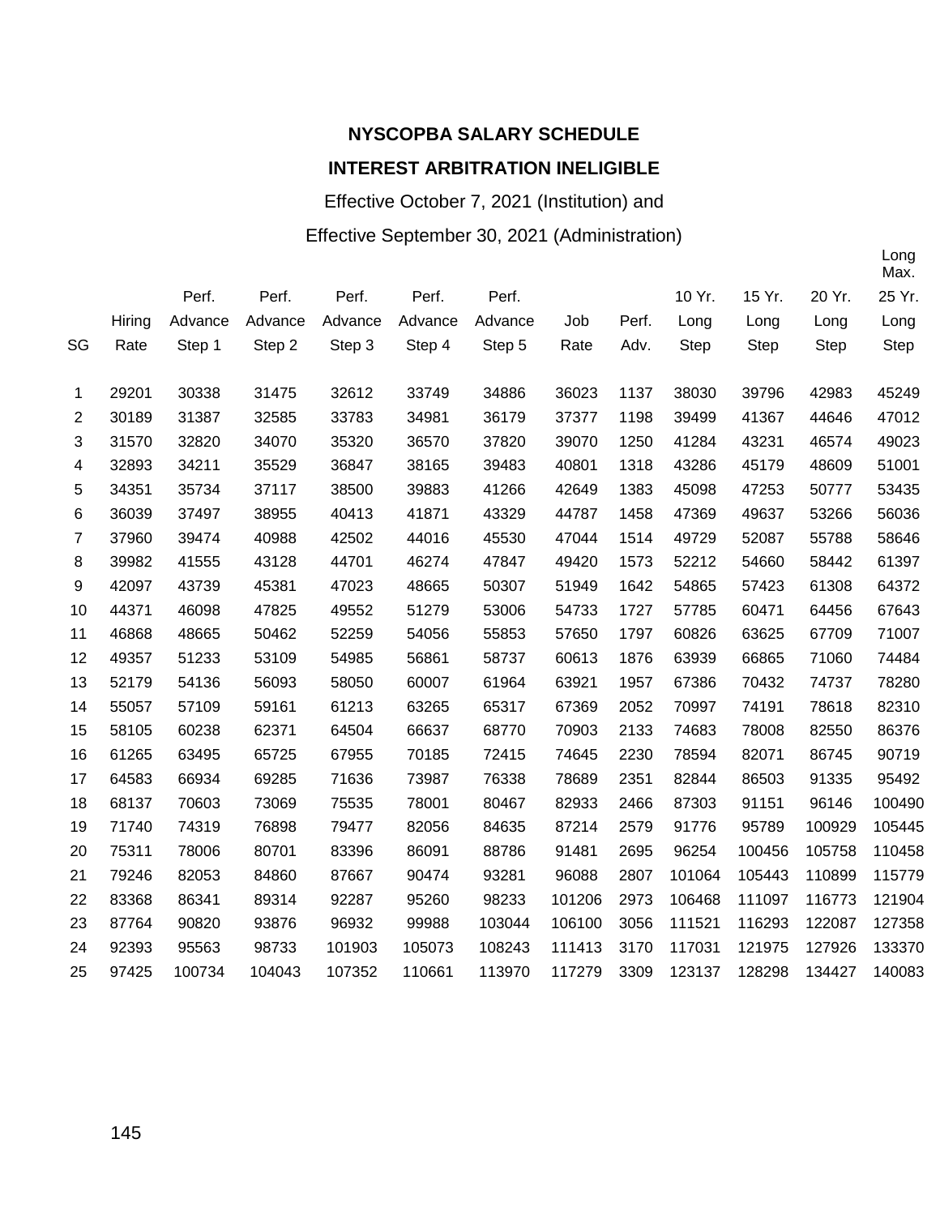**NYSCOPBA SALARY SCHEDULE**

**INTEREST ARBITRATION INELIGIBLE**

Effective October 7, 2021 (Institution) and

Effective September 30, 2021 (Administration)

| SG | Hiring Rate | Perf. Advance Step 1 | Perf. Advance Step 2 | Perf. Advance Step 3 | Perf. Advance Step 4 | Perf. Advance Step 5 | Job Rate | Perf. Adv. | 10 Yr. Long Step | 15 Yr. Long Step | 20 Yr. Long Step | Long Max. 25 Yr. Long Step |
|---|---|---|---|---|---|---|---|---|---|---|---|---|
| 1 | 29201 | 30338 | 31475 | 32612 | 33749 | 34886 | 36023 | 1137 | 38030 | 39796 | 42983 | 45249 |
| 2 | 30189 | 31387 | 32585 | 33783 | 34981 | 36179 | 37377 | 1198 | 39499 | 41367 | 44646 | 47012 |
| 3 | 31570 | 32820 | 34070 | 35320 | 36570 | 37820 | 39070 | 1250 | 41284 | 43231 | 46574 | 49023 |
| 4 | 32893 | 34211 | 35529 | 36847 | 38165 | 39483 | 40801 | 1318 | 43286 | 45179 | 48609 | 51001 |
| 5 | 34351 | 35734 | 37117 | 38500 | 39883 | 41266 | 42649 | 1383 | 45098 | 47253 | 50777 | 53435 |
| 6 | 36039 | 37497 | 38955 | 40413 | 41871 | 43329 | 44787 | 1458 | 47369 | 49637 | 53266 | 56036 |
| 7 | 37960 | 39474 | 40988 | 42502 | 44016 | 45530 | 47044 | 1514 | 49729 | 52087 | 55788 | 58646 |
| 8 | 39982 | 41555 | 43128 | 44701 | 46274 | 47847 | 49420 | 1573 | 52212 | 54660 | 58442 | 61397 |
| 9 | 42097 | 43739 | 45381 | 47023 | 48665 | 50307 | 51949 | 1642 | 54865 | 57423 | 61308 | 64372 |
| 10 | 44371 | 46098 | 47825 | 49552 | 51279 | 53006 | 54733 | 1727 | 57785 | 60471 | 64456 | 67643 |
| 11 | 46868 | 48665 | 50462 | 52259 | 54056 | 55853 | 57650 | 1797 | 60826 | 63625 | 67709 | 71007 |
| 12 | 49357 | 51233 | 53109 | 54985 | 56861 | 58737 | 60613 | 1876 | 63939 | 66865 | 71060 | 74484 |
| 13 | 52179 | 54136 | 56093 | 58050 | 60007 | 61964 | 63921 | 1957 | 67386 | 70432 | 74737 | 78280 |
| 14 | 55057 | 57109 | 59161 | 61213 | 63265 | 65317 | 67369 | 2052 | 70997 | 74191 | 78618 | 82310 |
| 15 | 58105 | 60238 | 62371 | 64504 | 66637 | 68770 | 70903 | 2133 | 74683 | 78008 | 82550 | 86376 |
| 16 | 61265 | 63495 | 65725 | 67955 | 70185 | 72415 | 74645 | 2230 | 78594 | 82071 | 86745 | 90719 |
| 17 | 64583 | 66934 | 69285 | 71636 | 73987 | 76338 | 78689 | 2351 | 82844 | 86503 | 91335 | 95492 |
| 18 | 68137 | 70603 | 73069 | 75535 | 78001 | 80467 | 82933 | 2466 | 87303 | 91151 | 96146 | 100490 |
| 19 | 71740 | 74319 | 76898 | 79477 | 82056 | 84635 | 87214 | 2579 | 91776 | 95789 | 100929 | 105445 |
| 20 | 75311 | 78006 | 80701 | 83396 | 86091 | 88786 | 91481 | 2695 | 96254 | 100456 | 105758 | 110458 |
| 21 | 79246 | 82053 | 84860 | 87667 | 90474 | 93281 | 96088 | 2807 | 101064 | 105443 | 110899 | 115779 |
| 22 | 83368 | 86341 | 89314 | 92287 | 95260 | 98233 | 101206 | 2973 | 106468 | 111097 | 116773 | 121904 |
| 23 | 87764 | 90820 | 93876 | 96932 | 99988 | 103044 | 106100 | 3056 | 111521 | 116293 | 122087 | 127358 |
| 24 | 92393 | 95563 | 98733 | 101903 | 105073 | 108243 | 111413 | 3170 | 117031 | 121975 | 127926 | 133370 |
| 25 | 97425 | 100734 | 104043 | 107352 | 110661 | 113970 | 117279 | 3309 | 123137 | 128298 | 134427 | 140083 |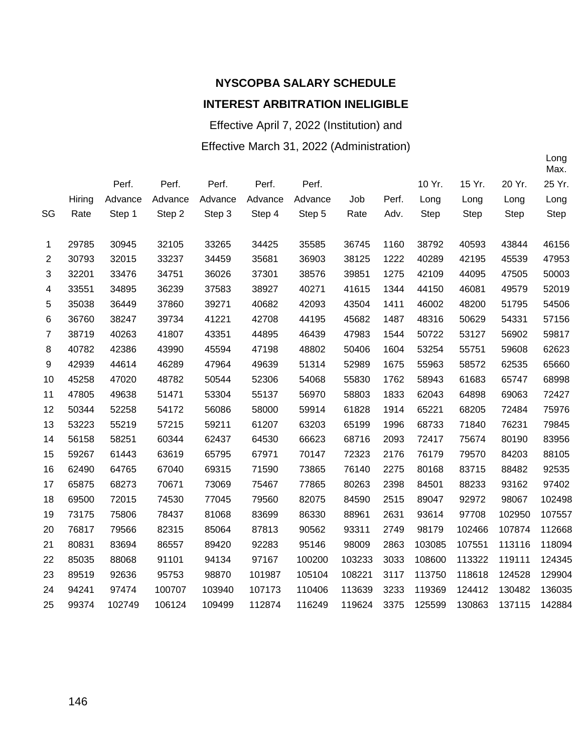**NYSCOPBA SALARY SCHEDULE**

**INTEREST ARBITRATION INELIGIBLE**

Effective April 7, 2022 (Institution) and

Effective March 31, 2022 (Administration)

| SG | Hiring Rate | Perf. Advance Step 1 | Perf. Advance Step 2 | Perf. Advance Step 3 | Perf. Advance Step 4 | Perf. Advance Step 5 | Job Rate | Perf. Adv. | 10 Yr. Long Step | 15 Yr. Long Step | 20 Yr. Long Step | Long Max. 25 Yr. Long Step |
|---|---|---|---|---|---|---|---|---|---|---|---|---|
| 1 | 29785 | 30945 | 32105 | 33265 | 34425 | 35585 | 36745 | 1160 | 38792 | 40593 | 43844 | 46156 |
| 2 | 30793 | 32015 | 33237 | 34459 | 35681 | 36903 | 38125 | 1222 | 40289 | 42195 | 45539 | 47953 |
| 3 | 32201 | 33476 | 34751 | 36026 | 37301 | 38576 | 39851 | 1275 | 42109 | 44095 | 47505 | 50003 |
| 4 | 33551 | 34895 | 36239 | 37583 | 38927 | 40271 | 41615 | 1344 | 44150 | 46081 | 49579 | 52019 |
| 5 | 35038 | 36449 | 37860 | 39271 | 40682 | 42093 | 43504 | 1411 | 46002 | 48200 | 51795 | 54506 |
| 6 | 36760 | 38247 | 39734 | 41221 | 42708 | 44195 | 45682 | 1487 | 48316 | 50629 | 54331 | 57156 |
| 7 | 38719 | 40263 | 41807 | 43351 | 44895 | 46439 | 47983 | 1544 | 50722 | 53127 | 56902 | 59817 |
| 8 | 40782 | 42386 | 43990 | 45594 | 47198 | 48802 | 50406 | 1604 | 53254 | 55751 | 59608 | 62623 |
| 9 | 42939 | 44614 | 46289 | 47964 | 49639 | 51314 | 52989 | 1675 | 55963 | 58572 | 62535 | 65660 |
| 10 | 45258 | 47020 | 48782 | 50544 | 52306 | 54068 | 55830 | 1762 | 58943 | 61683 | 65747 | 68998 |
| 11 | 47805 | 49638 | 51471 | 53304 | 55137 | 56970 | 58803 | 1833 | 62043 | 64898 | 69063 | 72427 |
| 12 | 50344 | 52258 | 54172 | 56086 | 58000 | 59914 | 61828 | 1914 | 65221 | 68205 | 72484 | 75976 |
| 13 | 53223 | 55219 | 57215 | 59211 | 61207 | 63203 | 65199 | 1996 | 68733 | 71840 | 76231 | 79845 |
| 14 | 56158 | 58251 | 60344 | 62437 | 64530 | 66623 | 68716 | 2093 | 72417 | 75674 | 80190 | 83956 |
| 15 | 59267 | 61443 | 63619 | 65795 | 67971 | 70147 | 72323 | 2176 | 76179 | 79570 | 84203 | 88105 |
| 16 | 62490 | 64765 | 67040 | 69315 | 71590 | 73865 | 76140 | 2275 | 80168 | 83715 | 88482 | 92535 |
| 17 | 65875 | 68273 | 70671 | 73069 | 75467 | 77865 | 80263 | 2398 | 84501 | 88233 | 93162 | 97402 |
| 18 | 69500 | 72015 | 74530 | 77045 | 79560 | 82075 | 84590 | 2515 | 89047 | 92972 | 98067 | 102498 |
| 19 | 73175 | 75806 | 78437 | 81068 | 83699 | 86330 | 88961 | 2631 | 93614 | 97708 | 102950 | 107557 |
| 20 | 76817 | 79566 | 82315 | 85064 | 87813 | 90562 | 93311 | 2749 | 98179 | 102466 | 107874 | 112668 |
| 21 | 80831 | 83694 | 86557 | 89420 | 92283 | 95146 | 98009 | 2863 | 103085 | 107551 | 113116 | 118094 |
| 22 | 85035 | 88068 | 91101 | 94134 | 97167 | 100200 | 103233 | 3033 | 108600 | 113322 | 119111 | 124345 |
| 23 | 89519 | 92636 | 95753 | 98870 | 101987 | 105104 | 108221 | 3117 | 113750 | 118618 | 124528 | 129904 |
| 24 | 94241 | 97474 | 100707 | 103940 | 107173 | 110406 | 113639 | 3233 | 119369 | 124412 | 130482 | 136035 |
| 25 | 99374 | 102749 | 106124 | 109499 | 112874 | 116249 | 119624 | 3375 | 125599 | 130863 | 137115 | 142884 |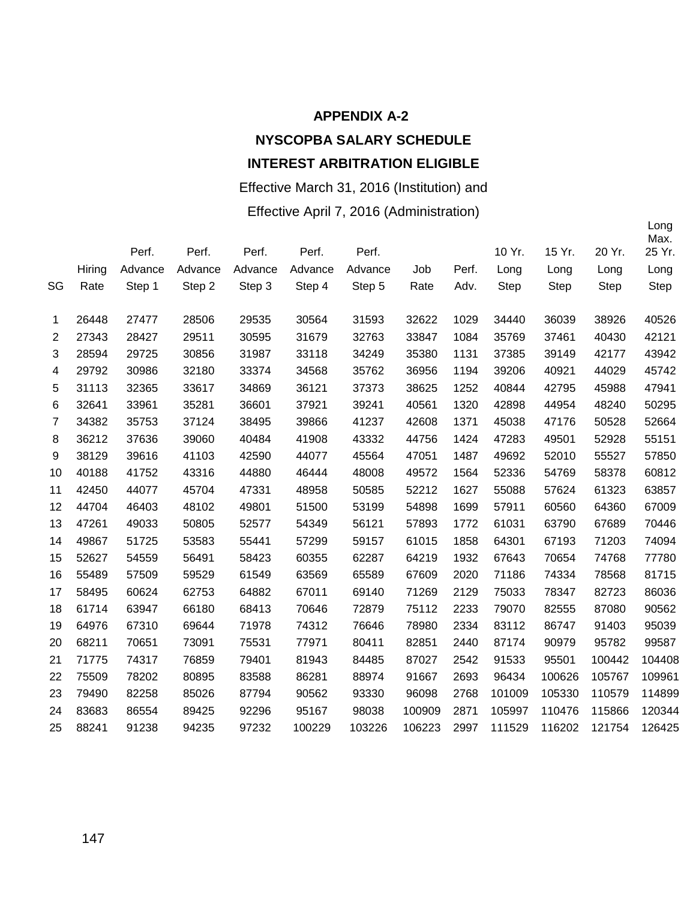**APPENDIX A-2**

**NYSCOPBA SALARY SCHEDULE**

**INTEREST ARBITRATION ELIGIBLE**

Effective March 31, 2016 (Institution) and

Effective April 7, 2016 (Administration)

| SG | Hiring Rate | Perf. Advance Step 1 | Perf. Advance Step 2 | Perf. Advance Step 3 | Perf. Advance Step 4 | Perf. Advance Step 5 | Job Rate | Perf. Adv. | 10 Yr. Long Step | 15 Yr. Long Step | 20 Yr. Long Step | Long Max. 25 Yr. Long Step |
|---|---|---|---|---|---|---|---|---|---|---|---|---|
| 1 | 26448 | 27477 | 28506 | 29535 | 30564 | 31593 | 32622 | 1029 | 34440 | 36039 | 38926 | 40526 |
| 2 | 27343 | 28427 | 29511 | 30595 | 31679 | 32763 | 33847 | 1084 | 35769 | 37461 | 40430 | 42121 |
| 3 | 28594 | 29725 | 30856 | 31987 | 33118 | 34249 | 35380 | 1131 | 37385 | 39149 | 42177 | 43942 |
| 4 | 29792 | 30986 | 32180 | 33374 | 34568 | 35762 | 36956 | 1194 | 39206 | 40921 | 44029 | 45742 |
| 5 | 31113 | 32365 | 33617 | 34869 | 36121 | 37373 | 38625 | 1252 | 40844 | 42795 | 45988 | 47941 |
| 6 | 32641 | 33961 | 35281 | 36601 | 37921 | 39241 | 40561 | 1320 | 42898 | 44954 | 48240 | 50295 |
| 7 | 34382 | 35753 | 37124 | 38495 | 39866 | 41237 | 42608 | 1371 | 45038 | 47176 | 50528 | 52664 |
| 8 | 36212 | 37636 | 39060 | 40484 | 41908 | 43332 | 44756 | 1424 | 47283 | 49501 | 52928 | 55151 |
| 9 | 38129 | 39616 | 41103 | 42590 | 44077 | 45564 | 47051 | 1487 | 49692 | 52010 | 55527 | 57850 |
| 10 | 40188 | 41752 | 43316 | 44880 | 46444 | 48008 | 49572 | 1564 | 52336 | 54769 | 58378 | 60812 |
| 11 | 42450 | 44077 | 45704 | 47331 | 48958 | 50585 | 52212 | 1627 | 55088 | 57624 | 61323 | 63857 |
| 12 | 44704 | 46403 | 48102 | 49801 | 51500 | 53199 | 54898 | 1699 | 57911 | 60560 | 64360 | 67009 |
| 13 | 47261 | 49033 | 50805 | 52577 | 54349 | 56121 | 57893 | 1772 | 61031 | 63790 | 67689 | 70446 |
| 14 | 49867 | 51725 | 53583 | 55441 | 57299 | 59157 | 61015 | 1858 | 64301 | 67193 | 71203 | 74094 |
| 15 | 52627 | 54559 | 56491 | 58423 | 60355 | 62287 | 64219 | 1932 | 67643 | 70654 | 74768 | 77780 |
| 16 | 55489 | 57509 | 59529 | 61549 | 63569 | 65589 | 67609 | 2020 | 71186 | 74334 | 78568 | 81715 |
| 17 | 58495 | 60624 | 62753 | 64882 | 67011 | 69140 | 71269 | 2129 | 75033 | 78347 | 82723 | 86036 |
| 18 | 61714 | 63947 | 66180 | 68413 | 70646 | 72879 | 75112 | 2233 | 79070 | 82555 | 87080 | 90562 |
| 19 | 64976 | 67310 | 69644 | 71978 | 74312 | 76646 | 78980 | 2334 | 83112 | 86747 | 91403 | 95039 |
| 20 | 68211 | 70651 | 73091 | 75531 | 77971 | 80411 | 82851 | 2440 | 87174 | 90979 | 95782 | 99587 |
| 21 | 71775 | 74317 | 76859 | 79401 | 81943 | 84485 | 87027 | 2542 | 91533 | 95501 | 100442 | 104408 |
| 22 | 75509 | 78202 | 80895 | 83588 | 86281 | 88974 | 91667 | 2693 | 96434 | 100626 | 105767 | 109961 |
| 23 | 79490 | 82258 | 85026 | 87794 | 90562 | 93330 | 96098 | 2768 | 101009 | 105330 | 110579 | 114899 |
| 24 | 83683 | 86554 | 89425 | 92296 | 95167 | 98038 | 100909 | 2871 | 105997 | 110476 | 115866 | 120344 |
| 25 | 88241 | 91238 | 94235 | 97232 | 100229 | 103226 | 106223 | 2997 | 111529 | 116202 | 121754 | 126425 |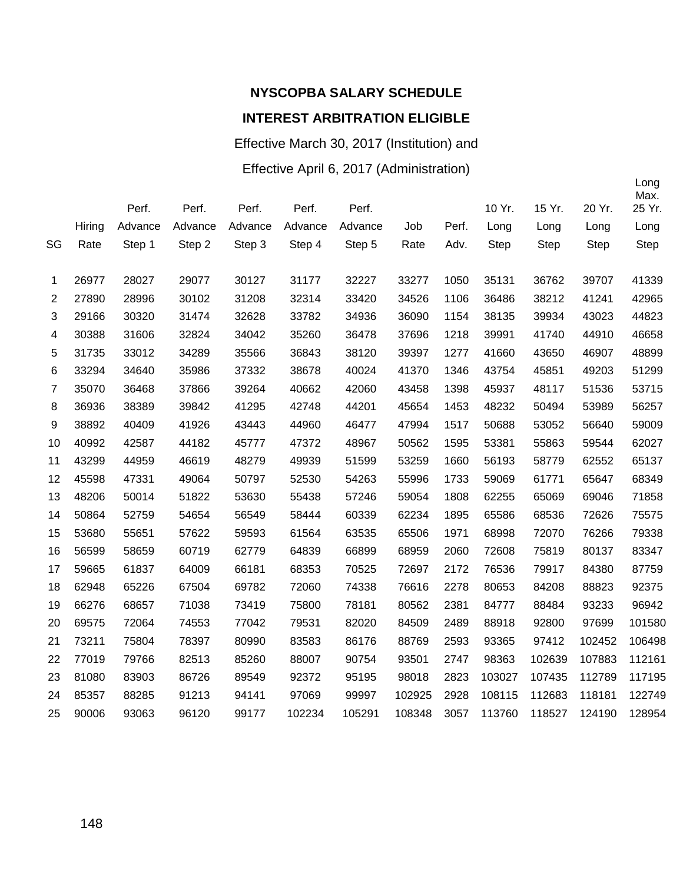**NYSCOPBA SALARY SCHEDULE**

**INTEREST ARBITRATION ELIGIBLE**

Effective March 30, 2017 (Institution) and

Effective April 6, 2017 (Administration)

| SG | Hiring Rate | Perf. Advance Step 1 | Perf. Advance Step 2 | Perf. Advance Step 3 | Perf. Advance Step 4 | Perf. Advance Step 5 | Job Rate | Perf. Adv. | 10 Yr. Long Step | 15 Yr. Long Step | 20 Yr. Long Step | Long Max. 25 Yr. Long Step |
|---|---|---|---|---|---|---|---|---|---|---|---|---|
| 1 | 26977 | 28027 | 29077 | 30127 | 31177 | 32227 | 33277 | 1050 | 35131 | 36762 | 39707 | 41339 |
| 2 | 27890 | 28996 | 30102 | 31208 | 32314 | 33420 | 34526 | 1106 | 36486 | 38212 | 41241 | 42965 |
| 3 | 29166 | 30320 | 31474 | 32628 | 33782 | 34936 | 36090 | 1154 | 38135 | 39934 | 43023 | 44823 |
| 4 | 30388 | 31606 | 32824 | 34042 | 35260 | 36478 | 37696 | 1218 | 39991 | 41740 | 44910 | 46658 |
| 5 | 31735 | 33012 | 34289 | 35566 | 36843 | 38120 | 39397 | 1277 | 41660 | 43650 | 46907 | 48899 |
| 6 | 33294 | 34640 | 35986 | 37332 | 38678 | 40024 | 41370 | 1346 | 43754 | 45851 | 49203 | 51299 |
| 7 | 35070 | 36468 | 37866 | 39264 | 40662 | 42060 | 43458 | 1398 | 45937 | 48117 | 51536 | 53715 |
| 8 | 36936 | 38389 | 39842 | 41295 | 42748 | 44201 | 45654 | 1453 | 48232 | 50494 | 53989 | 56257 |
| 9 | 38892 | 40409 | 41926 | 43443 | 44960 | 46477 | 47994 | 1517 | 50688 | 53052 | 56640 | 59009 |
| 10 | 40992 | 42587 | 44182 | 45777 | 47372 | 48967 | 50562 | 1595 | 53381 | 55863 | 59544 | 62027 |
| 11 | 43299 | 44959 | 46619 | 48279 | 49939 | 51599 | 53259 | 1660 | 56193 | 58779 | 62552 | 65137 |
| 12 | 45598 | 47331 | 49064 | 50797 | 52530 | 54263 | 55996 | 1733 | 59069 | 61771 | 65647 | 68349 |
| 13 | 48206 | 50014 | 51822 | 53630 | 55438 | 57246 | 59054 | 1808 | 62255 | 65069 | 69046 | 71858 |
| 14 | 50864 | 52759 | 54654 | 56549 | 58444 | 60339 | 62234 | 1895 | 65586 | 68536 | 72626 | 75575 |
| 15 | 53680 | 55651 | 57622 | 59593 | 61564 | 63535 | 65506 | 1971 | 68998 | 72070 | 76266 | 79338 |
| 16 | 56599 | 58659 | 60719 | 62779 | 64839 | 66899 | 68959 | 2060 | 72608 | 75819 | 80137 | 83347 |
| 17 | 59665 | 61837 | 64009 | 66181 | 68353 | 70525 | 72697 | 2172 | 76536 | 79917 | 84380 | 87759 |
| 18 | 62948 | 65226 | 67504 | 69782 | 72060 | 74338 | 76616 | 2278 | 80653 | 84208 | 88823 | 92375 |
| 19 | 66276 | 68657 | 71038 | 73419 | 75800 | 78181 | 80562 | 2381 | 84777 | 88484 | 93233 | 96942 |
| 20 | 69575 | 72064 | 74553 | 77042 | 79531 | 82020 | 84509 | 2489 | 88918 | 92800 | 97699 | 101580 |
| 21 | 73211 | 75804 | 78397 | 80990 | 83583 | 86176 | 88769 | 2593 | 93365 | 97412 | 102452 | 106498 |
| 22 | 77019 | 79766 | 82513 | 85260 | 88007 | 90754 | 93501 | 2747 | 98363 | 102639 | 107883 | 112161 |
| 23 | 81080 | 83903 | 86726 | 89549 | 92372 | 95195 | 98018 | 2823 | 103027 | 107435 | 112789 | 117195 |
| 24 | 85357 | 88285 | 91213 | 94141 | 97069 | 99997 | 102925 | 2928 | 108115 | 112683 | 118181 | 122749 |
| 25 | 90006 | 93063 | 96120 | 99177 | 102234 | 105291 | 108348 | 3057 | 113760 | 118527 | 124190 | 128954 |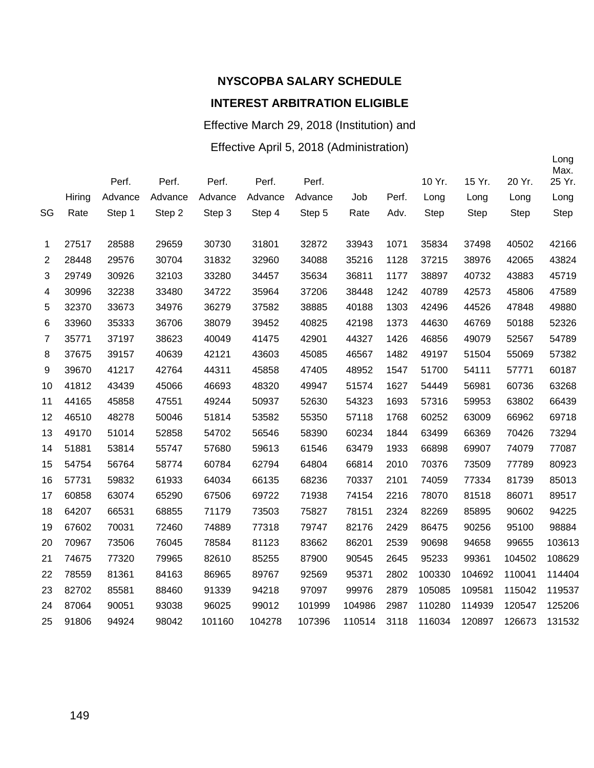**NYSCOPBA SALARY SCHEDULE**

**INTEREST ARBITRATION ELIGIBLE**

Effective March 29, 2018 (Institution) and

Effective April 5, 2018 (Administration)

| SG | Hiring Rate | Perf. Advance Step 1 | Perf. Advance Step 2 | Perf. Advance Step 3 | Perf. Advance Step 4 | Perf. Advance Step 5 | Job Rate | Perf. Adv. | 10 Yr. Long Step | 15 Yr. Long Step | 20 Yr. Long Step | Long Max. 25 Yr. Long Step |
|---|---|---|---|---|---|---|---|---|---|---|---|---|
| 1 | 27517 | 28588 | 29659 | 30730 | 31801 | 32872 | 33943 | 1071 | 35834 | 37498 | 40502 | 42166 |
| 2 | 28448 | 29576 | 30704 | 31832 | 32960 | 34088 | 35216 | 1128 | 37215 | 38976 | 42065 | 43824 |
| 3 | 29749 | 30926 | 32103 | 33280 | 34457 | 35634 | 36811 | 1177 | 38897 | 40732 | 43883 | 45719 |
| 4 | 30996 | 32238 | 33480 | 34722 | 35964 | 37206 | 38448 | 1242 | 40789 | 42573 | 45806 | 47589 |
| 5 | 32370 | 33673 | 34976 | 36279 | 37582 | 38885 | 40188 | 1303 | 42496 | 44526 | 47848 | 49880 |
| 6 | 33960 | 35333 | 36706 | 38079 | 39452 | 40825 | 42198 | 1373 | 44630 | 46769 | 50188 | 52326 |
| 7 | 35771 | 37197 | 38623 | 40049 | 41475 | 42901 | 44327 | 1426 | 46856 | 49079 | 52567 | 54789 |
| 8 | 37675 | 39157 | 40639 | 42121 | 43603 | 45085 | 46567 | 1482 | 49197 | 51504 | 55069 | 57382 |
| 9 | 39670 | 41217 | 42764 | 44311 | 45858 | 47405 | 48952 | 1547 | 51700 | 54111 | 57771 | 60187 |
| 10 | 41812 | 43439 | 45066 | 46693 | 48320 | 49947 | 51574 | 1627 | 54449 | 56981 | 60736 | 63268 |
| 11 | 44165 | 45858 | 47551 | 49244 | 50937 | 52630 | 54323 | 1693 | 57316 | 59953 | 63802 | 66439 |
| 12 | 46510 | 48278 | 50046 | 51814 | 53582 | 55350 | 57118 | 1768 | 60252 | 63009 | 66962 | 69718 |
| 13 | 49170 | 51014 | 52858 | 54702 | 56546 | 58390 | 60234 | 1844 | 63499 | 66369 | 70426 | 73294 |
| 14 | 51881 | 53814 | 55747 | 57680 | 59613 | 61546 | 63479 | 1933 | 66898 | 69907 | 74079 | 77087 |
| 15 | 54754 | 56764 | 58774 | 60784 | 62794 | 64804 | 66814 | 2010 | 70376 | 73509 | 77789 | 80923 |
| 16 | 57731 | 59832 | 61933 | 64034 | 66135 | 68236 | 70337 | 2101 | 74059 | 77334 | 81739 | 85013 |
| 17 | 60858 | 63074 | 65290 | 67506 | 69722 | 71938 | 74154 | 2216 | 78070 | 81518 | 86071 | 89517 |
| 18 | 64207 | 66531 | 68855 | 71179 | 73503 | 75827 | 78151 | 2324 | 82269 | 85895 | 90602 | 94225 |
| 19 | 67602 | 70031 | 72460 | 74889 | 77318 | 79747 | 82176 | 2429 | 86475 | 90256 | 95100 | 98884 |
| 20 | 70967 | 73506 | 76045 | 78584 | 81123 | 83662 | 86201 | 2539 | 90698 | 94658 | 99655 | 103613 |
| 21 | 74675 | 77320 | 79965 | 82610 | 85255 | 87900 | 90545 | 2645 | 95233 | 99361 | 104502 | 108629 |
| 22 | 78559 | 81361 | 84163 | 86965 | 89767 | 92569 | 95371 | 2802 | 100330 | 104692 | 110041 | 114404 |
| 23 | 82702 | 85581 | 88460 | 91339 | 94218 | 97097 | 99976 | 2879 | 105085 | 109581 | 115042 | 119537 |
| 24 | 87064 | 90051 | 93038 | 96025 | 99012 | 101999 | 104986 | 2987 | 110280 | 114939 | 120547 | 125206 |
| 25 | 91806 | 94924 | 98042 | 101160 | 104278 | 107396 | 110514 | 3118 | 116034 | 120897 | 126673 | 131532 |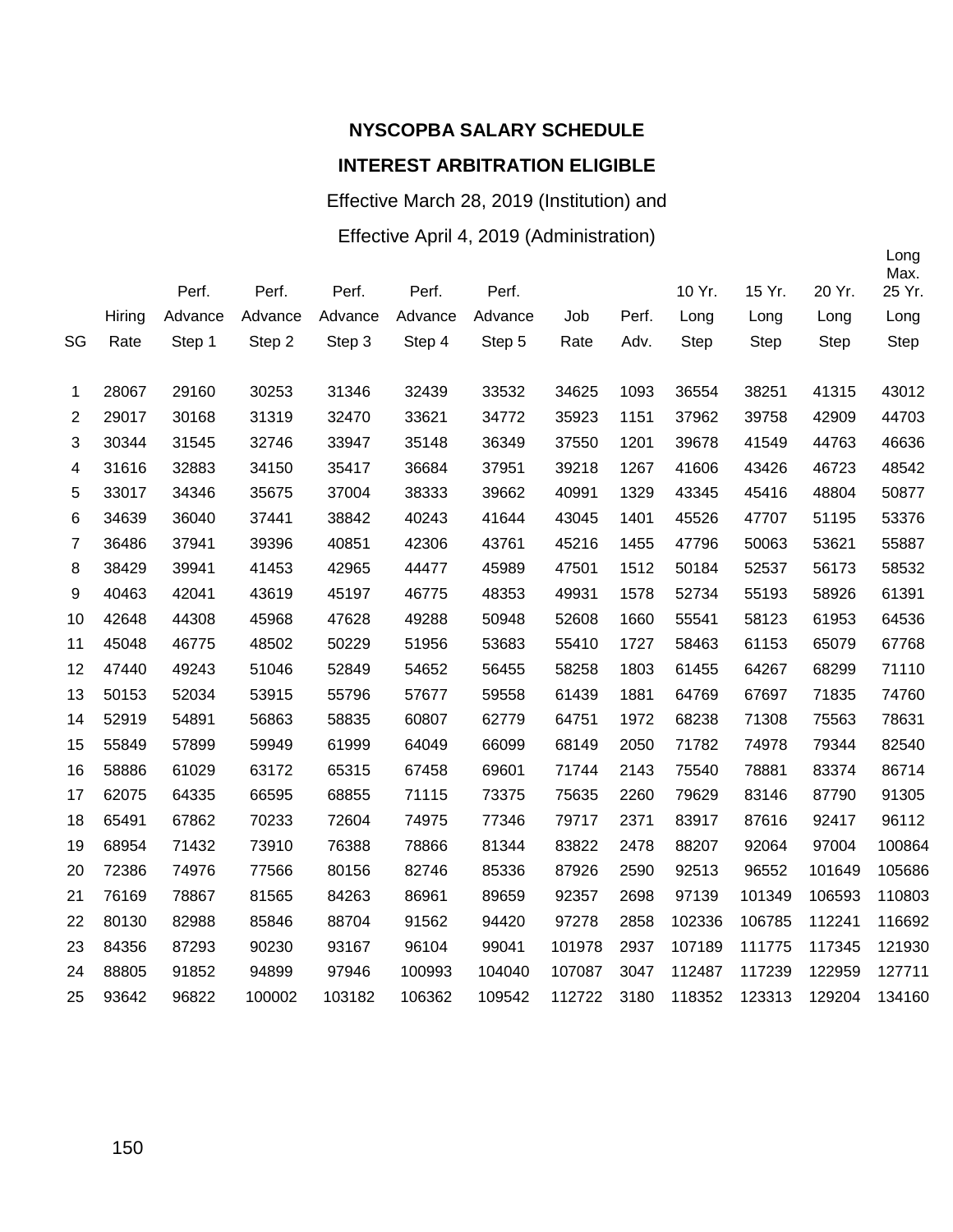**NYSCOPBA SALARY SCHEDULE**

**INTEREST ARBITRATION ELIGIBLE**

Effective March 28, 2019 (Institution) and

Effective April 4, 2019 (Administration)

| SG | Hiring Rate | Perf. Advance Step 1 | Perf. Advance Step 2 | Perf. Advance Step 3 | Perf. Advance Step 4 | Perf. Advance Step 5 | Job Rate | Perf. Adv. | 10 Yr. Long Step | 15 Yr. Long Step | 20 Yr. Long Step | Long Max. 25 Yr. Long Step |
|---|---|---|---|---|---|---|---|---|---|---|---|---|
| 1 | 28067 | 29160 | 30253 | 31346 | 32439 | 33532 | 34625 | 1093 | 36554 | 38251 | 41315 | 43012 |
| 2 | 29017 | 30168 | 31319 | 32470 | 33621 | 34772 | 35923 | 1151 | 37962 | 39758 | 42909 | 44703 |
| 3 | 30344 | 31545 | 32746 | 33947 | 35148 | 36349 | 37550 | 1201 | 39678 | 41549 | 44763 | 46636 |
| 4 | 31616 | 32883 | 34150 | 35417 | 36684 | 37951 | 39218 | 1267 | 41606 | 43426 | 46723 | 48542 |
| 5 | 33017 | 34346 | 35675 | 37004 | 38333 | 39662 | 40991 | 1329 | 43345 | 45416 | 48804 | 50877 |
| 6 | 34639 | 36040 | 37441 | 38842 | 40243 | 41644 | 43045 | 1401 | 45526 | 47707 | 51195 | 53376 |
| 7 | 36486 | 37941 | 39396 | 40851 | 42306 | 43761 | 45216 | 1455 | 47796 | 50063 | 53621 | 55887 |
| 8 | 38429 | 39941 | 41453 | 42965 | 44477 | 45989 | 47501 | 1512 | 50184 | 52537 | 56173 | 58532 |
| 9 | 40463 | 42041 | 43619 | 45197 | 46775 | 48353 | 49931 | 1578 | 52734 | 55193 | 58926 | 61391 |
| 10 | 42648 | 44308 | 45968 | 47628 | 49288 | 50948 | 52608 | 1660 | 55541 | 58123 | 61953 | 64536 |
| 11 | 45048 | 46775 | 48502 | 50229 | 51956 | 53683 | 55410 | 1727 | 58463 | 61153 | 65079 | 67768 |
| 12 | 47440 | 49243 | 51046 | 52849 | 54652 | 56455 | 58258 | 1803 | 61455 | 64267 | 68299 | 71110 |
| 13 | 50153 | 52034 | 53915 | 55796 | 57677 | 59558 | 61439 | 1881 | 64769 | 67697 | 71835 | 74760 |
| 14 | 52919 | 54891 | 56863 | 58835 | 60807 | 62779 | 64751 | 1972 | 68238 | 71308 | 75563 | 78631 |
| 15 | 55849 | 57899 | 59949 | 61999 | 64049 | 66099 | 68149 | 2050 | 71782 | 74978 | 79344 | 82540 |
| 16 | 58886 | 61029 | 63172 | 65315 | 67458 | 69601 | 71744 | 2143 | 75540 | 78881 | 83374 | 86714 |
| 17 | 62075 | 64335 | 66595 | 68855 | 71115 | 73375 | 75635 | 2260 | 79629 | 83146 | 87790 | 91305 |
| 18 | 65491 | 67862 | 70233 | 72604 | 74975 | 77346 | 79717 | 2371 | 83917 | 87616 | 92417 | 96112 |
| 19 | 68954 | 71432 | 73910 | 76388 | 78866 | 81344 | 83822 | 2478 | 88207 | 92064 | 97004 | 100864 |
| 20 | 72386 | 74976 | 77566 | 80156 | 82746 | 85336 | 87926 | 2590 | 92513 | 96552 | 101649 | 105686 |
| 21 | 76169 | 78867 | 81565 | 84263 | 86961 | 89659 | 92357 | 2698 | 97139 | 101349 | 106593 | 110803 |
| 22 | 80130 | 82988 | 85846 | 88704 | 91562 | 94420 | 97278 | 2858 | 102336 | 106785 | 112241 | 116692 |
| 23 | 84356 | 87293 | 90230 | 93167 | 96104 | 99041 | 101978 | 2937 | 107189 | 111775 | 117345 | 121930 |
| 24 | 88805 | 91852 | 94899 | 97946 | 100993 | 104040 | 107087 | 3047 | 112487 | 117239 | 122959 | 127711 |
| 25 | 93642 | 96822 | 100002 | 103182 | 106362 | 109542 | 112722 | 3180 | 118352 | 123313 | 129204 | 134160 |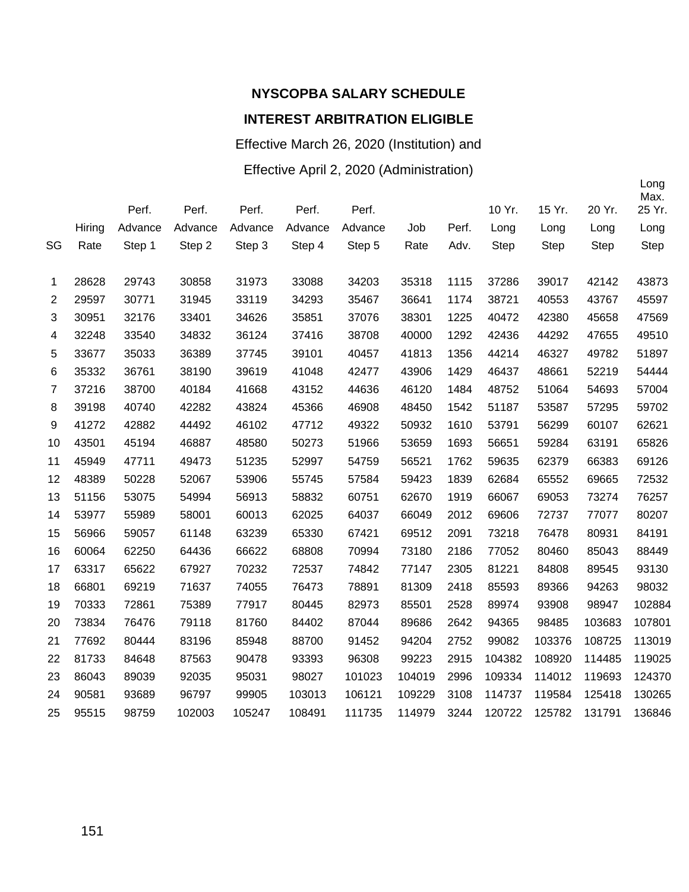**NYSCOPBA SALARY SCHEDULE**

**INTEREST ARBITRATION ELIGIBLE**

Effective March 26, 2020 (Institution) and

Effective April 2, 2020 (Administration)

| SG | Hiring Rate | Perf. Advance Step 1 | Perf. Advance Step 2 | Perf. Advance Step 3 | Perf. Advance Step 4 | Perf. Advance Step 5 | Job Rate | Perf. Adv. | 10 Yr. Long Step | 15 Yr. Long Step | 20 Yr. Long Step | Long Max. 25 Yr. Long Step |
|---|---|---|---|---|---|---|---|---|---|---|---|---|
| 1 | 28628 | 29743 | 30858 | 31973 | 33088 | 34203 | 35318 | 1115 | 37286 | 39017 | 42142 | 43873 |
| 2 | 29597 | 30771 | 31945 | 33119 | 34293 | 35467 | 36641 | 1174 | 38721 | 40553 | 43767 | 45597 |
| 3 | 30951 | 32176 | 33401 | 34626 | 35851 | 37076 | 38301 | 1225 | 40472 | 42380 | 45658 | 47569 |
| 4 | 32248 | 33540 | 34832 | 36124 | 37416 | 38708 | 40000 | 1292 | 42436 | 44292 | 47655 | 49510 |
| 5 | 33677 | 35033 | 36389 | 37745 | 39101 | 40457 | 41813 | 1356 | 44214 | 46327 | 49782 | 51897 |
| 6 | 35332 | 36761 | 38190 | 39619 | 41048 | 42477 | 43906 | 1429 | 46437 | 48661 | 52219 | 54444 |
| 7 | 37216 | 38700 | 40184 | 41668 | 43152 | 44636 | 46120 | 1484 | 48752 | 51064 | 54693 | 57004 |
| 8 | 39198 | 40740 | 42282 | 43824 | 45366 | 46908 | 48450 | 1542 | 51187 | 53587 | 57295 | 59702 |
| 9 | 41272 | 42882 | 44492 | 46102 | 47712 | 49322 | 50932 | 1610 | 53791 | 56299 | 60107 | 62621 |
| 10 | 43501 | 45194 | 46887 | 48580 | 50273 | 51966 | 53659 | 1693 | 56651 | 59284 | 63191 | 65826 |
| 11 | 45949 | 47711 | 49473 | 51235 | 52997 | 54759 | 56521 | 1762 | 59635 | 62379 | 66383 | 69126 |
| 12 | 48389 | 50228 | 52067 | 53906 | 55745 | 57584 | 59423 | 1839 | 62684 | 65552 | 69665 | 72532 |
| 13 | 51156 | 53075 | 54994 | 56913 | 58832 | 60751 | 62670 | 1919 | 66067 | 69053 | 73274 | 76257 |
| 14 | 53977 | 55989 | 58001 | 60013 | 62025 | 64037 | 66049 | 2012 | 69606 | 72737 | 77077 | 80207 |
| 15 | 56966 | 59057 | 61148 | 63239 | 65330 | 67421 | 69512 | 2091 | 73218 | 76478 | 80931 | 84191 |
| 16 | 60064 | 62250 | 64436 | 66622 | 68808 | 70994 | 73180 | 2186 | 77052 | 80460 | 85043 | 88449 |
| 17 | 63317 | 65622 | 67927 | 70232 | 72537 | 74842 | 77147 | 2305 | 81221 | 84808 | 89545 | 93130 |
| 18 | 66801 | 69219 | 71637 | 74055 | 76473 | 78891 | 81309 | 2418 | 85593 | 89366 | 94263 | 98032 |
| 19 | 70333 | 72861 | 75389 | 77917 | 80445 | 82973 | 85501 | 2528 | 89974 | 93908 | 98947 | 102884 |
| 20 | 73834 | 76476 | 79118 | 81760 | 84402 | 87044 | 89686 | 2642 | 94365 | 98485 | 103683 | 107801 |
| 21 | 77692 | 80444 | 83196 | 85948 | 88700 | 91452 | 94204 | 2752 | 99082 | 103376 | 108725 | 113019 |
| 22 | 81733 | 84648 | 87563 | 90478 | 93393 | 96308 | 99223 | 2915 | 104382 | 108920 | 114485 | 119025 |
| 23 | 86043 | 89039 | 92035 | 95031 | 98027 | 101023 | 104019 | 2996 | 109334 | 114012 | 119693 | 124370 |
| 24 | 90581 | 93689 | 96797 | 99905 | 103013 | 106121 | 109229 | 3108 | 114737 | 119584 | 125418 | 130265 |
| 25 | 95515 | 98759 | 102003 | 105247 | 108491 | 111735 | 114979 | 3244 | 120722 | 125782 | 131791 | 136846 |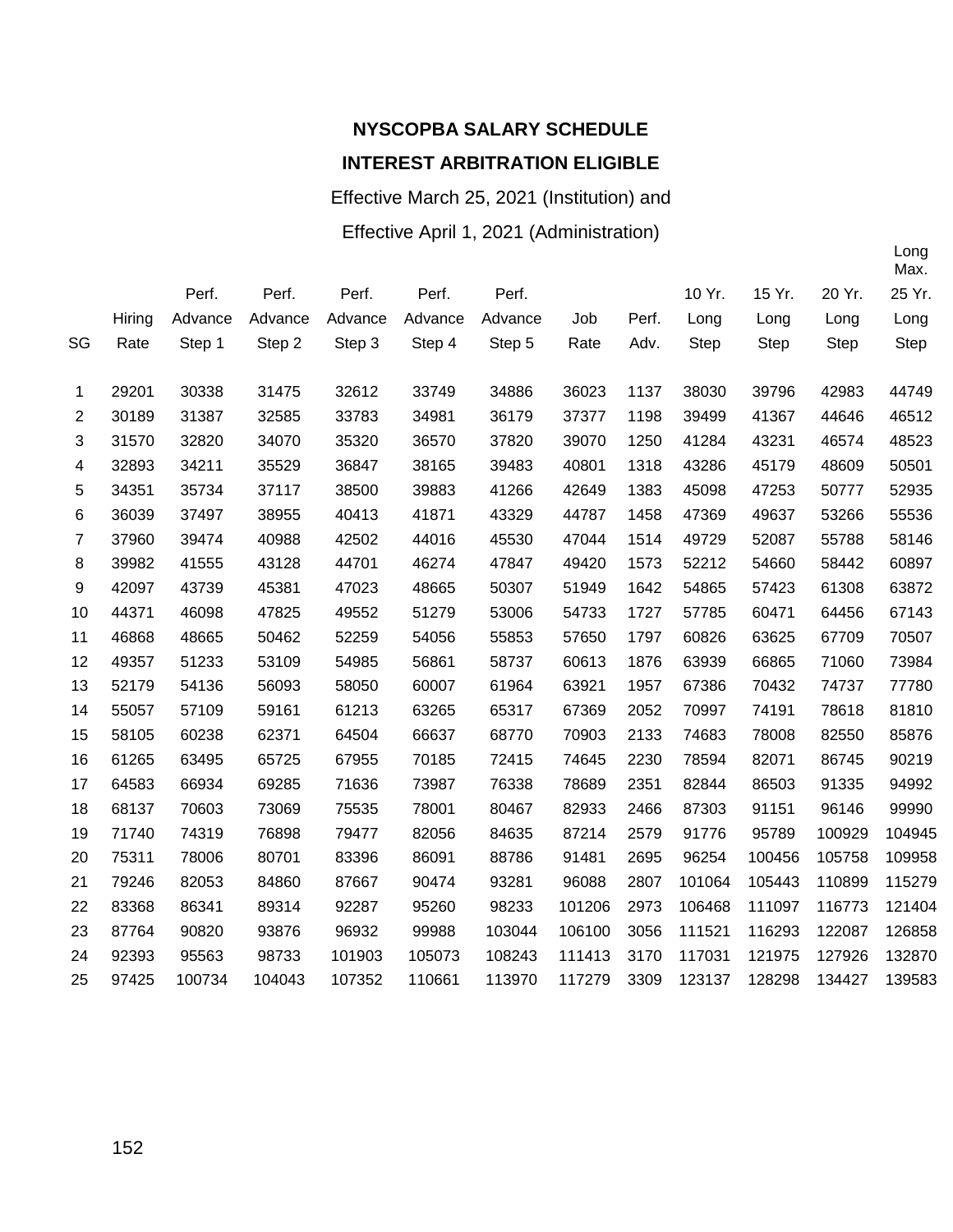**NYSCOPBA SALARY SCHEDULE**

**INTEREST ARBITRATION ELIGIBLE**

Effective March 25, 2021 (Institution) and

Effective April 1, 2021 (Administration)

| SG | Hiring Rate | Perf. Advance Step 1 | Perf. Advance Step 2 | Perf. Advance Step 3 | Perf. Advance Step 4 | Perf. Advance Step 5 | Job Rate | Perf. Adv. | 10 Yr. Long Step | 15 Yr. Long Step | 20 Yr. Long Step | Long Max. 25 Yr. Long Step |
|---|---|---|---|---|---|---|---|---|---|---|---|---|
| 1 | 29201 | 30338 | 31475 | 32612 | 33749 | 34886 | 36023 | 1137 | 38030 | 39796 | 42983 | 44749 |
| 2 | 30189 | 31387 | 32585 | 33783 | 34981 | 36179 | 37377 | 1198 | 39499 | 41367 | 44646 | 46512 |
| 3 | 31570 | 32820 | 34070 | 35320 | 36570 | 37820 | 39070 | 1250 | 41284 | 43231 | 46574 | 48523 |
| 4 | 32893 | 34211 | 35529 | 36847 | 38165 | 39483 | 40801 | 1318 | 43286 | 45179 | 48609 | 50501 |
| 5 | 34351 | 35734 | 37117 | 38500 | 39883 | 41266 | 42649 | 1383 | 45098 | 47253 | 50777 | 52935 |
| 6 | 36039 | 37497 | 38955 | 40413 | 41871 | 43329 | 44787 | 1458 | 47369 | 49637 | 53266 | 55536 |
| 7 | 37960 | 39474 | 40988 | 42502 | 44016 | 45530 | 47044 | 1514 | 49729 | 52087 | 55788 | 58146 |
| 8 | 39982 | 41555 | 43128 | 44701 | 46274 | 47847 | 49420 | 1573 | 52212 | 54660 | 58442 | 60897 |
| 9 | 42097 | 43739 | 45381 | 47023 | 48665 | 50307 | 51949 | 1642 | 54865 | 57423 | 61308 | 63872 |
| 10 | 44371 | 46098 | 47825 | 49552 | 51279 | 53006 | 54733 | 1727 | 57785 | 60471 | 64456 | 67143 |
| 11 | 46868 | 48665 | 50462 | 52259 | 54056 | 55853 | 57650 | 1797 | 60826 | 63625 | 67709 | 70507 |
| 12 | 49357 | 51233 | 53109 | 54985 | 56861 | 58737 | 60613 | 1876 | 63939 | 66865 | 71060 | 73984 |
| 13 | 52179 | 54136 | 56093 | 58050 | 60007 | 61964 | 63921 | 1957 | 67386 | 70432 | 74737 | 77780 |
| 14 | 55057 | 57109 | 59161 | 61213 | 63265 | 65317 | 67369 | 2052 | 70997 | 74191 | 78618 | 81810 |
| 15 | 58105 | 60238 | 62371 | 64504 | 66637 | 68770 | 70903 | 2133 | 74683 | 78008 | 82550 | 85876 |
| 16 | 61265 | 63495 | 65725 | 67955 | 70185 | 72415 | 74645 | 2230 | 78594 | 82071 | 86745 | 90219 |
| 17 | 64583 | 66934 | 69285 | 71636 | 73987 | 76338 | 78689 | 2351 | 82844 | 86503 | 91335 | 94992 |
| 18 | 68137 | 70603 | 73069 | 75535 | 78001 | 80467 | 82933 | 2466 | 87303 | 91151 | 96146 | 99990 |
| 19 | 71740 | 74319 | 76898 | 79477 | 82056 | 84635 | 87214 | 2579 | 91776 | 95789 | 100929 | 104945 |
| 20 | 75311 | 78006 | 80701 | 83396 | 86091 | 88786 | 91481 | 2695 | 96254 | 100456 | 105758 | 109958 |
| 21 | 79246 | 82053 | 84860 | 87667 | 90474 | 93281 | 96088 | 2807 | 101064 | 105443 | 110899 | 115279 |
| 22 | 83368 | 86341 | 89314 | 92287 | 95260 | 98233 | 101206 | 2973 | 106468 | 111097 | 116773 | 121404 |
| 23 | 87764 | 90820 | 93876 | 96932 | 99988 | 103044 | 106100 | 3056 | 111521 | 116293 | 122087 | 126858 |
| 24 | 92393 | 95563 | 98733 | 101903 | 105073 | 108243 | 111413 | 3170 | 117031 | 121975 | 127926 | 132870 |
| 25 | 97425 | 100734 | 104043 | 107352 | 110661 | 113970 | 117279 | 3309 | 123137 | 128298 | 134427 | 139583 |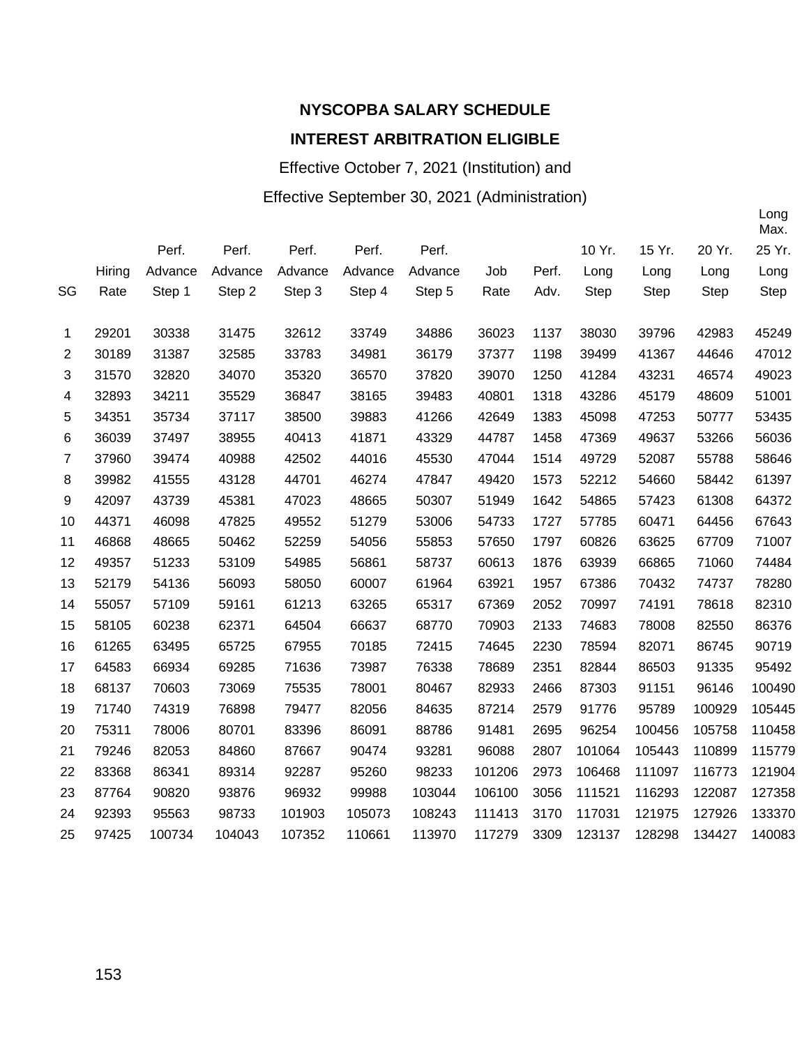**NYSCOPBA SALARY SCHEDULE**

**INTEREST ARBITRATION ELIGIBLE**

Effective October 7, 2021 (Institution) and

Effective September 30, 2021 (Administration)

| SG | Hiring Rate | Perf. Advance Step 1 | Perf. Advance Step 2 | Perf. Advance Step 3 | Perf. Advance Step 4 | Perf. Advance Step 5 | Job Rate | Perf. Adv. | 10 Yr. Long Step | 15 Yr. Long Step | 20 Yr. Long Step | Long Max. 25 Yr. Long Step |
|---|---|---|---|---|---|---|---|---|---|---|---|---|
| 1 | 29201 | 30338 | 31475 | 32612 | 33749 | 34886 | 36023 | 1137 | 38030 | 39796 | 42983 | 45249 |
| 2 | 30189 | 31387 | 32585 | 33783 | 34981 | 36179 | 37377 | 1198 | 39499 | 41367 | 44646 | 47012 |
| 3 | 31570 | 32820 | 34070 | 35320 | 36570 | 37820 | 39070 | 1250 | 41284 | 43231 | 46574 | 49023 |
| 4 | 32893 | 34211 | 35529 | 36847 | 38165 | 39483 | 40801 | 1318 | 43286 | 45179 | 48609 | 51001 |
| 5 | 34351 | 35734 | 37117 | 38500 | 39883 | 41266 | 42649 | 1383 | 45098 | 47253 | 50777 | 53435 |
| 6 | 36039 | 37497 | 38955 | 40413 | 41871 | 43329 | 44787 | 1458 | 47369 | 49637 | 53266 | 56036 |
| 7 | 37960 | 39474 | 40988 | 42502 | 44016 | 45530 | 47044 | 1514 | 49729 | 52087 | 55788 | 58646 |
| 8 | 39982 | 41555 | 43128 | 44701 | 46274 | 47847 | 49420 | 1573 | 52212 | 54660 | 58442 | 61397 |
| 9 | 42097 | 43739 | 45381 | 47023 | 48665 | 50307 | 51949 | 1642 | 54865 | 57423 | 61308 | 64372 |
| 10 | 44371 | 46098 | 47825 | 49552 | 51279 | 53006 | 54733 | 1727 | 57785 | 60471 | 64456 | 67643 |
| 11 | 46868 | 48665 | 50462 | 52259 | 54056 | 55853 | 57650 | 1797 | 60826 | 63625 | 67709 | 71007 |
| 12 | 49357 | 51233 | 53109 | 54985 | 56861 | 58737 | 60613 | 1876 | 63939 | 66865 | 71060 | 74484 |
| 13 | 52179 | 54136 | 56093 | 58050 | 60007 | 61964 | 63921 | 1957 | 67386 | 70432 | 74737 | 78280 |
| 14 | 55057 | 57109 | 59161 | 61213 | 63265 | 65317 | 67369 | 2052 | 70997 | 74191 | 78618 | 82310 |
| 15 | 58105 | 60238 | 62371 | 64504 | 66637 | 68770 | 70903 | 2133 | 74683 | 78008 | 82550 | 86376 |
| 16 | 61265 | 63495 | 65725 | 67955 | 70185 | 72415 | 74645 | 2230 | 78594 | 82071 | 86745 | 90719 |
| 17 | 64583 | 66934 | 69285 | 71636 | 73987 | 76338 | 78689 | 2351 | 82844 | 86503 | 91335 | 95492 |
| 18 | 68137 | 70603 | 73069 | 75535 | 78001 | 80467 | 82933 | 2466 | 87303 | 91151 | 96146 | 100490 |
| 19 | 71740 | 74319 | 76898 | 79477 | 82056 | 84635 | 87214 | 2579 | 91776 | 95789 | 100929 | 105445 |
| 20 | 75311 | 78006 | 80701 | 83396 | 86091 | 88786 | 91481 | 2695 | 96254 | 100456 | 105758 | 110458 |
| 21 | 79246 | 82053 | 84860 | 87667 | 90474 | 93281 | 96088 | 2807 | 101064 | 105443 | 110899 | 115779 |
| 22 | 83368 | 86341 | 89314 | 92287 | 95260 | 98233 | 101206 | 2973 | 106468 | 111097 | 116773 | 121904 |
| 23 | 87764 | 90820 | 93876 | 96932 | 99988 | 103044 | 106100 | 3056 | 111521 | 116293 | 122087 | 127358 |
| 24 | 92393 | 95563 | 98733 | 101903 | 105073 | 108243 | 111413 | 3170 | 117031 | 121975 | 127926 | 133370 |
| 25 | 97425 | 100734 | 104043 | 107352 | 110661 | 113970 | 117279 | 3309 | 123137 | 128298 | 134427 | 140083 |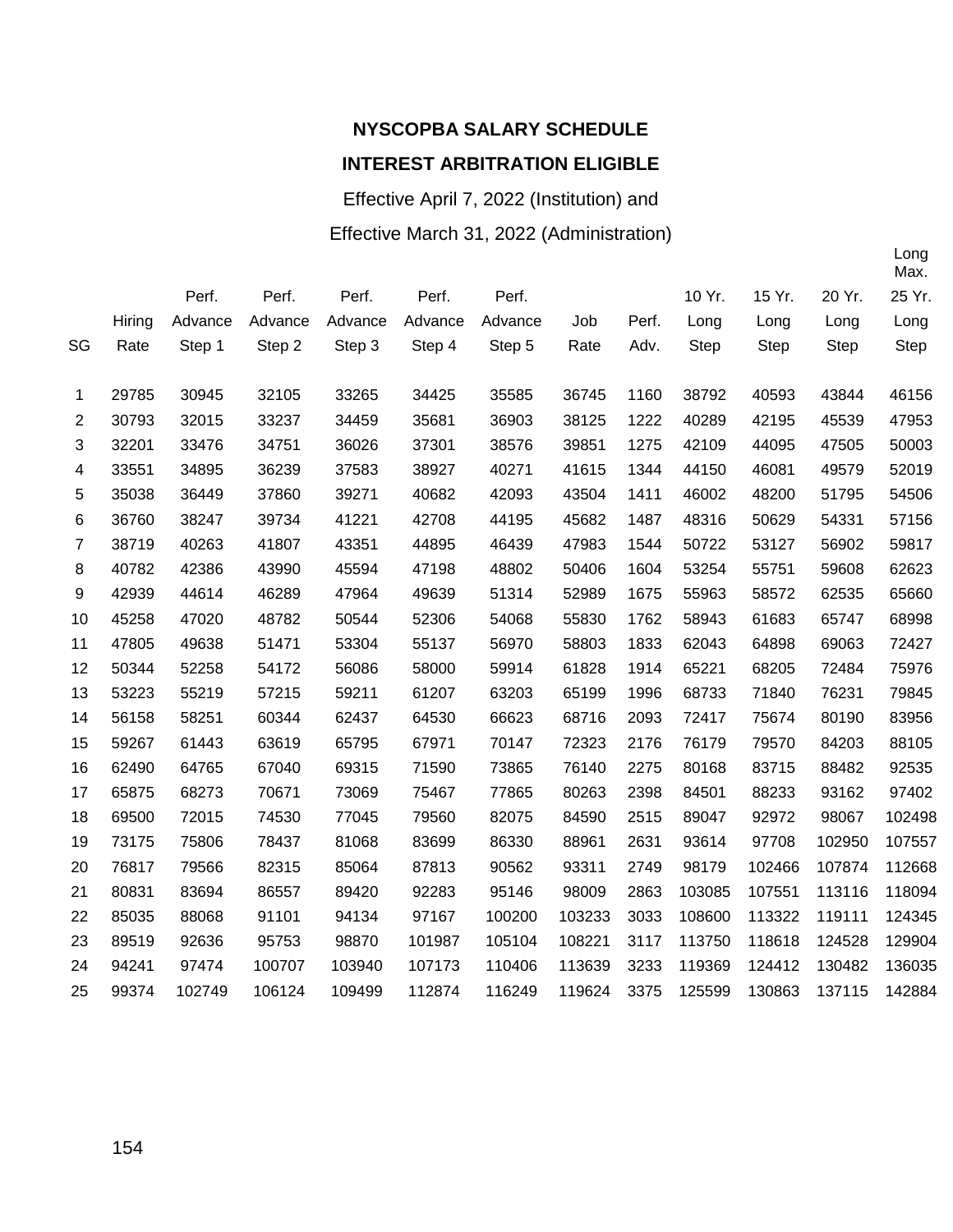**NYSCOPBA SALARY SCHEDULE**

**INTEREST ARBITRATION ELIGIBLE**

Effective April 7, 2022 (Institution) and

Effective March 31, 2022 (Administration)

| SG | Hiring Rate | Perf. Advance Step 1 | Perf. Advance Step 2 | Perf. Advance Step 3 | Perf. Advance Step 4 | Perf. Advance Step 5 | Job Rate | Perf. Adv. | 10 Yr. Long Step | 15 Yr. Long Step | 20 Yr. Long Step | Long Max. 25 Yr. Long Step |
|---|---|---|---|---|---|---|---|---|---|---|---|---|
| 1 | 29785 | 30945 | 32105 | 33265 | 34425 | 35585 | 36745 | 1160 | 38792 | 40593 | 43844 | 46156 |
| 2 | 30793 | 32015 | 33237 | 34459 | 35681 | 36903 | 38125 | 1222 | 40289 | 42195 | 45539 | 47953 |
| 3 | 32201 | 33476 | 34751 | 36026 | 37301 | 38576 | 39851 | 1275 | 42109 | 44095 | 47505 | 50003 |
| 4 | 33551 | 34895 | 36239 | 37583 | 38927 | 40271 | 41615 | 1344 | 44150 | 46081 | 49579 | 52019 |
| 5 | 35038 | 36449 | 37860 | 39271 | 40682 | 42093 | 43504 | 1411 | 46002 | 48200 | 51795 | 54506 |
| 6 | 36760 | 38247 | 39734 | 41221 | 42708 | 44195 | 45682 | 1487 | 48316 | 50629 | 54331 | 57156 |
| 7 | 38719 | 40263 | 41807 | 43351 | 44895 | 46439 | 47983 | 1544 | 50722 | 53127 | 56902 | 59817 |
| 8 | 40782 | 42386 | 43990 | 45594 | 47198 | 48802 | 50406 | 1604 | 53254 | 55751 | 59608 | 62623 |
| 9 | 42939 | 44614 | 46289 | 47964 | 49639 | 51314 | 52989 | 1675 | 55963 | 58572 | 62535 | 65660 |
| 10 | 45258 | 47020 | 48782 | 50544 | 52306 | 54068 | 55830 | 1762 | 58943 | 61683 | 65747 | 68998 |
| 11 | 47805 | 49638 | 51471 | 53304 | 55137 | 56970 | 58803 | 1833 | 62043 | 64898 | 69063 | 72427 |
| 12 | 50344 | 52258 | 54172 | 56086 | 58000 | 59914 | 61828 | 1914 | 65221 | 68205 | 72484 | 75976 |
| 13 | 53223 | 55219 | 57215 | 59211 | 61207 | 63203 | 65199 | 1996 | 68733 | 71840 | 76231 | 79845 |
| 14 | 56158 | 58251 | 60344 | 62437 | 64530 | 66623 | 68716 | 2093 | 72417 | 75674 | 80190 | 83956 |
| 15 | 59267 | 61443 | 63619 | 65795 | 67971 | 70147 | 72323 | 2176 | 76179 | 79570 | 84203 | 88105 |
| 16 | 62490 | 64765 | 67040 | 69315 | 71590 | 73865 | 76140 | 2275 | 80168 | 83715 | 88482 | 92535 |
| 17 | 65875 | 68273 | 70671 | 73069 | 75467 | 77865 | 80263 | 2398 | 84501 | 88233 | 93162 | 97402 |
| 18 | 69500 | 72015 | 74530 | 77045 | 79560 | 82075 | 84590 | 2515 | 89047 | 92972 | 98067 | 102498 |
| 19 | 73175 | 75806 | 78437 | 81068 | 83699 | 86330 | 88961 | 2631 | 93614 | 97708 | 102950 | 107557 |
| 20 | 76817 | 79566 | 82315 | 85064 | 87813 | 90562 | 93311 | 2749 | 98179 | 102466 | 107874 | 112668 |
| 21 | 80831 | 83694 | 86557 | 89420 | 92283 | 95146 | 98009 | 2863 | 103085 | 107551 | 113116 | 118094 |
| 22 | 85035 | 88068 | 91101 | 94134 | 97167 | 100200 | 103233 | 3033 | 108600 | 113322 | 119111 | 124345 |
| 23 | 89519 | 92636 | 95753 | 98870 | 101987 | 105104 | 108221 | 3117 | 113750 | 118618 | 124528 | 129904 |
| 24 | 94241 | 97474 | 100707 | 103940 | 107173 | 110406 | 113639 | 3233 | 119369 | 124412 | 130482 | 136035 |
| 25 | 99374 | 102749 | 106124 | 109499 | 112874 | 116249 | 119624 | 3375 | 125599 | 130863 | 137115 | 142884 |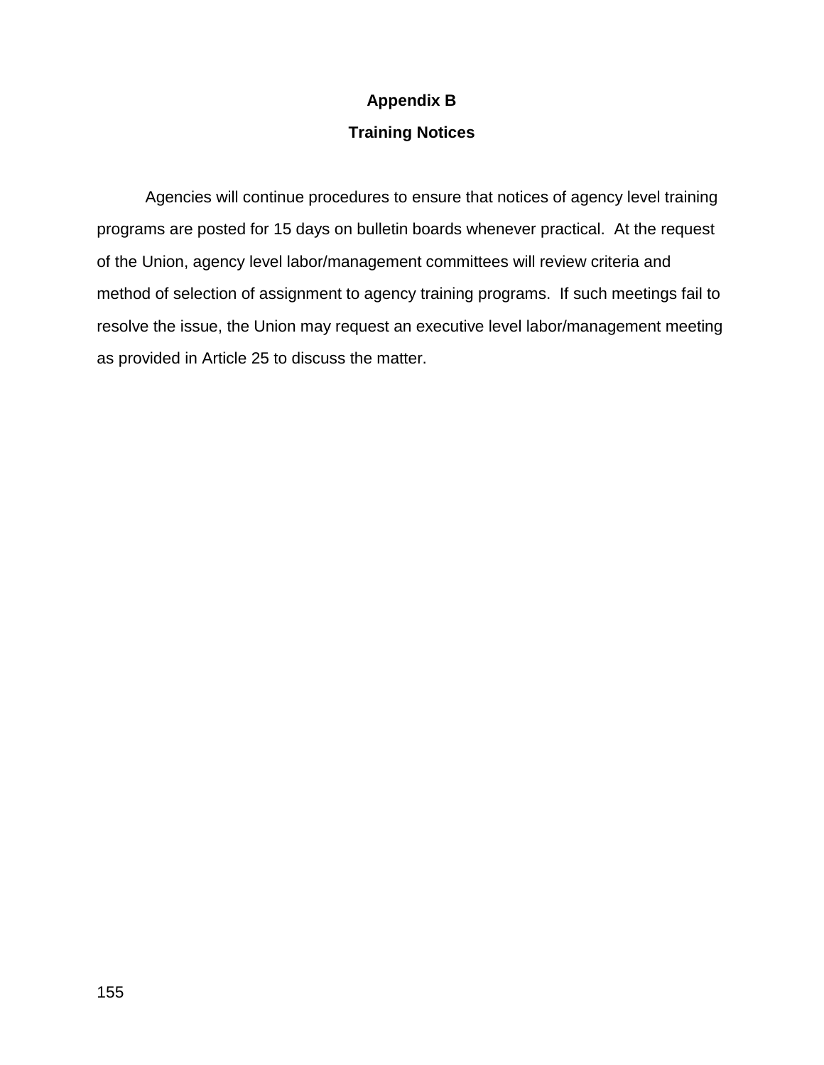# Appendix B

## Training Notices

Agencies will continue procedures to ensure that notices of agency level training programs are posted for 15 days on bulletin boards whenever practical. At the request of the Union, agency level labor/management committees will review criteria and method of selection of assignment to agency training programs. If such meetings fail to resolve the issue, the Union may request an executive level labor/management meeting as provided in Article 25 to discuss the matter.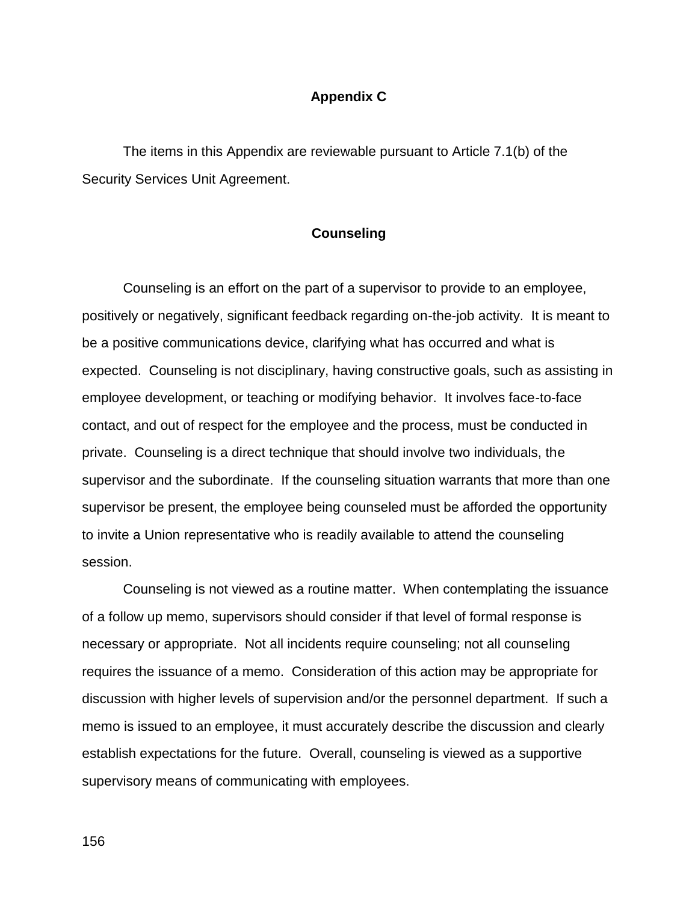# Appendix C

The items in this Appendix are reviewable pursuant to Article 7.1(b) of the Security Services Unit Agreement.

## Counseling

Counseling is an effort on the part of a supervisor to provide to an employee, positively or negatively, significant feedback regarding on-the-job activity. It is meant to be a positive communications device, clarifying what has occurred and what is expected. Counseling is not disciplinary, having constructive goals, such as assisting in employee development, or teaching or modifying behavior. It involves face-to-face contact, and out of respect for the employee and the process, must be conducted in private. Counseling is a direct technique that should involve two individuals, the supervisor and the subordinate. If the counseling situation warrants that more than one supervisor be present, the employee being counseled must be afforded the opportunity to invite a Union representative who is readily available to attend the counseling session.

Counseling is not viewed as a routine matter. When contemplating the issuance of a follow up memo, supervisors should consider if that level of formal response is necessary or appropriate. Not all incidents require counseling; not all counseling requires the issuance of a memo. Consideration of this action may be appropriate for discussion with higher levels of supervision and/or the personnel department. If such a memo is issued to an employee, it must accurately describe the discussion and clearly establish expectations for the future. Overall, counseling is viewed as a supportive supervisory means of communicating with employees.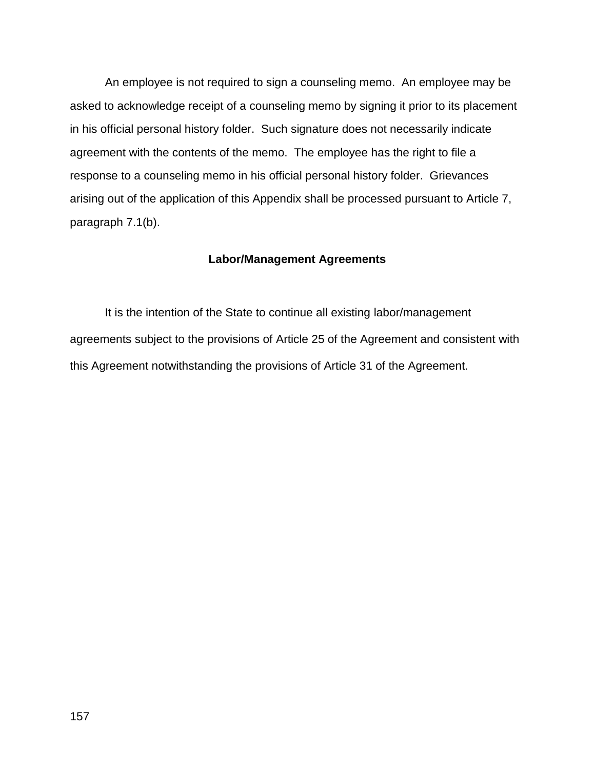An employee is not required to sign a counseling memo. An employee may be asked to acknowledge receipt of a counseling memo by signing it prior to its placement in his official personal history folder. Such signature does not necessarily indicate agreement with the contents of the memo. The employee has the right to file a response to a counseling memo in his official personal history folder. Grievances arising out of the application of this Appendix shall be processed pursuant to Article 7, paragraph 7.1(b).

## Labor/Management Agreements

It is the intention of the State to continue all existing labor/management agreements subject to the provisions of Article 25 of the Agreement and consistent with this Agreement notwithstanding the provisions of Article 31 of the Agreement.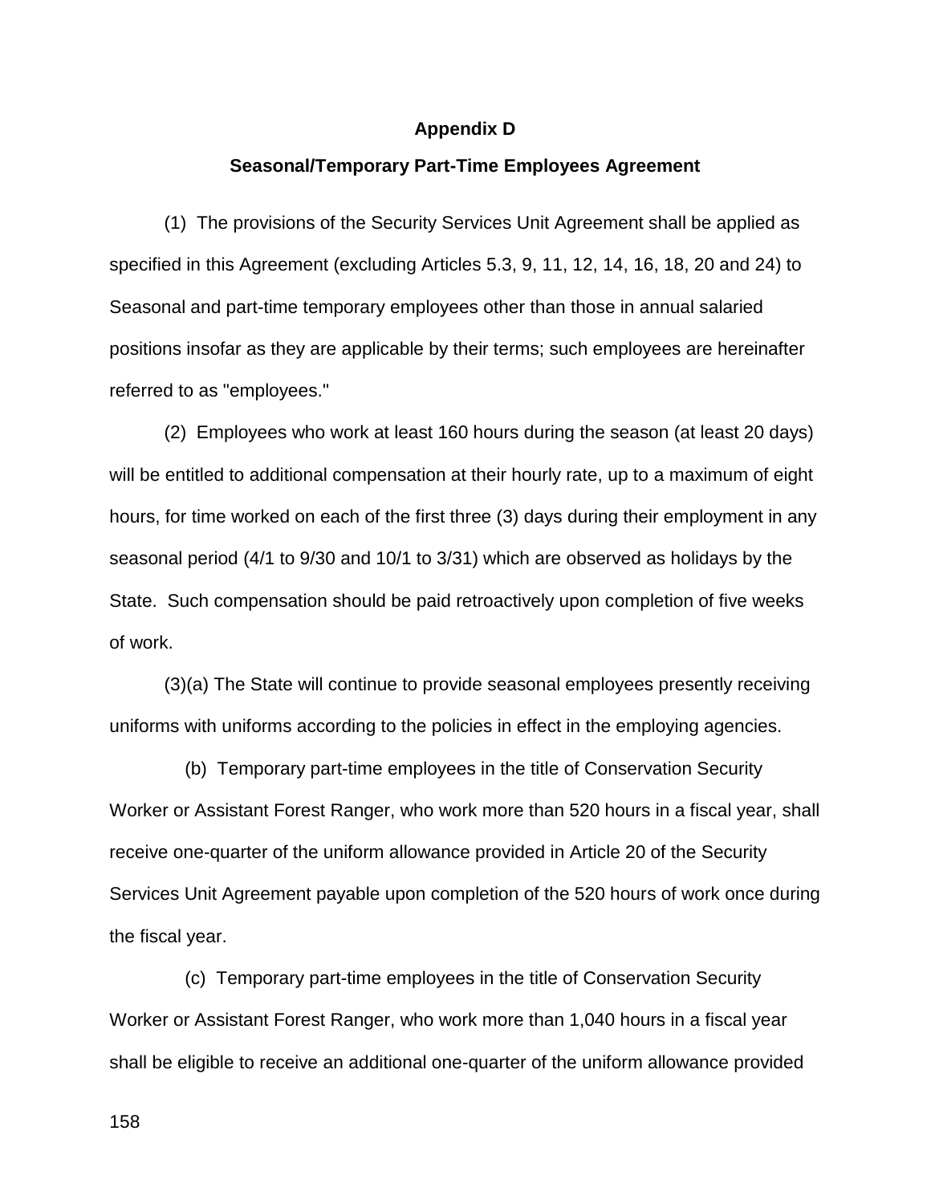## Appendix D

## Seasonal/Temporary Part-Time Employees Agreement

(1) The provisions of the Security Services Unit Agreement shall be applied as specified in this Agreement (excluding Articles 5.3, 9, 11, 12, 14, 16, 18, 20 and 24) to Seasonal and part-time temporary employees other than those in annual salaried positions insofar as they are applicable by their terms; such employees are hereinafter referred to as "employees."

(2) Employees who work at least 160 hours during the season (at least 20 days) will be entitled to additional compensation at their hourly rate, up to a maximum of eight hours, for time worked on each of the first three (3) days during their employment in any seasonal period (4/1 to 9/30 and 10/1 to 3/31) which are observed as holidays by the State. Such compensation should be paid retroactively upon completion of five weeks of work.

(3)(a) The State will continue to provide seasonal employees presently receiving uniforms with uniforms according to the policies in effect in the employing agencies.

(b) Temporary part-time employees in the title of Conservation Security Worker or Assistant Forest Ranger, who work more than 520 hours in a fiscal year, shall receive one-quarter of the uniform allowance provided in Article 20 of the Security Services Unit Agreement payable upon completion of the 520 hours of work once during the fiscal year.

(c) Temporary part-time employees in the title of Conservation Security Worker or Assistant Forest Ranger, who work more than 1,040 hours in a fiscal year shall be eligible to receive an additional one-quarter of the uniform allowance provided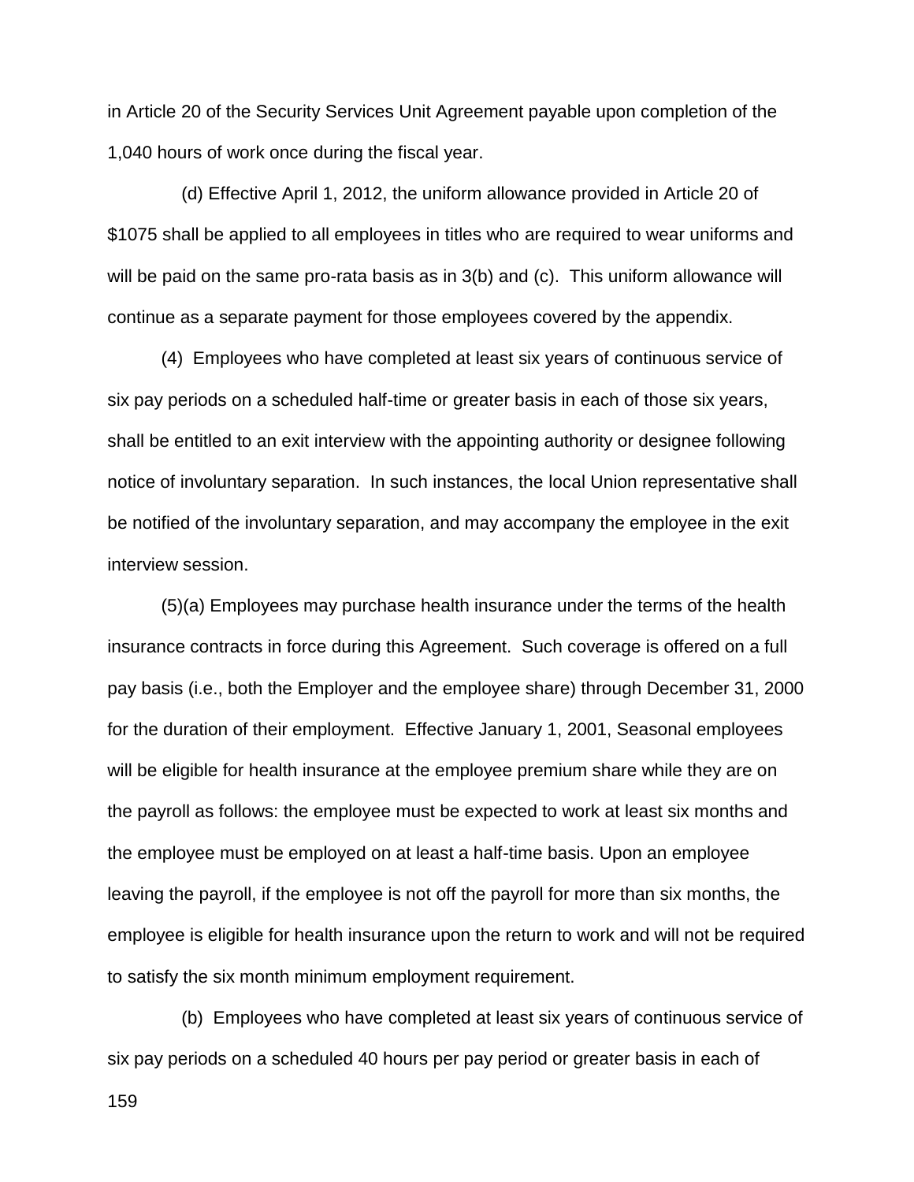in Article 20 of the Security Services Unit Agreement payable upon completion of the 1,040 hours of work once during the fiscal year.

(d) Effective April 1, 2012, the uniform allowance provided in Article 20 of $1075 shall be applied to all employees in titles who are required to wear uniforms and will be paid on the same pro-rata basis as in 3(b) and (c). This uniform allowance will continue as a separate payment for those employees covered by the appendix.

(4) Employees who have completed at least six years of continuous service of six pay periods on a scheduled half-time or greater basis in each of those six years, shall be entitled to an exit interview with the appointing authority or designee following notice of involuntary separation. In such instances, the local Union representative shall be notified of the involuntary separation, and may accompany the employee in the exit interview session.

(5)(a) Employees may purchase health insurance under the terms of the health insurance contracts in force during this Agreement. Such coverage is offered on a full pay basis (i.e., both the Employer and the employee share) through December 31, 2000 for the duration of their employment. Effective January 1, 2001, Seasonal employees will be eligible for health insurance at the employee premium share while they are on the payroll as follows: the employee must be expected to work at least six months and the employee must be employed on at least a half-time basis. Upon an employee leaving the payroll, if the employee is not off the payroll for more than six months, the employee is eligible for health insurance upon the return to work and will not be required to satisfy the six month minimum employment requirement.

(b) Employees who have completed at least six years of continuous service of six pay periods on a scheduled 40 hours per pay period or greater basis in each of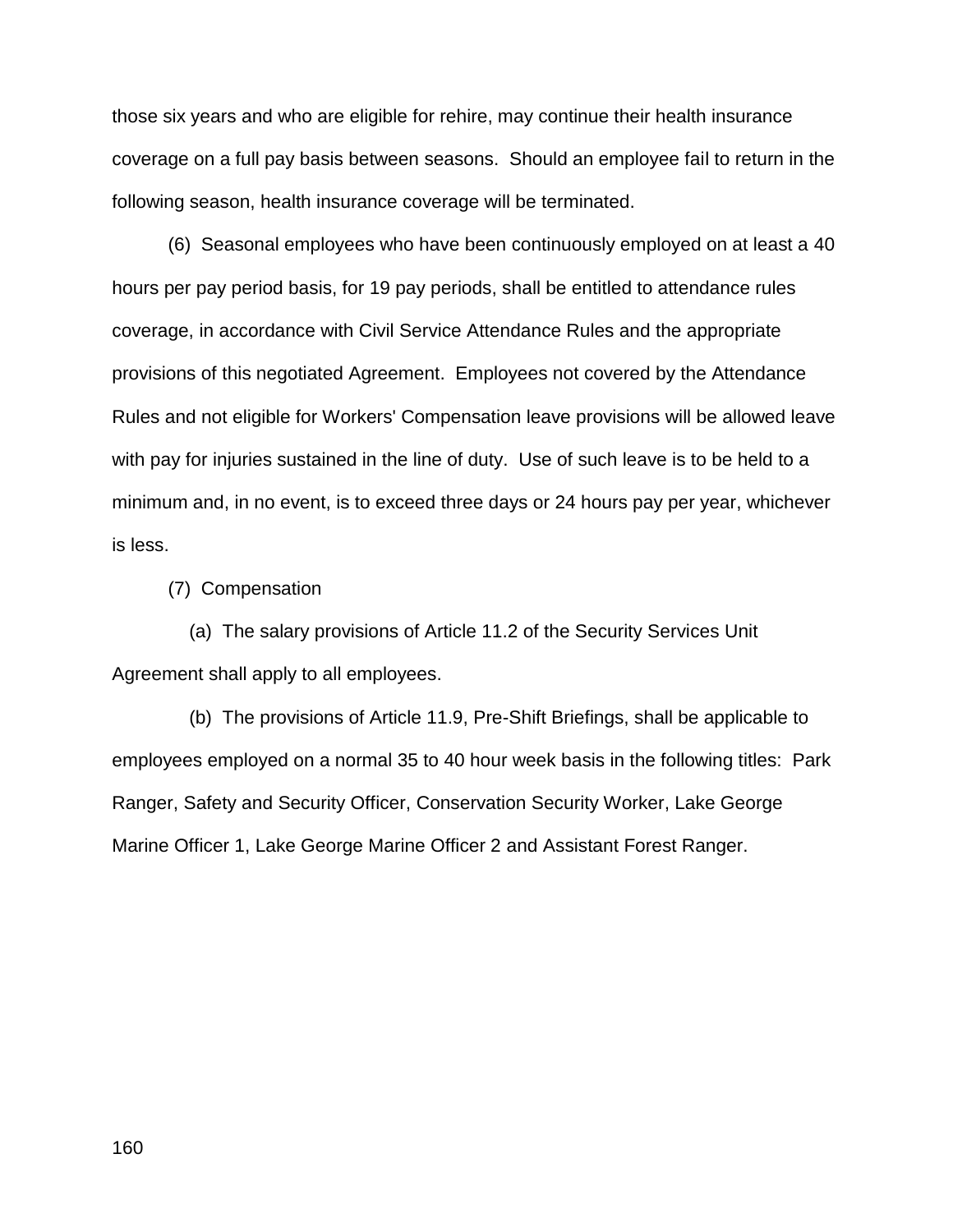those six years and who are eligible for rehire, may continue their health insurance coverage on a full pay basis between seasons. Should an employee fail to return in the following season, health insurance coverage will be terminated.

(6) Seasonal employees who have been continuously employed on at least a 40 hours per pay period basis, for 19 pay periods, shall be entitled to attendance rules coverage, in accordance with Civil Service Attendance Rules and the appropriate provisions of this negotiated Agreement. Employees not covered by the Attendance Rules and not eligible for Workers' Compensation leave provisions will be allowed leave with pay for injuries sustained in the line of duty. Use of such leave is to be held to a minimum and, in no event, is to exceed three days or 24 hours pay per year, whichever is less.

(7) Compensation

(a) The salary provisions of Article 11.2 of the Security Services Unit Agreement shall apply to all employees.

(b) The provisions of Article 11.9, Pre-Shift Briefings, shall be applicable to employees employed on a normal 35 to 40 hour week basis in the following titles: Park Ranger, Safety and Security Officer, Conservation Security Worker, Lake George Marine Officer 1, Lake George Marine Officer 2 and Assistant Forest Ranger.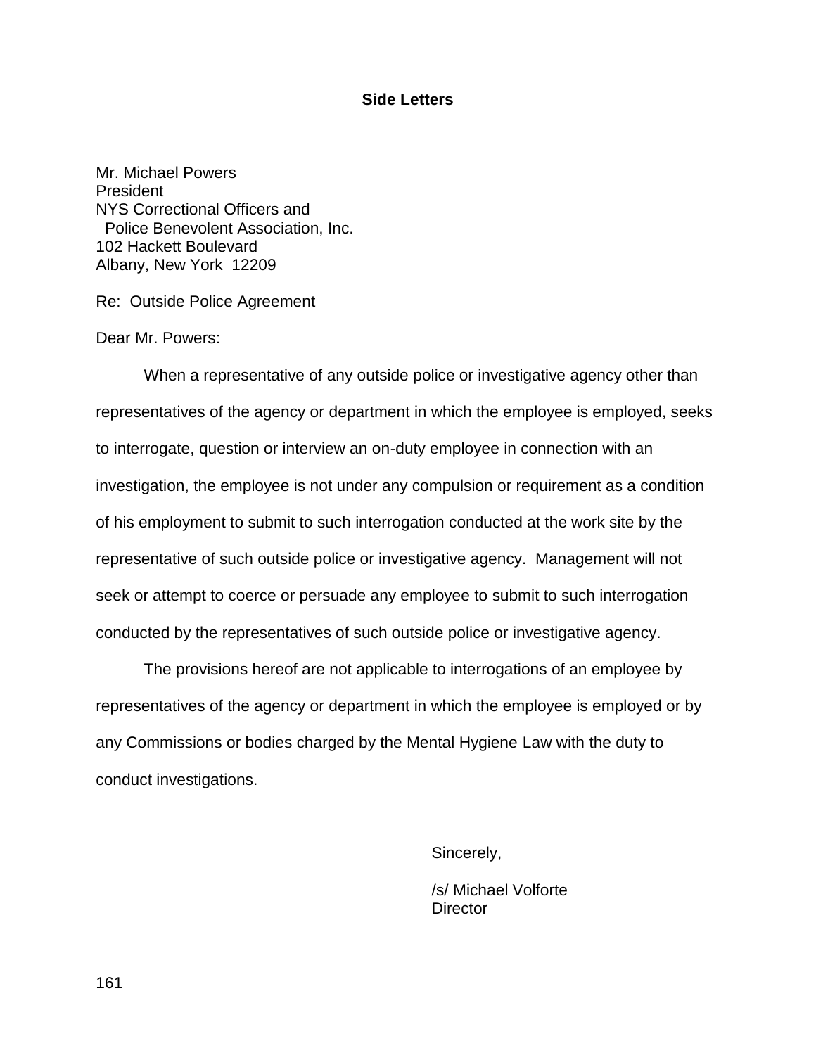## Side Letters

Mr. Michael Powers
President
NYS Correctional Officers and
Police Benevolent Association, Inc.
102 Hackett Boulevard
Albany, New York 12209

Re: Outside Police Agreement

Dear Mr. Powers:

When a representative of any outside police or investigative agency other than representatives of the agency or department in which the employee is employed, seeks to interrogate, question or interview an on-duty employee in connection with an investigation, the employee is not under any compulsion or requirement as a condition of his employment to submit to such interrogation conducted at the work site by the representative of such outside police or investigative agency. Management will not seek or attempt to coerce or persuade any employee to submit to such interrogation conducted by the representatives of such outside police or investigative agency.

The provisions hereof are not applicable to interrogations of an employee by representatives of the agency or department in which the employee is employed or by any Commissions or bodies charged by the Mental Hygiene Law with the duty to conduct investigations.

Sincerely,

/s/ Michael Volforte
Director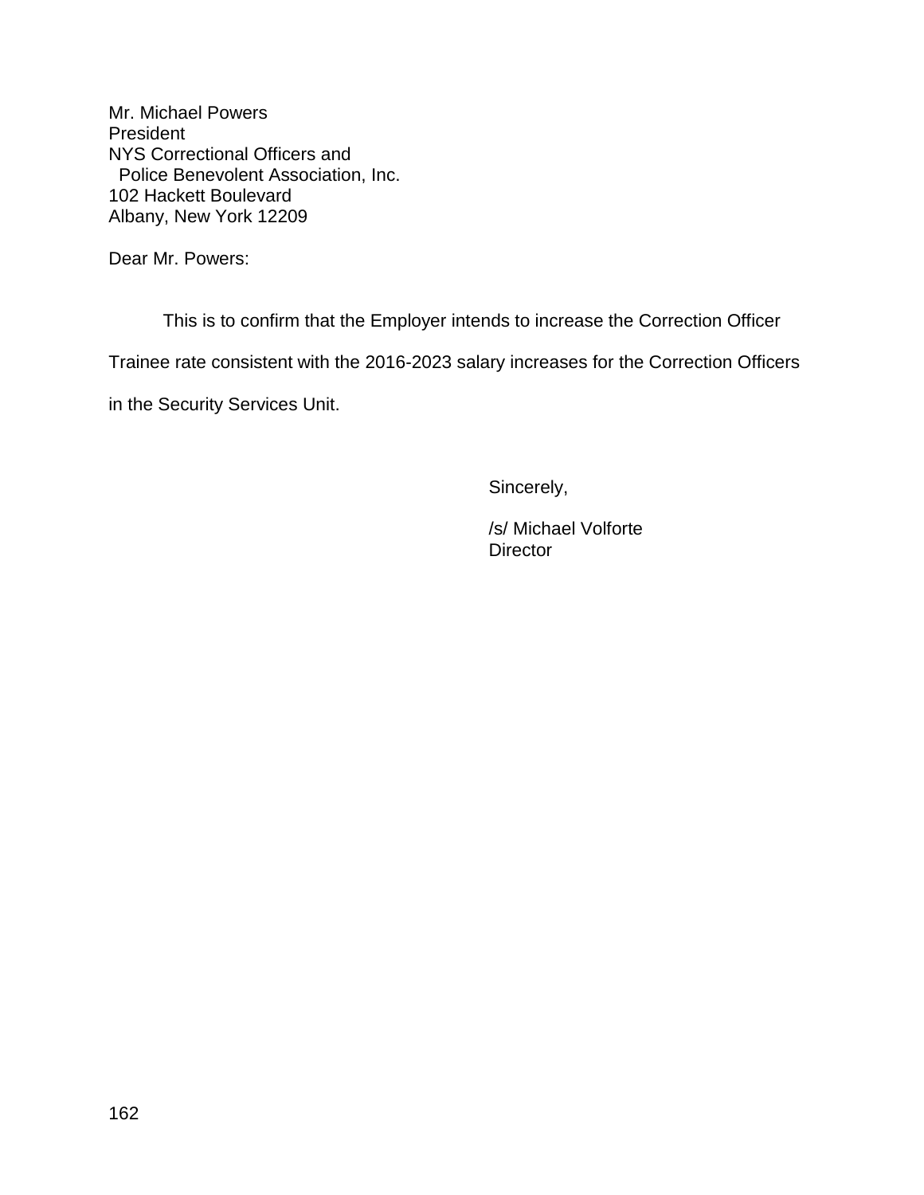Mr. Michael Powers  
President  
NYS Correctional Officers and  
Police Benevolent Association, Inc.  
102 Hackett Boulevard  
Albany, New York 12209

Dear Mr. Powers:

This is to confirm that the Employer intends to increase the Correction Officer Trainee rate consistent with the 2016-2023 salary increases for the Correction Officers in the Security Services Unit.

Sincerely,

/s/ Michael Volforte  
Director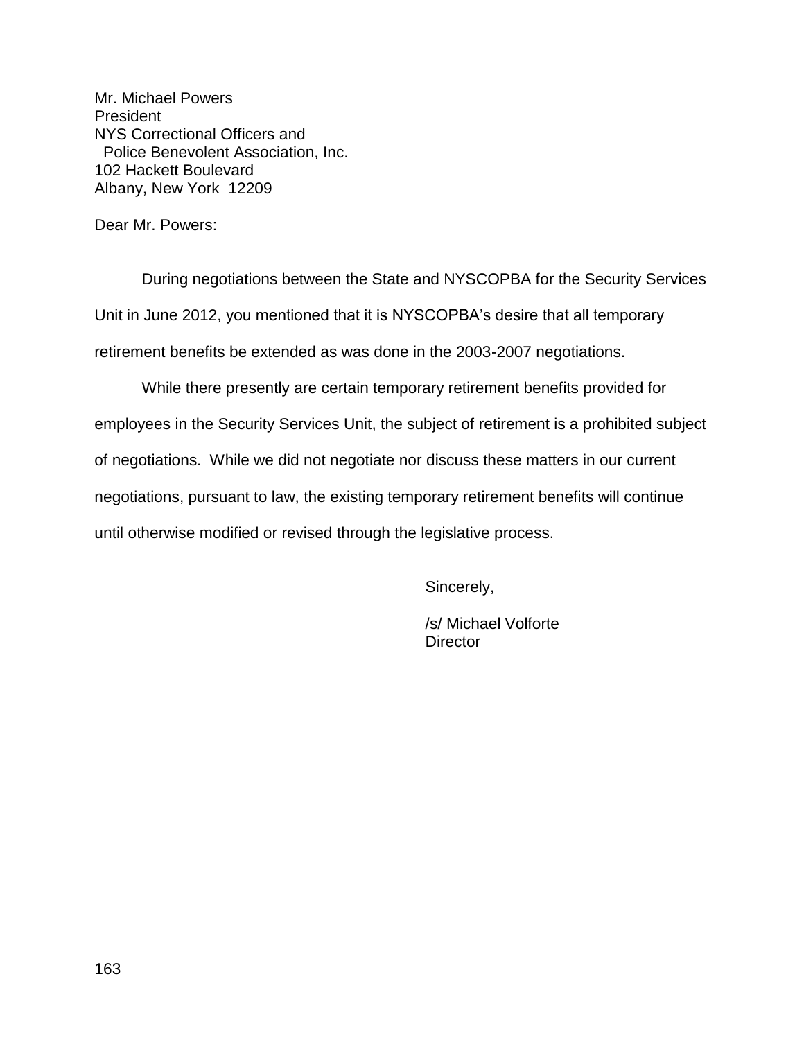Mr. Michael Powers
President
NYS Correctional Officers and
Police Benevolent Association, Inc.
102 Hackett Boulevard
Albany, New York 12209

Dear Mr. Powers:

During negotiations between the State and NYSCOPBA for the Security Services Unit in June 2012, you mentioned that it is NYSCOPBA's desire that all temporary retirement benefits be extended as was done in the 2003-2007 negotiations.

While there presently are certain temporary retirement benefits provided for employees in the Security Services Unit, the subject of retirement is a prohibited subject of negotiations. While we did not negotiate nor discuss these matters in our current negotiations, pursuant to law, the existing temporary retirement benefits will continue until otherwise modified or revised through the legislative process.

Sincerely,

/s/ Michael Volforte
Director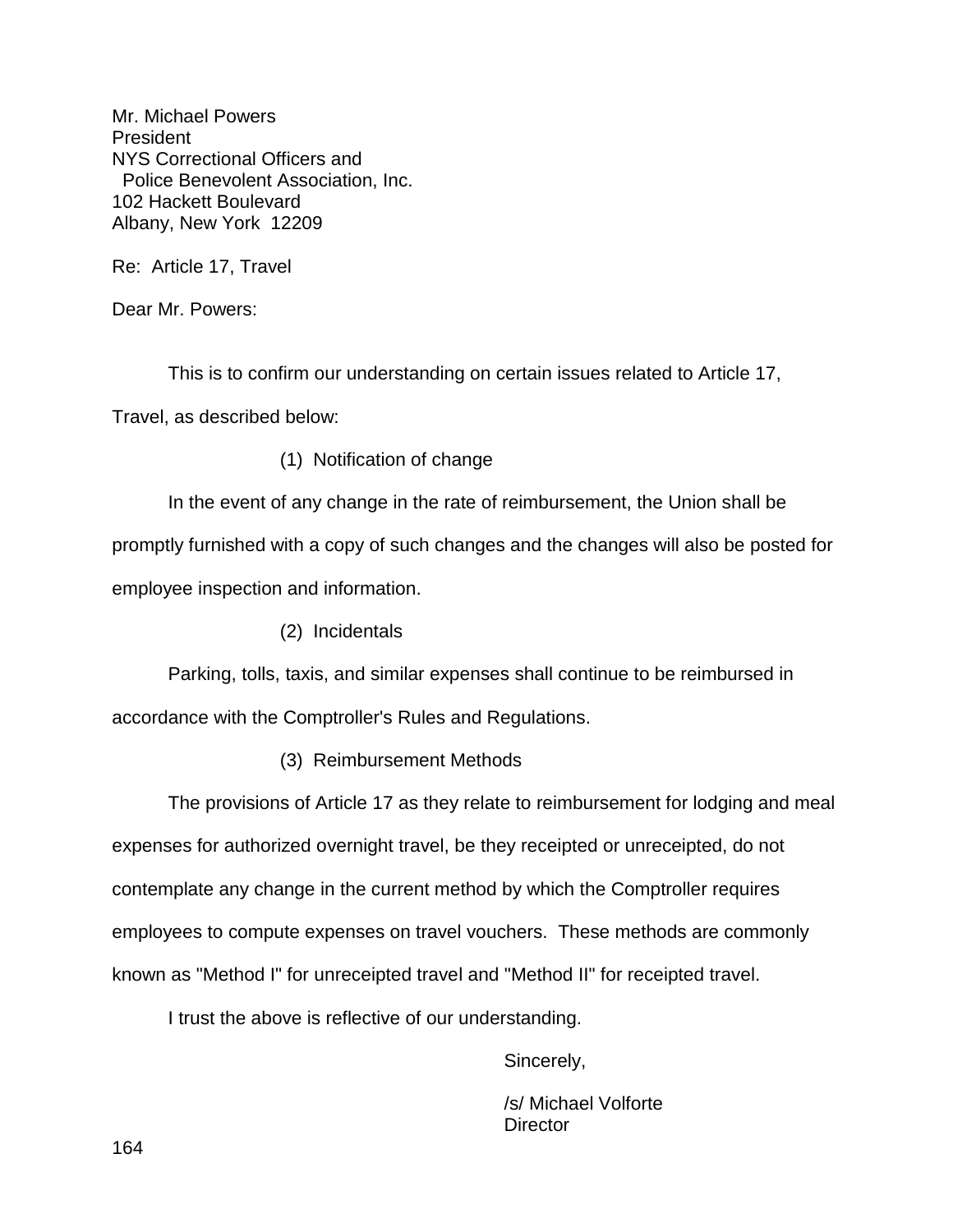Mr. Michael Powers
President
NYS Correctional Officers and
Police Benevolent Association, Inc.
102 Hackett Boulevard
Albany, New York 12209

Re: Article 17, Travel

Dear Mr. Powers:

This is to confirm our understanding on certain issues related to Article 17, Travel, as described below:

(1) Notification of change

In the event of any change in the rate of reimbursement, the Union shall be promptly furnished with a copy of such changes and the changes will also be posted for employee inspection and information.

(2) Incidentals

Parking, tolls, taxis, and similar expenses shall continue to be reimbursed in accordance with the Comptroller's Rules and Regulations.

(3) Reimbursement Methods

The provisions of Article 17 as they relate to reimbursement for lodging and meal expenses for authorized overnight travel, be they receipted or unreceipted, do not contemplate any change in the current method by which the Comptroller requires employees to compute expenses on travel vouchers. These methods are commonly known as "Method I" for unreceipted travel and "Method II" for receipted travel.

I trust the above is reflective of our understanding.

Sincerely,

/s/ Michael Volforte
Director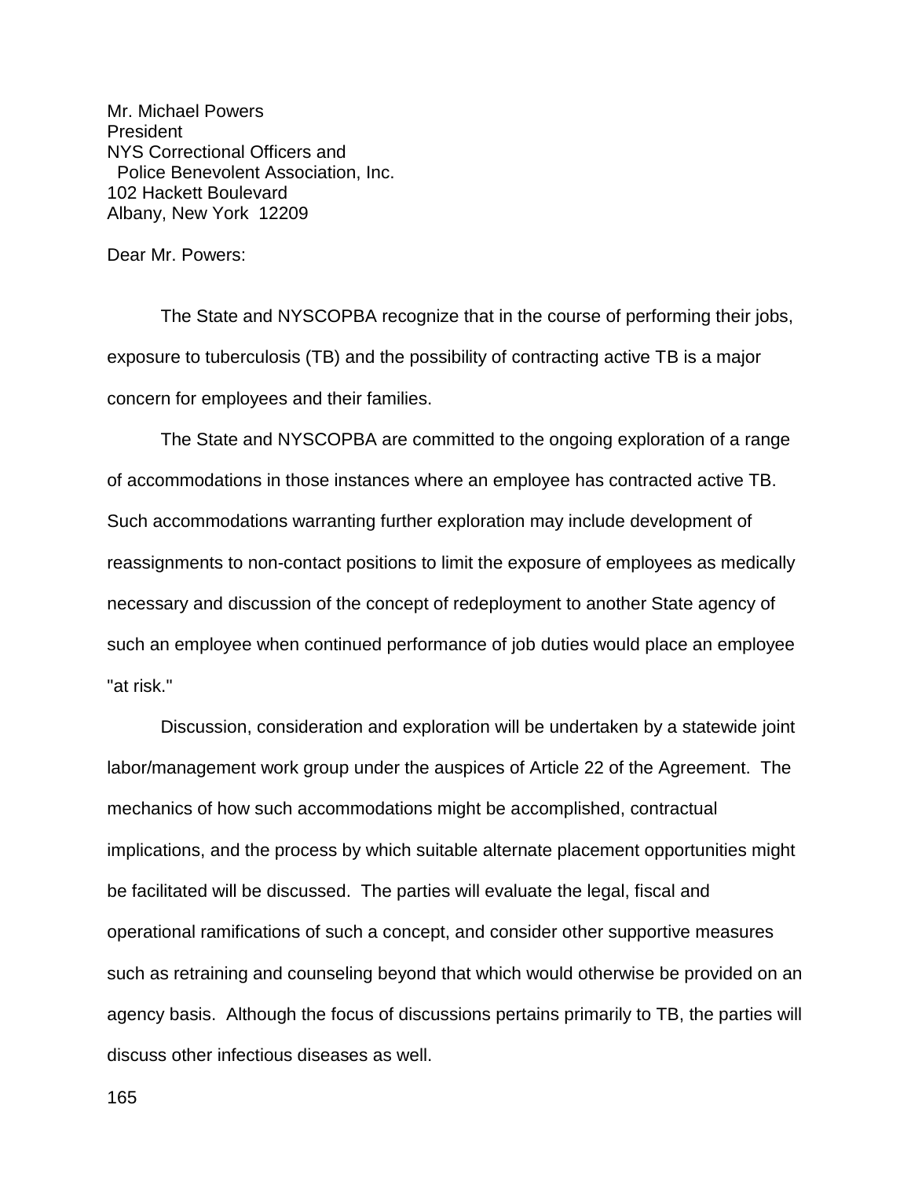Mr. Michael Powers
President
NYS Correctional Officers and
Police Benevolent Association, Inc.
102 Hackett Boulevard
Albany, New York 12209

Dear Mr. Powers:

The State and NYSCOPBA recognize that in the course of performing their jobs, exposure to tuberculosis (TB) and the possibility of contracting active TB is a major concern for employees and their families.

The State and NYSCOPBA are committed to the ongoing exploration of a range of accommodations in those instances where an employee has contracted active TB. Such accommodations warranting further exploration may include development of reassignments to non-contact positions to limit the exposure of employees as medically necessary and discussion of the concept of redeployment to another State agency of such an employee when continued performance of job duties would place an employee "at risk."

Discussion, consideration and exploration will be undertaken by a statewide joint labor/management work group under the auspices of Article 22 of the Agreement. The mechanics of how such accommodations might be accomplished, contractual implications, and the process by which suitable alternate placement opportunities might be facilitated will be discussed. The parties will evaluate the legal, fiscal and operational ramifications of such a concept, and consider other supportive measures such as retraining and counseling beyond that which would otherwise be provided on an agency basis. Although the focus of discussions pertains primarily to TB, the parties will discuss other infectious diseases as well.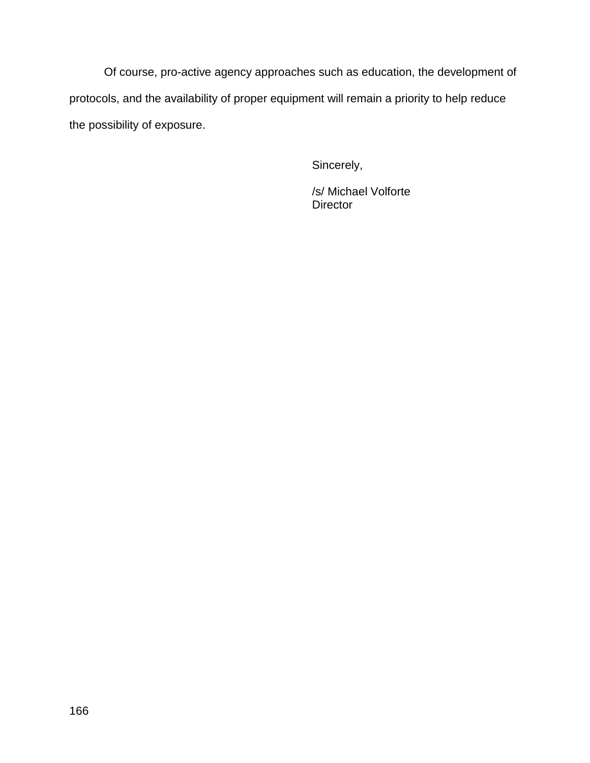Of course, pro-active agency approaches such as education, the development of protocols, and the availability of proper equipment will remain a priority to help reduce the possibility of exposure.

Sincerely,

/s/ Michael Volforte
Director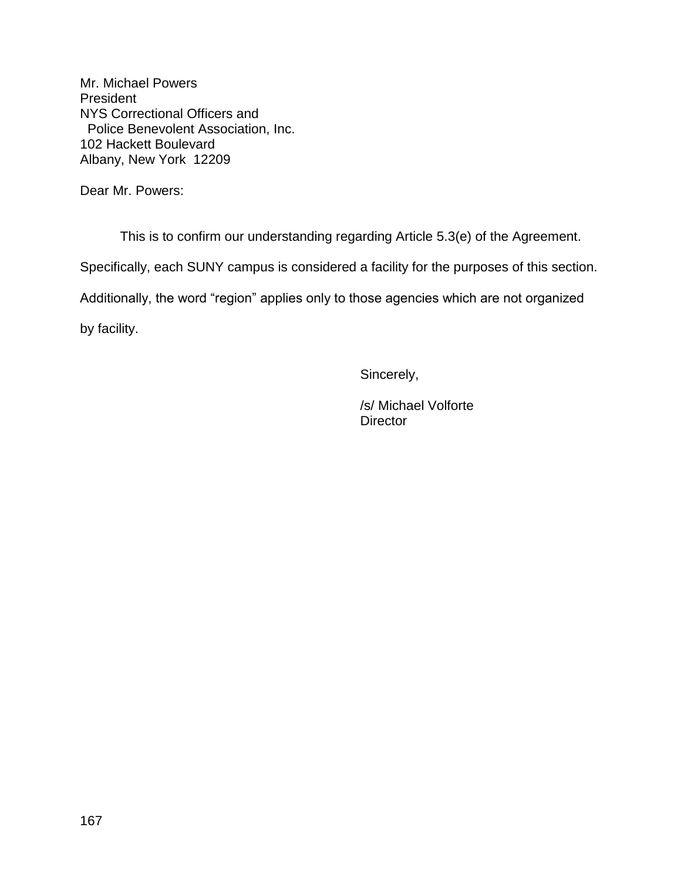Mr. Michael Powers  
President  
NYS Correctional Officers and  
Police Benevolent Association, Inc.  
102 Hackett Boulevard  
Albany, New York 12209

Dear Mr. Powers:

This is to confirm our understanding regarding Article 5.3(e) of the Agreement. Specifically, each SUNY campus is considered a facility for the purposes of this section. Additionally, the word “region” applies only to those agencies which are not organized by facility.

Sincerely,

/s/ Michael Volforte  
Director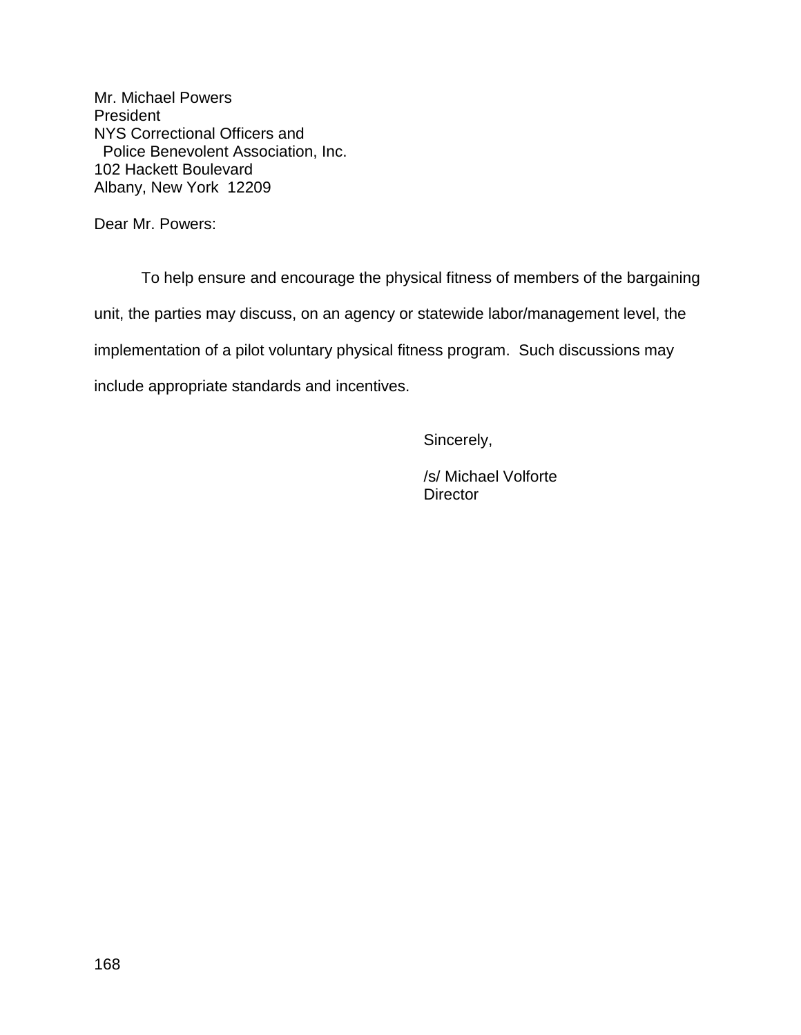Mr. Michael Powers
President
NYS Correctional Officers and
Police Benevolent Association, Inc.
102 Hackett Boulevard
Albany, New York 12209

Dear Mr. Powers:

To help ensure and encourage the physical fitness of members of the bargaining unit, the parties may discuss, on an agency or statewide labor/management level, the implementation of a pilot voluntary physical fitness program. Such discussions may include appropriate standards and incentives.

Sincerely,

/s/ Michael Volforte
Director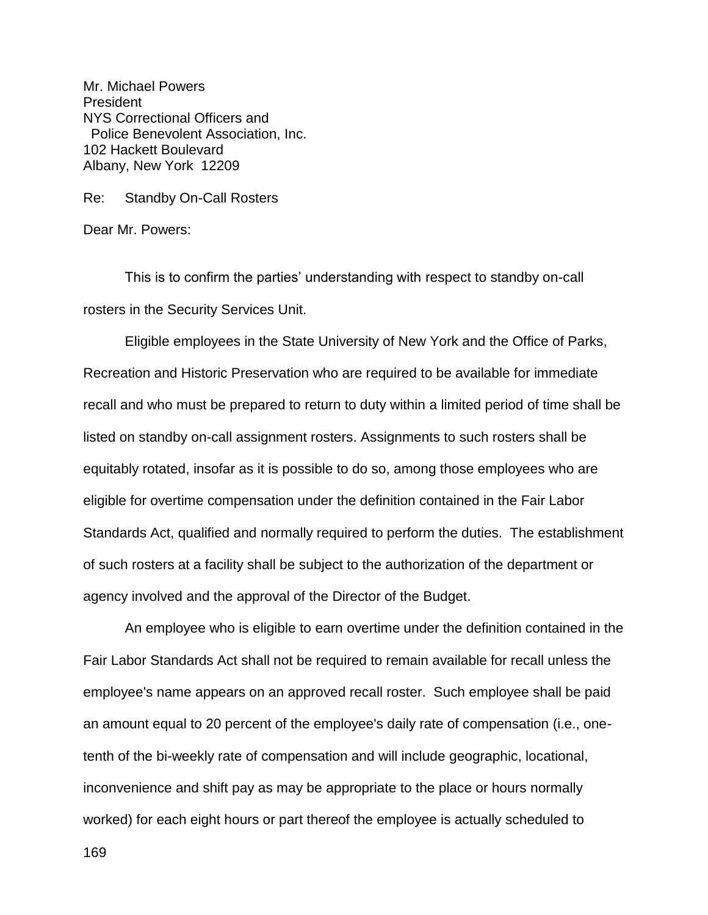Mr. Michael Powers
President
NYS Correctional Officers and
Police Benevolent Association, Inc.
102 Hackett Boulevard
Albany, New York 12209

Re: Standby On-Call Rosters

Dear Mr. Powers:

This is to confirm the parties' understanding with respect to standby on-call rosters in the Security Services Unit.

Eligible employees in the State University of New York and the Office of Parks, Recreation and Historic Preservation who are required to be available for immediate recall and who must be prepared to return to duty within a limited period of time shall be listed on standby on-call assignment rosters. Assignments to such rosters shall be equitably rotated, insofar as it is possible to do so, among those employees who are eligible for overtime compensation under the definition contained in the Fair Labor Standards Act, qualified and normally required to perform the duties. The establishment of such rosters at a facility shall be subject to the authorization of the department or agency involved and the approval of the Director of the Budget.

An employee who is eligible to earn overtime under the definition contained in the Fair Labor Standards Act shall not be required to remain available for recall unless the employee's name appears on an approved recall roster. Such employee shall be paid an amount equal to 20 percent of the employee's daily rate of compensation (i.e., one-tenth of the bi-weekly rate of compensation and will include geographic, locational, inconvenience and shift pay as may be appropriate to the place or hours normally worked) for each eight hours or part thereof the employee is actually scheduled to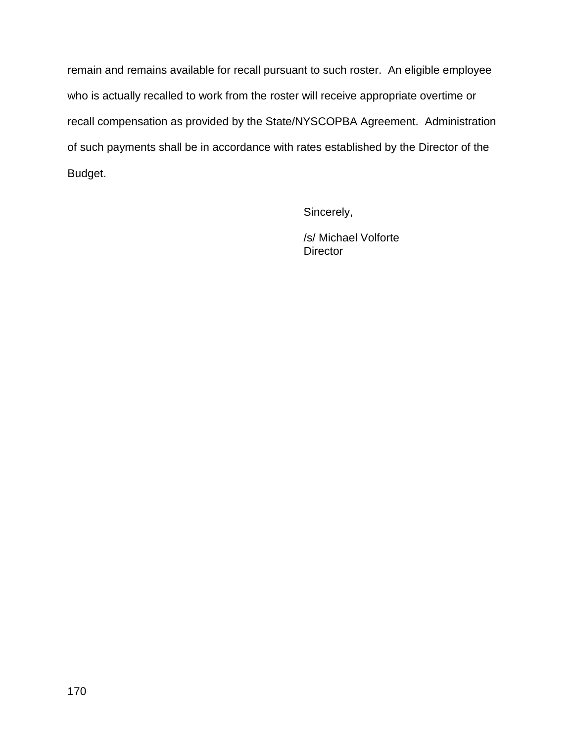remain and remains available for recall pursuant to such roster. An eligible employee who is actually recalled to work from the roster will receive appropriate overtime or recall compensation as provided by the State/NYSCOPBA Agreement. Administration of such payments shall be in accordance with rates established by the Director of the Budget.

Sincerely,

/s/ Michael Volforte
Director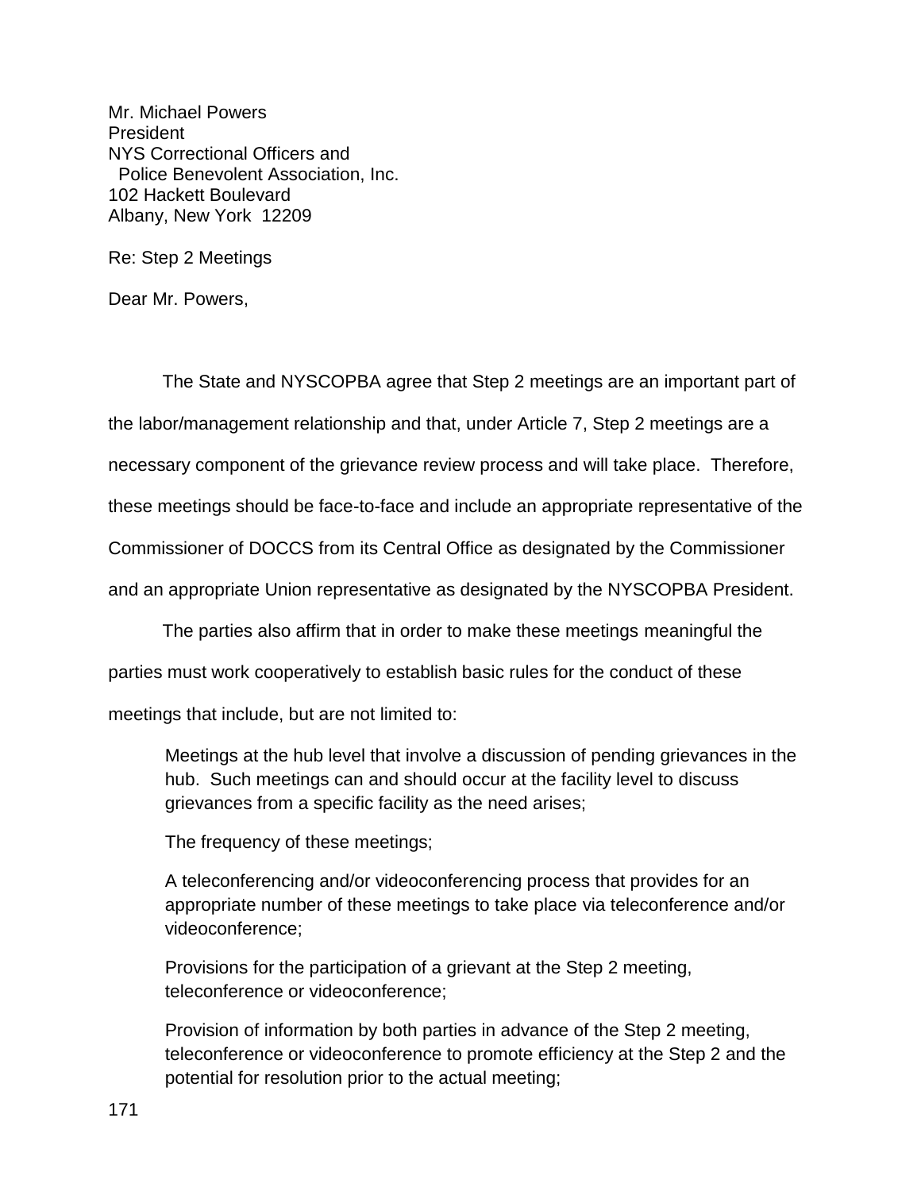Mr. Michael Powers
President
NYS Correctional Officers and
Police Benevolent Association, Inc.
102 Hackett Boulevard
Albany, New York 12209

Re: Step 2 Meetings

Dear Mr. Powers,

The State and NYSCOPBA agree that Step 2 meetings are an important part of the labor/management relationship and that, under Article 7, Step 2 meetings are a necessary component of the grievance review process and will take place. Therefore, these meetings should be face-to-face and include an appropriate representative of the Commissioner of DOCCS from its Central Office as designated by the Commissioner and an appropriate Union representative as designated by the NYSCOPBA President.

The parties also affirm that in order to make these meetings meaningful the parties must work cooperatively to establish basic rules for the conduct of these meetings that include, but are not limited to:

> Meetings at the hub level that involve a discussion of pending grievances in the hub. Such meetings can and should occur at the facility level to discuss grievances from a specific facility as the need arises;
>
> The frequency of these meetings;
>
> A teleconferencing and/or videoconferencing process that provides for an appropriate number of these meetings to take place via teleconference and/or videoconference;
>
> Provisions for the participation of a grievant at the Step 2 meeting, teleconference or videoconference;
>
> Provision of information by both parties in advance of the Step 2 meeting, teleconference or videoconference to promote efficiency at the Step 2 and the potential for resolution prior to the actual meeting;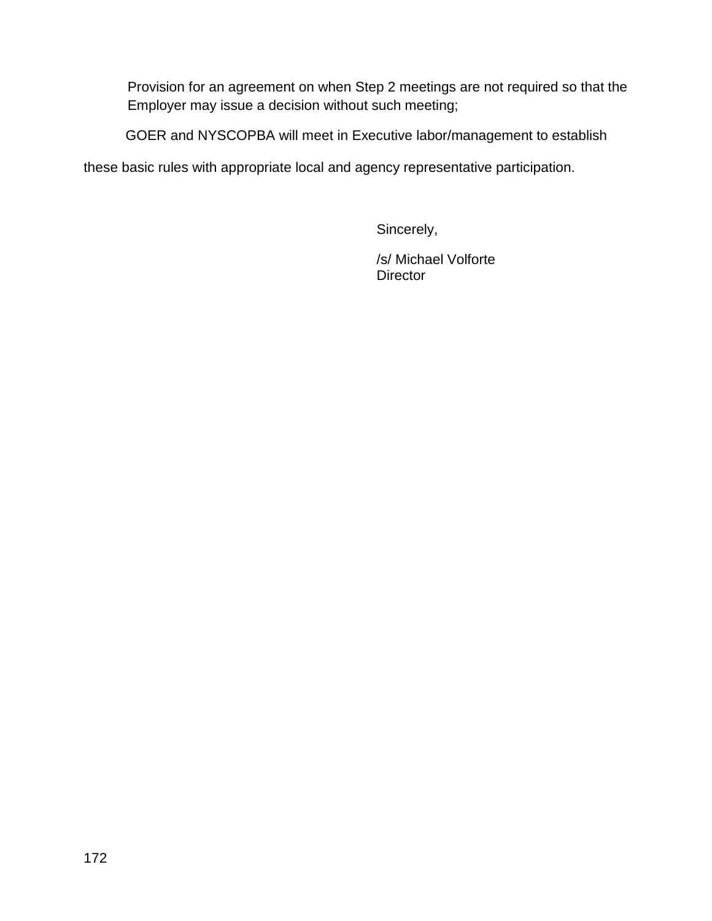Provision for an agreement on when Step 2 meetings are not required so that the Employer may issue a decision without such meeting;

GOER and NYSCOPBA will meet in Executive labor/management to establish these basic rules with appropriate local and agency representative participation.

Sincerely,

/s/ Michael Volforte
Director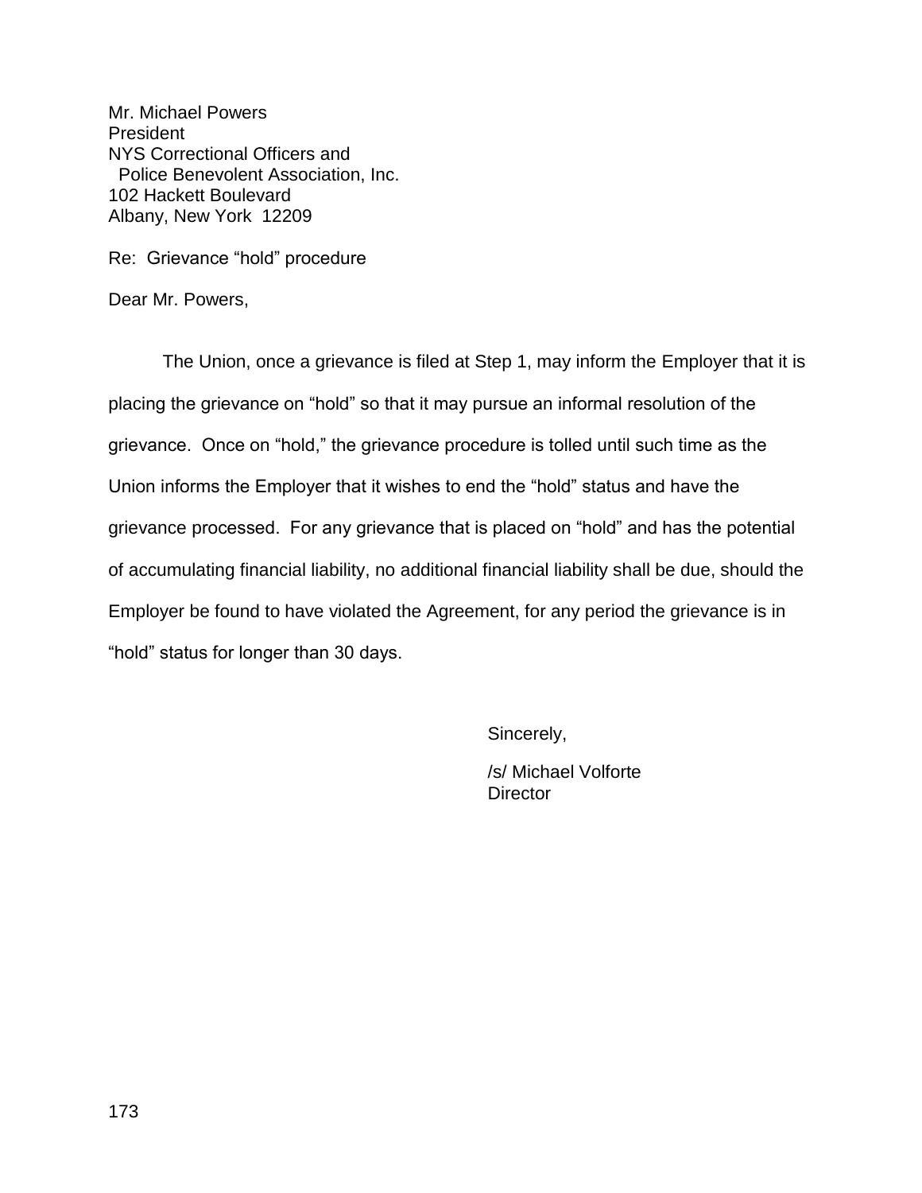Mr. Michael Powers
President
NYS Correctional Officers and
Police Benevolent Association, Inc.
102 Hackett Boulevard
Albany, New York 12209

Re: Grievance "hold" procedure

Dear Mr. Powers,

The Union, once a grievance is filed at Step 1, may inform the Employer that it is placing the grievance on "hold" so that it may pursue an informal resolution of the grievance. Once on "hold," the grievance procedure is tolled until such time as the Union informs the Employer that it wishes to end the "hold" status and have the grievance processed. For any grievance that is placed on "hold" and has the potential of accumulating financial liability, no additional financial liability shall be due, should the Employer be found to have violated the Agreement, for any period the grievance is in "hold" status for longer than 30 days.

Sincerely,

/s/ Michael Volforte
Director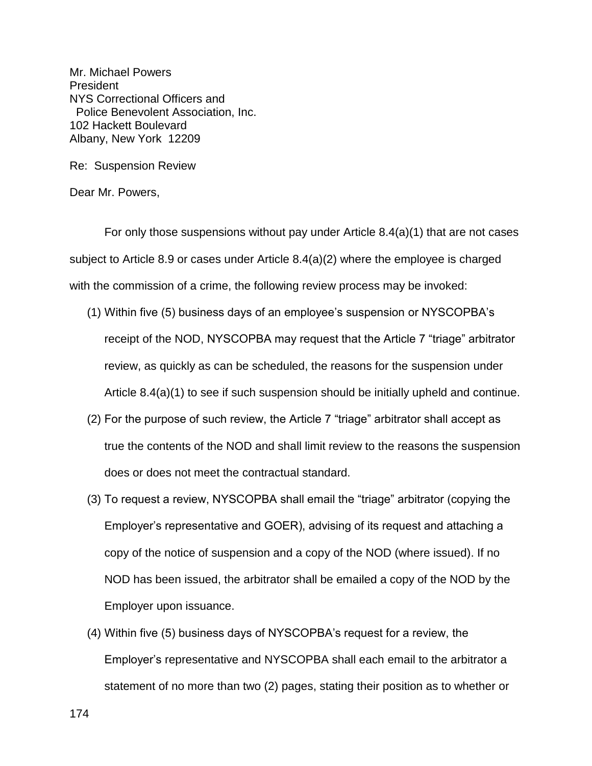Mr. Michael Powers
President
NYS Correctional Officers and
Police Benevolent Association, Inc.
102 Hackett Boulevard
Albany, New York 12209

Re: Suspension Review

Dear Mr. Powers,

For only those suspensions without pay under Article 8.4(a)(1) that are not cases subject to Article 8.9 or cases under Article 8.4(a)(2) where the employee is charged with the commission of a crime, the following review process may be invoked:

(1) Within five (5) business days of an employee's suspension or NYSCOPBA's receipt of the NOD, NYSCOPBA may request that the Article 7 "triage" arbitrator review, as quickly as can be scheduled, the reasons for the suspension under Article 8.4(a)(1) to see if such suspension should be initially upheld and continue.

(2) For the purpose of such review, the Article 7 "triage" arbitrator shall accept as true the contents of the NOD and shall limit review to the reasons the suspension does or does not meet the contractual standard.

(3) To request a review, NYSCOPBA shall email the "triage" arbitrator (copying the Employer's representative and GOER), advising of its request and attaching a copy of the notice of suspension and a copy of the NOD (where issued). If no NOD has been issued, the arbitrator shall be emailed a copy of the NOD by the Employer upon issuance.

(4) Within five (5) business days of NYSCOPBA's request for a review, the Employer's representative and NYSCOPBA shall each email to the arbitrator a statement of no more than two (2) pages, stating their position as to whether or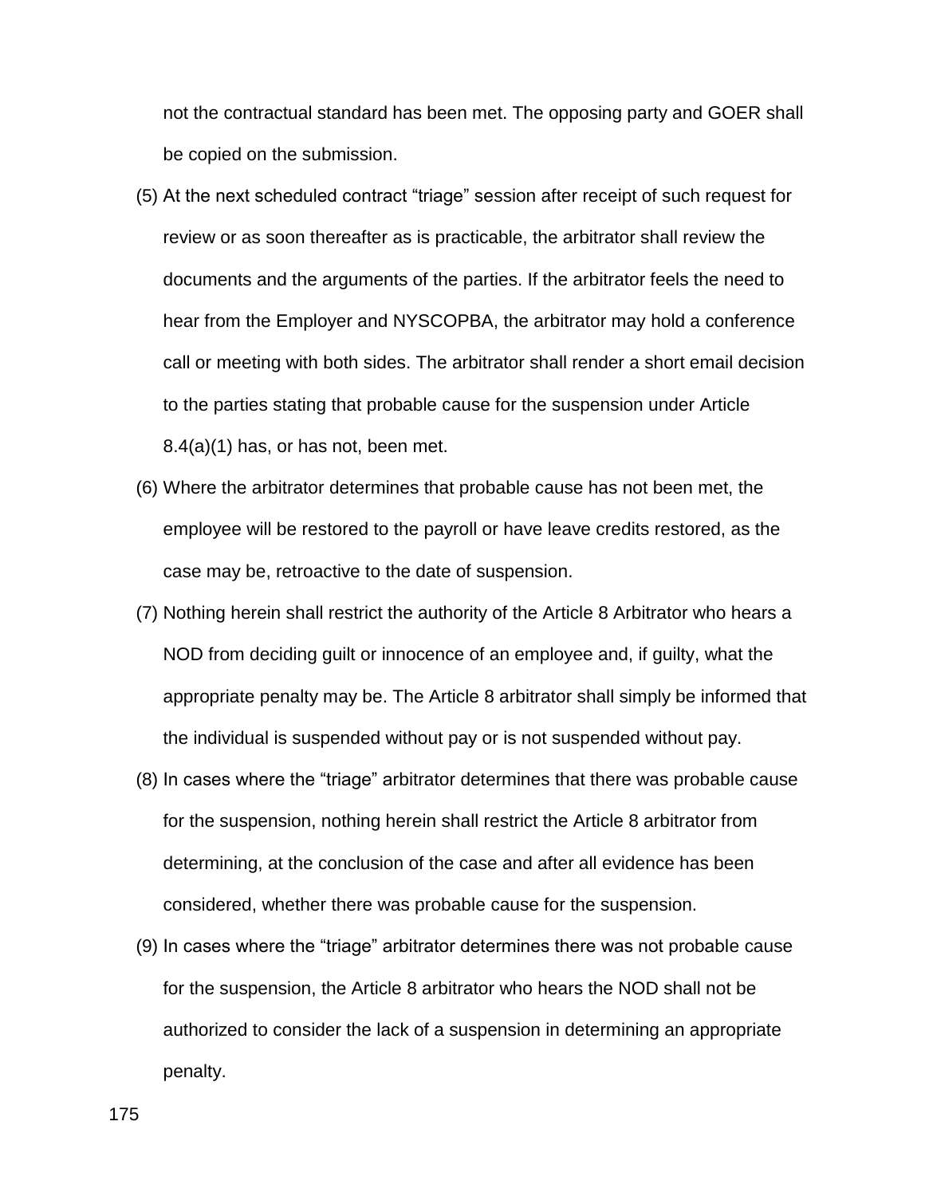not the contractual standard has been met. The opposing party and GOER shall be copied on the submission.

(5) At the next scheduled contract "triage" session after receipt of such request for review or as soon thereafter as is practicable, the arbitrator shall review the documents and the arguments of the parties. If the arbitrator feels the need to hear from the Employer and NYSCOPBA, the arbitrator may hold a conference call or meeting with both sides. The arbitrator shall render a short email decision to the parties stating that probable cause for the suspension under Article 8.4(a)(1) has, or has not, been met.

(6) Where the arbitrator determines that probable cause has not been met, the employee will be restored to the payroll or have leave credits restored, as the case may be, retroactive to the date of suspension.

(7) Nothing herein shall restrict the authority of the Article 8 Arbitrator who hears a NOD from deciding guilt or innocence of an employee and, if guilty, what the appropriate penalty may be. The Article 8 arbitrator shall simply be informed that the individual is suspended without pay or is not suspended without pay.

(8) In cases where the "triage" arbitrator determines that there was probable cause for the suspension, nothing herein shall restrict the Article 8 arbitrator from determining, at the conclusion of the case and after all evidence has been considered, whether there was probable cause for the suspension.

(9) In cases where the "triage" arbitrator determines there was not probable cause for the suspension, the Article 8 arbitrator who hears the NOD shall not be authorized to consider the lack of a suspension in determining an appropriate penalty.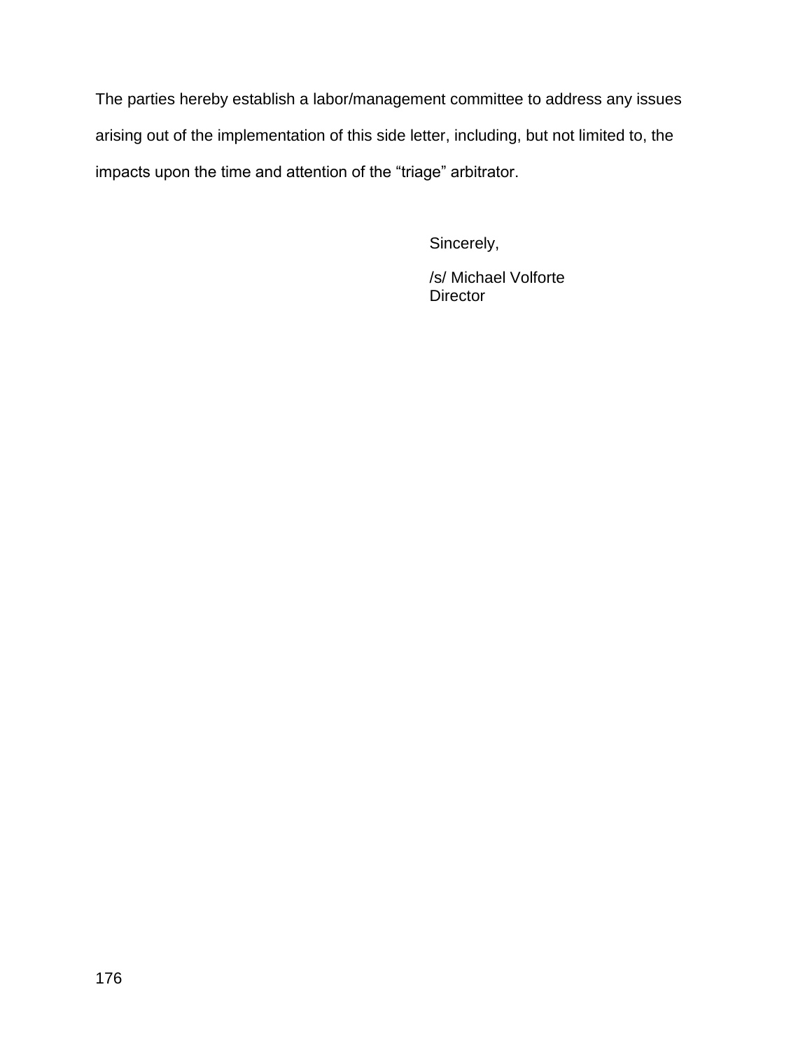The parties hereby establish a labor/management committee to address any issues arising out of the implementation of this side letter, including, but not limited to, the impacts upon the time and attention of the "triage" arbitrator.

Sincerely,

/s/ Michael Volforte
Director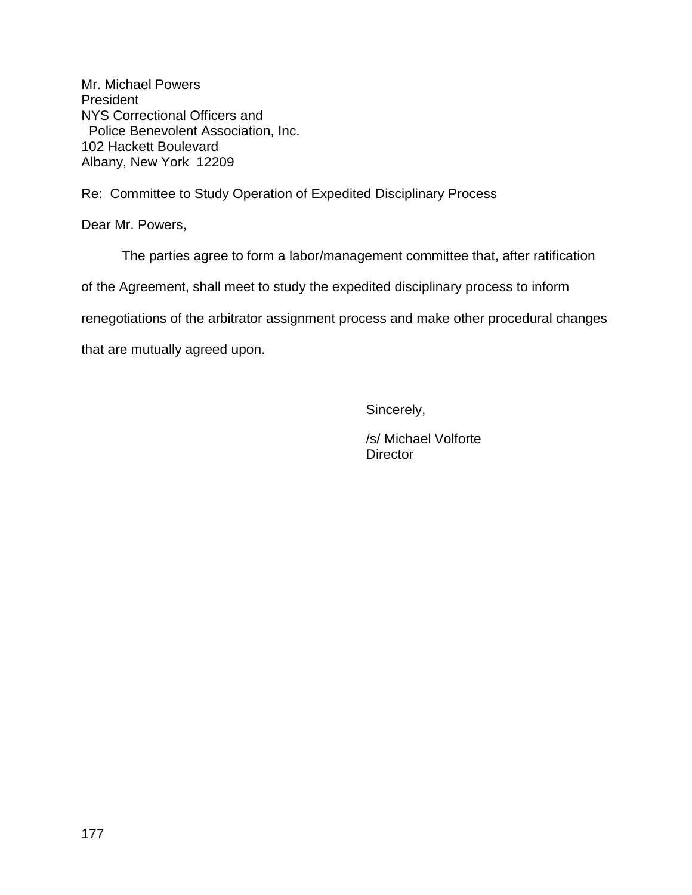Mr. Michael Powers
President
NYS Correctional Officers and
Police Benevolent Association, Inc.
102 Hackett Boulevard
Albany, New York 12209

Re: Committee to Study Operation of Expedited Disciplinary Process

Dear Mr. Powers,

The parties agree to form a labor/management committee that, after ratification of the Agreement, shall meet to study the expedited disciplinary process to inform renegotiations of the arbitrator assignment process and make other procedural changes that are mutually agreed upon.

Sincerely,

/s/ Michael Volforte
Director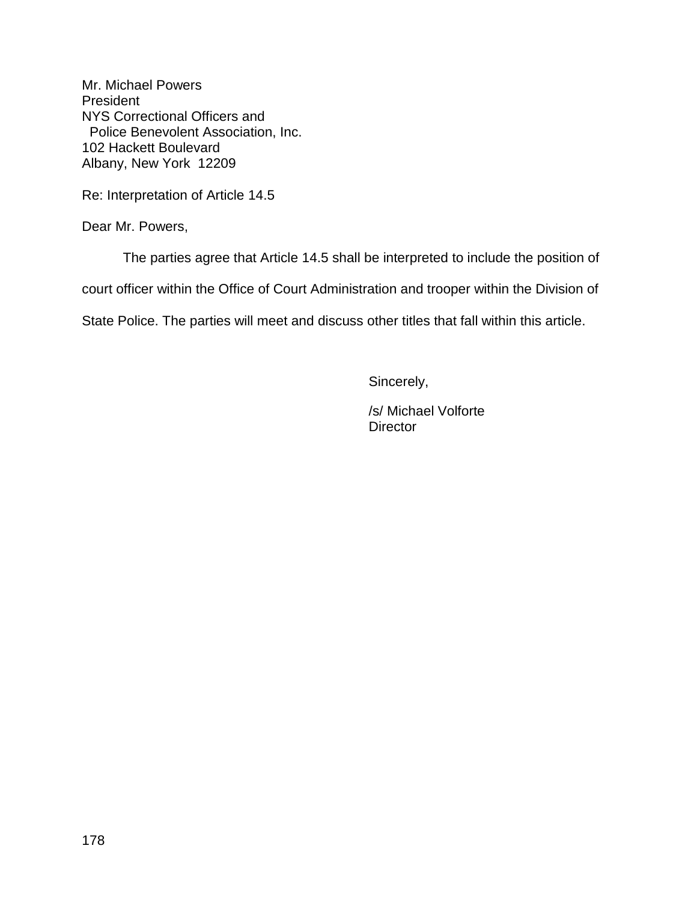Mr. Michael Powers
President
NYS Correctional Officers and
Police Benevolent Association, Inc.
102 Hackett Boulevard
Albany, New York 12209

Re: Interpretation of Article 14.5

Dear Mr. Powers,

The parties agree that Article 14.5 shall be interpreted to include the position of court officer within the Office of Court Administration and trooper within the Division of State Police. The parties will meet and discuss other titles that fall within this article.

Sincerely,

/s/ Michael Volforte
Director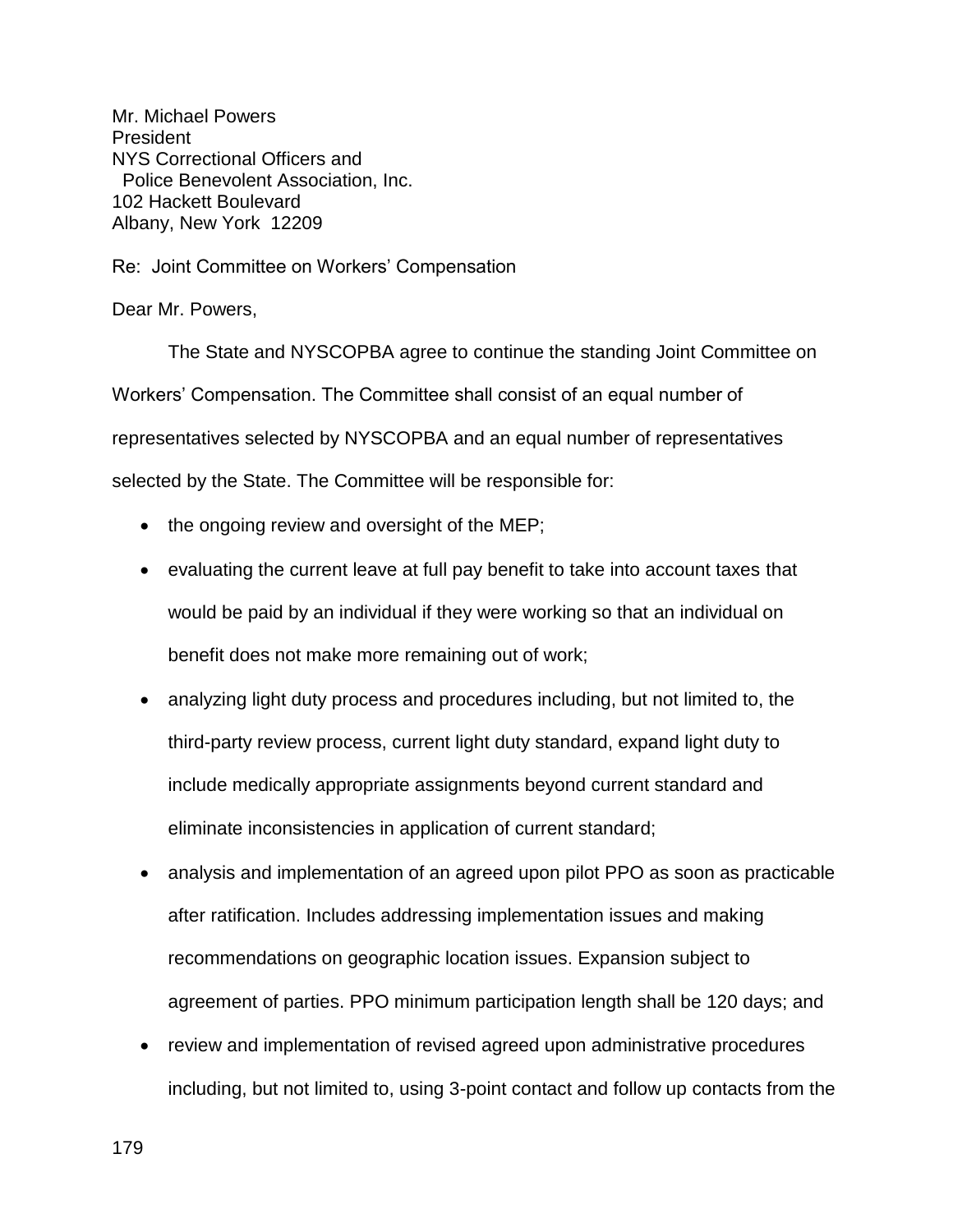Mr. Michael Powers
President
NYS Correctional Officers and
Police Benevolent Association, Inc.
102 Hackett Boulevard
Albany, New York 12209

Re: Joint Committee on Workers' Compensation

Dear Mr. Powers,

The State and NYSCOPBA agree to continue the standing Joint Committee on Workers' Compensation. The Committee shall consist of an equal number of representatives selected by NYSCOPBA and an equal number of representatives selected by the State. The Committee will be responsible for:

- the ongoing review and oversight of the MEP;
- evaluating the current leave at full pay benefit to take into account taxes that would be paid by an individual if they were working so that an individual on benefit does not make more remaining out of work;
- analyzing light duty process and procedures including, but not limited to, the third-party review process, current light duty standard, expand light duty to include medically appropriate assignments beyond current standard and eliminate inconsistencies in application of current standard;
- analysis and implementation of an agreed upon pilot PPO as soon as practicable after ratification. Includes addressing implementation issues and making recommendations on geographic location issues. Expansion subject to agreement of parties. PPO minimum participation length shall be 120 days; and
- review and implementation of revised agreed upon administrative procedures including, but not limited to, using 3-point contact and follow up contacts from the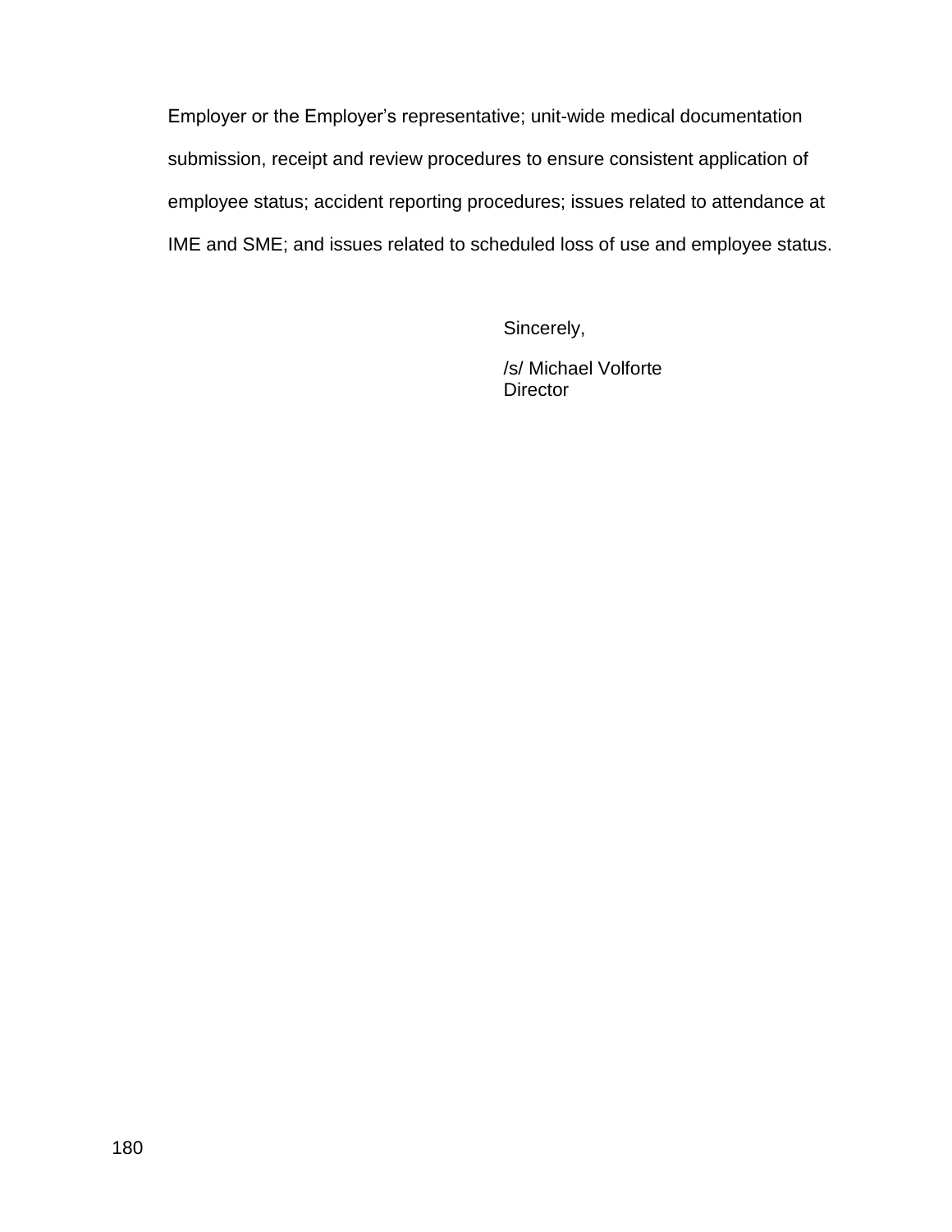Employer or the Employer's representative; unit-wide medical documentation submission, receipt and review procedures to ensure consistent application of employee status; accident reporting procedures; issues related to attendance at IME and SME; and issues related to scheduled loss of use and employee status.

Sincerely,

/s/ Michael Volforte
Director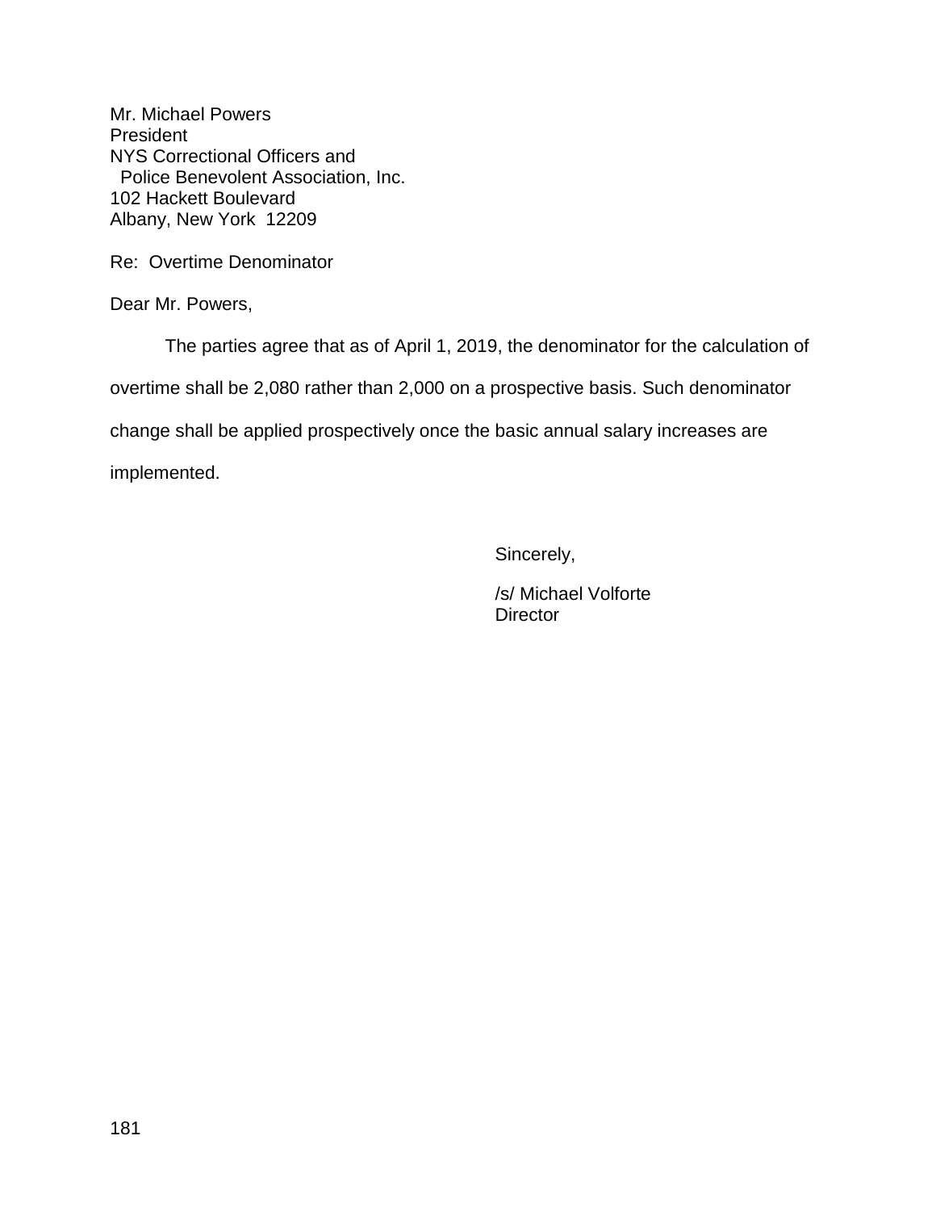Mr. Michael Powers
President
NYS Correctional Officers and
Police Benevolent Association, Inc.
102 Hackett Boulevard
Albany, New York 12209

Re: Overtime Denominator

Dear Mr. Powers,

The parties agree that as of April 1, 2019, the denominator for the calculation of overtime shall be 2,080 rather than 2,000 on a prospective basis. Such denominator change shall be applied prospectively once the basic annual salary increases are implemented.

Sincerely,

/s/ Michael Volforte
Director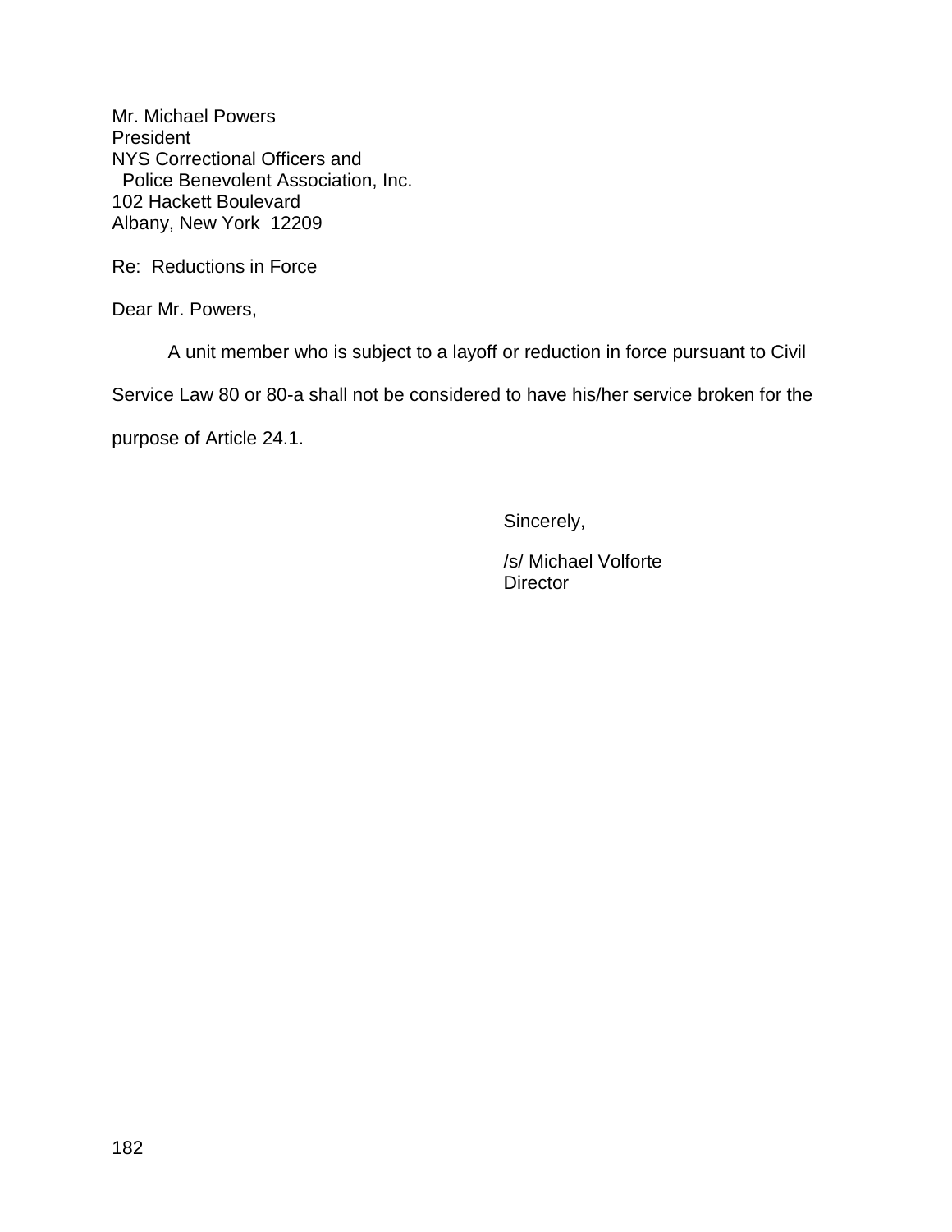Mr. Michael Powers
President
NYS Correctional Officers and
Police Benevolent Association, Inc.
102 Hackett Boulevard
Albany, New York 12209

Re: Reductions in Force

Dear Mr. Powers,

A unit member who is subject to a layoff or reduction in force pursuant to Civil Service Law 80 or 80-a shall not be considered to have his/her service broken for the purpose of Article 24.1.

Sincerely,

/s/ Michael Volforte
Director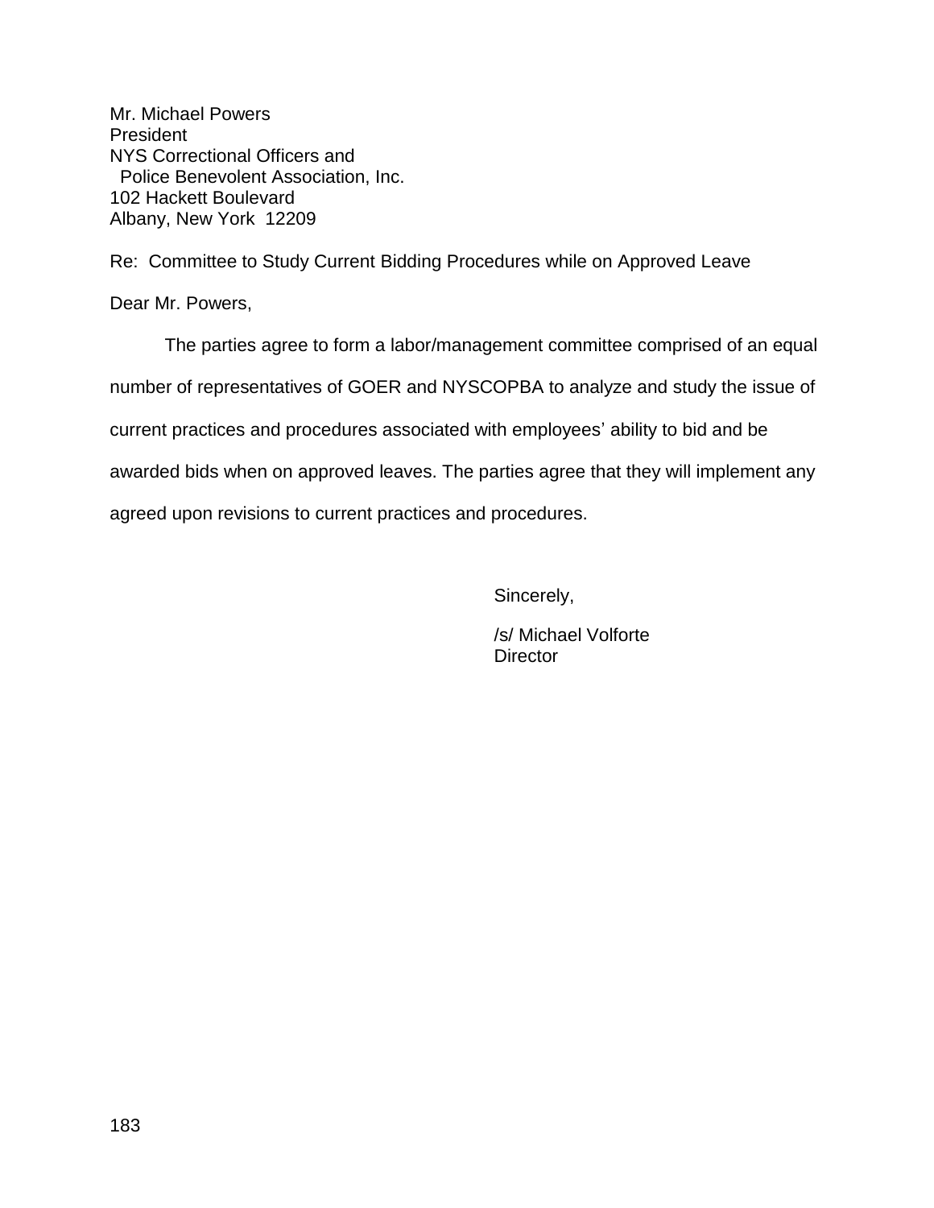Mr. Michael Powers
President
NYS Correctional Officers and
Police Benevolent Association, Inc.
102 Hackett Boulevard
Albany, New York 12209

Re: Committee to Study Current Bidding Procedures while on Approved Leave

Dear Mr. Powers,

The parties agree to form a labor/management committee comprised of an equal number of representatives of GOER and NYSCOPBA to analyze and study the issue of current practices and procedures associated with employees' ability to bid and be awarded bids when on approved leaves. The parties agree that they will implement any agreed upon revisions to current practices and procedures.

Sincerely,

/s/ Michael Volforte
Director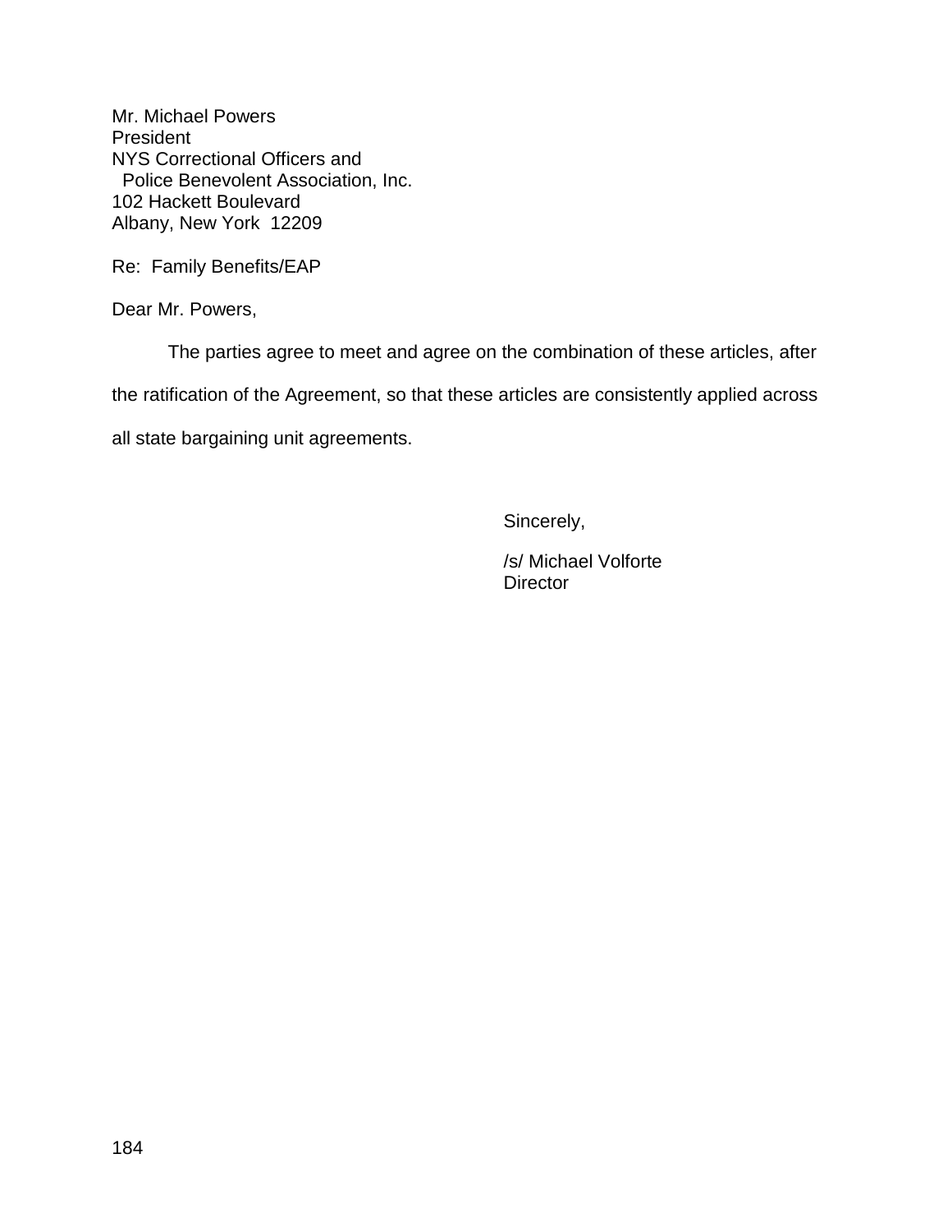Mr. Michael Powers
President
NYS Correctional Officers and
Police Benevolent Association, Inc.
102 Hackett Boulevard
Albany, New York 12209

Re: Family Benefits/EAP

Dear Mr. Powers,

The parties agree to meet and agree on the combination of these articles, after the ratification of the Agreement, so that these articles are consistently applied across all state bargaining unit agreements.

Sincerely,

/s/ Michael Volforte
Director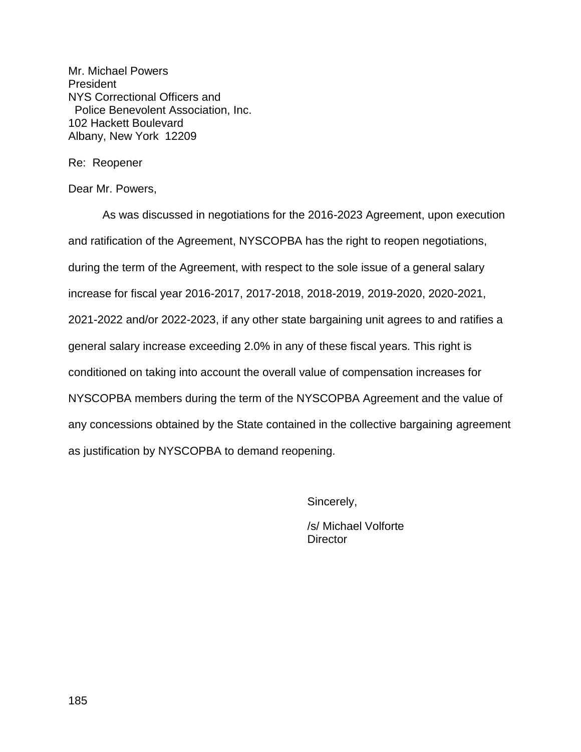Mr. Michael Powers
President
NYS Correctional Officers and
Police Benevolent Association, Inc.
102 Hackett Boulevard
Albany, New York 12209

Re: Reopener

Dear Mr. Powers,

As was discussed in negotiations for the 2016-2023 Agreement, upon execution and ratification of the Agreement, NYSCOPBA has the right to reopen negotiations, during the term of the Agreement, with respect to the sole issue of a general salary increase for fiscal year 2016-2017, 2017-2018, 2018-2019, 2019-2020, 2020-2021, 2021-2022 and/or 2022-2023, if any other state bargaining unit agrees to and ratifies a general salary increase exceeding 2.0% in any of these fiscal years. This right is conditioned on taking into account the overall value of compensation increases for NYSCOPBA members during the term of the NYSCOPBA Agreement and the value of any concessions obtained by the State contained in the collective bargaining agreement as justification by NYSCOPBA to demand reopening.

Sincerely,

/s/ Michael Volforte
Director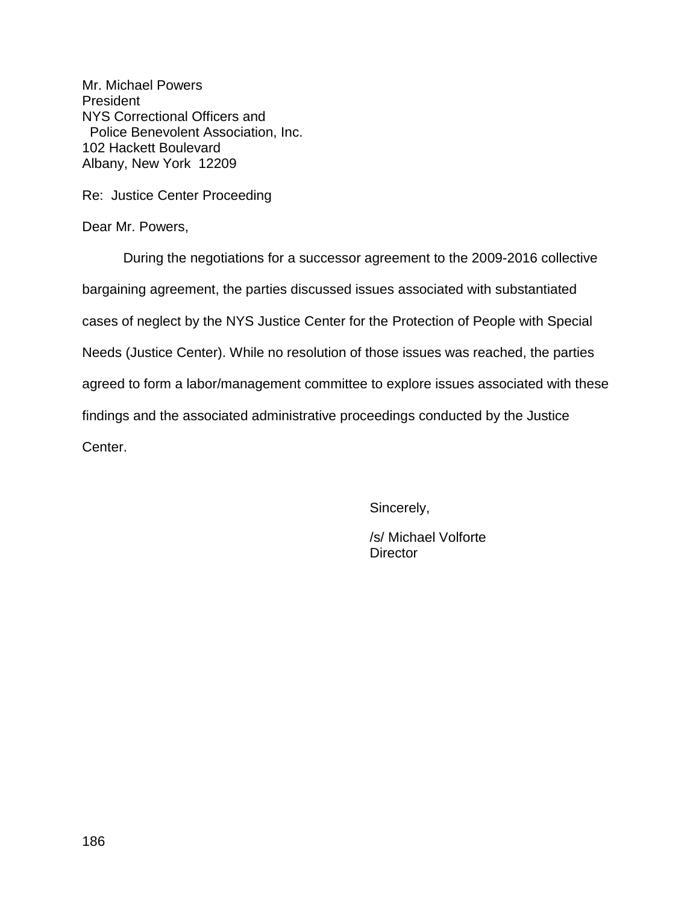Mr. Michael Powers
President
NYS Correctional Officers and
Police Benevolent Association, Inc.
102 Hackett Boulevard
Albany, New York 12209

Re: Justice Center Proceeding

Dear Mr. Powers,

During the negotiations for a successor agreement to the 2009-2016 collective bargaining agreement, the parties discussed issues associated with substantiated cases of neglect by the NYS Justice Center for the Protection of People with Special Needs (Justice Center). While no resolution of those issues was reached, the parties agreed to form a labor/management committee to explore issues associated with these findings and the associated administrative proceedings conducted by the Justice Center.

Sincerely,

/s/ Michael Volforte
Director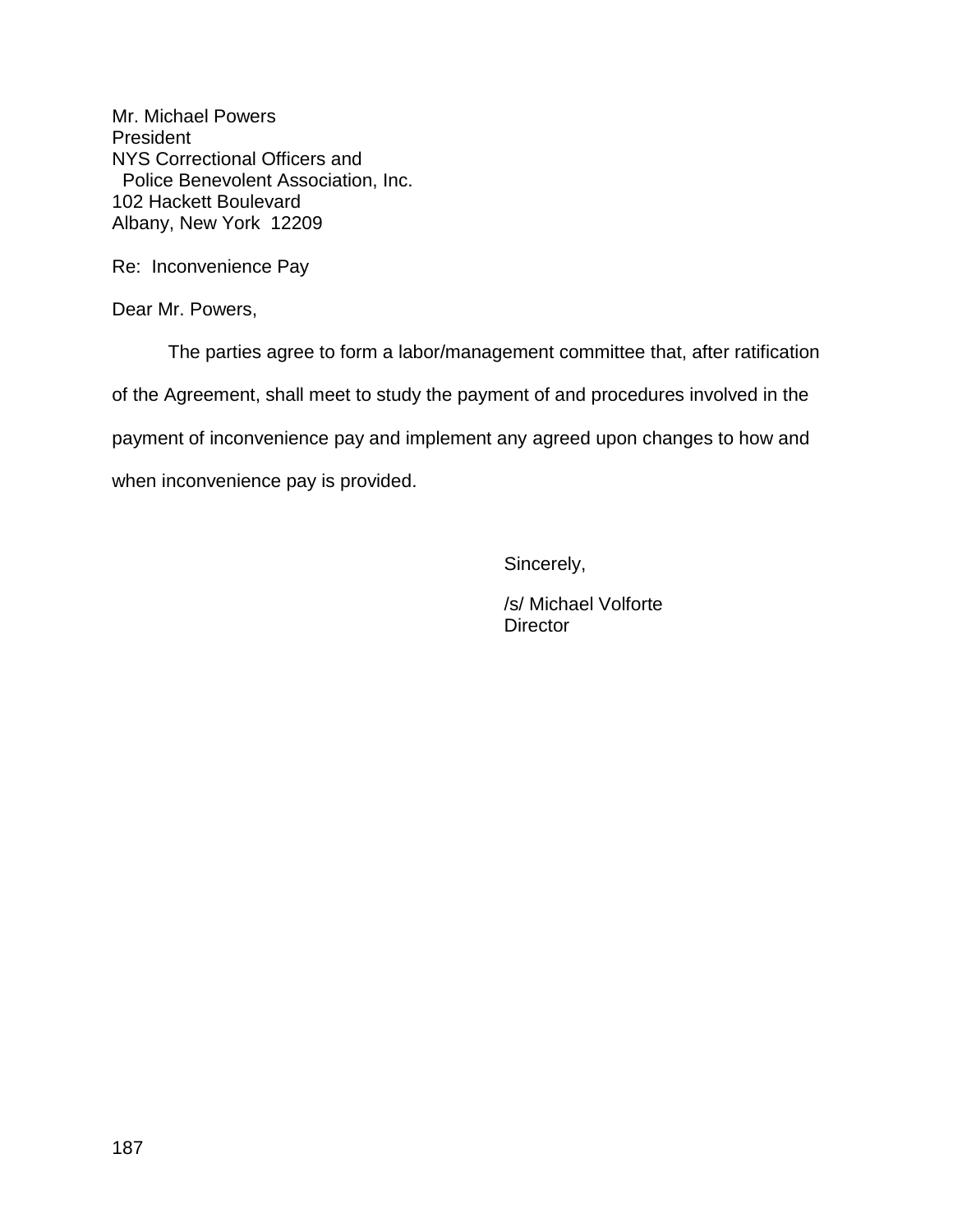Mr. Michael Powers
President
NYS Correctional Officers and
Police Benevolent Association, Inc.
102 Hackett Boulevard
Albany, New York 12209

Re: Inconvenience Pay

Dear Mr. Powers,

The parties agree to form a labor/management committee that, after ratification of the Agreement, shall meet to study the payment of and procedures involved in the payment of inconvenience pay and implement any agreed upon changes to how and when inconvenience pay is provided.

Sincerely,

/s/ Michael Volforte
Director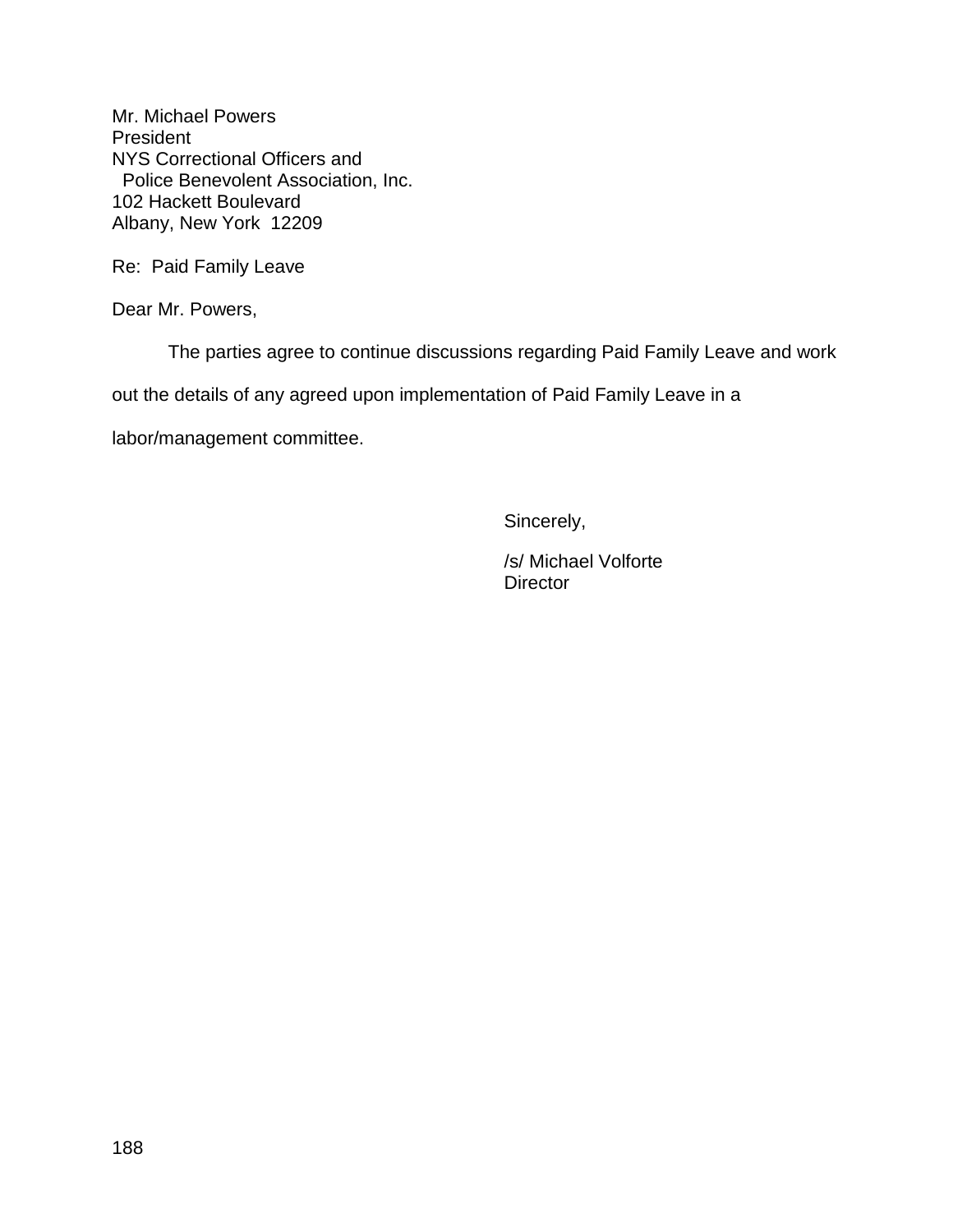Mr. Michael Powers
President
NYS Correctional Officers and
Police Benevolent Association, Inc.
102 Hackett Boulevard
Albany, New York 12209

Re: Paid Family Leave

Dear Mr. Powers,

The parties agree to continue discussions regarding Paid Family Leave and work out the details of any agreed upon implementation of Paid Family Leave in a labor/management committee.

Sincerely,

/s/ Michael Volforte
Director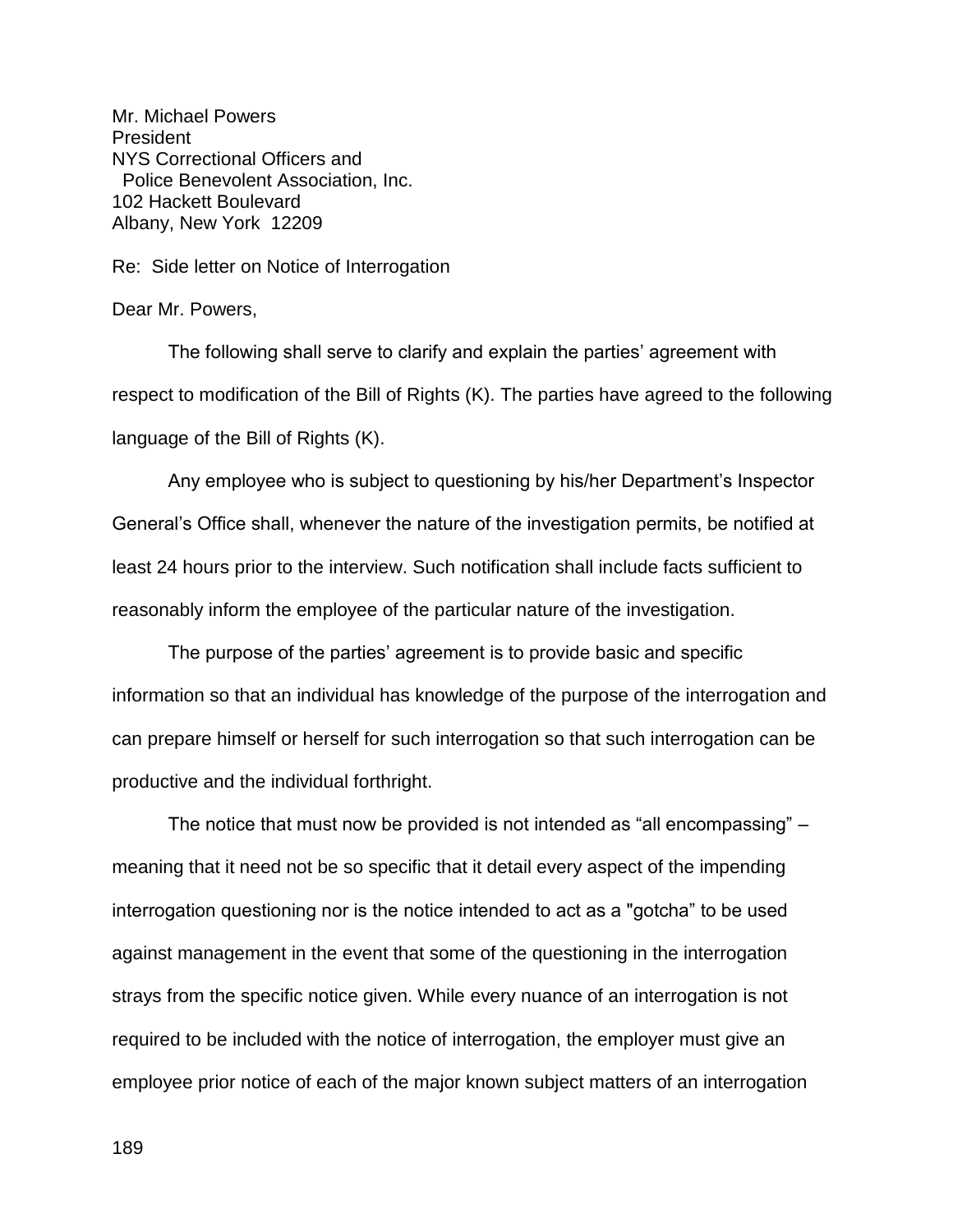Mr. Michael Powers
President
NYS Correctional Officers and
  Police Benevolent Association, Inc.
102 Hackett Boulevard
Albany, New York 12209

Re: Side letter on Notice of Interrogation

Dear Mr. Powers,

The following shall serve to clarify and explain the parties' agreement with respect to modification of the Bill of Rights (K). The parties have agreed to the following language of the Bill of Rights (K).

Any employee who is subject to questioning by his/her Department's Inspector General's Office shall, whenever the nature of the investigation permits, be notified at least 24 hours prior to the interview. Such notification shall include facts sufficient to reasonably inform the employee of the particular nature of the investigation.

The purpose of the parties' agreement is to provide basic and specific information so that an individual has knowledge of the purpose of the interrogation and can prepare himself or herself for such interrogation so that such interrogation can be productive and the individual forthright.

The notice that must now be provided is not intended as "all encompassing" – meaning that it need not be so specific that it detail every aspect of the impending interrogation questioning nor is the notice intended to act as a "gotcha" to be used against management in the event that some of the questioning in the interrogation strays from the specific notice given. While every nuance of an interrogation is not required to be included with the notice of interrogation, the employer must give an employee prior notice of each of the major known subject matters of an interrogation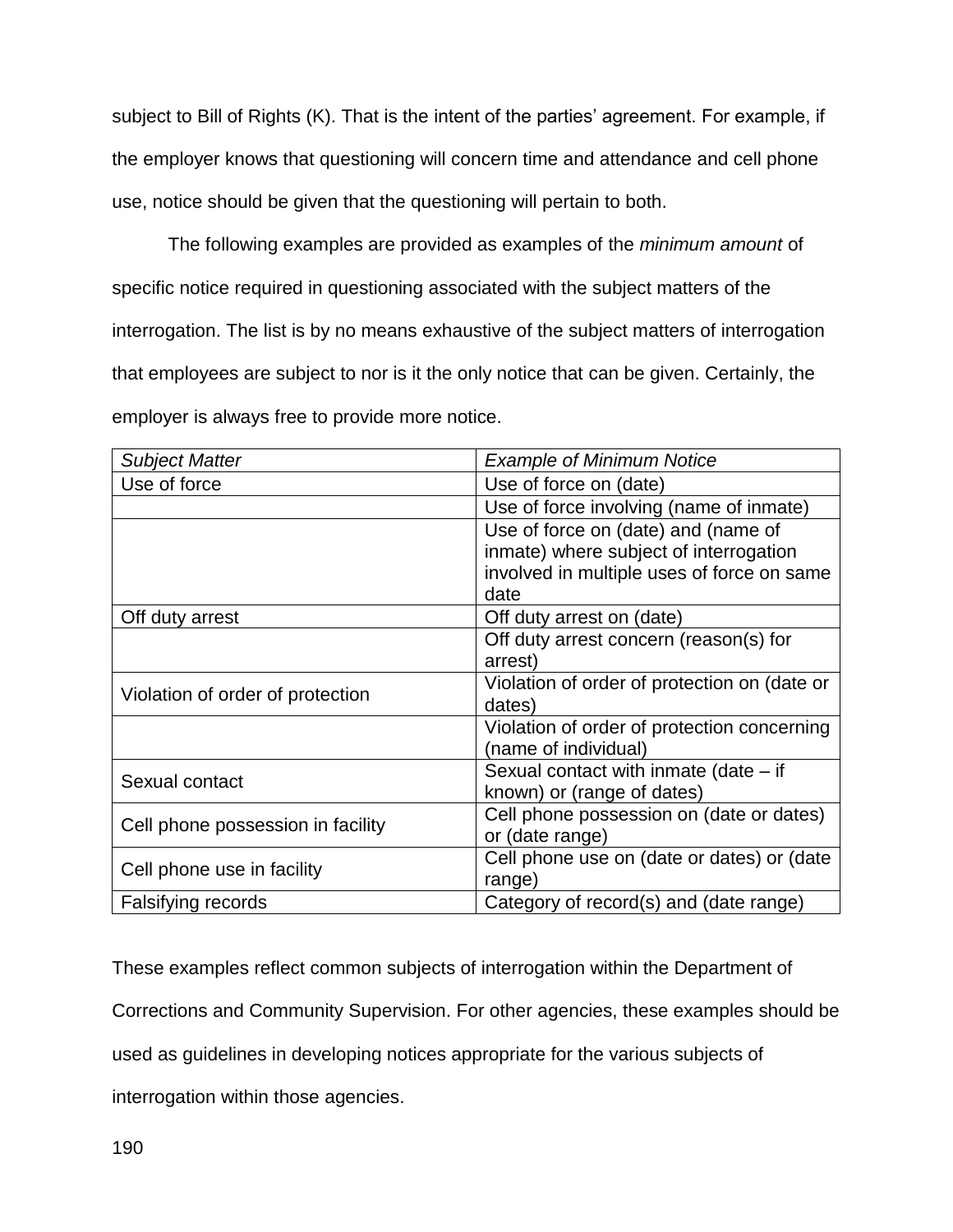subject to Bill of Rights (K). That is the intent of the parties' agreement. For example, if the employer knows that questioning will concern time and attendance and cell phone use, notice should be given that the questioning will pertain to both.

The following examples are provided as examples of the *minimum amount* of specific notice required in questioning associated with the subject matters of the interrogation. The list is by no means exhaustive of the subject matters of interrogation that employees are subject to nor is it the only notice that can be given. Certainly, the employer is always free to provide more notice.

| *Subject Matter* | *Example of Minimum Notice* |
|---|---|
| Use of force | Use of force on (date) |
| | Use of force involving (name of inmate) |
| | Use of force on (date) and (name of inmate) where subject of interrogation involved in multiple uses of force on same date |
| Off duty arrest | Off duty arrest on (date) |
| | Off duty arrest concern (reason(s) for arrest) |
| Violation of order of protection | Violation of order of protection on (date or dates) |
| | Violation of order of protection concerning (name of individual) |
| Sexual contact | Sexual contact with inmate (date – if known) or (range of dates) |
| Cell phone possession in facility | Cell phone possession on (date or dates) or (date range) |
| Cell phone use in facility | Cell phone use on (date or dates) or (date range) |
| Falsifying records | Category of record(s) and (date range) |

These examples reflect common subjects of interrogation within the Department of Corrections and Community Supervision. For other agencies, these examples should be used as guidelines in developing notices appropriate for the various subjects of interrogation within those agencies.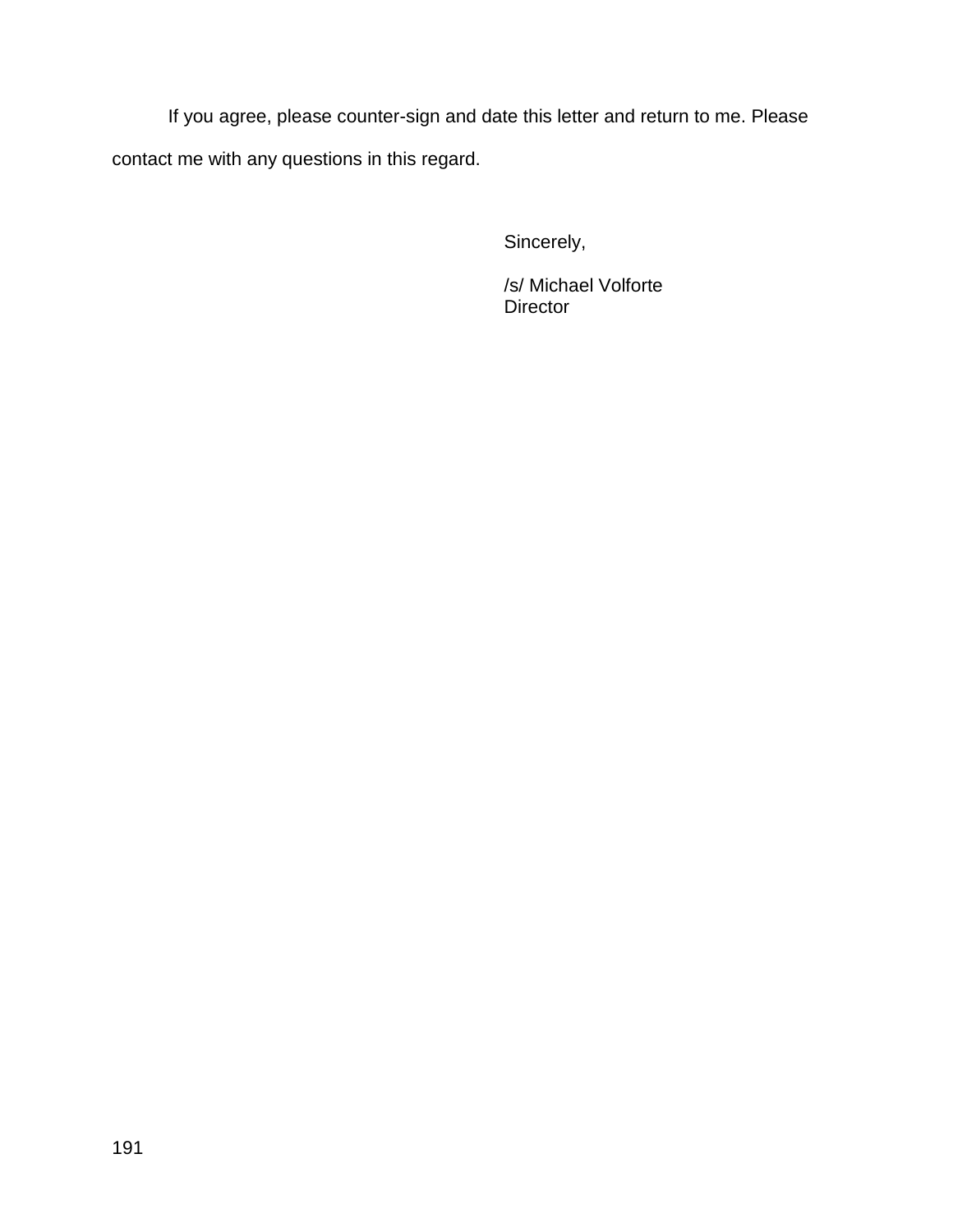If you agree, please counter-sign and date this letter and return to me. Please contact me with any questions in this regard.

Sincerely,

/s/ Michael Volforte
Director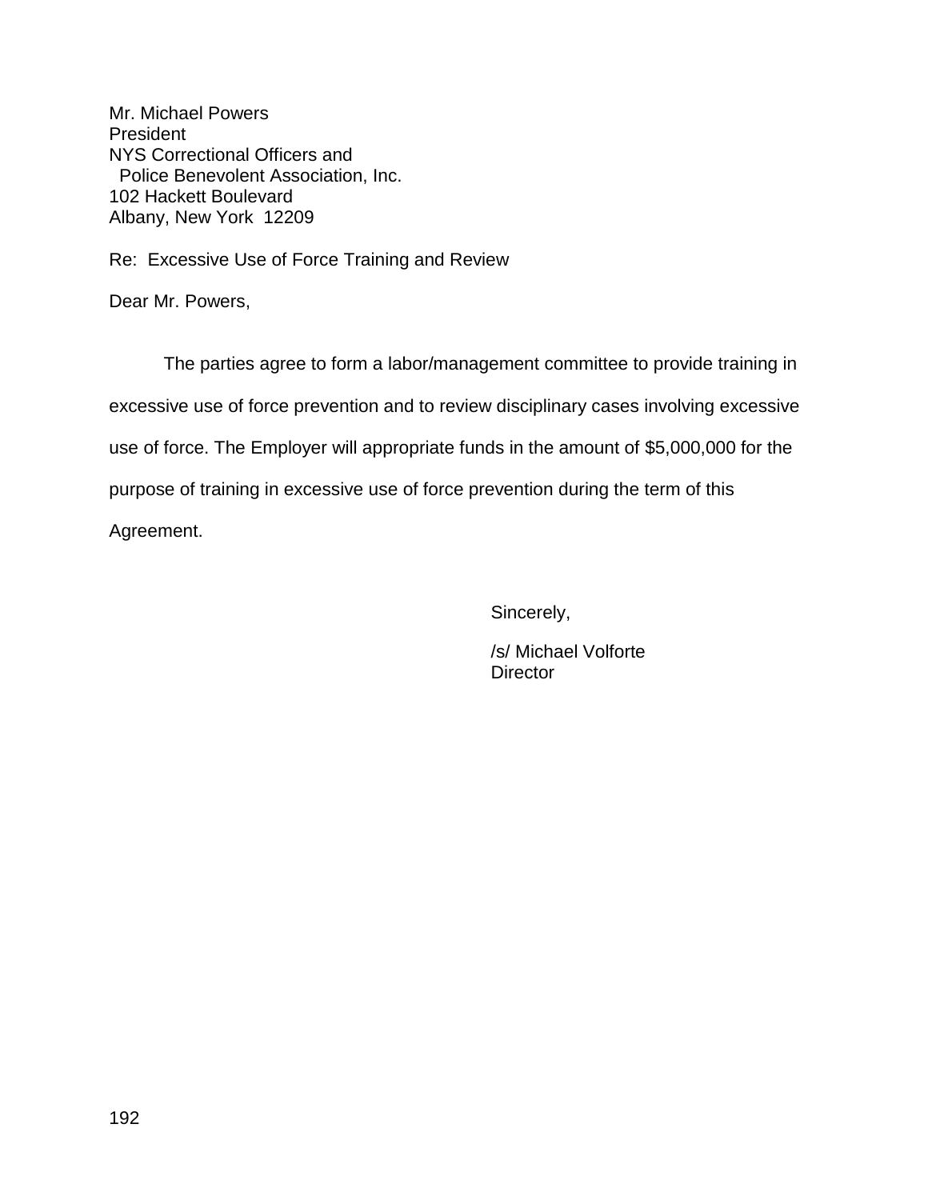Mr. Michael Powers
President
NYS Correctional Officers and
Police Benevolent Association, Inc.
102 Hackett Boulevard
Albany, New York 12209

Re: Excessive Use of Force Training and Review

Dear Mr. Powers,

The parties agree to form a labor/management committee to provide training in excessive use of force prevention and to review disciplinary cases involving excessive use of force. The Employer will appropriate funds in the amount of $5,000,000 for the purpose of training in excessive use of force prevention during the term of this Agreement.

Sincerely,

/s/ Michael Volforte
Director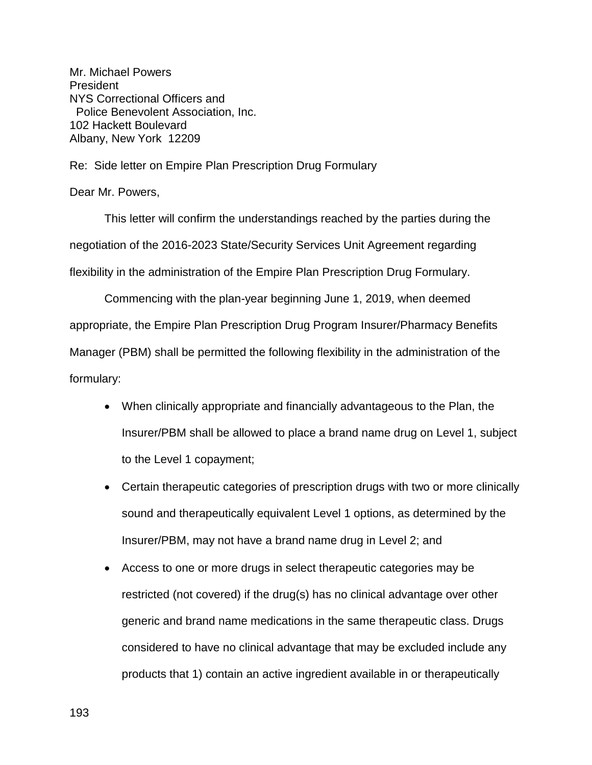Mr. Michael Powers
President
NYS Correctional Officers and
Police Benevolent Association, Inc.
102 Hackett Boulevard
Albany, New York 12209

Re: Side letter on Empire Plan Prescription Drug Formulary

Dear Mr. Powers,

This letter will confirm the understandings reached by the parties during the negotiation of the 2016-2023 State/Security Services Unit Agreement regarding flexibility in the administration of the Empire Plan Prescription Drug Formulary.

Commencing with the plan-year beginning June 1, 2019, when deemed appropriate, the Empire Plan Prescription Drug Program Insurer/Pharmacy Benefits Manager (PBM) shall be permitted the following flexibility in the administration of the formulary:

- When clinically appropriate and financially advantageous to the Plan, the Insurer/PBM shall be allowed to place a brand name drug on Level 1, subject to the Level 1 copayment;
- Certain therapeutic categories of prescription drugs with two or more clinically sound and therapeutically equivalent Level 1 options, as determined by the Insurer/PBM, may not have a brand name drug in Level 2; and
- Access to one or more drugs in select therapeutic categories may be restricted (not covered) if the drug(s) has no clinical advantage over other generic and brand name medications in the same therapeutic class. Drugs considered to have no clinical advantage that may be excluded include any products that 1) contain an active ingredient available in or therapeutically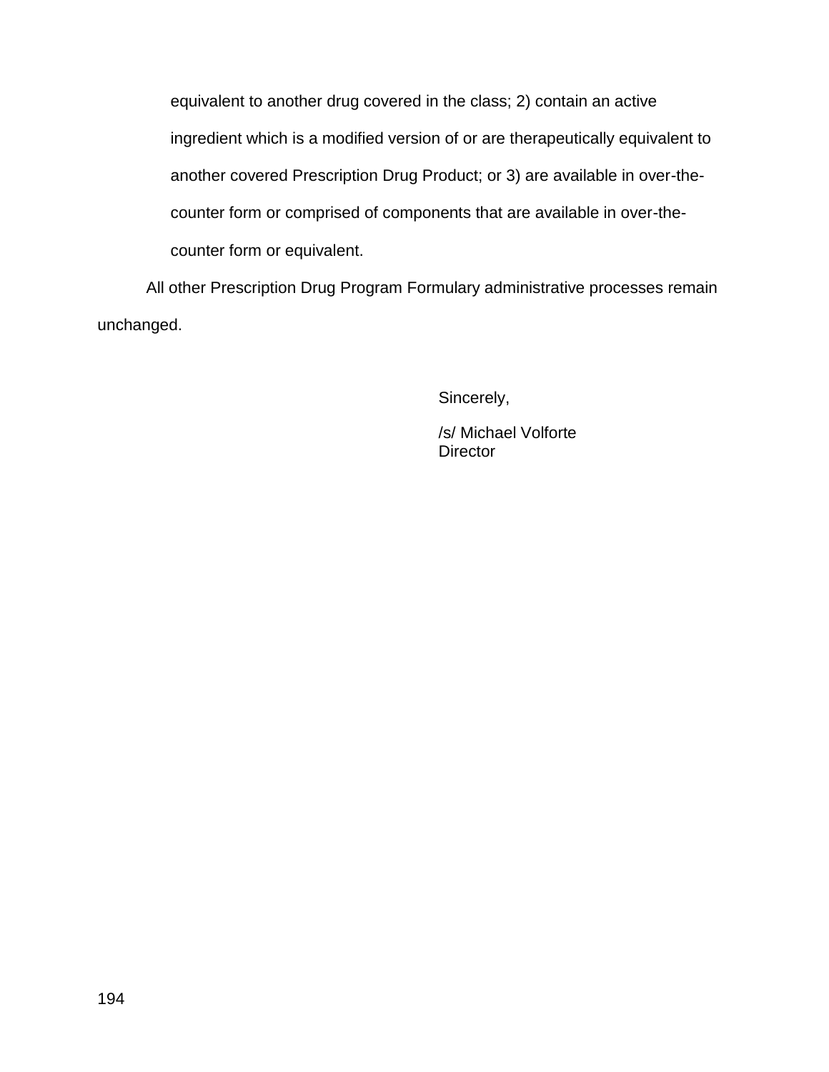equivalent to another drug covered in the class; 2) contain an active ingredient which is a modified version of or are therapeutically equivalent to another covered Prescription Drug Product; or 3) are available in over-the-counter form or comprised of components that are available in over-the-counter form or equivalent.

All other Prescription Drug Program Formulary administrative processes remain unchanged.

Sincerely,

/s/ Michael Volforte
Director